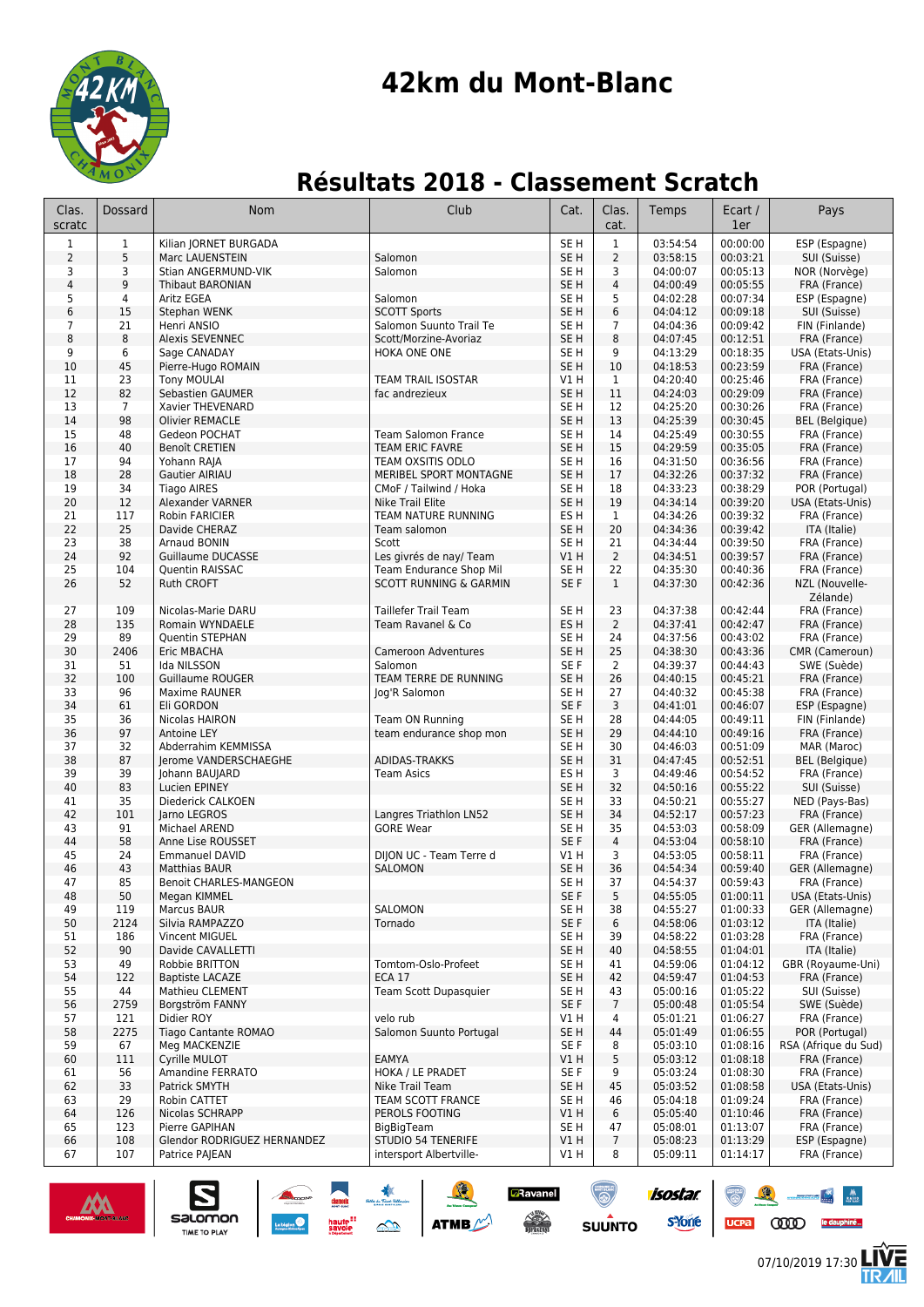# 42km du Mont-Blanc

## Résultats 2018 - Classement Scratch

| Clas. scratc | Dossard | Nom | Club | Cat. | Clas. cat. | Temps | Ecart / 1er | Pays |
|---|---|---|---|---|---|---|---|---|
| 1 | 1 | Kilian JORNET BURGADA | | SE H | 1 | 03:54:54 | 00:00:00 | ESP (Espagne) |
| 2 | 5 | Marc LAUENSTEIN | Salomon | SE H | 2 | 03:58:15 | 00:03:21 | SUI (Suisse) |
| 3 | 3 | Stian ANGERMUND-VIK | Salomon | SE H | 3 | 04:00:07 | 00:05:13 | NOR (Norvège) |
| 4 | 9 | Thibaut BARONIAN | | SE H | 4 | 04:00:49 | 00:05:55 | FRA (France) |
| 5 | 4 | Aritz EGEA | Salomon | SE H | 5 | 04:02:28 | 00:07:34 | ESP (Espagne) |
| 6 | 15 | Stephan WENK | SCOTT Sports | SE H | 6 | 04:04:12 | 00:09:18 | SUI (Suisse) |
| 7 | 21 | Henri ANSIO | Salomon Suunto Trail Te | SE H | 7 | 04:04:36 | 00:09:42 | FIN (Finlande) |
| 8 | 8 | Alexis SEVENNEC | Scott/Morzine-Avoriaz | SE H | 8 | 04:07:45 | 00:12:51 | FRA (France) |
| 9 | 6 | Sage CANADAY | HOKA ONE ONE | SE H | 9 | 04:13:29 | 00:18:35 | USA (Etats-Unis) |
| 10 | 45 | Pierre-Hugo ROMAIN | | SE H | 10 | 04:18:53 | 00:23:59 | FRA (France) |
| 11 | 23 | Tony MOULAI | TEAM TRAIL ISOSTAR | V1 H | 1 | 04:20:40 | 00:25:46 | FRA (France) |
| 12 | 82 | Sebastien GAUMER | fac andrezieux | SE H | 11 | 04:24:03 | 00:29:09 | FRA (France) |
| 13 | 7 | Xavier THEVENARD | | SE H | 12 | 04:25:20 | 00:30:26 | FRA (France) |
| 14 | 98 | Olivier REMACLE | | SE H | 13 | 04:25:39 | 00:30:45 | BEL (Belgique) |
| 15 | 48 | Gedeon POCHAT | Team Salomon France | SE H | 14 | 04:25:49 | 00:30:55 | FRA (France) |
| 16 | 40 | Benoît CRETIEN | TEAM ERIC FAVRE | SE H | 15 | 04:29:59 | 00:35:05 | FRA (France) |
| 17 | 94 | Yohann RAJA | TEAM OXSITIS ODLO | SE H | 16 | 04:31:50 | 00:36:56 | FRA (France) |
| 18 | 28 | Gautier AIRIAU | MERIBEL SPORT MONTAGNE | SE H | 17 | 04:32:26 | 00:37:32 | FRA (France) |
| 19 | 34 | Tiago AIRES | CMoF / Tailwind / Hoka | SE H | 18 | 04:33:23 | 00:38:29 | POR (Portugal) |
| 20 | 12 | Alexander VARNER | Nike Trail Elite | SE H | 19 | 04:34:14 | 00:39:20 | USA (Etats-Unis) |
| 21 | 117 | Robin FARICIER | TEAM NATURE RUNNING | ES H | 1 | 04:34:26 | 00:39:32 | FRA (France) |
| 22 | 25 | Davide CHERAZ | Team salomon | SE H | 20 | 04:34:36 | 00:39:42 | ITA (Italie) |
| 23 | 38 | Arnaud BONIN | Scott | SE H | 21 | 04:34:44 | 00:39:50 | FRA (France) |
| 24 | 92 | Guillaume DUCASSE | Les givrés de nay/ Team | V1 H | 2 | 04:34:51 | 00:39:57 | FRA (France) |
| 25 | 104 | Quentin RAISSAC | Team Endurance Shop Mil | SE H | 22 | 04:35:30 | 00:40:36 | FRA (France) |
| 26 | 52 | Ruth CROFT | SCOTT RUNNING & GARMIN | SE F | 1 | 04:37:30 | 00:42:36 | NZL (Nouvelle-Zélande) |
| 27 | 109 | Nicolas-Marie DARU | Taillefer Trail Team | SE H | 23 | 04:37:38 | 00:42:44 | FRA (France) |
| 28 | 135 | Romain WYNDAELE | Team Ravanel & Co | ES H | 2 | 04:37:41 | 00:42:47 | FRA (France) |
| 29 | 89 | Quentin STEPHAN | | SE H | 24 | 04:37:56 | 00:43:02 | FRA (France) |
| 30 | 2406 | Eric MBACHA | Cameroon Adventures | SE H | 25 | 04:38:30 | 00:43:36 | CMR (Cameroun) |
| 31 | 51 | Ida NILSSON | Salomon | SE F | 2 | 04:39:37 | 00:44:43 | SWE (Suède) |
| 32 | 100 | Guillaume ROUGER | TEAM TERRE DE RUNNING | SE H | 26 | 04:40:15 | 00:45:21 | FRA (France) |
| 33 | 96 | Maxime RAUNER | Jog'R Salomon | SE H | 27 | 04:40:32 | 00:45:38 | FRA (France) |
| 34 | 61 | Eli GORDON | | SE F | 3 | 04:41:01 | 00:46:07 | ESP (Espagne) |
| 35 | 36 | Nicolas HAIRON | Team ON Running | SE H | 28 | 04:44:05 | 00:49:11 | FIN (Finlande) |
| 36 | 97 | Antoine LEY | team endurance shop mon | SE H | 29 | 04:44:10 | 00:49:16 | FRA (France) |
| 37 | 32 | Abderrahim KEMMISSA | | SE H | 30 | 04:46:03 | 00:51:09 | MAR (Maroc) |
| 38 | 87 | Jerome VANDERSCHAEGHE | ADIDAS-TRAKKS | SE H | 31 | 04:47:45 | 00:52:51 | BEL (Belgique) |
| 39 | 39 | Johann BAUJARD | Team Asics | ES H | 3 | 04:49:46 | 00:54:52 | FRA (France) |
| 40 | 83 | Lucien EPINEY | | SE H | 32 | 04:50:16 | 00:55:22 | SUI (Suisse) |
| 41 | 35 | Diederick CALKOEN | | SE H | 33 | 04:50:21 | 00:55:27 | NED (Pays-Bas) |
| 42 | 101 | Jarno LEGROS | Langres Triathlon LN52 | SE H | 34 | 04:52:17 | 00:57:23 | FRA (France) |
| 43 | 91 | Michael AREND | GORE Wear | SE H | 35 | 04:53:03 | 00:58:09 | GER (Allemagne) |
| 44 | 58 | Anne Lise ROUSSET | | SE F | 4 | 04:53:04 | 00:58:10 | FRA (France) |
| 45 | 24 | Emmanuel DAVID | DIJON UC - Team Terre d | V1 H | 3 | 04:53:05 | 00:58:11 | FRA (France) |
| 46 | 43 | Matthias BAUR | SALOMON | SE H | 36 | 04:54:34 | 00:59:40 | GER (Allemagne) |
| 47 | 85 | Benoit CHARLES-MANGEON | | SE H | 37 | 04:54:37 | 00:59:43 | FRA (France) |
| 48 | 50 | Megan KIMMEL | | SE F | 5 | 04:55:05 | 01:00:11 | USA (Etats-Unis) |
| 49 | 119 | Marcus BAUR | SALOMON | SE H | 38 | 04:55:27 | 01:00:33 | GER (Allemagne) |
| 50 | 2124 | Silvia RAMPAZZO | Tornado | SE F | 6 | 04:58:06 | 01:03:12 | ITA (Italie) |
| 51 | 186 | Vincent MIGUEL | | SE H | 39 | 04:58:22 | 01:03:28 | FRA (France) |
| 52 | 90 | Davide CAVALLETTI | | SE H | 40 | 04:58:55 | 01:04:01 | ITA (Italie) |
| 53 | 49 | Robbie BRITTON | Tomtom-Oslo-Profeet | SE H | 41 | 04:59:06 | 01:04:12 | GBR (Royaume-Uni) |
| 54 | 122 | Baptiste LACAZE | ECA 17 | SE H | 42 | 04:59:47 | 01:04:53 | FRA (France) |
| 55 | 44 | Mathieu CLEMENT | Team Scott Dupasquier | SE H | 43 | 05:00:16 | 01:05:22 | SUI (Suisse) |
| 56 | 2759 | Borgström FANNY | | SE F | 7 | 05:00:48 | 01:05:54 | SWE (Suède) |
| 57 | 121 | Didier ROY | velo rub | V1 H | 4 | 05:01:21 | 01:06:27 | FRA (France) |
| 58 | 2275 | Tiago Cantante ROMAO | Salomon Suunto Portugal | SE H | 44 | 05:01:49 | 01:06:55 | POR (Portugal) |
| 59 | 67 | Meg MACKENZIE | | SE F | 8 | 05:03:10 | 01:08:16 | RSA (Afrique du Sud) |
| 60 | 111 | Cyrille MULOT | EAMYA | V1 H | 5 | 05:03:12 | 01:08:18 | FRA (France) |
| 61 | 56 | Amandine FERRATO | HOKA / LE PRADET | SE F | 9 | 05:03:24 | 01:08:30 | FRA (France) |
| 62 | 33 | Patrick SMYTH | Nike Trail Team | SE H | 45 | 05:03:52 | 01:08:58 | USA (Etats-Unis) |
| 63 | 29 | Robin CATTET | TEAM SCOTT FRANCE | SE H | 46 | 05:04:18 | 01:09:24 | FRA (France) |
| 64 | 126 | Nicolas SCHRAPP | PEROLS FOOTING | V1 H | 6 | 05:05:40 | 01:10:46 | FRA (France) |
| 65 | 123 | Pierre GAPIHAN | BigBigTeam | SE H | 47 | 05:08:01 | 01:13:07 | FRA (France) |
| 66 | 108 | Glendor RODRIGUEZ HERNANDEZ | STUDIO 54 TENERIFE | V1 H | 7 | 05:08:23 | 01:13:29 | ESP (Espagne) |
| 67 | 107 | Patrice PAJEAN | intersport Albertville- | V1 H | 8 | 05:09:11 | 01:14:17 | FRA (France) |

07/10/2019 17:30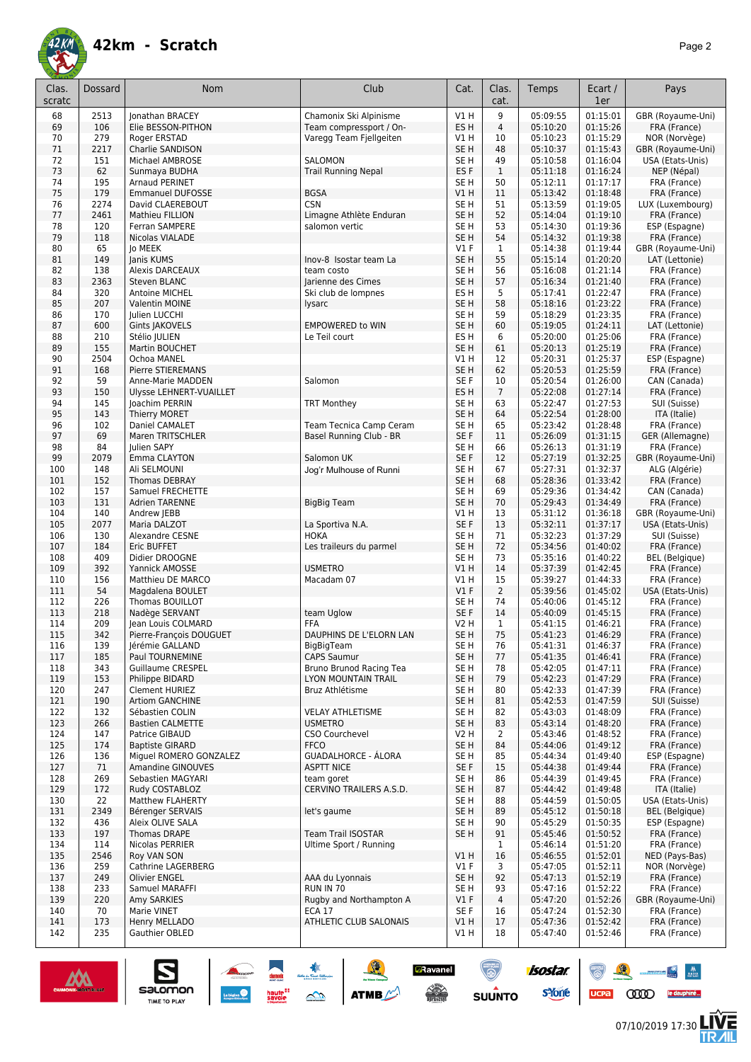# 42km - Scratch

| Clas. scratc | Dossard | Nom | Club | Cat. | Clas. cat. | Temps | Ecart / 1er | Pays |
|---|---|---|---|---|---|---|---|---|
| 68 | 2513 | Jonathan BRACEY | Chamonix Ski Alpinisme | V1 H | 9 | 05:09:55 | 01:15:01 | GBR (Royaume-Uni) |
| 69 | 106 | Elie BESSON-PITHON | Team compressport / On- | ES H | 4 | 05:10:20 | 01:15:26 | FRA (France) |
| 70 | 279 | Roger ERSTAD | Varegg Team Fjellgeiten | V1 H | 10 | 05:10:23 | 01:15:29 | NOR (Norvège) |
| 71 | 2217 | Charlie SANDISON | | SE H | 48 | 05:10:37 | 01:15:43 | GBR (Royaume-Uni) |
| 72 | 151 | Michael AMBROSE | SALOMON | SE H | 49 | 05:10:58 | 01:16:04 | USA (Etats-Unis) |
| 73 | 62 | Sunmaya BUDHA | Trail Running Nepal | ES F | 1 | 05:11:18 | 01:16:24 | NEP (Népal) |
| 74 | 195 | Arnaud PERINET | | SE H | 50 | 05:12:11 | 01:17:17 | FRA (France) |
| 75 | 179 | Emmanuel DUFOSSE | BGSA | V1 H | 11 | 05:13:42 | 01:18:48 | FRA (France) |
| 76 | 2274 | David CLAEREBOUT | CSN | SE H | 51 | 05:13:59 | 01:19:05 | LUX (Luxembourg) |
| 77 | 2461 | Mathieu FILLION | Limagne Athlète Enduran | SE H | 52 | 05:14:04 | 01:19:10 | FRA (France) |
| 78 | 120 | Ferran SAMPERE | salomon vertic | SE H | 53 | 05:14:30 | 01:19:36 | ESP (Espagne) |
| 79 | 118 | Nicolas VIALADE | | SE H | 54 | 05:14:32 | 01:19:38 | FRA (France) |
| 80 | 65 | Jo MEEK | | V1 F | 1 | 05:14:38 | 01:19:44 | GBR (Royaume-Uni) |
| 81 | 149 | Janis KUMS | Inov-8 Isostar team La | SE H | 55 | 05:15:14 | 01:20:20 | LAT (Lettonie) |
| 82 | 138 | Alexis DARCEAUX | team costo | SE H | 56 | 05:16:08 | 01:21:14 | FRA (France) |
| 83 | 2363 | Steven BLANC | Jarienne des Cimes | SE H | 57 | 05:16:34 | 01:21:40 | FRA (France) |
| 84 | 320 | Antoine MICHEL | Ski club de lompnes | ES H | 5 | 05:17:41 | 01:22:47 | FRA (France) |
| 85 | 207 | Valentin MOINE | lysarc | SE H | 58 | 05:18:16 | 01:23:22 | FRA (France) |
| 86 | 170 | Julien LUCCHI | | SE H | 59 | 05:18:29 | 01:23:35 | FRA (France) |
| 87 | 600 | Gints JAKOVELS | EMPOWERED to WIN | SE H | 60 | 05:19:05 | 01:24:11 | LAT (Lettonie) |
| 88 | 210 | Stélio JULIEN | Le Teil court | ES H | 6 | 05:20:00 | 01:25:06 | FRA (France) |
| 89 | 155 | Martin BOUCHET | | SE H | 61 | 05:20:13 | 01:25:19 | FRA (France) |
| 90 | 2504 | Ochoa MANEL | | V1 H | 12 | 05:20:31 | 01:25:37 | ESP (Espagne) |
| 91 | 168 | Pierre STIEREMANS | | SE H | 62 | 05:20:53 | 01:25:59 | FRA (France) |
| 92 | 59 | Anne-Marie MADDEN | Salomon | SE F | 10 | 05:20:54 | 01:26:00 | CAN (Canada) |
| 93 | 150 | Ulysse LEHNERT-VUAILLET | | ES H | 7 | 05:22:08 | 01:27:14 | FRA (France) |
| 94 | 145 | Joachim PERRIN | TRT Monthey | SE H | 63 | 05:22:47 | 01:27:53 | SUI (Suisse) |
| 95 | 143 | Thierry MORET | | SE H | 64 | 05:22:54 | 01:28:00 | ITA (Italie) |
| 96 | 102 | Daniel CAMALET | Team Tecnica Camp Ceram | SE H | 65 | 05:23:42 | 01:28:48 | FRA (France) |
| 97 | 69 | Maren TRITSCHLER | Basel Running Club - BR | SE F | 11 | 05:26:09 | 01:31:15 | GER (Allemagne) |
| 98 | 84 | Julien SAPY | | SE H | 66 | 05:26:13 | 01:31:19 | FRA (France) |
| 99 | 2079 | Emma CLAYTON | Salomon UK | SE F | 12 | 05:27:19 | 01:32:25 | GBR (Royaume-Uni) |
| 100 | 148 | Ali SELMOUNI | Jog'r Mulhouse of Runni | SE H | 67 | 05:27:31 | 01:32:37 | ALG (Algérie) |
| 101 | 152 | Thomas DEBRAY | | SE H | 68 | 05:28:36 | 01:33:42 | FRA (France) |
| 102 | 157 | Samuel FRECHETTE | | SE H | 69 | 05:29:36 | 01:34:42 | CAN (Canada) |
| 103 | 131 | Adrien TARENNE | BigBig Team | SE H | 70 | 05:29:43 | 01:34:49 | FRA (France) |
| 104 | 140 | Andrew JEBB | | V1 H | 13 | 05:31:12 | 01:36:18 | GBR (Royaume-Uni) |
| 105 | 2077 | Maria DALZOT | La Sportiva N.A. | SE F | 13 | 05:32:11 | 01:37:17 | USA (Etats-Unis) |
| 106 | 130 | Alexandre CESNE | HOKA | SE H | 71 | 05:32:23 | 01:37:29 | SUI (Suisse) |
| 107 | 184 | Eric BUFFET | Les traileurs du parmel | SE H | 72 | 05:34:56 | 01:40:02 | FRA (France) |
| 108 | 409 | Didier DROOGNE | | SE H | 73 | 05:35:16 | 01:40:22 | BEL (Belgique) |
| 109 | 392 | Yannick AMOSSE | USMETRO | V1 H | 14 | 05:37:39 | 01:42:45 | FRA (France) |
| 110 | 156 | Matthieu DE MARCO | Macadam 07 | V1 H | 15 | 05:39:27 | 01:44:33 | FRA (France) |
| 111 | 54 | Magdalena BOULET | | V1 F | 2 | 05:39:56 | 01:45:02 | USA (Etats-Unis) |
| 112 | 226 | Thomas BOUILLOT | | SE H | 74 | 05:40:06 | 01:45:12 | FRA (France) |
| 113 | 218 | Nadège SERVANT | team Uglow | SE F | 14 | 05:40:09 | 01:45:15 | FRA (France) |
| 114 | 209 | Jean Louis COLMARD | FFA | V2 H | 1 | 05:41:15 | 01:46:21 | FRA (France) |
| 115 | 342 | Pierre-François DOUGUET | DAUPHINS DE L'ELORN LAN | SE H | 75 | 05:41:23 | 01:46:29 | FRA (France) |
| 116 | 139 | Jérémie GALLAND | BigBigTeam | SE H | 76 | 05:41:31 | 01:46:37 | FRA (France) |
| 117 | 185 | Paul TOURNEMINE | CAPS Saumur | SE H | 77 | 05:41:35 | 01:46:41 | FRA (France) |
| 118 | 343 | Guillaume CRESPEL | Bruno Brunod Racing Tea | SE H | 78 | 05:42:05 | 01:47:11 | FRA (France) |
| 119 | 153 | Philippe BIDARD | LYON MOUNTAIN TRAIL | SE H | 79 | 05:42:23 | 01:47:29 | FRA (France) |
| 120 | 247 | Clement HURIEZ | Bruz Athlétisme | SE H | 80 | 05:42:33 | 01:47:39 | FRA (France) |
| 121 | 190 | Artiom GANCHINE | | SE H | 81 | 05:42:53 | 01:47:59 | SUI (Suisse) |
| 122 | 132 | Sébastien COLIN | VELAY ATHLETISME | SE H | 82 | 05:43:03 | 01:48:09 | FRA (France) |
| 123 | 266 | Bastien CALMETTE | USMETRO | SE H | 83 | 05:43:14 | 01:48:20 | FRA (France) |
| 124 | 147 | Patrice GIBAUD | CSO Courchevel | V2 H | 2 | 05:43:46 | 01:48:52 | FRA (France) |
| 125 | 174 | Baptiste GIRARD | FFCO | SE H | 84 | 05:44:06 | 01:49:12 | FRA (France) |
| 126 | 136 | Miguel ROMERO GONZALEZ | GUADALHORCE - ÁLORA | SE H | 85 | 05:44:34 | 01:49:40 | ESP (Espagne) |
| 127 | 71 | Amandine GINOUVES | ASPTT NICE | SE F | 15 | 05:44:38 | 01:49:44 | FRA (France) |
| 128 | 269 | Sebastien MAGYARI | team goret | SE H | 86 | 05:44:39 | 01:49:45 | FRA (France) |
| 129 | 172 | Rudy COSTABLOZ | CERVINO TRAILERS A.S.D. | SE H | 87 | 05:44:42 | 01:49:48 | ITA (Italie) |
| 130 | 22 | Matthew FLAHERTY | | SE H | 88 | 05:44:59 | 01:50:05 | USA (Etats-Unis) |
| 131 | 2349 | Bérenger SERVAIS | let's gaume | SE H | 89 | 05:45:12 | 01:50:18 | BEL (Belgique) |
| 132 | 436 | Aleix OLIVE SALA | | SE H | 90 | 05:45:29 | 01:50:35 | ESP (Espagne) |
| 133 | 197 | Thomas DRAPE | Team Trail ISOSTAR | SE H | 91 | 05:45:46 | 01:50:52 | FRA (France) |
| 134 | 114 | Nicolas PERRIER | Ultime Sport / Running | | 1 | 05:46:14 | 01:51:20 | FRA (France) |
| 135 | 2546 | Roy VAN SON | | V1 H | 16 | 05:46:55 | 01:52:01 | NED (Pays-Bas) |
| 136 | 259 | Cathrine LAGERBERG | | V1 F | 3 | 05:47:05 | 01:52:11 | NOR (Norvège) |
| 137 | 249 | Olivier ENGEL | AAA du Lyonnais | SE H | 92 | 05:47:13 | 01:52:19 | FRA (France) |
| 138 | 233 | Samuel MARAFFI | RUN IN 70 | SE H | 93 | 05:47:16 | 01:52:22 | FRA (France) |
| 139 | 220 | Amy SARKIES | Rugby and Northampton A | V1 F | 4 | 05:47:20 | 01:52:26 | GBR (Royaume-Uni) |
| 140 | 70 | Marie VINET | ECA 17 | SE F | 16 | 05:47:24 | 01:52:30 | FRA (France) |
| 141 | 173 | Henry MELLADO | ATHLETIC CLUB SALONAIS | V1 H | 17 | 05:47:36 | 01:52:42 | FRA (France) |
| 142 | 235 | Gauthier OBLED | | V1 H | 18 | 05:47:40 | 01:52:46 | FRA (France) |

07/10/2019 17:30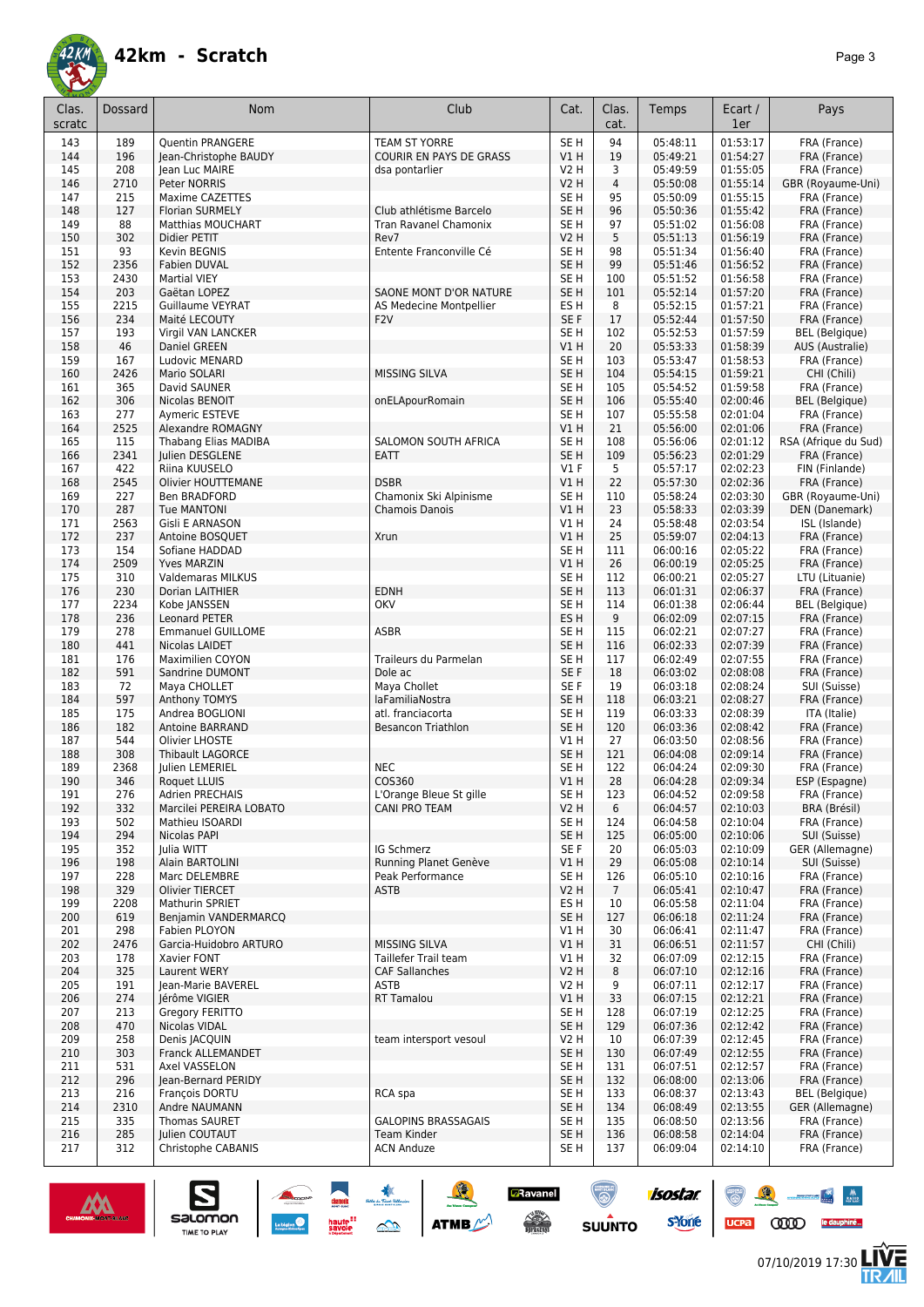# 42km - Scratch

| Clas. scratc | Dossard | Nom | Club | Cat. | Clas. cat. | Temps | Ecart / 1er | Pays |
|---|---|---|---|---|---|---|---|---|
| 143 | 189 | Quentin PRANGERE | TEAM ST YORRE | SE H | 94 | 05:48:11 | 01:53:17 | FRA (France) |
| 144 | 196 | Jean-Christophe BAUDY | COURIR EN PAYS DE GRASS | V1 H | 19 | 05:49:21 | 01:54:27 | FRA (France) |
| 145 | 208 | Jean Luc MAIRE | dsa pontarlier | V2 H | 3 | 05:49:59 | 01:55:05 | FRA (France) |
| 146 | 2710 | Peter NORRIS | | V2 H | 4 | 05:50:08 | 01:55:14 | GBR (Royaume-Uni) |
| 147 | 215 | Maxime CAZETTES | | SE H | 95 | 05:50:09 | 01:55:15 | FRA (France) |
| 148 | 127 | Florian SURMELY | Club athlétisme Barcelo | SE H | 96 | 05:50:36 | 01:55:42 | FRA (France) |
| 149 | 88 | Matthias MOUCHART | Tran Ravanel Chamonix | SE H | 97 | 05:51:02 | 01:56:08 | FRA (France) |
| 150 | 302 | Didier PETIT | Rev7 | V2 H | 5 | 05:51:13 | 01:56:19 | FRA (France) |
| 151 | 93 | Kevin BEGNIS | Entente Franconville Cé | SE H | 98 | 05:51:34 | 01:56:40 | FRA (France) |
| 152 | 2356 | Fabien DUVAL | | SE H | 99 | 05:51:46 | 01:56:52 | FRA (France) |
| 153 | 2430 | Martial VIEY | | SE H | 100 | 05:51:52 | 01:56:58 | FRA (France) |
| 154 | 203 | Gaëtan LOPEZ | SAONE MONT D'OR NATURE | SE H | 101 | 05:52:14 | 01:57:20 | FRA (France) |
| 155 | 2215 | Guillaume VEYRAT | AS Medecine Montpellier | ES H | 8 | 05:52:15 | 01:57:21 | FRA (France) |
| 156 | 234 | Maité LECOUTY | F2V | SE F | 17 | 05:52:44 | 01:57:50 | FRA (France) |
| 157 | 193 | Virgil VAN LANCKER | | SE H | 102 | 05:52:53 | 01:57:59 | BEL (Belgique) |
| 158 | 46 | Daniel GREEN | | V1 H | 20 | 05:53:33 | 01:58:39 | AUS (Australie) |
| 159 | 167 | Ludovic MENARD | | SE H | 103 | 05:53:47 | 01:58:53 | FRA (France) |
| 160 | 2426 | Mario SOLARI | MISSING SILVA | SE H | 104 | 05:54:15 | 01:59:21 | CHI (Chili) |
| 161 | 365 | David SAUNER | | SE H | 105 | 05:54:52 | 01:59:58 | FRA (France) |
| 162 | 306 | Nicolas BENOIT | onELApourRomain | SE H | 106 | 05:55:40 | 02:00:46 | BEL (Belgique) |
| 163 | 277 | Aymeric ESTEVE | | SE H | 107 | 05:55:58 | 02:01:04 | FRA (France) |
| 164 | 2525 | Alexandre ROMAGNY | | V1 H | 21 | 05:56:00 | 02:01:06 | FRA (France) |
| 165 | 115 | Thabang Elias MADIBA | SALOMON SOUTH AFRICA | SE H | 108 | 05:56:06 | 02:01:12 | RSA (Afrique du Sud) |
| 166 | 2341 | Julien DESGLENE | EATT | SE H | 109 | 05:56:23 | 02:01:29 | FRA (France) |
| 167 | 422 | Riina KUUSELO | | V1 F | 5 | 05:57:17 | 02:02:23 | FIN (Finlande) |
| 168 | 2545 | Olivier HOUTTEMANE | DSBR | V1 H | 22 | 05:57:30 | 02:02:36 | FRA (France) |
| 169 | 227 | Ben BRADFORD | Chamonix Ski Alpinisme | SE H | 110 | 05:58:24 | 02:03:30 | GBR (Royaume-Uni) |
| 170 | 287 | Tue MANTONI | Chamois Danois | V1 H | 23 | 05:58:33 | 02:03:39 | DEN (Danemark) |
| 171 | 2563 | Gisli E ARNASON | | V1 H | 24 | 05:58:48 | 02:03:54 | ISL (Islande) |
| 172 | 237 | Antoine BOSQUET | Xrun | V1 H | 25 | 05:59:07 | 02:04:13 | FRA (France) |
| 173 | 154 | Sofiane HADDAD | | SE H | 111 | 06:00:16 | 02:05:22 | FRA (France) |
| 174 | 2509 | Yves MARZIN | | V1 H | 26 | 06:00:19 | 02:05:25 | FRA (France) |
| 175 | 310 | Valdemaras MILKUS | | SE H | 112 | 06:00:21 | 02:05:27 | LTU (Lituanie) |
| 176 | 230 | Dorian LAITHIER | EDNH | SE H | 113 | 06:01:31 | 02:06:37 | FRA (France) |
| 177 | 2234 | Kobe JANSSEN | OKV | SE H | 114 | 06:01:38 | 02:06:44 | BEL (Belgique) |
| 178 | 236 | Leonard PETER | | ES H | 9 | 06:02:09 | 02:07:15 | FRA (France) |
| 179 | 278 | Emmanuel GUILLOME | ASBR | SE H | 115 | 06:02:21 | 02:07:27 | FRA (France) |
| 180 | 441 | Nicolas LAIDET | | SE H | 116 | 06:02:33 | 02:07:39 | FRA (France) |
| 181 | 176 | Maximilien COYON | Traileurs du Parmelan | SE H | 117 | 06:02:49 | 02:07:55 | FRA (France) |
| 182 | 591 | Sandrine DUMONT | Dole ac | SE F | 18 | 06:03:02 | 02:08:08 | FRA (France) |
| 183 | 72 | Maya CHOLLET | Maya Chollet | SE F | 19 | 06:03:18 | 02:08:24 | SUI (Suisse) |
| 184 | 597 | Anthony TOMYS | laFamiliaNostra | SE H | 118 | 06:03:21 | 02:08:27 | FRA (France) |
| 185 | 175 | Andrea BOGLIONI | atl. franciacorta | SE H | 119 | 06:03:33 | 02:08:39 | ITA (Italie) |
| 186 | 182 | Antoine BARRAND | Besancon Triathlon | SE H | 120 | 06:03:36 | 02:08:42 | FRA (France) |
| 187 | 544 | Olivier LHOSTE | | V1 H | 27 | 06:03:50 | 02:08:56 | FRA (France) |
| 188 | 308 | Thibault LAGORCE | | SE H | 121 | 06:04:08 | 02:09:14 | FRA (France) |
| 189 | 2368 | Julien LEMERIEL | NEC | SE H | 122 | 06:04:24 | 02:09:30 | FRA (France) |
| 190 | 346 | Roquet LLUIS | COS360 | V1 H | 28 | 06:04:28 | 02:09:34 | ESP (Espagne) |
| 191 | 276 | Adrien PRECHAIS | L'Orange Bleue St gille | SE H | 123 | 06:04:52 | 02:09:58 | FRA (France) |
| 192 | 332 | Marcilei PEREIRA LOBATO | CANI PRO TEAM | V2 H | 6 | 06:04:57 | 02:10:03 | BRA (Brésil) |
| 193 | 502 | Mathieu ISOARDI | | SE H | 124 | 06:04:58 | 02:10:04 | FRA (France) |
| 194 | 294 | Nicolas PAPI | | SE H | 125 | 06:05:00 | 02:10:06 | SUI (Suisse) |
| 195 | 352 | Julia WITT | IG Schmerz | SE F | 20 | 06:05:03 | 02:10:09 | GER (Allemagne) |
| 196 | 198 | Alain BARTOLINI | Running Planet Genève | V1 H | 29 | 06:05:08 | 02:10:14 | SUI (Suisse) |
| 197 | 228 | Marc DELEMBRE | Peak Performance | SE H | 126 | 06:05:10 | 02:10:16 | FRA (France) |
| 198 | 329 | Olivier TIERCET | ASTB | V2 H | 7 | 06:05:41 | 02:10:47 | FRA (France) |
| 199 | 2208 | Mathurin SPRIET | | ES H | 10 | 06:05:58 | 02:11:04 | FRA (France) |
| 200 | 619 | Benjamin VANDERMARCQ | | SE H | 127 | 06:06:18 | 02:11:24 | FRA (France) |
| 201 | 298 | Fabien PLOYON | | V1 H | 30 | 06:06:41 | 02:11:47 | FRA (France) |
| 202 | 2476 | Garcia-Huidobro ARTURO | MISSING SILVA | V1 H | 31 | 06:06:51 | 02:11:57 | CHI (Chili) |
| 203 | 178 | Xavier FONT | Taillefer Trail team | V1 H | 32 | 06:07:09 | 02:12:15 | FRA (France) |
| 204 | 325 | Laurent WERY | CAF Sallanches | V2 H | 8 | 06:07:10 | 02:12:16 | FRA (France) |
| 205 | 191 | Jean-Marie BAVEREL | ASTB | V2 H | 9 | 06:07:11 | 02:12:17 | FRA (France) |
| 206 | 274 | Jérôme VIGIER | RT Tamalou | V1 H | 33 | 06:07:15 | 02:12:21 | FRA (France) |
| 207 | 213 | Gregory FERITTO | | SE H | 128 | 06:07:19 | 02:12:25 | FRA (France) |
| 208 | 470 | Nicolas VIDAL | | SE H | 129 | 06:07:36 | 02:12:42 | FRA (France) |
| 209 | 258 | Denis JACQUIN | team intersport vesoul | V2 H | 10 | 06:07:39 | 02:12:45 | FRA (France) |
| 210 | 303 | Franck ALLEMANDET | | SE H | 130 | 06:07:49 | 02:12:55 | FRA (France) |
| 211 | 531 | Axel VASSELON | | SE H | 131 | 06:07:51 | 02:12:57 | FRA (France) |
| 212 | 296 | Jean-Bernard PERIDY | | SE H | 132 | 06:08:00 | 02:13:06 | FRA (France) |
| 213 | 216 | François DORTU | RCA spa | SE H | 133 | 06:08:37 | 02:13:43 | BEL (Belgique) |
| 214 | 2310 | Andre NAUMANN | | SE H | 134 | 06:08:49 | 02:13:55 | GER (Allemagne) |
| 215 | 335 | Thomas SAURET | GALOPINS BRASSAGAIS | SE H | 135 | 06:08:50 | 02:13:56 | FRA (France) |
| 216 | 285 | Julien COUTAUT | Team Kinder | SE H | 136 | 06:08:58 | 02:14:04 | FRA (France) |
| 217 | 312 | Christophe CABANIS | ACN Anduze | SE H | 137 | 06:09:04 | 02:14:10 | FRA (France) |

07/10/2019 17:30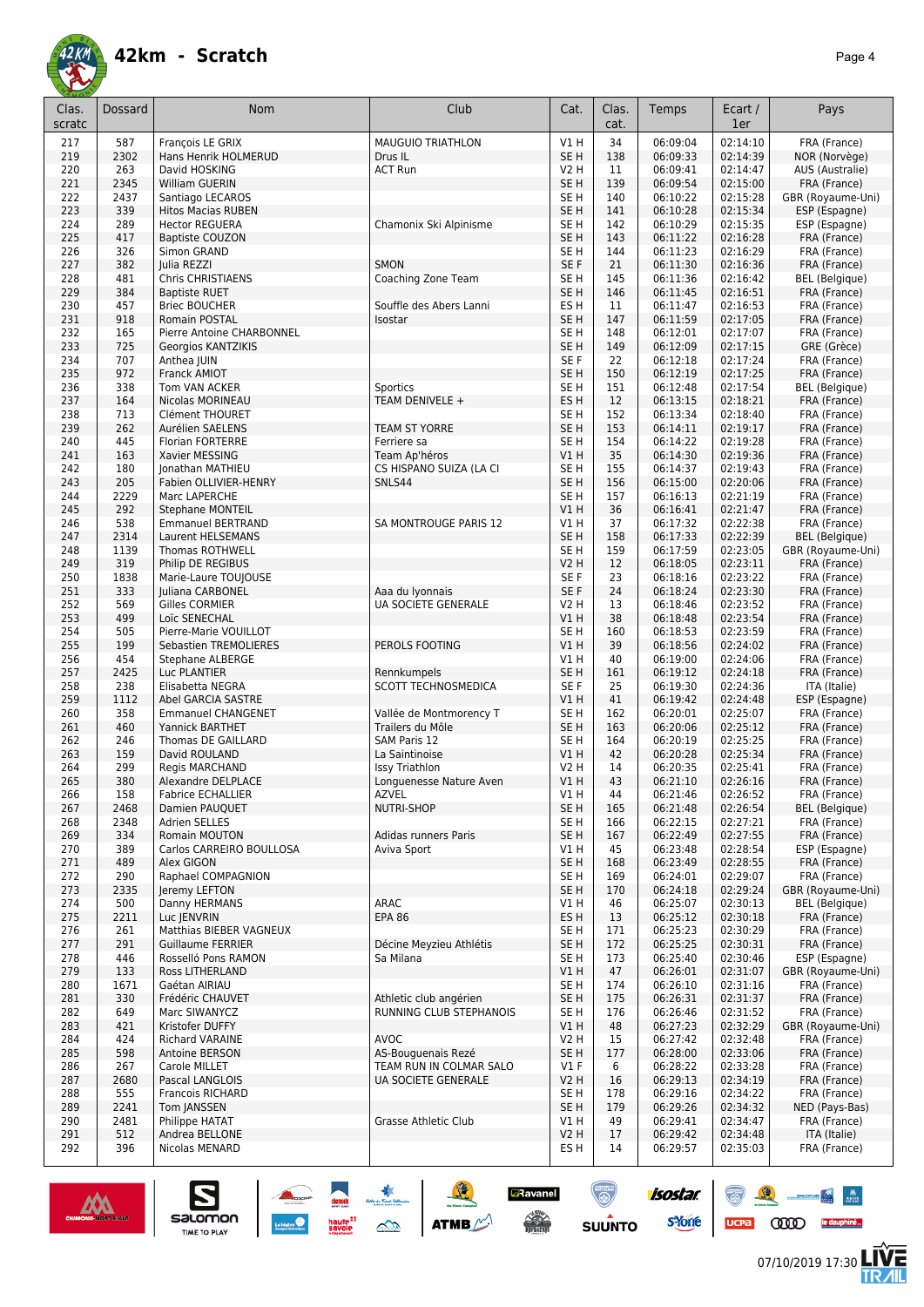# 42km - Scratch

| Clas. scratc | Dossard | Nom | Club | Cat. | Clas. cat. | Temps | Ecart / 1er | Pays |
|---|---|---|---|---|---|---|---|---|
| 217 | 587 | François LE GRIX | MAUGUIO TRIATHLON | V1 H | 34 | 06:09:04 | 02:14:10 | FRA (France) |
| 219 | 2302 | Hans Henrik HOLMERUD | Drus IL | SE H | 138 | 06:09:33 | 02:14:39 | NOR (Norvège) |
| 220 | 263 | David HOSKING | ACT Run | V2 H | 11 | 06:09:41 | 02:14:47 | AUS (Australie) |
| 221 | 2345 | William GUERIN | | SE H | 139 | 06:09:54 | 02:15:00 | FRA (France) |
| 222 | 2437 | Santiago LECAROS | | SE H | 140 | 06:10:22 | 02:15:28 | GBR (Royaume-Uni) |
| 223 | 339 | Hitos Macias RUBEN | | SE H | 141 | 06:10:28 | 02:15:34 | ESP (Espagne) |
| 224 | 289 | Hector REGUERA | Chamonix Ski Alpinisme | SE H | 142 | 06:10:29 | 02:15:35 | ESP (Espagne) |
| 225 | 417 | Baptiste COUZON | | SE H | 143 | 06:11:22 | 02:16:28 | FRA (France) |
| 226 | 326 | Simon GRAND | | SE H | 144 | 06:11:23 | 02:16:29 | FRA (France) |
| 227 | 382 | Julia REZZI | SMON | SE F | 21 | 06:11:30 | 02:16:36 | FRA (France) |
| 228 | 481 | Chris CHRISTIAENS | Coaching Zone Team | SE H | 145 | 06:11:36 | 02:16:42 | BEL (Belgique) |
| 229 | 384 | Baptiste RUET | | SE H | 146 | 06:11:45 | 02:16:51 | FRA (France) |
| 230 | 457 | Briec BOUCHER | Souffle des Abers Lanni | ES H | 11 | 06:11:47 | 02:16:53 | FRA (France) |
| 231 | 918 | Romain POSTAL | Isostar | SE H | 147 | 06:11:59 | 02:17:05 | FRA (France) |
| 232 | 165 | Pierre Antoine CHARBONNEL | | SE H | 148 | 06:12:01 | 02:17:07 | FRA (France) |
| 233 | 725 | Georgios KANTZIKIS | | SE H | 149 | 06:12:09 | 02:17:15 | GRE (Grèce) |
| 234 | 707 | Anthea JUIN | | SE F | 22 | 06:12:18 | 02:17:24 | FRA (France) |
| 235 | 972 | Franck AMIOT | | SE H | 150 | 06:12:19 | 02:17:25 | FRA (France) |
| 236 | 338 | Tom VAN ACKER | Sportics | SE H | 151 | 06:12:48 | 02:17:54 | BEL (Belgique) |
| 237 | 164 | Nicolas MORINEAU | TEAM DENIVELE + | ES H | 12 | 06:13:15 | 02:18:21 | FRA (France) |
| 238 | 713 | Clément THOURET | | SE H | 152 | 06:13:34 | 02:18:40 | FRA (France) |
| 239 | 262 | Aurélien SAELENS | TEAM ST YORRE | SE H | 153 | 06:14:11 | 02:19:17 | FRA (France) |
| 240 | 445 | Florian FORTERRE | Ferriere sa | SE H | 154 | 06:14:22 | 02:19:28 | FRA (France) |
| 241 | 163 | Xavier MESSING | Team Ap'héros | V1 H | 35 | 06:14:30 | 02:19:36 | FRA (France) |
| 242 | 180 | Jonathan MATHIEU | CS HISPANO SUIZA (LA CI | SE H | 155 | 06:14:37 | 02:19:43 | FRA (France) |
| 243 | 205 | Fabien OLLIVIER-HENRY | SNLS44 | SE H | 156 | 06:15:00 | 02:20:06 | FRA (France) |
| 244 | 2229 | Marc LAPERCHE | | SE H | 157 | 06:16:13 | 02:21:19 | FRA (France) |
| 245 | 292 | Stephane MONTEIL | | V1 H | 36 | 06:16:41 | 02:21:47 | FRA (France) |
| 246 | 538 | Emmanuel BERTRAND | SA MONTROUGE PARIS 12 | V1 H | 37 | 06:17:32 | 02:22:38 | FRA (France) |
| 247 | 2314 | Laurent HELSEMANS | | SE H | 158 | 06:17:33 | 02:22:39 | BEL (Belgique) |
| 248 | 1139 | Thomas ROTHWELL | | SE H | 159 | 06:17:59 | 02:23:05 | GBR (Royaume-Uni) |
| 249 | 319 | Philip DE REGIBUS | | V2 H | 12 | 06:18:05 | 02:23:11 | FRA (France) |
| 250 | 1838 | Marie-Laure TOUJOUSE | | SE F | 23 | 06:18:16 | 02:23:22 | FRA (France) |
| 251 | 333 | Juliana CARBONEL | Aaa du lyonnais | SE F | 24 | 06:18:24 | 02:23:30 | FRA (France) |
| 252 | 569 | Gilles CORMIER | UA SOCIETE GENERALE | V2 H | 13 | 06:18:46 | 02:23:52 | FRA (France) |
| 253 | 499 | Loïc SENECHAL | | V1 H | 38 | 06:18:48 | 02:23:54 | FRA (France) |
| 254 | 505 | Pierre-Marie VOUILLOT | | SE H | 160 | 06:18:53 | 02:23:59 | FRA (France) |
| 255 | 199 | Sebastien TREMOLIERES | PEROLS FOOTING | V1 H | 39 | 06:18:56 | 02:24:02 | FRA (France) |
| 256 | 454 | Stephane ALBERGE | | V1 H | 40 | 06:19:00 | 02:24:06 | FRA (France) |
| 257 | 2425 | Luc PLANTIER | Rennkumpels | SE H | 161 | 06:19:12 | 02:24:18 | FRA (France) |
| 258 | 238 | Elisabetta NEGRA | SCOTT TECHNOSMEDICA | SE F | 25 | 06:19:30 | 02:24:36 | ITA (Italie) |
| 259 | 1112 | Abel GARCIA SASTRE | | V1 H | 41 | 06:19:42 | 02:24:48 | ESP (Espagne) |
| 260 | 358 | Emmanuel CHANGENET | Vallée de Montmorency T | SE H | 162 | 06:20:01 | 02:25:07 | FRA (France) |
| 261 | 460 | Yannick BARTHET | Trailers du Môle | SE H | 163 | 06:20:06 | 02:25:12 | FRA (France) |
| 262 | 246 | Thomas DE GAILLARD | SAM Paris 12 | SE H | 164 | 06:20:19 | 02:25:25 | FRA (France) |
| 263 | 159 | David ROULAND | La Saintinoise | V1 H | 42 | 06:20:28 | 02:25:34 | FRA (France) |
| 264 | 299 | Regis MARCHAND | Issy Triathlon | V2 H | 14 | 06:20:35 | 02:25:41 | FRA (France) |
| 265 | 380 | Alexandre DELPLACE | Longuenesse Nature Aven | V1 H | 43 | 06:21:10 | 02:26:16 | FRA (France) |
| 266 | 158 | Fabrice ECHALLIER | AZVEL | V1 H | 44 | 06:21:46 | 02:26:52 | FRA (France) |
| 267 | 2468 | Damien PAUQUET | NUTRI-SHOP | SE H | 165 | 06:21:48 | 02:26:54 | BEL (Belgique) |
| 268 | 2348 | Adrien SELLES | | SE H | 166 | 06:22:15 | 02:27:21 | FRA (France) |
| 269 | 334 | Romain MOUTON | Adidas runners Paris | SE H | 167 | 06:22:49 | 02:27:55 | FRA (France) |
| 270 | 389 | Carlos CARREIRO BOULLOSA | Aviva Sport | V1 H | 45 | 06:23:48 | 02:28:54 | ESP (Espagne) |
| 271 | 489 | Alex GIGON | | SE H | 168 | 06:23:49 | 02:28:55 | FRA (France) |
| 272 | 290 | Raphael COMPAGNION | | SE H | 169 | 06:24:01 | 02:29:07 | FRA (France) |
| 273 | 2335 | Jeremy LEFTON | | SE H | 170 | 06:24:18 | 02:29:24 | GBR (Royaume-Uni) |
| 274 | 500 | Danny HERMANS | ARAC | V1 H | 46 | 06:25:07 | 02:30:13 | BEL (Belgique) |
| 275 | 2211 | Luc JENVRIN | EPA 86 | ES H | 13 | 06:25:12 | 02:30:18 | FRA (France) |
| 276 | 261 | Matthias BIEBER VAGNEUX | | SE H | 171 | 06:25:23 | 02:30:29 | FRA (France) |
| 277 | 291 | Guillaume FERRIER | Décine Meyzieu Athlétis | SE H | 172 | 06:25:25 | 02:30:31 | FRA (France) |
| 278 | 446 | Rosselló Pons RAMON | Sa Milana | SE H | 173 | 06:25:40 | 02:30:46 | ESP (Espagne) |
| 279 | 133 | Ross LITHERLAND | | V1 H | 47 | 06:26:01 | 02:31:07 | GBR (Royaume-Uni) |
| 280 | 1671 | Gaétan AIRIAU | | SE H | 174 | 06:26:10 | 02:31:16 | FRA (France) |
| 281 | 330 | Frédéric CHAUVET | Athletic club angérien | SE H | 175 | 06:26:31 | 02:31:37 | FRA (France) |
| 282 | 649 | Marc SIWANYCZ | RUNNING CLUB STEPHANOIS | SE H | 176 | 06:26:46 | 02:31:52 | FRA (France) |
| 283 | 421 | Kristofer DUFFY | | V1 H | 48 | 06:27:23 | 02:32:29 | GBR (Royaume-Uni) |
| 284 | 424 | Richard VARAINE | AVOC | V2 H | 15 | 06:27:42 | 02:32:48 | FRA (France) |
| 285 | 598 | Antoine BERSON | AS-Bouguenais Rezé | SE H | 177 | 06:28:00 | 02:33:06 | FRA (France) |
| 286 | 267 | Carole MILLET | TEAM RUN IN COLMAR SALO | V1 F | 6 | 06:28:22 | 02:33:28 | FRA (France) |
| 287 | 2680 | Pascal LANGLOIS | UA SOCIETE GENERALE | V2 H | 16 | 06:29:13 | 02:34:19 | FRA (France) |
| 288 | 555 | Francois RICHARD | | SE H | 178 | 06:29:16 | 02:34:22 | FRA (France) |
| 289 | 2241 | Tom JANSSEN | | SE H | 179 | 06:29:26 | 02:34:32 | NED (Pays-Bas) |
| 290 | 2481 | Philippe HATAT | Grasse Athletic Club | V1 H | 49 | 06:29:41 | 02:34:47 | FRA (France) |
| 291 | 512 | Andrea BELLONE | | V2 H | 17 | 06:29:42 | 02:34:48 | ITA (Italie) |
| 292 | 396 | Nicolas MENARD | | ES H | 14 | 06:29:57 | 02:35:03 | FRA (France) |

07/10/2019 17:30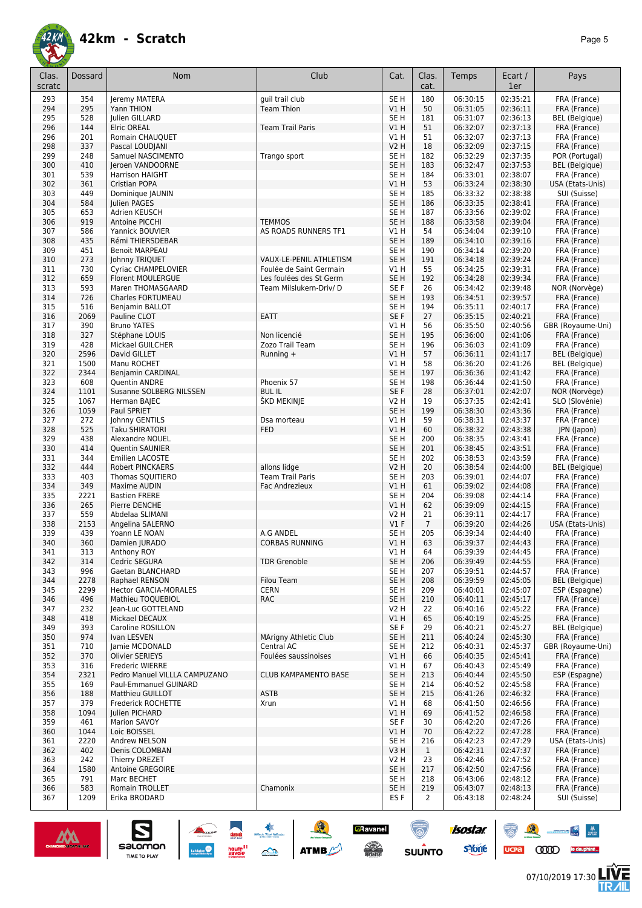# 42km - Scratch

| Clas. scratc | Dossard | Nom | Club | Cat. | Clas. cat. | Temps | Ecart / 1er | Pays |
|---|---|---|---|---|---|---|---|---|
| 293 | 354 | Jeremy MATERA | guil trail club | SE H | 180 | 06:30:15 | 02:35:21 | FRA (France) |
| 294 | 295 | Yann THION | Team Thion | V1 H | 50 | 06:31:05 | 02:36:11 | FRA (France) |
| 295 | 528 | Julien GILLARD | | SE H | 181 | 06:31:07 | 02:36:13 | BEL (Belgique) |
| 296 | 144 | Elric OREAL | Team Trail Paris | V1 H | 51 | 06:32:07 | 02:37:13 | FRA (France) |
| 296 | 201 | Romain CHAUQUET | | V1 H | 51 | 06:32:07 | 02:37:13 | FRA (France) |
| 298 | 337 | Pascal LOUDJANI | | V2 H | 18 | 06:32:09 | 02:37:15 | FRA (France) |
| 299 | 248 | Samuel NASCIMENTO | Trango sport | SE H | 182 | 06:32:29 | 02:37:35 | POR (Portugal) |
| 300 | 410 | Jeroen VANDOORNE | | SE H | 183 | 06:32:47 | 02:37:53 | BEL (Belgique) |
| 301 | 539 | Harrison HAIGHT | | SE H | 184 | 06:33:01 | 02:38:07 | FRA (France) |
| 302 | 361 | Cristian POPA | | V1 H | 53 | 06:33:24 | 02:38:30 | USA (Etats-Unis) |
| 303 | 449 | Dominique JAUNIN | | SE H | 185 | 06:33:32 | 02:38:38 | SUI (Suisse) |
| 304 | 584 | Julien PAGES | | SE H | 186 | 06:33:35 | 02:38:41 | FRA (France) |
| 305 | 653 | Adrien KEUSCH | | SE H | 187 | 06:33:56 | 02:39:02 | FRA (France) |
| 306 | 919 | Antoine PICCHI | TEMMOS | SE H | 188 | 06:33:58 | 02:39:04 | FRA (France) |
| 307 | 586 | Yannick BOUVIER | AS ROADS RUNNERS TF1 | V1 H | 54 | 06:34:04 | 02:39:10 | FRA (France) |
| 308 | 435 | Rémi THIERSDEBAR | | SE H | 189 | 06:34:10 | 02:39:16 | FRA (France) |
| 309 | 451 | Benoit MARPEAU | | SE H | 190 | 06:34:14 | 02:39:20 | FRA (France) |
| 310 | 273 | Johnny TRIQUET | VAUX-LE-PENIL ATHLETISM | SE H | 191 | 06:34:18 | 02:39:24 | FRA (France) |
| 311 | 730 | Cyriac CHAMPELOVIER | Foulée de Saint Germain | V1 H | 55 | 06:34:25 | 02:39:31 | FRA (France) |
| 312 | 659 | Florent MOULERGUE | Les foulées des St Germ | SE H | 192 | 06:34:28 | 02:39:34 | FRA (France) |
| 313 | 593 | Maren THOMASGAARD | Team Milslukern-Driv/ D | SE F | 26 | 06:34:42 | 02:39:48 | NOR (Norvège) |
| 314 | 726 | Charles FORTUMEAU | | SE H | 193 | 06:34:51 | 02:39:57 | FRA (France) |
| 315 | 516 | Benjamin BALLOT | | SE H | 194 | 06:35:11 | 02:40:17 | FRA (France) |
| 316 | 2069 | Pauline CLOT | EATT | SE F | 27 | 06:35:15 | 02:40:21 | FRA (France) |
| 317 | 390 | Bruno YATES | | V1 H | 56 | 06:35:50 | 02:40:56 | GBR (Royaume-Uni) |
| 318 | 327 | Stéphane LOUIS | Non licencié | SE H | 195 | 06:36:00 | 02:41:06 | FRA (France) |
| 319 | 428 | Mickael GUILCHER | Zozo Trail Team | SE H | 196 | 06:36:03 | 02:41:09 | FRA (France) |
| 320 | 2596 | David GILLET | Running + | V1 H | 57 | 06:36:11 | 02:41:17 | BEL (Belgique) |
| 321 | 1500 | Manu ROCHET | | V1 H | 58 | 06:36:20 | 02:41:26 | BEL (Belgique) |
| 322 | 2344 | Benjamin CARDINAL | | SE H | 197 | 06:36:36 | 02:41:42 | FRA (France) |
| 323 | 608 | Quentin ANDRE | Phoenix 57 | SE H | 198 | 06:36:44 | 02:41:50 | FRA (France) |
| 324 | 1101 | Susanne SOLBERG NILSSEN | BUL IL | SE F | 28 | 06:37:01 | 02:42:07 | NOR (Norvège) |
| 325 | 1067 | Herman BAJEC | ŠKD MEKINJE | V2 H | 19 | 06:37:35 | 02:42:41 | SLO (Slovénie) |
| 326 | 1059 | Paul SPRIET | | SE H | 199 | 06:38:30 | 02:43:36 | FRA (France) |
| 327 | 272 | Johnny GENTILS | Dsa morteau | V1 H | 59 | 06:38:31 | 02:43:37 | FRA (France) |
| 328 | 525 | Taku SHIRATORI | FED | V1 H | 60 | 06:38:32 | 02:43:38 | JPN (Japon) |
| 329 | 438 | Alexandre NOUEL | | SE H | 200 | 06:38:35 | 02:43:41 | FRA (France) |
| 330 | 414 | Quentin SAUNIER | | SE H | 201 | 06:38:45 | 02:43:51 | FRA (France) |
| 331 | 344 | Emilien LACOSTE | | SE H | 202 | 06:38:53 | 02:43:59 | FRA (France) |
| 332 | 444 | Robert PINCKAERS | allons lidge | V2 H | 20 | 06:38:54 | 02:44:00 | BEL (Belgique) |
| 333 | 403 | Thomas SQUITIERO | Team Trail Paris | SE H | 203 | 06:39:01 | 02:44:07 | FRA (France) |
| 334 | 349 | Maxime AUDIN | Fac Andrezieux | V1 H | 61 | 06:39:02 | 02:44:08 | FRA (France) |
| 335 | 2221 | Bastien FRERE | | SE H | 204 | 06:39:08 | 02:44:14 | FRA (France) |
| 336 | 265 | Pierre DENCHE | | V1 H | 62 | 06:39:09 | 02:44:15 | FRA (France) |
| 337 | 559 | Abdelaa SLIMANI | | V2 H | 21 | 06:39:11 | 02:44:17 | FRA (France) |
| 338 | 2153 | Angelina SALERNO | | V1 F | 7 | 06:39:20 | 02:44:26 | USA (Etats-Unis) |
| 339 | 439 | Yoann LE NOAN | A.G ANDEL | SE H | 205 | 06:39:34 | 02:44:40 | FRA (France) |
| 340 | 360 | Damien JURADO | CORBAS RUNNING | V1 H | 63 | 06:39:37 | 02:44:43 | FRA (France) |
| 341 | 313 | Anthony ROY | | V1 H | 64 | 06:39:39 | 02:44:45 | FRA (France) |
| 342 | 314 | Cedric SEGURA | TDR Grenoble | SE H | 206 | 06:39:49 | 02:44:55 | FRA (France) |
| 343 | 996 | Gaetan BLANCHARD | | SE H | 207 | 06:39:51 | 02:44:57 | FRA (France) |
| 344 | 2278 | Raphael RENSON | Filou Team | SE H | 208 | 06:39:59 | 02:45:05 | BEL (Belgique) |
| 345 | 2299 | Hector GARCIA-MORALES | CERN | SE H | 209 | 06:40:01 | 02:45:07 | ESP (Espagne) |
| 346 | 496 | Mathieu TOQUEBIOL | RAC | SE H | 210 | 06:40:11 | 02:45:17 | FRA (France) |
| 347 | 232 | Jean-Luc GOTTELAND | | V2 H | 22 | 06:40:16 | 02:45:22 | FRA (France) |
| 348 | 418 | Mickael DECAUX | | V1 H | 65 | 06:40:19 | 02:45:25 | FRA (France) |
| 349 | 393 | Caroline ROSILLON | | SE F | 29 | 06:40:21 | 02:45:27 | BEL (Belgique) |
| 350 | 974 | Ivan LESVEN | MArigny Athletic Club | SE H | 211 | 06:40:24 | 02:45:30 | FRA (France) |
| 351 | 710 | Jamie MCDONALD | Central AC | SE H | 212 | 06:40:31 | 02:45:37 | GBR (Royaume-Uni) |
| 352 | 370 | Olivier SERIEYS | Foulées saussinoises | V1 H | 66 | 06:40:35 | 02:45:41 | FRA (France) |
| 353 | 316 | Frederic WIERRE | | V1 H | 67 | 06:40:43 | 02:45:49 | FRA (France) |
| 354 | 2321 | Pedro Manuel VILLLA CAMPUZANO | CLUB KAMPAMENTO BASE | SE H | 213 | 06:40:44 | 02:45:50 | ESP (Espagne) |
| 355 | 169 | Paul-Emmanuel GUINARD | | SE H | 214 | 06:40:52 | 02:45:58 | FRA (France) |
| 356 | 188 | Matthieu GUILLOT | ASTB | SE H | 215 | 06:41:26 | 02:46:32 | FRA (France) |
| 357 | 379 | Frederick ROCHETTE | Xrun | V1 H | 68 | 06:41:50 | 02:46:56 | FRA (France) |
| 358 | 1094 | Julien PICHARD | | V1 H | 69 | 06:41:52 | 02:46:58 | FRA (France) |
| 359 | 461 | Marion SAVOY | | SE F | 30 | 06:42:20 | 02:47:26 | FRA (France) |
| 360 | 1044 | Loic BOISSEL | | V1 H | 70 | 06:42:22 | 02:47:28 | FRA (France) |
| 361 | 2220 | Andrew NELSON | | SE H | 216 | 06:42:23 | 02:47:29 | USA (Etats-Unis) |
| 362 | 402 | Denis COLOMBAN | | V3 H | 1 | 06:42:31 | 02:47:37 | FRA (France) |
| 363 | 242 | Thierry DREZET | | V2 H | 23 | 06:42:46 | 02:47:52 | FRA (France) |
| 364 | 1580 | Antoine GREGOIRE | | SE H | 217 | 06:42:50 | 02:47:56 | FRA (France) |
| 365 | 791 | Marc BECHET | | SE H | 218 | 06:43:06 | 02:48:12 | FRA (France) |
| 366 | 583 | Romain TROLLET | Chamonix | SE H | 219 | 06:43:07 | 02:48:13 | FRA (France) |
| 367 | 1209 | Erika BRODARD | | ES F | 2 | 06:43:18 | 02:48:24 | SUI (Suisse) |

07/10/2019 17:30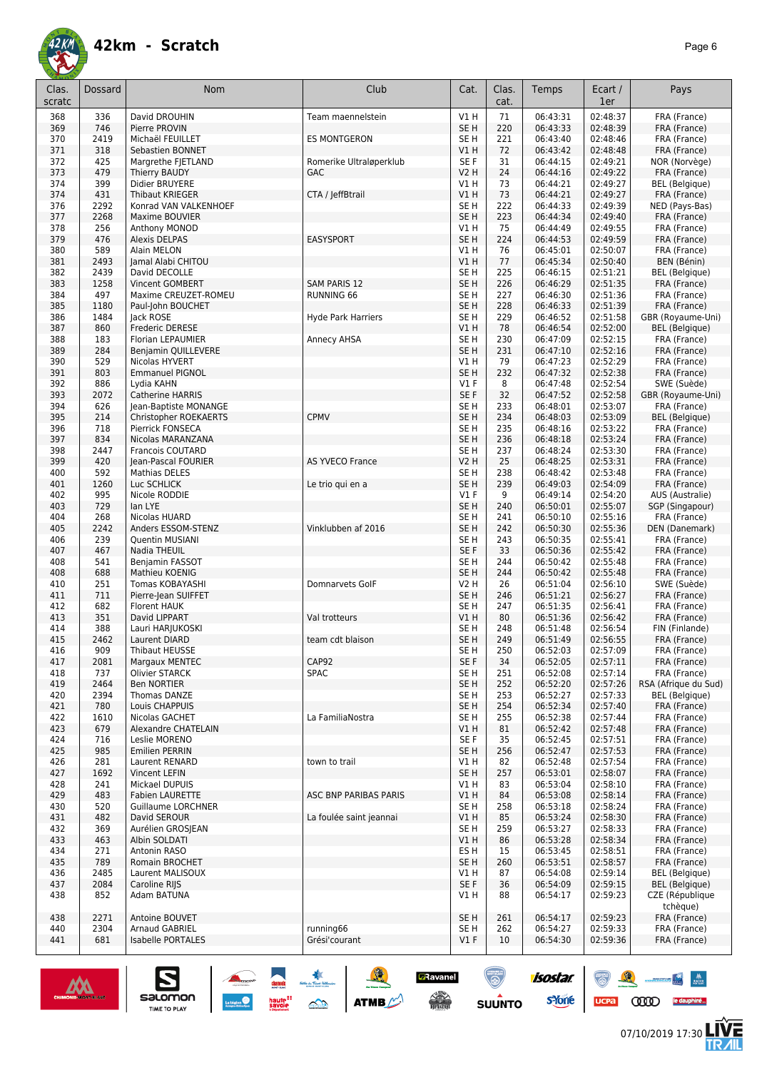# 42km - Scratch

| Clas. scratc | Dossard | Nom | Club | Cat. | Clas. cat. | Temps | Ecart / 1er | Pays |
|---|---|---|---|---|---|---|---|---|
| 368 | 336 | David DROUHIN | Team maennelstein | V1 H | 71 | 06:43:31 | 02:48:37 | FRA (France) |
| 369 | 746 | Pierre PROVIN | | SE H | 220 | 06:43:33 | 02:48:39 | FRA (France) |
| 370 | 2419 | Michaël FEUILLET | ES MONTGERON | SE H | 221 | 06:43:40 | 02:48:46 | FRA (France) |
| 371 | 318 | Sebastien BONNET | | V1 H | 72 | 06:43:42 | 02:48:48 | FRA (France) |
| 372 | 425 | Margrethe FJETLAND | Romerike Ultraløperklub | SE F | 31 | 06:44:15 | 02:49:21 | NOR (Norvège) |
| 373 | 479 | Thierry BAUDY | GAC | V2 H | 24 | 06:44:16 | 02:49:22 | FRA (France) |
| 374 | 399 | Didier BRUYERE | | V1 H | 73 | 06:44:21 | 02:49:27 | BEL (Belgique) |
| 374 | 431 | Thibaut KRIEGER | CTA / JeffBtrail | V1 H | 73 | 06:44:21 | 02:49:27 | FRA (France) |
| 376 | 2292 | Konrad VAN VALKENHOEF | | SE H | 222 | 06:44:33 | 02:49:39 | NED (Pays-Bas) |
| 377 | 2268 | Maxime BOUVIER | | SE H | 223 | 06:44:34 | 02:49:40 | FRA (France) |
| 378 | 256 | Anthony MONOD | | V1 H | 75 | 06:44:49 | 02:49:55 | FRA (France) |
| 379 | 476 | Alexis DELPAS | EASYSPORT | SE H | 224 | 06:44:53 | 02:49:59 | FRA (France) |
| 380 | 589 | Alain MELON | | V1 H | 76 | 06:45:01 | 02:50:07 | FRA (France) |
| 381 | 2493 | Jamal Alabi CHITOU | | V1 H | 77 | 06:45:34 | 02:50:40 | BEN (Bénin) |
| 382 | 2439 | David DECOLLE | | SE H | 225 | 06:46:15 | 02:51:21 | BEL (Belgique) |
| 383 | 1258 | Vincent GOMBERT | SAM PARIS 12 | SE H | 226 | 06:46:29 | 02:51:35 | FRA (France) |
| 384 | 497 | Maxime CREUZET-ROMEU | RUNNING 66 | SE H | 227 | 06:46:30 | 02:51:36 | FRA (France) |
| 385 | 1180 | Paul-John BOUCHET | | SE H | 228 | 06:46:33 | 02:51:39 | FRA (France) |
| 386 | 1484 | Jack ROSE | Hyde Park Harriers | SE H | 229 | 06:46:52 | 02:51:58 | GBR (Royaume-Uni) |
| 387 | 860 | Frederic DERESE | | V1 H | 78 | 06:46:54 | 02:52:00 | BEL (Belgique) |
| 388 | 183 | Florian LEPAUMIER | Annecy AHSA | SE H | 230 | 06:47:09 | 02:52:15 | FRA (France) |
| 389 | 284 | Benjamin QUILLEVERE | | SE H | 231 | 06:47:10 | 02:52:16 | FRA (France) |
| 390 | 529 | Nicolas HYVERT | | V1 H | 79 | 06:47:23 | 02:52:29 | FRA (France) |
| 391 | 803 | Emmanuel PIGNOL | | SE H | 232 | 06:47:32 | 02:52:38 | FRA (France) |
| 392 | 886 | Lydia KAHN | | V1 F | 8 | 06:47:48 | 02:52:54 | SWE (Suède) |
| 393 | 2072 | Catherine HARRIS | | SE F | 32 | 06:47:52 | 02:52:58 | GBR (Royaume-Uni) |
| 394 | 626 | Jean-Baptiste MONANGE | | SE H | 233 | 06:48:01 | 02:53:07 | FRA (France) |
| 395 | 214 | Christopher ROEKAERTS | CPMV | SE H | 234 | 06:48:03 | 02:53:09 | BEL (Belgique) |
| 396 | 718 | Pierrick FONSECA | | SE H | 235 | 06:48:16 | 02:53:22 | FRA (France) |
| 397 | 834 | Nicolas MARANZANA | | SE H | 236 | 06:48:18 | 02:53:24 | FRA (France) |
| 398 | 2447 | Francois COUTARD | | SE H | 237 | 06:48:24 | 02:53:30 | FRA (France) |
| 399 | 420 | Jean-Pascal FOURIER | AS YVECO France | V2 H | 25 | 06:48:25 | 02:53:31 | FRA (France) |
| 400 | 592 | Mathias DELES | | SE H | 238 | 06:48:42 | 02:53:48 | FRA (France) |
| 401 | 1260 | Luc SCHLICK | Le trio qui en a | SE H | 239 | 06:49:03 | 02:54:09 | FRA (France) |
| 402 | 995 | Nicole RODDIE | | V1 F | 9 | 06:49:14 | 02:54:20 | AUS (Australie) |
| 403 | 729 | Ian LYE | | SE H | 240 | 06:50:01 | 02:55:07 | SGP (Singapour) |
| 404 | 268 | Nicolas HUARD | | SE H | 241 | 06:50:10 | 02:55:16 | FRA (France) |
| 405 | 2242 | Anders ESSOM-STENZ | Vinklubben af 2016 | SE H | 242 | 06:50:30 | 02:55:36 | DEN (Danemark) |
| 406 | 239 | Quentin MUSIANI | | SE H | 243 | 06:50:35 | 02:55:41 | FRA (France) |
| 407 | 467 | Nadia THEUIL | | SE F | 33 | 06:50:36 | 02:55:42 | FRA (France) |
| 408 | 541 | Benjamin FASSOT | | SE H | 244 | 06:50:42 | 02:55:48 | FRA (France) |
| 408 | 688 | Mathieu KOENIG | | SE H | 244 | 06:50:42 | 02:55:48 | FRA (France) |
| 410 | 251 | Tomas KOBAYASHI | Domnarvets GolF | V2 H | 26 | 06:51:04 | 02:56:10 | SWE (Suède) |
| 411 | 711 | Pierre-Jean SUIFFET | | SE H | 246 | 06:51:21 | 02:56:27 | FRA (France) |
| 412 | 682 | Florent HAUK | | SE H | 247 | 06:51:35 | 02:56:41 | FRA (France) |
| 413 | 351 | David LIPPART | Val trotteurs | V1 H | 80 | 06:51:36 | 02:56:42 | FRA (France) |
| 414 | 388 | Lauri HARJUKOSKI | | SE H | 248 | 06:51:48 | 02:56:54 | FIN (Finlande) |
| 415 | 2462 | Laurent DIARD | team cdt blaison | SE H | 249 | 06:51:49 | 02:56:55 | FRA (France) |
| 416 | 909 | Thibaut HEUSSE | | SE H | 250 | 06:52:03 | 02:57:09 | FRA (France) |
| 417 | 2081 | Margaux MENTEC | CAP92 | SE F | 34 | 06:52:05 | 02:57:11 | FRA (France) |
| 418 | 737 | Olivier STARCK | SPAC | SE H | 251 | 06:52:08 | 02:57:14 | FRA (France) |
| 419 | 2464 | Ben NORTIER | | SE H | 252 | 06:52:20 | 02:57:26 | RSA (Afrique du Sud) |
| 420 | 2394 | Thomas DANZE | | SE H | 253 | 06:52:27 | 02:57:33 | BEL (Belgique) |
| 421 | 780 | Louis CHAPPUIS | | SE H | 254 | 06:52:34 | 02:57:40 | FRA (France) |
| 422 | 1610 | Nicolas GACHET | La FamiliaNostra | SE H | 255 | 06:52:38 | 02:57:44 | FRA (France) |
| 423 | 679 | Alexandre CHATELAIN | | V1 H | 81 | 06:52:42 | 02:57:48 | FRA (France) |
| 424 | 716 | Leslie MORENO | | SE F | 35 | 06:52:45 | 02:57:51 | FRA (France) |
| 425 | 985 | Emilien PERRIN | | SE H | 256 | 06:52:47 | 02:57:53 | FRA (France) |
| 426 | 281 | Laurent RENARD | town to trail | V1 H | 82 | 06:52:48 | 02:57:54 | FRA (France) |
| 427 | 1692 | Vincent LEFIN | | SE H | 257 | 06:53:01 | 02:58:07 | FRA (France) |
| 428 | 241 | Mickael DUPUIS | | V1 H | 83 | 06:53:04 | 02:58:10 | FRA (France) |
| 429 | 483 | Fabien LAURETTE | ASC BNP PARIBAS PARIS | V1 H | 84 | 06:53:08 | 02:58:14 | FRA (France) |
| 430 | 520 | Guillaume LORCHNER | | SE H | 258 | 06:53:18 | 02:58:24 | FRA (France) |
| 431 | 482 | David SEROUR | La foulée saint jeannai | V1 H | 85 | 06:53:24 | 02:58:30 | FRA (France) |
| 432 | 369 | Aurélien GROSJEAN | | SE H | 259 | 06:53:27 | 02:58:33 | FRA (France) |
| 433 | 463 | Albin SOLDATI | | V1 H | 86 | 06:53:28 | 02:58:34 | FRA (France) |
| 434 | 271 | Antonin RASO | | ES H | 15 | 06:53:45 | 02:58:51 | FRA (France) |
| 435 | 789 | Romain BROCHET | | SE H | 260 | 06:53:51 | 02:58:57 | FRA (France) |
| 436 | 2485 | Laurent MALISOUX | | V1 H | 87 | 06:54:08 | 02:59:14 | BEL (Belgique) |
| 437 | 2084 | Caroline RIJS | | SE F | 36 | 06:54:09 | 02:59:15 | BEL (Belgique) |
| 438 | 852 | Adam BATUNA | | V1 H | 88 | 06:54:17 | 02:59:23 | CZE (République tchèque) |
| 438 | 2271 | Antoine BOUVET | | SE H | 261 | 06:54:17 | 02:59:23 | FRA (France) |
| 440 | 2304 | Arnaud GABRIEL | running66 | SE H | 262 | 06:54:27 | 02:59:33 | FRA (France) |
| 441 | 681 | Isabelle PORTALES | Grési'courant | V1 F | 10 | 06:54:30 | 02:59:36 | FRA (France) |

07/10/2019 17:30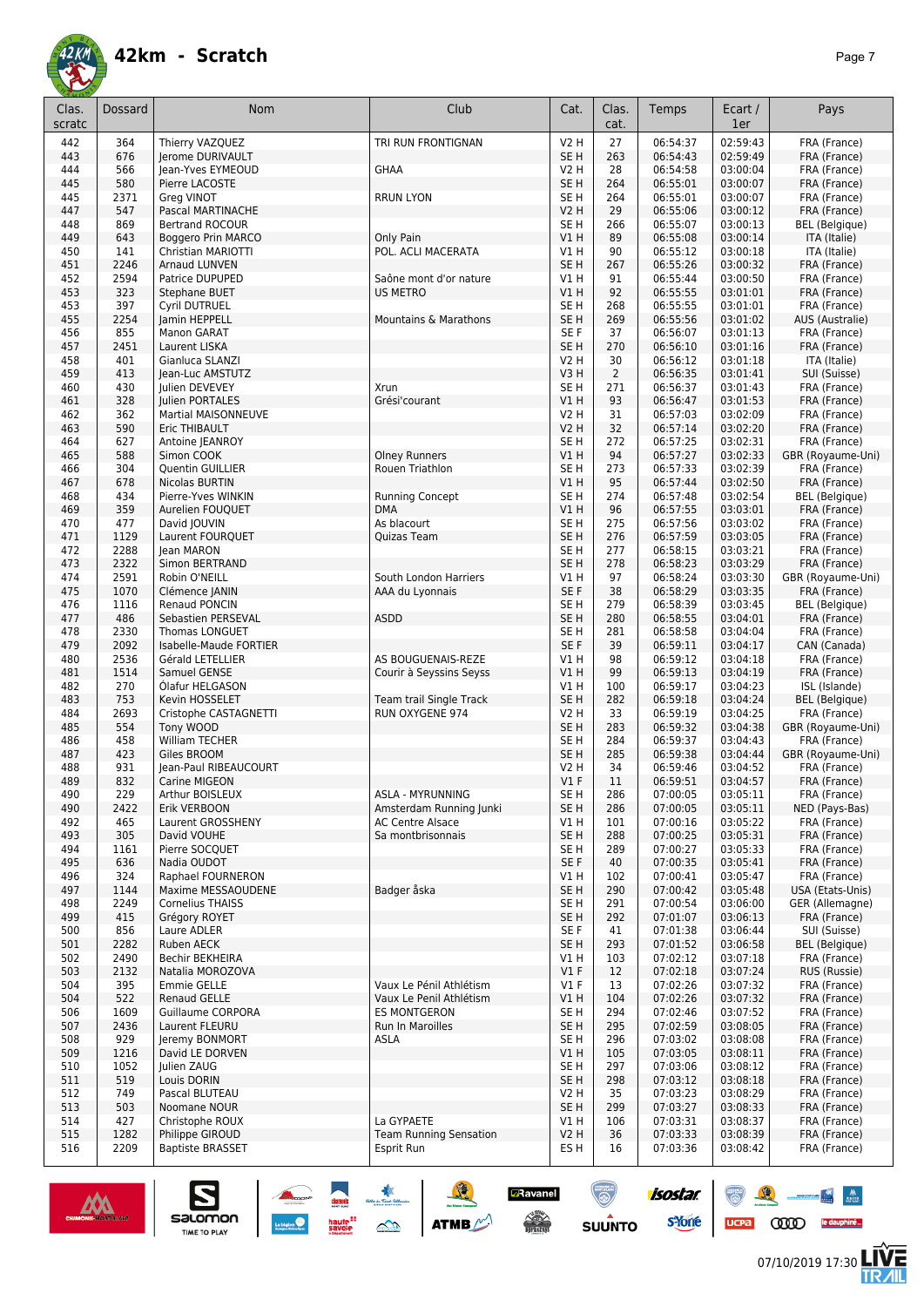# 42km - Scratch

| Clas. scratc | Dossard | Nom | Club | Cat. | Clas. cat. | Temps | Ecart / 1er | Pays |
|---|---|---|---|---|---|---|---|---|
| 442 | 364 | Thierry VAZQUEZ | TRI RUN FRONTIGNAN | V2 H | 27 | 06:54:37 | 02:59:43 | FRA (France) |
| 443 | 676 | Jerome DURIVAULT | | SE H | 263 | 06:54:43 | 02:59:49 | FRA (France) |
| 444 | 566 | Jean-Yves EYMEOUD | GHAA | V2 H | 28 | 06:54:58 | 03:00:04 | FRA (France) |
| 445 | 580 | Pierre LACOSTE | | SE H | 264 | 06:55:01 | 03:00:07 | FRA (France) |
| 445 | 2371 | Greg VINOT | RRUN LYON | SE H | 264 | 06:55:01 | 03:00:07 | FRA (France) |
| 447 | 547 | Pascal MARTINACHE | | V2 H | 29 | 06:55:06 | 03:00:12 | FRA (France) |
| 448 | 869 | Bertrand ROCOUR | | SE H | 266 | 06:55:07 | 03:00:13 | BEL (Belgique) |
| 449 | 643 | Boggero Prin MARCO | Only Pain | V1 H | 89 | 06:55:08 | 03:00:14 | ITA (Italie) |
| 450 | 141 | Christian MARIOTTI | POL. ACLI MACERATA | V1 H | 90 | 06:55:12 | 03:00:18 | ITA (Italie) |
| 451 | 2246 | Arnaud LUNVEN | | SE H | 267 | 06:55:26 | 03:00:32 | FRA (France) |
| 452 | 2594 | Patrice DUPUPED | Saône mont d'or nature | V1 H | 91 | 06:55:44 | 03:00:50 | FRA (France) |
| 453 | 323 | Stephane BUET | US METRO | V1 H | 92 | 06:55:55 | 03:01:01 | FRA (France) |
| 453 | 397 | Cyril DUTRUEL | | SE H | 268 | 06:55:55 | 03:01:01 | FRA (France) |
| 455 | 2254 | Jamin HEPPELL | Mountains & Marathons | SE H | 269 | 06:55:56 | 03:01:02 | AUS (Australie) |
| 456 | 855 | Manon GARAT | | SE F | 37 | 06:56:07 | 03:01:13 | FRA (France) |
| 457 | 2451 | Laurent LISKA | | SE H | 270 | 06:56:10 | 03:01:16 | FRA (France) |
| 458 | 401 | Gianluca SLANZI | | V2 H | 30 | 06:56:12 | 03:01:18 | ITA (Italie) |
| 459 | 413 | Jean-Luc AMSTUTZ | | V3 H | 2 | 06:56:35 | 03:01:41 | SUI (Suisse) |
| 460 | 430 | Julien DEVEVEY | Xrun | SE H | 271 | 06:56:37 | 03:01:43 | FRA (France) |
| 461 | 328 | Julien PORTALES | Grési'courant | V1 H | 93 | 06:56:47 | 03:01:53 | FRA (France) |
| 462 | 362 | Martial MAISONNEUVE | | V2 H | 31 | 06:57:03 | 03:02:09 | FRA (France) |
| 463 | 590 | Eric THIBAULT | | V2 H | 32 | 06:57:14 | 03:02:20 | FRA (France) |
| 464 | 627 | Antoine JEANROY | | SE H | 272 | 06:57:25 | 03:02:31 | FRA (France) |
| 465 | 588 | Simon COOK | Olney Runners | V1 H | 94 | 06:57:27 | 03:02:33 | GBR (Royaume-Uni) |
| 466 | 304 | Quentin GUILLIER | Rouen Triathlon | SE H | 273 | 06:57:33 | 03:02:39 | FRA (France) |
| 467 | 678 | Nicolas BURTIN | | V1 H | 95 | 06:57:44 | 03:02:50 | FRA (France) |
| 468 | 434 | Pierre-Yves WINKIN | Running Concept | SE H | 274 | 06:57:48 | 03:02:54 | BEL (Belgique) |
| 469 | 359 | Aurelien FOUQUET | DMA | V1 H | 96 | 06:57:55 | 03:03:01 | FRA (France) |
| 470 | 477 | David JOUVIN | As blacourt | SE H | 275 | 06:57:56 | 03:03:02 | FRA (France) |
| 471 | 1129 | Laurent FOURQUET | Quizas Team | SE H | 276 | 06:57:59 | 03:03:05 | FRA (France) |
| 472 | 2288 | Jean MARON | | SE H | 277 | 06:58:15 | 03:03:21 | FRA (France) |
| 473 | 2322 | Simon BERTRAND | | SE H | 278 | 06:58:23 | 03:03:29 | FRA (France) |
| 474 | 2591 | Robin O'NEILL | South London Harriers | V1 H | 97 | 06:58:24 | 03:03:30 | GBR (Royaume-Uni) |
| 475 | 1070 | Clémence JANIN | AAA du Lyonnais | SE F | 38 | 06:58:29 | 03:03:35 | FRA (France) |
| 476 | 1116 | Renaud PONCIN | | SE H | 279 | 06:58:39 | 03:03:45 | BEL (Belgique) |
| 477 | 486 | Sebastien PERSEVAL | ASDD | SE H | 280 | 06:58:55 | 03:04:01 | FRA (France) |
| 478 | 2330 | Thomas LONGUET | | SE H | 281 | 06:58:58 | 03:04:04 | FRA (France) |
| 479 | 2092 | Isabelle-Maude FORTIER | | SE F | 39 | 06:59:11 | 03:04:17 | CAN (Canada) |
| 480 | 2536 | Gérald LETELLIER | AS BOUGUENAIS-REZE | V1 H | 98 | 06:59:12 | 03:04:18 | FRA (France) |
| 481 | 1514 | Samuel GENSE | Courir à Seyssins Seyss | V1 H | 99 | 06:59:13 | 03:04:19 | FRA (France) |
| 482 | 270 | Ólafur HELGASON | | V1 H | 100 | 06:59:17 | 03:04:23 | ISL (Islande) |
| 483 | 753 | Kevin HOSSELET | Team trail Single Track | SE H | 282 | 06:59:18 | 03:04:24 | BEL (Belgique) |
| 484 | 2693 | Cristophe CASTAGNETTI | RUN OXYGENE 974 | V2 H | 33 | 06:59:19 | 03:04:25 | FRA (France) |
| 485 | 554 | Tony WOOD | | SE H | 283 | 06:59:32 | 03:04:38 | GBR (Royaume-Uni) |
| 486 | 458 | William TECHER | | SE H | 284 | 06:59:37 | 03:04:43 | FRA (France) |
| 487 | 423 | Giles BROOM | | SE H | 285 | 06:59:38 | 03:04:44 | GBR (Royaume-Uni) |
| 488 | 931 | Jean-Paul RIBEAUCOURT | | V2 H | 34 | 06:59:46 | 03:04:52 | FRA (France) |
| 489 | 832 | Carine MIGEON | | V1 F | 11 | 06:59:51 | 03:04:57 | FRA (France) |
| 490 | 229 | Arthur BOISLEUX | ASLA - MYRUNNING | SE H | 286 | 07:00:05 | 03:05:11 | FRA (France) |
| 490 | 2422 | Erik VERBOON | Amsterdam Running Junki | SE H | 286 | 07:00:05 | 03:05:11 | NED (Pays-Bas) |
| 492 | 465 | Laurent GROSSHENY | AC Centre Alsace | V1 H | 101 | 07:00:16 | 03:05:22 | FRA (France) |
| 493 | 305 | David VOUHE | Sa montbrisonnais | SE H | 288 | 07:00:25 | 03:05:31 | FRA (France) |
| 494 | 1161 | Pierre SOCQUET | | SE H | 289 | 07:00:27 | 03:05:33 | FRA (France) |
| 495 | 636 | Nadia OUDOT | | SE F | 40 | 07:00:35 | 03:05:41 | FRA (France) |
| 496 | 324 | Raphael FOURNERON | | V1 H | 102 | 07:00:41 | 03:05:47 | FRA (France) |
| 497 | 1144 | Maxime MESSAOUDENE | Badger åska | SE H | 290 | 07:00:42 | 03:05:48 | USA (Etats-Unis) |
| 498 | 2249 | Cornelius THAISS | | SE H | 291 | 07:00:54 | 03:06:00 | GER (Allemagne) |
| 499 | 415 | Grégory ROYET | | SE H | 292 | 07:01:07 | 03:06:13 | FRA (France) |
| 500 | 856 | Laure ADLER | | SE F | 41 | 07:01:38 | 03:06:44 | SUI (Suisse) |
| 501 | 2282 | Ruben AECK | | SE H | 293 | 07:01:52 | 03:06:58 | BEL (Belgique) |
| 502 | 2490 | Bechir BEKHEIRA | | V1 H | 103 | 07:02:12 | 03:07:18 | FRA (France) |
| 503 | 2132 | Natalia MOROZOVA | | V1 F | 12 | 07:02:18 | 03:07:24 | RUS (Russie) |
| 504 | 395 | Emmie GELLE | Vaux Le Pénil Athlétism | V1 F | 13 | 07:02:26 | 03:07:32 | FRA (France) |
| 504 | 522 | Renaud GELLE | Vaux Le Penil Athlétism | V1 H | 104 | 07:02:26 | 03:07:32 | FRA (France) |
| 506 | 1609 | Guillaume CORPORA | ES MONTGERON | SE H | 294 | 07:02:46 | 03:07:52 | FRA (France) |
| 507 | 2436 | Laurent FLEURU | Run In Maroilles | SE H | 295 | 07:02:59 | 03:08:05 | FRA (France) |
| 508 | 929 | Jeremy BONMORT | ASLA | SE H | 296 | 07:03:02 | 03:08:08 | FRA (France) |
| 509 | 1216 | David LE DORVEN | | V1 H | 105 | 07:03:05 | 03:08:11 | FRA (France) |
| 510 | 1052 | Julien ZAUG | | SE H | 297 | 07:03:06 | 03:08:12 | FRA (France) |
| 511 | 519 | Louis DORIN | | SE H | 298 | 07:03:12 | 03:08:18 | FRA (France) |
| 512 | 749 | Pascal BLUTEAU | | V2 H | 35 | 07:03:23 | 03:08:29 | FRA (France) |
| 513 | 503 | Noomane NOUR | | SE H | 299 | 07:03:27 | 03:08:33 | FRA (France) |
| 514 | 427 | Christophe ROUX | La GYPAETE | V1 H | 106 | 07:03:31 | 03:08:37 | FRA (France) |
| 515 | 1282 | Philippe GIROUD | Team Running Sensation | V2 H | 36 | 07:03:33 | 03:08:39 | FRA (France) |
| 516 | 2209 | Baptiste BRASSET | Esprit Run | ES H | 16 | 07:03:36 | 03:08:42 | FRA (France) |

07/10/2019 17:30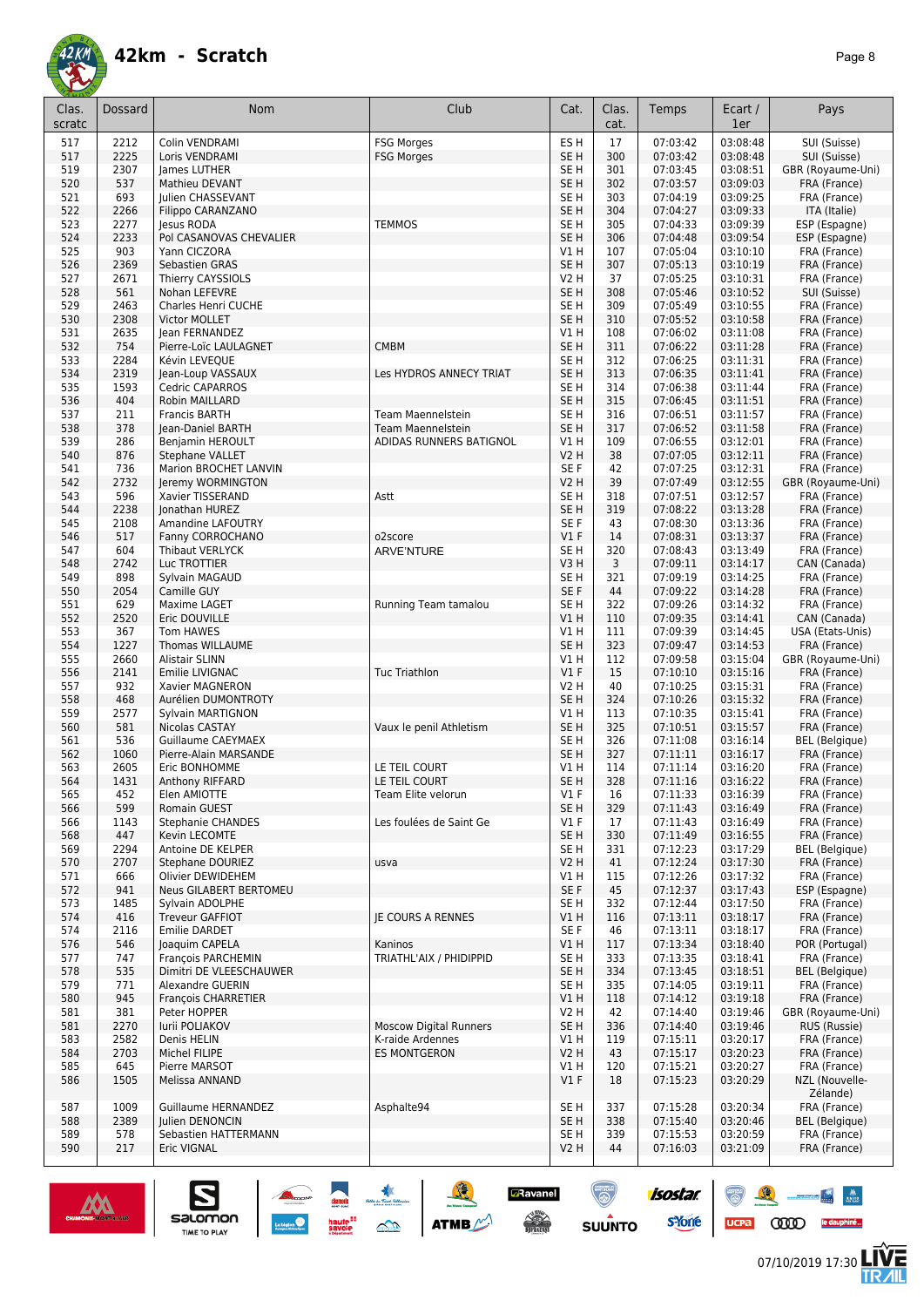# 42km - Scratch

| Clas. scratc | Dossard | Nom | Club | Cat. | Clas. cat. | Temps | Ecart / 1er | Pays |
|---|---|---|---|---|---|---|---|---|
| 517 | 2212 | Colin VENDRAMI | FSG Morges | ES H | 17 | 07:03:42 | 03:08:48 | SUI (Suisse) |
| 517 | 2225 | Loris VENDRAMI | FSG Morges | SE H | 300 | 07:03:42 | 03:08:48 | SUI (Suisse) |
| 519 | 2307 | James LUTHER | | SE H | 301 | 07:03:45 | 03:08:51 | GBR (Royaume-Uni) |
| 520 | 537 | Mathieu DEVANT | | SE H | 302 | 07:03:57 | 03:09:03 | FRA (France) |
| 521 | 693 | Julien CHASSEVANT | | SE H | 303 | 07:04:19 | 03:09:25 | FRA (France) |
| 522 | 2266 | Filippo CARANZANO | | SE H | 304 | 07:04:27 | 03:09:33 | ITA (Italie) |
| 523 | 2277 | Jesus RODA | TEMMOS | SE H | 305 | 07:04:33 | 03:09:39 | ESP (Espagne) |
| 524 | 2233 | Pol CASANOVAS CHEVALIER | | SE H | 306 | 07:04:48 | 03:09:54 | ESP (Espagne) |
| 525 | 903 | Yann CICZORA | | V1 H | 107 | 07:05:04 | 03:10:10 | FRA (France) |
| 526 | 2369 | Sebastien GRAS | | SE H | 307 | 07:05:13 | 03:10:19 | FRA (France) |
| 527 | 2671 | Thierry CAYSSIOLS | | V2 H | 37 | 07:05:25 | 03:10:31 | FRA (France) |
| 528 | 561 | Nohan LEFEVRE | | SE H | 308 | 07:05:46 | 03:10:52 | SUI (Suisse) |
| 529 | 2463 | Charles Henri CUCHE | | SE H | 309 | 07:05:49 | 03:10:55 | FRA (France) |
| 530 | 2308 | Victor MOLLET | | SE H | 310 | 07:05:52 | 03:10:58 | FRA (France) |
| 531 | 2635 | Jean FERNANDEZ | | V1 H | 108 | 07:06:02 | 03:11:08 | FRA (France) |
| 532 | 754 | Pierre-Loïc LAULAGNET | CMBM | SE H | 311 | 07:06:22 | 03:11:28 | FRA (France) |
| 533 | 2284 | Kévin LEVEQUE | | SE H | 312 | 07:06:25 | 03:11:31 | FRA (France) |
| 534 | 2319 | Jean-Loup VASSAUX | Les HYDROS ANNECY TRIAT | SE H | 313 | 07:06:35 | 03:11:41 | FRA (France) |
| 535 | 1593 | Cedric CAPARROS | | SE H | 314 | 07:06:38 | 03:11:44 | FRA (France) |
| 536 | 404 | Robin MAILLARD | | SE H | 315 | 07:06:45 | 03:11:51 | FRA (France) |
| 537 | 211 | Francis BARTH | Team Maennelstein | SE H | 316 | 07:06:51 | 03:11:57 | FRA (France) |
| 538 | 378 | Jean-Daniel BARTH | Team Maennelstein | SE H | 317 | 07:06:52 | 03:11:58 | FRA (France) |
| 539 | 286 | Benjamin HEROULT | ADIDAS RUNNERS BATIGNOL | V1 H | 109 | 07:06:55 | 03:12:01 | FRA (France) |
| 540 | 876 | Stephane VALLET | | V2 H | 38 | 07:07:05 | 03:12:11 | FRA (France) |
| 541 | 736 | Marion BROCHET LANVIN | | SE F | 42 | 07:07:25 | 03:12:31 | FRA (France) |
| 542 | 2732 | Jeremy WORMINGTON | | V2 H | 39 | 07:07:49 | 03:12:55 | GBR (Royaume-Uni) |
| 543 | 596 | Xavier TISSERAND | Astt | SE H | 318 | 07:07:51 | 03:12:57 | FRA (France) |
| 544 | 2238 | Jonathan HUREZ | | SE H | 319 | 07:08:22 | 03:13:28 | FRA (France) |
| 545 | 2108 | Amandine LAFOUTRY | | SE F | 43 | 07:08:30 | 03:13:36 | FRA (France) |
| 546 | 517 | Fanny CORROCHANO | o2score | V1 F | 14 | 07:08:31 | 03:13:37 | FRA (France) |
| 547 | 604 | Thibaut VERLYCK | ARVE'NTURE | SE H | 320 | 07:08:43 | 03:13:49 | FRA (France) |
| 548 | 2742 | Luc TROTTIER | | V3 H | 3 | 07:09:11 | 03:14:17 | CAN (Canada) |
| 549 | 898 | Sylvain MAGAUD | | SE H | 321 | 07:09:19 | 03:14:25 | FRA (France) |
| 550 | 2054 | Camille GUY | | SE F | 44 | 07:09:22 | 03:14:28 | FRA (France) |
| 551 | 629 | Maxime LAGET | Running Team tamalou | SE H | 322 | 07:09:26 | 03:14:32 | FRA (France) |
| 552 | 2520 | Eric DOUVILLE | | V1 H | 110 | 07:09:35 | 03:14:41 | CAN (Canada) |
| 553 | 367 | Tom HAWES | | V1 H | 111 | 07:09:39 | 03:14:45 | USA (Etats-Unis) |
| 554 | 1227 | Thomas WILLAUME | | SE H | 323 | 07:09:47 | 03:14:53 | FRA (France) |
| 555 | 2660 | Alistair SLINN | | V1 H | 112 | 07:09:58 | 03:15:04 | GBR (Royaume-Uni) |
| 556 | 2141 | Emilie LIVIGNAC | Tuc Triathlon | V1 F | 15 | 07:10:10 | 03:15:16 | FRA (France) |
| 557 | 932 | Xavier MAGNERON | | V2 H | 40 | 07:10:25 | 03:15:31 | FRA (France) |
| 558 | 468 | Aurélien DUMONTROTY | | SE H | 324 | 07:10:26 | 03:15:32 | FRA (France) |
| 559 | 2577 | Sylvain MARTIGNON | | V1 H | 113 | 07:10:35 | 03:15:41 | FRA (France) |
| 560 | 581 | Nicolas CASTAY | Vaux le penil Athletism | SE H | 325 | 07:10:51 | 03:15:57 | FRA (France) |
| 561 | 536 | Guillaume CAYEMAEX | | SE H | 326 | 07:11:08 | 03:16:14 | BEL (Belgique) |
| 562 | 1060 | Pierre-Alain MARSANDE | | SE H | 327 | 07:11:11 | 03:16:17 | FRA (France) |
| 563 | 2605 | Eric BONHOMME | LE TEIL COURT | V1 H | 114 | 07:11:14 | 03:16:20 | FRA (France) |
| 564 | 1431 | Anthony RIFFARD | LE TEIL COURT | SE H | 328 | 07:11:16 | 03:16:22 | FRA (France) |
| 565 | 452 | Elen AMIOTTE | Team Elite velorun | V1 F | 16 | 07:11:33 | 03:16:39 | FRA (France) |
| 566 | 599 | Romain GUEST | | SE H | 329 | 07:11:43 | 03:16:49 | FRA (France) |
| 566 | 1143 | Stephanie CHANDES | Les foulées de Saint Ge | V1 F | 17 | 07:11:43 | 03:16:49 | FRA (France) |
| 568 | 447 | Kevin LECOMTE | | SE H | 330 | 07:11:49 | 03:16:55 | FRA (France) |
| 569 | 2294 | Antoine DE KELPER | | SE H | 331 | 07:12:23 | 03:17:29 | BEL (Belgique) |
| 570 | 2707 | Stephane DOURIEZ | usva | V2 H | 41 | 07:12:24 | 03:17:30 | FRA (France) |
| 571 | 666 | Olivier DEWIDEHEM | | V1 H | 115 | 07:12:26 | 03:17:32 | FRA (France) |
| 572 | 941 | Neus GILABERT BERTOMEU | | SE F | 45 | 07:12:37 | 03:17:43 | ESP (Espagne) |
| 573 | 1485 | Sylvain ADOLPHE | | SE H | 332 | 07:12:44 | 03:17:50 | FRA (France) |
| 574 | 416 | Treveur GAFFIOT | JE COURS A RENNES | V1 H | 116 | 07:13:11 | 03:18:17 | FRA (France) |
| 574 | 2116 | Emilie DARDET | | SE F | 46 | 07:13:11 | 03:18:17 | FRA (France) |
| 576 | 546 | Joaquim CAPELA | Kaninos | V1 H | 117 | 07:13:34 | 03:18:40 | POR (Portugal) |
| 577 | 747 | François PARCHEMIN | TRIATHL'AIX / PHIDIPPID | SE H | 333 | 07:13:35 | 03:18:41 | FRA (France) |
| 578 | 535 | Dimitri DE VLEESCHAUWER | | SE H | 334 | 07:13:45 | 03:18:51 | BEL (Belgique) |
| 579 | 771 | Alexandre GUERIN | | SE H | 335 | 07:14:05 | 03:19:11 | FRA (France) |
| 580 | 945 | François CHARRETIER | | V1 H | 118 | 07:14:12 | 03:19:18 | FRA (France) |
| 581 | 381 | Peter HOPPER | | V2 H | 42 | 07:14:40 | 03:19:46 | GBR (Royaume-Uni) |
| 581 | 2270 | Iurii POLIAKOV | Moscow Digital Runners | SE H | 336 | 07:14:40 | 03:19:46 | RUS (Russie) |
| 583 | 2582 | Denis HELIN | K-raide Ardennes | V1 H | 119 | 07:15:11 | 03:20:17 | FRA (France) |
| 584 | 2703 | Michel FILIPE | ES MONTGERON | V2 H | 43 | 07:15:17 | 03:20:23 | FRA (France) |
| 585 | 645 | Pierre MARSOT | | V1 H | 120 | 07:15:21 | 03:20:27 | FRA (France) |
| 586 | 1505 | Melissa ANNAND | | V1 F | 18 | 07:15:23 | 03:20:29 | NZL (Nouvelle-Zélande) |
| 587 | 1009 | Guillaume HERNANDEZ | Asphalte94 | SE H | 337 | 07:15:28 | 03:20:34 | FRA (France) |
| 588 | 2389 | Julien DENONCIN | | SE H | 338 | 07:15:40 | 03:20:46 | BEL (Belgique) |
| 589 | 578 | Sebastien HATTERMANN | | SE H | 339 | 07:15:53 | 03:20:59 | FRA (France) |
| 590 | 217 | Eric VIGNAL | | V2 H | 44 | 07:16:03 | 03:21:09 | FRA (France) |

07/10/2019 17:30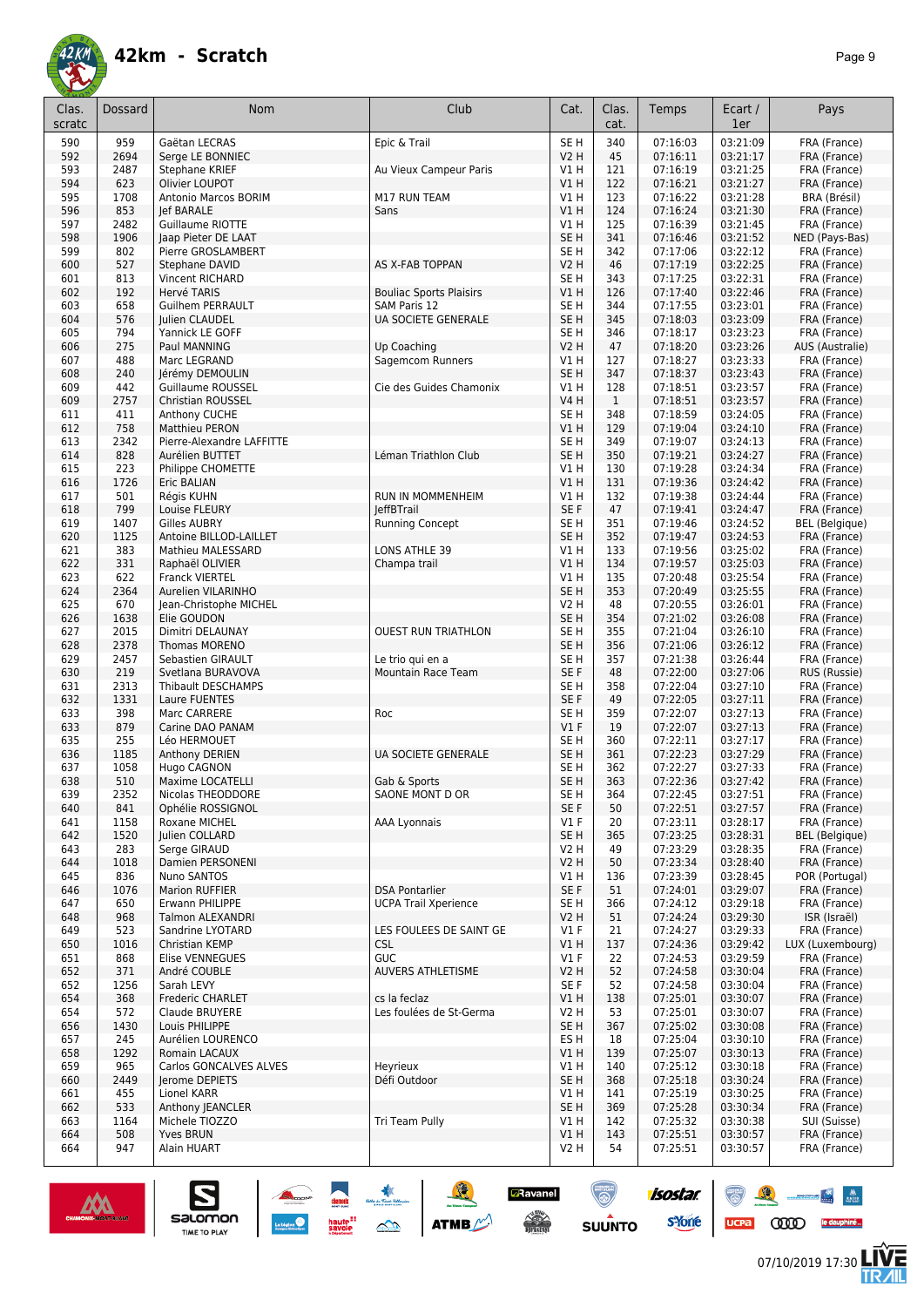# 42km - Scratch

| Clas. scratc | Dossard | Nom | Club | Cat. | Clas. cat. | Temps | Ecart / 1er | Pays |
|---|---|---|---|---|---|---|---|---|
| 590 | 959 | Gaëtan LECRAS | Epic & Trail | SE H | 340 | 07:16:03 | 03:21:09 | FRA (France) |
| 592 | 2694 | Serge LE BONNIEC | | V2 H | 45 | 07:16:11 | 03:21:17 | FRA (France) |
| 593 | 2487 | Stephane KRIEF | Au Vieux Campeur Paris | V1 H | 121 | 07:16:19 | 03:21:25 | FRA (France) |
| 594 | 623 | Olivier LOUPOT | | V1 H | 122 | 07:16:21 | 03:21:27 | FRA (France) |
| 595 | 1708 | Antonio Marcos BORIM | M17 RUN TEAM | V1 H | 123 | 07:16:22 | 03:21:28 | BRA (Brésil) |
| 596 | 853 | Jef BARALE | Sans | V1 H | 124 | 07:16:24 | 03:21:30 | FRA (France) |
| 597 | 2482 | Guillaume RIOTTE | | V1 H | 125 | 07:16:39 | 03:21:45 | FRA (France) |
| 598 | 1906 | Jaap Pieter DE LAAT | | SE H | 341 | 07:16:46 | 03:21:52 | NED (Pays-Bas) |
| 599 | 802 | Pierre GROSLAMBERT | | SE H | 342 | 07:17:06 | 03:22:12 | FRA (France) |
| 600 | 527 | Stephane DAVID | AS X-FAB TOPPAN | V2 H | 46 | 07:17:19 | 03:22:25 | FRA (France) |
| 601 | 813 | Vincent RICHARD | | SE H | 343 | 07:17:25 | 03:22:31 | FRA (France) |
| 602 | 192 | Hervé TARIS | Bouliac Sports Plaisirs | V1 H | 126 | 07:17:40 | 03:22:46 | FRA (France) |
| 603 | 658 | Guilhem PERRAULT | SAM Paris 12 | SE H | 344 | 07:17:55 | 03:23:01 | FRA (France) |
| 604 | 576 | Julien CLAUDEL | UA SOCIETE GENERALE | SE H | 345 | 07:18:03 | 03:23:09 | FRA (France) |
| 605 | 794 | Yannick LE GOFF | | SE H | 346 | 07:18:17 | 03:23:23 | FRA (France) |
| 606 | 275 | Paul MANNING | Up Coaching | V2 H | 47 | 07:18:20 | 03:23:26 | AUS (Australie) |
| 607 | 488 | Marc LEGRAND | Sagemcom Runners | V1 H | 127 | 07:18:27 | 03:23:33 | FRA (France) |
| 608 | 240 | Jérémy DEMOULIN | | SE H | 347 | 07:18:37 | 03:23:43 | FRA (France) |
| 609 | 442 | Guillaume ROUSSEL | Cie des Guides Chamonix | V1 H | 128 | 07:18:51 | 03:23:57 | FRA (France) |
| 609 | 2757 | Christian ROUSSEL | | V4 H | 1 | 07:18:51 | 03:23:57 | FRA (France) |
| 611 | 411 | Anthony CUCHE | | SE H | 348 | 07:18:59 | 03:24:05 | FRA (France) |
| 612 | 758 | Matthieu PERON | | V1 H | 129 | 07:19:04 | 03:24:10 | FRA (France) |
| 613 | 2342 | Pierre-Alexandre LAFFITTE | | SE H | 349 | 07:19:07 | 03:24:13 | FRA (France) |
| 614 | 828 | Aurélien BUTTET | Léman Triathlon Club | SE H | 350 | 07:19:21 | 03:24:27 | FRA (France) |
| 615 | 223 | Philippe CHOMETTE | | V1 H | 130 | 07:19:28 | 03:24:34 | FRA (France) |
| 616 | 1726 | Eric BALIAN | | V1 H | 131 | 07:19:36 | 03:24:42 | FRA (France) |
| 617 | 501 | Régis KUHN | RUN IN MOMMENHEIM | V1 H | 132 | 07:19:38 | 03:24:44 | FRA (France) |
| 618 | 799 | Louise FLEURY | JeffBTrail | SE F | 47 | 07:19:41 | 03:24:47 | FRA (France) |
| 619 | 1407 | Gilles AUBRY | Running Concept | SE H | 351 | 07:19:46 | 03:24:52 | BEL (Belgique) |
| 620 | 1125 | Antoine BILLOD-LAILLET | | SE H | 352 | 07:19:47 | 03:24:53 | FRA (France) |
| 621 | 383 | Mathieu MALESSARD | LONS ATHLE 39 | V1 H | 133 | 07:19:56 | 03:25:02 | FRA (France) |
| 622 | 331 | Raphaël OLIVIER | Champa trail | V1 H | 134 | 07:19:57 | 03:25:03 | FRA (France) |
| 623 | 622 | Franck VIERTEL | | V1 H | 135 | 07:20:48 | 03:25:54 | FRA (France) |
| 624 | 2364 | Aurelien VILARINHO | | SE H | 353 | 07:20:49 | 03:25:55 | FRA (France) |
| 625 | 670 | Jean-Christophe MICHEL | | V2 H | 48 | 07:20:55 | 03:26:01 | FRA (France) |
| 626 | 1638 | Elie GOUDON | | SE H | 354 | 07:21:02 | 03:26:08 | FRA (France) |
| 627 | 2015 | Dimitri DELAUNAY | OUEST RUN TRIATHLON | SE H | 355 | 07:21:04 | 03:26:10 | FRA (France) |
| 628 | 2378 | Thomas MORENO | | SE H | 356 | 07:21:06 | 03:26:12 | FRA (France) |
| 629 | 2457 | Sebastien GIRAULT | Le trio qui en a | SE H | 357 | 07:21:38 | 03:26:44 | FRA (France) |
| 630 | 219 | Svetlana BURAVOVA | Mountain Race Team | SE F | 48 | 07:22:00 | 03:27:06 | RUS (Russie) |
| 631 | 2313 | Thibault DESCHAMPS | | SE H | 358 | 07:22:04 | 03:27:10 | FRA (France) |
| 632 | 1331 | Laure FUENTES | | SE F | 49 | 07:22:05 | 03:27:11 | FRA (France) |
| 633 | 398 | Marc CARRERE | Roc | SE H | 359 | 07:22:07 | 03:27:13 | FRA (France) |
| 633 | 879 | Carine DAO PANAM | | V1 F | 19 | 07:22:07 | 03:27:13 | FRA (France) |
| 635 | 255 | Léo HERMOUET | | SE H | 360 | 07:22:11 | 03:27:17 | FRA (France) |
| 636 | 1185 | Anthony DERIEN | UA SOCIETE GENERALE | SE H | 361 | 07:22:23 | 03:27:29 | FRA (France) |
| 637 | 1058 | Hugo CAGNON | | SE H | 362 | 07:22:27 | 03:27:33 | FRA (France) |
| 638 | 510 | Maxime LOCATELLI | Gab & Sports | SE H | 363 | 07:22:36 | 03:27:42 | FRA (France) |
| 639 | 2352 | Nicolas THEODDORE | SAONE MONT D OR | SE H | 364 | 07:22:45 | 03:27:51 | FRA (France) |
| 640 | 841 | Ophélie ROSSIGNOL | | SE F | 50 | 07:22:51 | 03:27:57 | FRA (France) |
| 641 | 1158 | Roxane MICHEL | AAA Lyonnais | V1 F | 20 | 07:23:11 | 03:28:17 | FRA (France) |
| 642 | 1520 | Julien COLLARD | | SE H | 365 | 07:23:25 | 03:28:31 | BEL (Belgique) |
| 643 | 283 | Serge GIRAUD | | V2 H | 49 | 07:23:29 | 03:28:35 | FRA (France) |
| 644 | 1018 | Damien PERSONENI | | V2 H | 50 | 07:23:34 | 03:28:40 | FRA (France) |
| 645 | 836 | Nuno SANTOS | | V1 H | 136 | 07:23:39 | 03:28:45 | POR (Portugal) |
| 646 | 1076 | Marion RUFFIER | DSA Pontarlier | SE F | 51 | 07:24:01 | 03:29:07 | FRA (France) |
| 647 | 650 | Erwann PHILIPPE | UCPA Trail Xperience | SE H | 366 | 07:24:12 | 03:29:18 | FRA (France) |
| 648 | 968 | Talmon ALEXANDRI | | V2 H | 51 | 07:24:24 | 03:29:30 | ISR (Israël) |
| 649 | 523 | Sandrine LYOTARD | LES FOULEES DE SAINT GE | V1 F | 21 | 07:24:27 | 03:29:33 | FRA (France) |
| 650 | 1016 | Christian KEMP | CSL | V1 H | 137 | 07:24:36 | 03:29:42 | LUX (Luxembourg) |
| 651 | 868 | Elise VENNEGUES | GUC | V1 F | 22 | 07:24:53 | 03:29:59 | FRA (France) |
| 652 | 371 | André COUBLE | AUVERS ATHLETISME | V2 H | 52 | 07:24:58 | 03:30:04 | FRA (France) |
| 652 | 1256 | Sarah LEVY | | SE F | 52 | 07:24:58 | 03:30:04 | FRA (France) |
| 654 | 368 | Frederic CHARLET | cs la feclaz | V1 H | 138 | 07:25:01 | 03:30:07 | FRA (France) |
| 654 | 572 | Claude BRUYERE | Les foulées de St-Germa | V2 H | 53 | 07:25:01 | 03:30:07 | FRA (France) |
| 656 | 1430 | Louis PHILIPPE | | SE H | 367 | 07:25:02 | 03:30:08 | FRA (France) |
| 657 | 245 | Aurélien LOURENCO | | ES H | 18 | 07:25:04 | 03:30:10 | FRA (France) |
| 658 | 1292 | Romain LACAUX | | V1 H | 139 | 07:25:07 | 03:30:13 | FRA (France) |
| 659 | 965 | Carlos GONCALVES ALVES | Heyrieux | V1 H | 140 | 07:25:12 | 03:30:18 | FRA (France) |
| 660 | 2449 | Jerome DEPIETS | Défi Outdoor | SE H | 368 | 07:25:18 | 03:30:24 | FRA (France) |
| 661 | 455 | Lionel KARR | | V1 H | 141 | 07:25:19 | 03:30:25 | FRA (France) |
| 662 | 533 | Anthony JEANCLER | | SE H | 369 | 07:25:28 | 03:30:34 | FRA (France) |
| 663 | 1164 | Michele TIOZZO | Tri Team Pully | V1 H | 142 | 07:25:32 | 03:30:38 | SUI (Suisse) |
| 664 | 508 | Yves BRUN | | V1 H | 143 | 07:25:51 | 03:30:57 | FRA (France) |
| 664 | 947 | Alain HUART | | V2 H | 54 | 07:25:51 | 03:30:57 | FRA (France) |

07/10/2019 17:30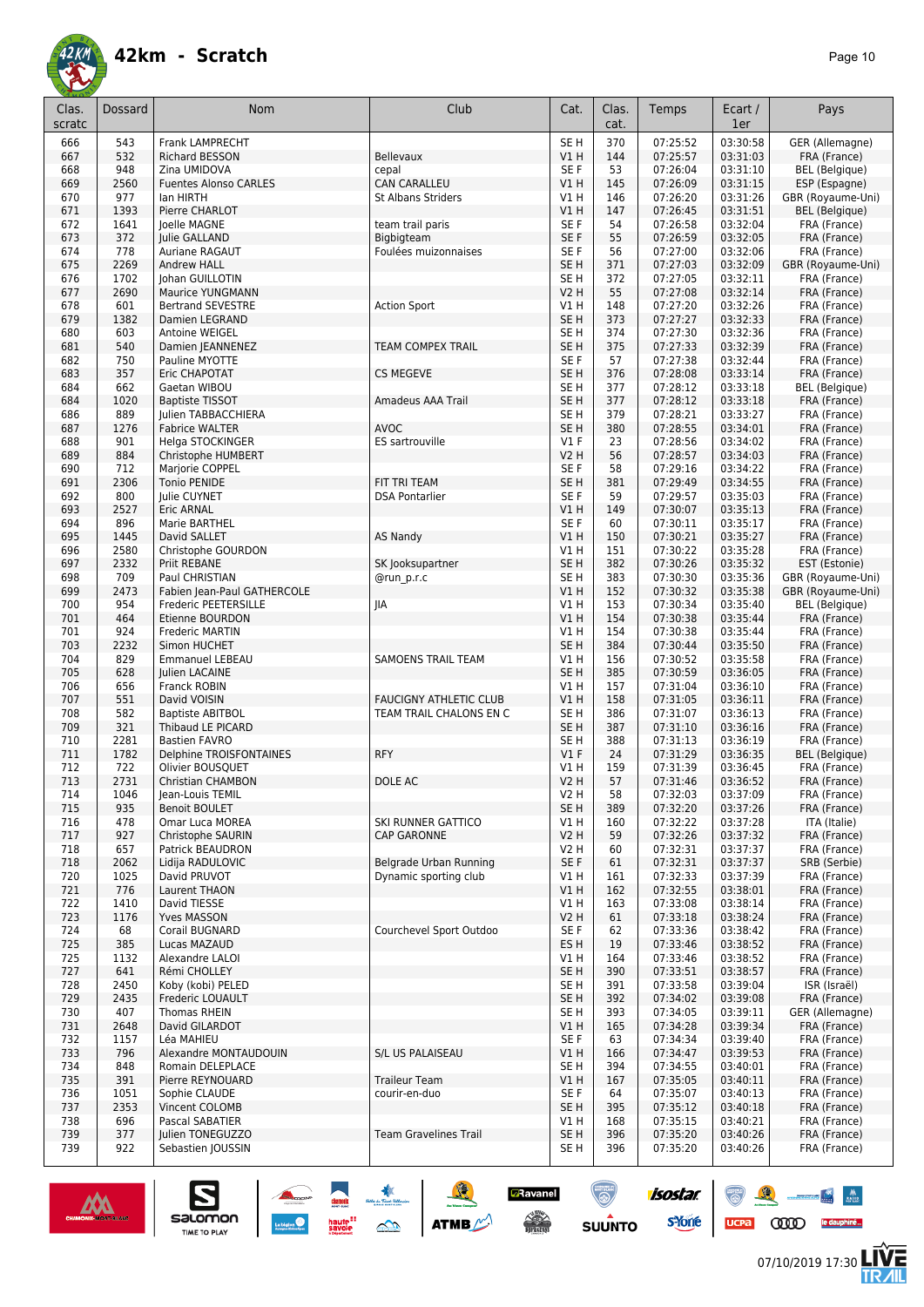# 42km - Scratch

| Clas. scratc | Dossard | Nom | Club | Cat. | Clas. cat. | Temps | Ecart / 1er | Pays |
|---|---|---|---|---|---|---|---|---|
| 666 | 543 | Frank LAMPRECHT | | SE H | 370 | 07:25:52 | 03:30:58 | GER (Allemagne) |
| 667 | 532 | Richard BESSON | Bellevaux | V1 H | 144 | 07:25:57 | 03:31:03 | FRA (France) |
| 668 | 948 | Zina UMIDOVA | cepal | SE F | 53 | 07:26:04 | 03:31:10 | BEL (Belgique) |
| 669 | 2560 | Fuentes Alonso CARLES | CAN CARALLEU | V1 H | 145 | 07:26:09 | 03:31:15 | ESP (Espagne) |
| 670 | 977 | Ian HIRTH | St Albans Striders | V1 H | 146 | 07:26:20 | 03:31:26 | GBR (Royaume-Uni) |
| 671 | 1393 | Pierre CHARLOT | | V1 H | 147 | 07:26:45 | 03:31:51 | BEL (Belgique) |
| 672 | 1641 | Joelle MAGNE | team trail paris | SE F | 54 | 07:26:58 | 03:32:04 | FRA (France) |
| 673 | 372 | Julie GALLAND | Bigbigteam | SE F | 55 | 07:26:59 | 03:32:05 | FRA (France) |
| 674 | 778 | Auriane RAGAUT | Foulées muizonnaises | SE F | 56 | 07:27:00 | 03:32:06 | FRA (France) |
| 675 | 2269 | Andrew HALL | | SE H | 371 | 07:27:03 | 03:32:09 | GBR (Royaume-Uni) |
| 676 | 1702 | Johan GUILLOTIN | | SE H | 372 | 07:27:05 | 03:32:11 | FRA (France) |
| 677 | 2690 | Maurice YUNGMANN | | V2 H | 55 | 07:27:08 | 03:32:14 | FRA (France) |
| 678 | 601 | Bertrand SEVESTRE | Action Sport | V1 H | 148 | 07:27:20 | 03:32:26 | FRA (France) |
| 679 | 1382 | Damien LEGRAND | | SE H | 373 | 07:27:27 | 03:32:33 | FRA (France) |
| 680 | 603 | Antoine WEIGEL | | SE H | 374 | 07:27:30 | 03:32:36 | FRA (France) |
| 681 | 540 | Damien JEANNENEZ | TEAM COMPEX TRAIL | SE H | 375 | 07:27:33 | 03:32:39 | FRA (France) |
| 682 | 750 | Pauline MYOTTE | | SE F | 57 | 07:27:38 | 03:32:44 | FRA (France) |
| 683 | 357 | Eric CHAPOTAT | CS MEGEVE | SE H | 376 | 07:28:08 | 03:33:14 | FRA (France) |
| 684 | 662 | Gaetan WIBOU | | SE H | 377 | 07:28:12 | 03:33:18 | BEL (Belgique) |
| 684 | 1020 | Baptiste TISSOT | Amadeus AAA Trail | SE H | 377 | 07:28:12 | 03:33:18 | FRA (France) |
| 686 | 889 | Julien TABBACCHIERA | | SE H | 379 | 07:28:21 | 03:33:27 | FRA (France) |
| 687 | 1276 | Fabrice WALTER | AVOC | SE H | 380 | 07:28:55 | 03:34:01 | FRA (France) |
| 688 | 901 | Helga STOCKINGER | ES sartrouville | V1 F | 23 | 07:28:56 | 03:34:02 | FRA (France) |
| 689 | 884 | Christophe HUMBERT | | V2 H | 56 | 07:28:57 | 03:34:03 | FRA (France) |
| 690 | 712 | Marjorie COPPEL | | SE F | 58 | 07:29:16 | 03:34:22 | FRA (France) |
| 691 | 2306 | Tonio PENIDE | FIT TRI TEAM | SE H | 381 | 07:29:49 | 03:34:55 | FRA (France) |
| 692 | 800 | Julie CUYNET | DSA Pontarlier | SE F | 59 | 07:29:57 | 03:35:03 | FRA (France) |
| 693 | 2527 | Eric ARNAL | | V1 H | 149 | 07:30:07 | 03:35:13 | FRA (France) |
| 694 | 896 | Marie BARTHEL | | SE F | 60 | 07:30:11 | 03:35:17 | FRA (France) |
| 695 | 1445 | David SALLET | AS Nandy | V1 H | 150 | 07:30:21 | 03:35:27 | FRA (France) |
| 696 | 2580 | Christophe GOURDON | | V1 H | 151 | 07:30:22 | 03:35:28 | FRA (France) |
| 697 | 2332 | Priit REBANE | SK Jooksupartner | SE H | 382 | 07:30:26 | 03:35:32 | EST (Estonie) |
| 698 | 709 | Paul CHRISTIAN | @run_p.r.c | SE H | 383 | 07:30:30 | 03:35:36 | GBR (Royaume-Uni) |
| 699 | 2473 | Fabien Jean-Paul GATHERCOLE | | V1 H | 152 | 07:30:32 | 03:35:38 | GBR (Royaume-Uni) |
| 700 | 954 | Frederic PEETERSILLE | JIA | V1 H | 153 | 07:30:34 | 03:35:40 | BEL (Belgique) |
| 701 | 464 | Etienne BOURDON | | V1 H | 154 | 07:30:38 | 03:35:44 | FRA (France) |
| 701 | 924 | Frederic MARTIN | | V1 H | 154 | 07:30:38 | 03:35:44 | FRA (France) |
| 703 | 2232 | Simon HUCHET | | SE H | 384 | 07:30:44 | 03:35:50 | FRA (France) |
| 704 | 829 | Emmanuel LEBEAU | SAMOENS TRAIL TEAM | V1 H | 156 | 07:30:52 | 03:35:58 | FRA (France) |
| 705 | 628 | Julien LACAINE | | SE H | 385 | 07:30:59 | 03:36:05 | FRA (France) |
| 706 | 656 | Franck ROBIN | | V1 H | 157 | 07:31:04 | 03:36:10 | FRA (France) |
| 707 | 551 | David VOISIN | FAUCIGNY ATHLETIC CLUB | V1 H | 158 | 07:31:05 | 03:36:11 | FRA (France) |
| 708 | 582 | Baptiste ABITBOL | TEAM TRAIL CHALONS EN C | SE H | 386 | 07:31:07 | 03:36:13 | FRA (France) |
| 709 | 321 | Thibaud LE PICARD | | SE H | 387 | 07:31:10 | 03:36:16 | FRA (France) |
| 710 | 2281 | Bastien FAVRO | | SE H | 388 | 07:31:13 | 03:36:19 | FRA (France) |
| 711 | 1782 | Delphine TROISFONTAINES | RFY | V1 F | 24 | 07:31:29 | 03:36:35 | BEL (Belgique) |
| 712 | 722 | Olivier BOUSQUET | | V1 H | 159 | 07:31:39 | 03:36:45 | FRA (France) |
| 713 | 2731 | Christian CHAMBON | DOLE AC | V2 H | 57 | 07:31:46 | 03:36:52 | FRA (France) |
| 714 | 1046 | Jean-Louis TEMIL | | V2 H | 58 | 07:32:03 | 03:37:09 | FRA (France) |
| 715 | 935 | Benoit BOULET | | SE H | 389 | 07:32:20 | 03:37:26 | FRA (France) |
| 716 | 478 | Omar Luca MOREA | SKI RUNNER GATTICO | V1 H | 160 | 07:32:22 | 03:37:28 | ITA (Italie) |
| 717 | 927 | Christophe SAURIN | CAP GARONNE | V2 H | 59 | 07:32:26 | 03:37:32 | FRA (France) |
| 718 | 657 | Patrick BEAUDRON | | V2 H | 60 | 07:32:31 | 03:37:37 | FRA (France) |
| 718 | 2062 | Lidija RADULOVIC | Belgrade Urban Running | SE F | 61 | 07:32:31 | 03:37:37 | SRB (Serbie) |
| 720 | 1025 | David PRUVOT | Dynamic sporting club | V1 H | 161 | 07:32:33 | 03:37:39 | FRA (France) |
| 721 | 776 | Laurent THAON | | V1 H | 162 | 07:32:55 | 03:38:01 | FRA (France) |
| 722 | 1410 | David TIESSE | | V1 H | 163 | 07:33:08 | 03:38:14 | FRA (France) |
| 723 | 1176 | Yves MASSON | | V2 H | 61 | 07:33:18 | 03:38:24 | FRA (France) |
| 724 | 68 | Corail BUGNARD | Courchevel Sport Outdoo | SE F | 62 | 07:33:36 | 03:38:42 | FRA (France) |
| 725 | 385 | Lucas MAZAUD | | ES H | 19 | 07:33:46 | 03:38:52 | FRA (France) |
| 725 | 1132 | Alexandre LALOI | | V1 H | 164 | 07:33:46 | 03:38:52 | FRA (France) |
| 727 | 641 | Rémi CHOLLEY | | SE H | 390 | 07:33:51 | 03:38:57 | FRA (France) |
| 728 | 2450 | Koby (kobi) PELED | | SE H | 391 | 07:33:58 | 03:39:04 | ISR (Israël) |
| 729 | 2435 | Frederic LOUAULT | | SE H | 392 | 07:34:02 | 03:39:08 | FRA (France) |
| 730 | 407 | Thomas RHEIN | | SE H | 393 | 07:34:05 | 03:39:11 | GER (Allemagne) |
| 731 | 2648 | David GILARDOT | | V1 H | 165 | 07:34:28 | 03:39:34 | FRA (France) |
| 732 | 1157 | Léa MAHIEU | | SE F | 63 | 07:34:34 | 03:39:40 | FRA (France) |
| 733 | 796 | Alexandre MONTAUDOUIN | S/L US PALAISEAU | V1 H | 166 | 07:34:47 | 03:39:53 | FRA (France) |
| 734 | 848 | Romain DELEPLACE | | SE H | 394 | 07:34:55 | 03:40:01 | FRA (France) |
| 735 | 391 | Pierre REYNOUARD | Traileur Team | V1 H | 167 | 07:35:05 | 03:40:11 | FRA (France) |
| 736 | 1051 | Sophie CLAUDE | courir-en-duo | SE F | 64 | 07:35:07 | 03:40:13 | FRA (France) |
| 737 | 2353 | Vincent COLOMB | | SE H | 395 | 07:35:12 | 03:40:18 | FRA (France) |
| 738 | 696 | Pascal SABATIER | | V1 H | 168 | 07:35:15 | 03:40:21 | FRA (France) |
| 739 | 377 | Julien TONEGUZZO | Team Gravelines Trail | SE H | 396 | 07:35:20 | 03:40:26 | FRA (France) |
| 739 | 922 | Sebastien JOUSSIN | | SE H | 396 | 07:35:20 | 03:40:26 | FRA (France) |

07/10/2019 17:30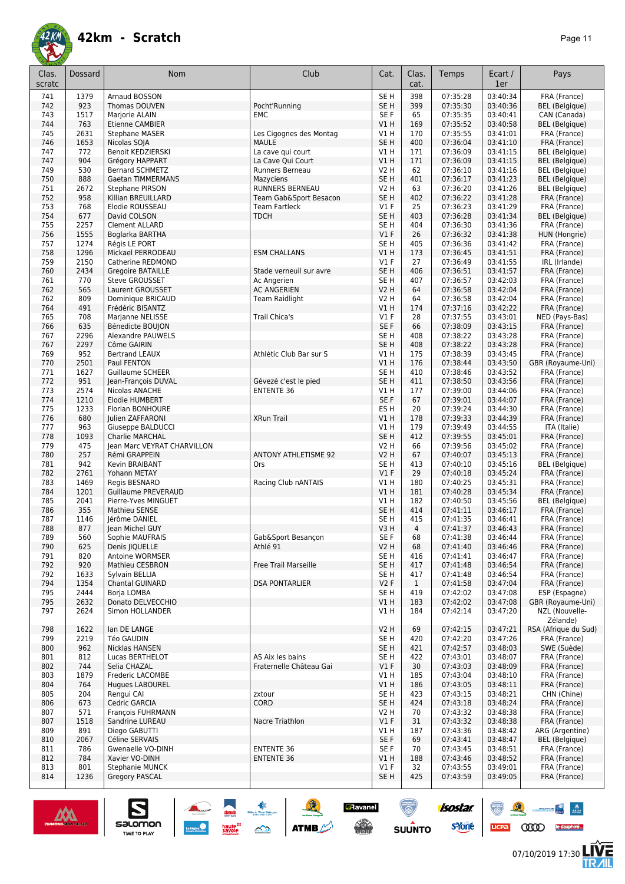# 42km - Scratch

| Clas. scratc | Dossard | Nom | Club | Cat. | Clas. cat. | Temps | Ecart / 1er | Pays |
|---|---|---|---|---|---|---|---|---|
| 741 | 1379 | Arnaud BOSSON | | SE H | 398 | 07:35:28 | 03:40:34 | FRA (France) |
| 742 | 923 | Thomas DOUVEN | Pocht'Running | SE H | 399 | 07:35:30 | 03:40:36 | BEL (Belgique) |
| 743 | 1517 | Marjorie ALAIN | EMC | SE F | 65 | 07:35:35 | 03:40:41 | CAN (Canada) |
| 744 | 763 | Etienne CAMBIER | | V1 H | 169 | 07:35:52 | 03:40:58 | BEL (Belgique) |
| 745 | 2631 | Stephane MASER | Les Cigognes des Montag | V1 H | 170 | 07:35:55 | 03:41:01 | FRA (France) |
| 746 | 1653 | Nicolas SOJA | MAULE | SE H | 400 | 07:36:04 | 03:41:10 | FRA (France) |
| 747 | 772 | Benoit KEDZIERSKI | La cave qui court | V1 H | 171 | 07:36:09 | 03:41:15 | BEL (Belgique) |
| 747 | 904 | Grégory HAPPART | La Cave Qui Court | V1 H | 171 | 07:36:09 | 03:41:15 | BEL (Belgique) |
| 749 | 530 | Bernard SCHMETZ | Runners Berneau | V2 H | 62 | 07:36:10 | 03:41:16 | BEL (Belgique) |
| 750 | 888 | Gaetan TIMMERMANS | Mazyciens | SE H | 401 | 07:36:17 | 03:41:23 | BEL (Belgique) |
| 751 | 2672 | Stephane PIRSON | RUNNERS BERNEAU | V2 H | 63 | 07:36:20 | 03:41:26 | BEL (Belgique) |
| 752 | 958 | Killian BREUILLARD | Team Gab&Sport Besacon | SE H | 402 | 07:36:22 | 03:41:28 | FRA (France) |
| 753 | 768 | Elodie ROUSSEAU | Team Fartleck | V1 F | 25 | 07:36:23 | 03:41:29 | FRA (France) |
| 754 | 677 | David COLSON | TDCH | SE H | 403 | 07:36:28 | 03:41:34 | BEL (Belgique) |
| 755 | 2257 | Clement ALLARD | | SE H | 404 | 07:36:30 | 03:41:36 | FRA (France) |
| 756 | 1555 | Boglarka BARTHA | | V1 F | 26 | 07:36:32 | 03:41:38 | HUN (Hongrie) |
| 757 | 1274 | Régis LE PORT | | SE H | 405 | 07:36:36 | 03:41:42 | FRA (France) |
| 758 | 1296 | Mickael PERRODEAU | ESM CHALLANS | V1 H | 173 | 07:36:45 | 03:41:51 | FRA (France) |
| 759 | 2150 | Catherine REDMOND | | V1 F | 27 | 07:36:49 | 03:41:55 | IRL (Irlande) |
| 760 | 2434 | Gregoire BATAILLE | Stade verneuil sur avre | SE H | 406 | 07:36:51 | 03:41:57 | FRA (France) |
| 761 | 770 | Steve GROUSSET | Ac Angerien | SE H | 407 | 07:36:57 | 03:42:03 | FRA (France) |
| 762 | 565 | Laurent GROUSSET | AC ANGERIEN | V2 H | 64 | 07:36:58 | 03:42:04 | FRA (France) |
| 762 | 809 | Dominique BRICAUD | Team Raidlight | V2 H | 64 | 07:36:58 | 03:42:04 | FRA (France) |
| 764 | 491 | Frédéric BISANTZ | | V1 H | 174 | 07:37:16 | 03:42:22 | FRA (France) |
| 765 | 708 | Marjanne NELISSE | Trail Chica's | V1 F | 28 | 07:37:55 | 03:43:01 | NED (Pays-Bas) |
| 766 | 635 | Bénédicte BOUJON | | SE F | 66 | 07:38:09 | 03:43:15 | FRA (France) |
| 767 | 2296 | Alexandre PAUWELS | | SE H | 408 | 07:38:22 | 03:43:28 | FRA (France) |
| 767 | 2297 | Côme GAIRIN | | SE H | 408 | 07:38:22 | 03:43:28 | FRA (France) |
| 769 | 952 | Bertrand LEAUX | Athlétic Club Bar sur S | V1 H | 175 | 07:38:39 | 03:43:45 | FRA (France) |
| 770 | 2501 | Paul FENTON | | V1 H | 176 | 07:38:44 | 03:43:50 | GBR (Royaume-Uni) |
| 771 | 1627 | Guillaume SCHEER | | SE H | 410 | 07:38:46 | 03:43:52 | FRA (France) |
| 772 | 951 | Jean-François DUVAL | Gévezé c'est le pied | SE H | 411 | 07:38:50 | 03:43:56 | FRA (France) |
| 773 | 2574 | Nicolas ANACHE | ENTENTE 36 | V1 H | 177 | 07:39:00 | 03:44:06 | FRA (France) |
| 774 | 1210 | Elodie HUMBERT | | SE F | 67 | 07:39:01 | 03:44:07 | FRA (France) |
| 775 | 1233 | Florian BONHOURE | | ES H | 20 | 07:39:24 | 03:44:30 | FRA (France) |
| 776 | 680 | Julien ZAFFARONI | XRun Trail | V1 H | 178 | 07:39:33 | 03:44:39 | FRA (France) |
| 777 | 963 | Giuseppe BALDUCCI | | V1 H | 179 | 07:39:49 | 03:44:55 | ITA (Italie) |
| 778 | 1093 | Charlie MARCHAL | | SE H | 412 | 07:39:55 | 03:45:01 | FRA (France) |
| 779 | 475 | Jean Marc VEYRAT CHARVILLON | | V2 H | 66 | 07:39:56 | 03:45:02 | FRA (France) |
| 780 | 257 | Rémi GRAPPEIN | ANTONY ATHLETISME 92 | V2 H | 67 | 07:40:07 | 03:45:13 | FRA (France) |
| 781 | 942 | Kevin BRAIBANT | Ors | SE H | 413 | 07:40:10 | 03:45:16 | BEL (Belgique) |
| 782 | 2761 | Yohann METAY | | V1 F | 29 | 07:40:18 | 03:45:24 | FRA (France) |
| 783 | 1469 | Regis BESNARD | Racing Club nANTAIS | V1 H | 180 | 07:40:25 | 03:45:31 | FRA (France) |
| 784 | 1201 | Guillaume PREVERAUD | | V1 H | 181 | 07:40:28 | 03:45:34 | FRA (France) |
| 785 | 2041 | Pierre-Yves MINGUET | | V1 H | 182 | 07:40:50 | 03:45:56 | BEL (Belgique) |
| 786 | 355 | Mathieu SENSE | | SE H | 414 | 07:41:11 | 03:46:17 | FRA (France) |
| 787 | 1146 | Jérôme DANIEL | | SE H | 415 | 07:41:35 | 03:46:41 | FRA (France) |
| 788 | 877 | Jean Michel GUY | | V3 H | 4 | 07:41:37 | 03:46:43 | FRA (France) |
| 789 | 560 | Sophie MAUFRAIS | Gab&Sport Besançon | SE F | 68 | 07:41:38 | 03:46:44 | FRA (France) |
| 790 | 625 | Denis JIQUELLE | Athlé 91 | V2 H | 68 | 07:41:40 | 03:46:46 | FRA (France) |
| 791 | 820 | Antoine WORMSER | | SE H | 416 | 07:41:41 | 03:46:47 | FRA (France) |
| 792 | 920 | Mathieu CESBRON | Free Trail Marseille | SE H | 417 | 07:41:48 | 03:46:54 | FRA (France) |
| 792 | 1633 | Sylvain BELLIA | | SE H | 417 | 07:41:48 | 03:46:54 | FRA (France) |
| 794 | 1354 | Chantal GUINARD | DSA PONTARLIER | V2 F | 1 | 07:41:58 | 03:47:04 | FRA (France) |
| 795 | 2444 | Borja LOMBA | | SE H | 419 | 07:42:02 | 03:47:08 | ESP (Espagne) |
| 795 | 2632 | Donato DELVECCHIO | | V1 H | 183 | 07:42:02 | 03:47:08 | GBR (Royaume-Uni) |
| 797 | 2624 | Simon HOLLANDER | | V1 H | 184 | 07:42:14 | 03:47:20 | NZL (Nouvelle-Zélande) |
| 798 | 1622 | Ian DE LANGE | | V2 H | 69 | 07:42:15 | 03:47:21 | RSA (Afrique du Sud) |
| 799 | 2219 | Téo GAUDIN | | SE H | 420 | 07:42:20 | 03:47:26 | FRA (France) |
| 800 | 962 | Nicklas HANSEN | | SE H | 421 | 07:42:57 | 03:48:03 | SWE (Suède) |
| 801 | 812 | Lucas BERTHELOT | AS Aix les bains | SE H | 422 | 07:43:01 | 03:48:07 | FRA (France) |
| 802 | 744 | Selia CHAZAL | Fraternelle Château Gai | V1 F | 30 | 07:43:03 | 03:48:09 | FRA (France) |
| 803 | 1879 | Frederic LACOMBE | | V1 H | 185 | 07:43:04 | 03:48:10 | FRA (France) |
| 804 | 764 | Hugues LABOUREL | | V1 H | 186 | 07:43:05 | 03:48:11 | FRA (France) |
| 805 | 204 | Rengui CAI | zxtour | SE H | 423 | 07:43:15 | 03:48:21 | CHN (Chine) |
| 806 | 673 | Cedric GARCIA | CORD | SE H | 424 | 07:43:18 | 03:48:24 | FRA (France) |
| 807 | 571 | François FUHRMANN | | V2 H | 70 | 07:43:32 | 03:48:38 | FRA (France) |
| 807 | 1518 | Sandrine LUREAU | Nacre Triathlon | V1 F | 31 | 07:43:32 | 03:48:38 | FRA (France) |
| 809 | 891 | Diego GABUTTI | | V1 H | 187 | 07:43:36 | 03:48:42 | ARG (Argentine) |
| 810 | 2067 | Céline SERVAIS | | SE F | 69 | 07:43:41 | 03:48:47 | BEL (Belgique) |
| 811 | 786 | Gwenaelle VO-DINH | ENTENTE 36 | SE F | 70 | 07:43:45 | 03:48:51 | FRA (France) |
| 812 | 784 | Xavier VO-DINH | ENTENTE 36 | V1 H | 188 | 07:43:46 | 03:48:52 | FRA (France) |
| 813 | 801 | Stephanie MUNCK | | V1 F | 32 | 07:43:55 | 03:49:01 | FRA (France) |
| 814 | 1236 | Gregory PASCAL | | SE H | 425 | 07:43:59 | 03:49:05 | FRA (France) |

07/10/2019 17:30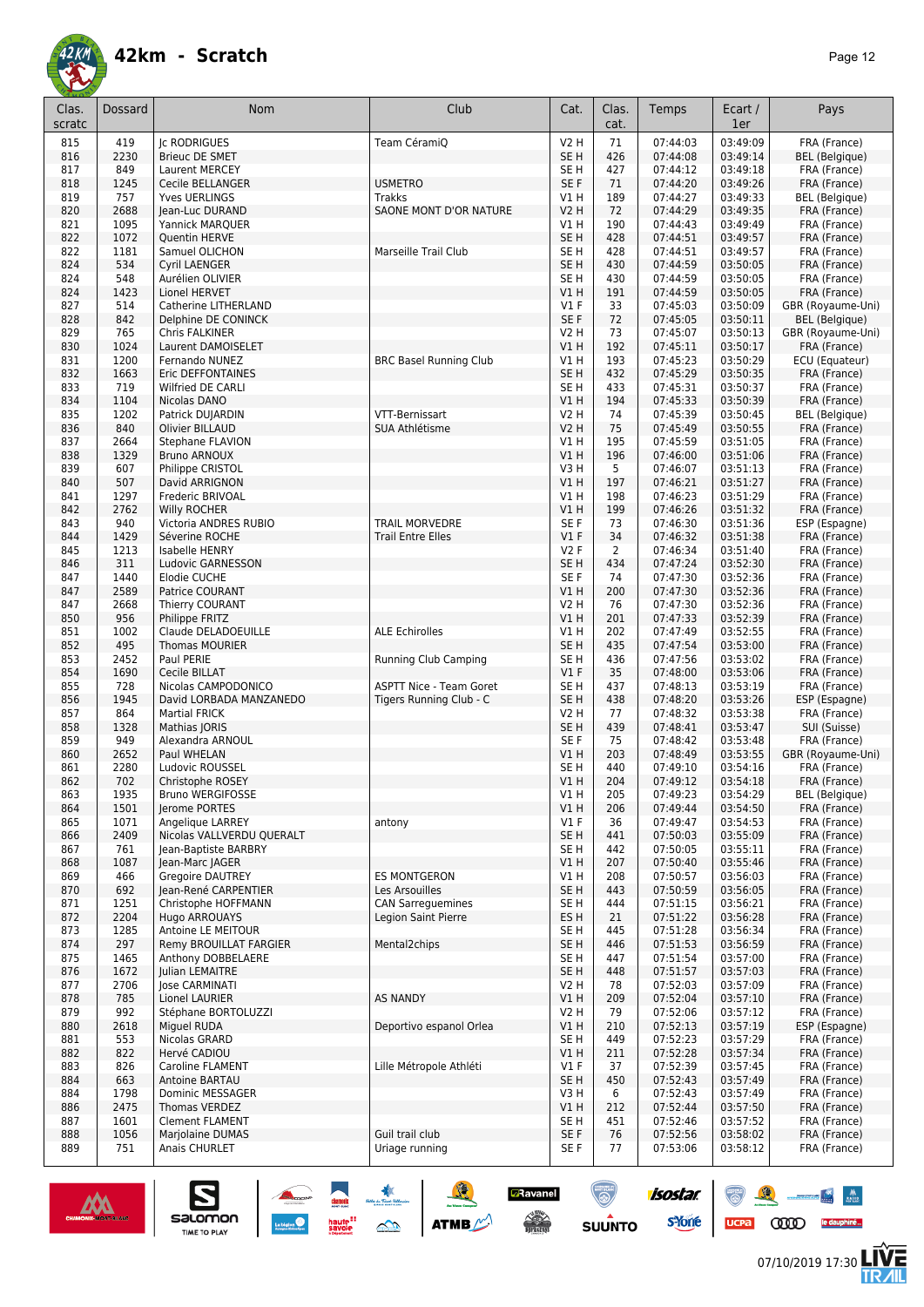# 42km - Scratch

| Clas. scratc | Dossard | Nom | Club | Cat. | Clas. cat. | Temps | Ecart / 1er | Pays |
|---|---|---|---|---|---|---|---|---|
| 815 | 419 | Jc RODRIGUES | Team CéramiQ | V2 H | 71 | 07:44:03 | 03:49:09 | FRA (France) |
| 816 | 2230 | Brieuc DE SMET | | SE H | 426 | 07:44:08 | 03:49:14 | BEL (Belgique) |
| 817 | 849 | Laurent MERCEY | | SE H | 427 | 07:44:12 | 03:49:18 | FRA (France) |
| 818 | 1245 | Cecile BELLANGER | USMETRO | SE F | 71 | 07:44:20 | 03:49:26 | FRA (France) |
| 819 | 757 | Yves UERLINGS | Trakks | V1 H | 189 | 07:44:27 | 03:49:33 | BEL (Belgique) |
| 820 | 2688 | Jean-Luc DURAND | SAONE MONT D'OR NATURE | V2 H | 72 | 07:44:29 | 03:49:35 | FRA (France) |
| 821 | 1095 | Yannick MARQUER | | V1 H | 190 | 07:44:43 | 03:49:49 | FRA (France) |
| 822 | 1072 | Quentin HERVE | | SE H | 428 | 07:44:51 | 03:49:57 | FRA (France) |
| 822 | 1181 | Samuel OLICHON | Marseille Trail Club | SE H | 428 | 07:44:51 | 03:49:57 | FRA (France) |
| 824 | 534 | Cyril LAENGER | | SE H | 430 | 07:44:59 | 03:50:05 | FRA (France) |
| 824 | 548 | Aurélien OLIVIER | | SE H | 430 | 07:44:59 | 03:50:05 | FRA (France) |
| 824 | 1423 | Lionel HERVET | | V1 H | 191 | 07:44:59 | 03:50:05 | FRA (France) |
| 827 | 514 | Catherine LITHERLAND | | V1 F | 33 | 07:45:03 | 03:50:09 | GBR (Royaume-Uni) |
| 828 | 842 | Delphine DE CONINCK | | SE F | 72 | 07:45:05 | 03:50:11 | BEL (Belgique) |
| 829 | 765 | Chris FALKINER | | V2 H | 73 | 07:45:07 | 03:50:13 | GBR (Royaume-Uni) |
| 830 | 1024 | Laurent DAMOISELET | | V1 H | 192 | 07:45:11 | 03:50:17 | FRA (France) |
| 831 | 1200 | Fernando NUNEZ | BRC Basel Running Club | V1 H | 193 | 07:45:23 | 03:50:29 | ECU (Equateur) |
| 832 | 1663 | Eric DEFFONTAINES | | SE H | 432 | 07:45:29 | 03:50:35 | FRA (France) |
| 833 | 719 | Wilfried DE CARLI | | SE H | 433 | 07:45:31 | 03:50:37 | FRA (France) |
| 834 | 1104 | Nicolas DANO | | V1 H | 194 | 07:45:33 | 03:50:39 | FRA (France) |
| 835 | 1202 | Patrick DUJARDIN | VTT-Bernissart | V2 H | 74 | 07:45:39 | 03:50:45 | BEL (Belgique) |
| 836 | 840 | Olivier BILLAUD | SUA Athlétisme | V2 H | 75 | 07:45:49 | 03:50:55 | FRA (France) |
| 837 | 2664 | Stephane FLAVION | | V1 H | 195 | 07:45:59 | 03:51:05 | FRA (France) |
| 838 | 1329 | Bruno ARNOUX | | V1 H | 196 | 07:46:00 | 03:51:06 | FRA (France) |
| 839 | 607 | Philippe CRISTOL | | V3 H | 5 | 07:46:07 | 03:51:13 | FRA (France) |
| 840 | 507 | David ARRIGNON | | V1 H | 197 | 07:46:21 | 03:51:27 | FRA (France) |
| 841 | 1297 | Frederic BRIVOAL | | V1 H | 198 | 07:46:23 | 03:51:29 | FRA (France) |
| 842 | 2762 | Willy ROCHER | | V1 H | 199 | 07:46:26 | 03:51:32 | FRA (France) |
| 843 | 940 | Victoria ANDRES RUBIO | TRAIL MORVEDRE | SE F | 73 | 07:46:30 | 03:51:36 | ESP (Espagne) |
| 844 | 1429 | Séverine ROCHE | Trail Entre Elles | V1 F | 34 | 07:46:32 | 03:51:38 | FRA (France) |
| 845 | 1213 | Isabelle HENRY | | V2 F | 2 | 07:46:34 | 03:51:40 | FRA (France) |
| 846 | 311 | Ludovic GARNESSON | | SE H | 434 | 07:47:24 | 03:52:30 | FRA (France) |
| 847 | 1440 | Elodie CUCHE | | SE F | 74 | 07:47:30 | 03:52:36 | FRA (France) |
| 847 | 2589 | Patrice COURANT | | V1 H | 200 | 07:47:30 | 03:52:36 | FRA (France) |
| 847 | 2668 | Thierry COURANT | | V2 H | 76 | 07:47:30 | 03:52:36 | FRA (France) |
| 850 | 956 | Philippe FRITZ | | V1 H | 201 | 07:47:33 | 03:52:39 | FRA (France) |
| 851 | 1002 | Claude DELADOEUILLE | ALE Echirolles | V1 H | 202 | 07:47:49 | 03:52:55 | FRA (France) |
| 852 | 495 | Thomas MOURIER | | SE H | 435 | 07:47:54 | 03:53:00 | FRA (France) |
| 853 | 2452 | Paul PERIE | Running Club Camping | SE H | 436 | 07:47:56 | 03:53:02 | FRA (France) |
| 854 | 1690 | Cecile BILLAT | | V1 F | 35 | 07:48:00 | 03:53:06 | FRA (France) |
| 855 | 728 | Nicolas CAMPODONICO | ASPTT Nice - Team Goret | SE H | 437 | 07:48:13 | 03:53:19 | FRA (France) |
| 856 | 1945 | David LORBADA MANZANEDO | Tigers Running Club - C | SE H | 438 | 07:48:20 | 03:53:26 | ESP (Espagne) |
| 857 | 864 | Martial FRICK | | V2 H | 77 | 07:48:32 | 03:53:38 | FRA (France) |
| 858 | 1328 | Mathias JORIS | | SE H | 439 | 07:48:41 | 03:53:47 | SUI (Suisse) |
| 859 | 949 | Alexandra ARNOUL | | SE F | 75 | 07:48:42 | 03:53:48 | FRA (France) |
| 860 | 2652 | Paul WHELAN | | V1 H | 203 | 07:48:49 | 03:53:55 | GBR (Royaume-Uni) |
| 861 | 2280 | Ludovic ROUSSEL | | SE H | 440 | 07:49:10 | 03:54:16 | FRA (France) |
| 862 | 702 | Christophe ROSEY | | V1 H | 204 | 07:49:12 | 03:54:18 | FRA (France) |
| 863 | 1935 | Bruno WERGIFOSSE | | V1 H | 205 | 07:49:23 | 03:54:29 | BEL (Belgique) |
| 864 | 1501 | Jerome PORTES | | V1 H | 206 | 07:49:44 | 03:54:50 | FRA (France) |
| 865 | 1071 | Angelique LARREY | antony | V1 F | 36 | 07:49:47 | 03:54:53 | FRA (France) |
| 866 | 2409 | Nicolas VALLVERDU QUERALT | | SE H | 441 | 07:50:03 | 03:55:09 | FRA (France) |
| 867 | 761 | Jean-Baptiste BARBRY | | SE H | 442 | 07:50:05 | 03:55:11 | FRA (France) |
| 868 | 1087 | Jean-Marc JAGER | | V1 H | 207 | 07:50:40 | 03:55:46 | FRA (France) |
| 869 | 466 | Gregoire DAUTREY | ES MONTGERON | V1 H | 208 | 07:50:57 | 03:56:03 | FRA (France) |
| 870 | 692 | Jean-René CARPENTIER | Les Arsouilles | SE H | 443 | 07:50:59 | 03:56:05 | FRA (France) |
| 871 | 1251 | Christophe HOFFMANN | CAN Sarreguemines | SE H | 444 | 07:51:15 | 03:56:21 | FRA (France) |
| 872 | 2204 | Hugo ARROUAYS | Legion Saint Pierre | ES H | 21 | 07:51:22 | 03:56:28 | FRA (France) |
| 873 | 1285 | Antoine LE MEITOUR | | SE H | 445 | 07:51:28 | 03:56:34 | FRA (France) |
| 874 | 297 | Remy BROUILLAT FARGIER | Mental2chips | SE H | 446 | 07:51:53 | 03:56:59 | FRA (France) |
| 875 | 1465 | Anthony DOBBELAERE | | SE H | 447 | 07:51:54 | 03:57:00 | FRA (France) |
| 876 | 1672 | Julian LEMAITRE | | SE H | 448 | 07:51:57 | 03:57:03 | FRA (France) |
| 877 | 2706 | Jose CARMINATI | | V2 H | 78 | 07:52:03 | 03:57:09 | FRA (France) |
| 878 | 785 | Lionel LAURIER | AS NANDY | V1 H | 209 | 07:52:04 | 03:57:10 | FRA (France) |
| 879 | 992 | Stéphane BORTOLUZZI | | V2 H | 79 | 07:52:06 | 03:57:12 | FRA (France) |
| 880 | 2618 | Miguel RUDA | Deportivo espanol Orlea | V1 H | 210 | 07:52:13 | 03:57:19 | ESP (Espagne) |
| 881 | 553 | Nicolas GRARD | | SE H | 449 | 07:52:23 | 03:57:29 | FRA (France) |
| 882 | 822 | Hervé CADIOU | | V1 H | 211 | 07:52:28 | 03:57:34 | FRA (France) |
| 883 | 826 | Caroline FLAMENT | Lille Métropole Athléti | V1 F | 37 | 07:52:39 | 03:57:45 | FRA (France) |
| 884 | 663 | Antoine BARTAU | | SE H | 450 | 07:52:43 | 03:57:49 | FRA (France) |
| 884 | 1798 | Dominic MESSAGER | | V3 H | 6 | 07:52:43 | 03:57:49 | FRA (France) |
| 886 | 2475 | Thomas VERDEZ | | V1 H | 212 | 07:52:44 | 03:57:50 | FRA (France) |
| 887 | 1601 | Clement FLAMENT | | SE H | 451 | 07:52:46 | 03:57:52 | FRA (France) |
| 888 | 1056 | Marjolaine DUMAS | Guil trail club | SE F | 76 | 07:52:56 | 03:58:02 | FRA (France) |
| 889 | 751 | Anais CHURLET | Uriage running | SE F | 77 | 07:53:06 | 03:58:12 | FRA (France) |

07/10/2019 17:30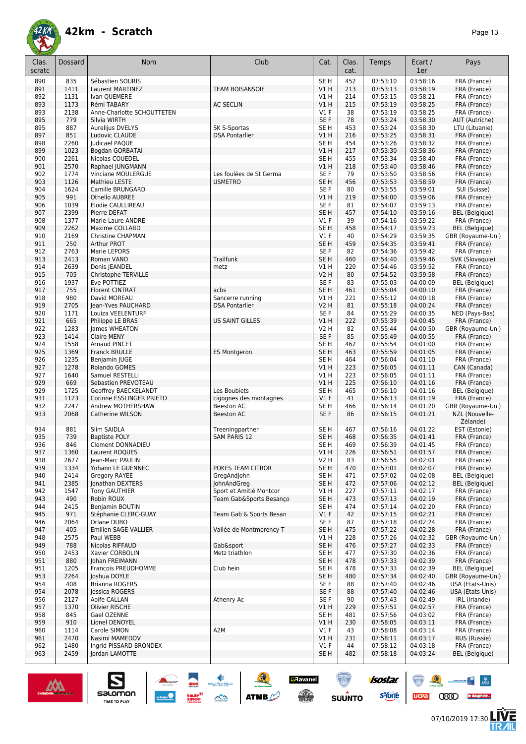# 42km - Scratch

| Clas. scratc | Dossard | Nom | Club | Cat. | Clas. cat. | Temps | Ecart / 1er | Pays |
|---|---|---|---|---|---|---|---|---|
| 890 | 835 | Sébastien SOURIS | | SE H | 452 | 07:53:10 | 03:58:16 | FRA (France) |
| 891 | 1411 | Laurent MARTINEZ | TEAM BOISANSOIF | V1 H | 213 | 07:53:13 | 03:58:19 | FRA (France) |
| 892 | 1131 | Ivan QUEMERE | | V1 H | 214 | 07:53:15 | 03:58:21 | FRA (France) |
| 893 | 1173 | Rémi TABARY | AC SECLIN | V1 H | 215 | 07:53:19 | 03:58:25 | FRA (France) |
| 893 | 2138 | Anne-Charlotte SCHOUTTETEN | | V1 F | 38 | 07:53:19 | 03:58:25 | FRA (France) |
| 895 | 779 | Silvia WIRTH | | SE F | 78 | 07:53:24 | 03:58:30 | AUT (Autriche) |
| 895 | 887 | Aurelijus DVELYS | SK S-Sportas | SE H | 453 | 07:53:24 | 03:58:30 | LTU (Lituanie) |
| 897 | 851 | Ludovic CLAUDE | DSA Pontarlier | V1 H | 216 | 07:53:25 | 03:58:31 | FRA (France) |
| 898 | 2260 | Judicael PAQUE | | SE H | 454 | 07:53:26 | 03:58:32 | FRA (France) |
| 899 | 1023 | Bogdan GORBATAI | | V1 H | 217 | 07:53:30 | 03:58:36 | FRA (France) |
| 900 | 2261 | Nicolas COUEDEL | | SE H | 455 | 07:53:34 | 03:58:40 | FRA (France) |
| 901 | 2570 | Raphael JUNGMANN | | V1 H | 218 | 07:53:40 | 03:58:46 | FRA (France) |
| 902 | 1774 | Vinciane MOULERGUE | Les foulées de St Germa | SE F | 79 | 07:53:50 | 03:58:56 | FRA (France) |
| 903 | 1126 | Mathieu LESTE | USMETRO | SE H | 456 | 07:53:53 | 03:58:59 | FRA (France) |
| 904 | 1624 | Camille BRUNGARD | | SE F | 80 | 07:53:55 | 03:59:01 | SUI (Suisse) |
| 905 | 991 | Othello AUBREE | | V1 H | 219 | 07:54:00 | 03:59:06 | FRA (France) |
| 906 | 1039 | Elodie CAULLIREAU | | SE F | 81 | 07:54:07 | 03:59:13 | FRA (France) |
| 907 | 2399 | Pierre DEFAT | | SE H | 457 | 07:54:10 | 03:59:16 | BEL (Belgique) |
| 908 | 1377 | Marie-Laure ANDRE | | V1 F | 39 | 07:54:16 | 03:59:22 | FRA (France) |
| 909 | 2262 | Maxime COLLARD | | SE H | 458 | 07:54:17 | 03:59:23 | BEL (Belgique) |
| 910 | 2169 | Christine CHAPMAN | | V1 F | 40 | 07:54:29 | 03:59:35 | GBR (Royaume-Uni) |
| 911 | 250 | Arthur PROT | | SE H | 459 | 07:54:35 | 03:59:41 | FRA (France) |
| 912 | 2763 | Marie LEPORS | | SE F | 82 | 07:54:36 | 03:59:42 | FRA (France) |
| 913 | 2413 | Roman VANO | Trailfunk | SE H | 460 | 07:54:40 | 03:59:46 | SVK (Slovaquie) |
| 914 | 2639 | Denis JEANDEL | metz | V1 H | 220 | 07:54:46 | 03:59:52 | FRA (France) |
| 915 | 705 | Christophe TERVILLE | | V2 H | 80 | 07:54:52 | 03:59:58 | FRA (France) |
| 916 | 1937 | Eve POTTIEZ | | SE F | 83 | 07:55:03 | 04:00:09 | BEL (Belgique) |
| 917 | 755 | Florent CINTRAT | acbs | SE H | 461 | 07:55:04 | 04:00:10 | FRA (France) |
| 918 | 980 | David MOREAU | Sancerre running | V1 H | 221 | 07:55:12 | 04:00:18 | FRA (France) |
| 919 | 2705 | Jean-Yves PAUCHARD | DSA Pontarlier | V2 H | 81 | 07:55:18 | 04:00:24 | FRA (France) |
| 920 | 1171 | Louiza VEELENTURF | | SE F | 84 | 07:55:29 | 04:00:35 | NED (Pays-Bas) |
| 921 | 665 | Philippe LE BRAS | US SAINT GILLES | V1 H | 222 | 07:55:39 | 04:00:45 | FRA (France) |
| 922 | 1283 | James WHEATON | | V2 H | 82 | 07:55:44 | 04:00:50 | GBR (Royaume-Uni) |
| 923 | 1414 | Claire MENY | | SE F | 85 | 07:55:49 | 04:00:55 | FRA (France) |
| 924 | 1558 | Arnaud PINCET | | SE H | 462 | 07:55:54 | 04:01:00 | FRA (France) |
| 925 | 1369 | Franck BRULLE | ES Montgeron | SE H | 463 | 07:55:59 | 04:01:05 | FRA (France) |
| 926 | 1235 | Benjamin JUGE | | SE H | 464 | 07:56:04 | 04:01:10 | FRA (France) |
| 927 | 1278 | Rolando GOMES | | V1 H | 223 | 07:56:05 | 04:01:11 | CAN (Canada) |
| 927 | 1640 | Samuel RESTELLI | | V1 H | 223 | 07:56:05 | 04:01:11 | FRA (France) |
| 929 | 669 | Sebastien PREVOTEAU | | V1 H | 225 | 07:56:10 | 04:01:16 | FRA (France) |
| 929 | 1725 | Geoffrey BAECKELANDT | Les Boubiets | SE H | 465 | 07:56:10 | 04:01:16 | BEL (Belgique) |
| 931 | 1123 | Corinne ESSLINGER PRIETO | cigognes des montagnes | V1 F | 41 | 07:56:13 | 04:01:19 | FRA (France) |
| 932 | 2247 | Andrew MOTHERSHAW | Beeston AC | SE H | 466 | 07:56:14 | 04:01:20 | GBR (Royaume-Uni) |
| 933 | 2068 | Catherine WILSON | Beeston AC | SE F | 86 | 07:56:15 | 04:01:21 | NZL (Nouvelle-Zélande) |
| 934 | 881 | Siim SAIDLA | Treeningpartner | SE H | 467 | 07:56:16 | 04:01:22 | EST (Estonie) |
| 935 | 739 | Baptiste POLY | SAM PARIS 12 | SE H | 468 | 07:56:35 | 04:01:41 | FRA (France) |
| 936 | 846 | Clement DONNADIEU | | SE H | 469 | 07:56:39 | 04:01:45 | FRA (France) |
| 937 | 1360 | Laurent ROQUES | | V1 H | 226 | 07:56:51 | 04:01:57 | FRA (France) |
| 938 | 2677 | Jean-Marc PAULIN | | V2 H | 83 | 07:56:55 | 04:02:01 | FRA (France) |
| 939 | 1334 | Yohann LE GUENNEC | POKES TEAM CITROR | SE H | 470 | 07:57:01 | 04:02:07 | FRA (France) |
| 940 | 2414 | Gregory RAYEE | GregAndJohn | SE H | 471 | 07:57:02 | 04:02:08 | BEL (Belgique) |
| 941 | 2385 | Jonathan DEXTERS | JohnAndGreg | SE H | 472 | 07:57:06 | 04:02:12 | BEL (Belgique) |
| 942 | 1547 | Tony GAUTHIER | Sport et Amitié Montcor | V1 H | 227 | 07:57:11 | 04:02:17 | FRA (France) |
| 943 | 490 | Robin ROUX | Team Gab&Sports Besanço | SE H | 473 | 07:57:13 | 04:02:19 | FRA (France) |
| 944 | 2415 | Benjamin BOUTIN | | SE H | 474 | 07:57:14 | 04:02:20 | FRA (France) |
| 945 | 971 | Stéphanie CLERC-GUAY | Team Gab & Sports Besan | V1 F | 42 | 07:57:15 | 04:02:21 | FRA (France) |
| 946 | 2064 | Orlane DUBO | | SE F | 87 | 07:57:18 | 04:02:24 | FRA (France) |
| 947 | 405 | Emilien SAGE-VALLIER | Vallée de Montmorency T | SE H | 475 | 07:57:22 | 04:02:28 | FRA (France) |
| 948 | 2575 | Paul WEBB | | V1 H | 228 | 07:57:26 | 04:02:32 | GBR (Royaume-Uni) |
| 949 | 788 | Nicolas RIFFAUD | Gab&sport | SE H | 476 | 07:57:27 | 04:02:33 | FRA (France) |
| 950 | 2453 | Xavier CORBOLIN | Metz triathlon | SE H | 477 | 07:57:30 | 04:02:36 | FRA (France) |
| 951 | 880 | Johan FREIMANN | | SE H | 478 | 07:57:33 | 04:02:39 | FRA (France) |
| 951 | 1205 | Francois PREUDHOMME | Club hein | SE H | 478 | 07:57:33 | 04:02:39 | BEL (Belgique) |
| 953 | 2264 | Joshua DOYLE | | SE H | 480 | 07:57:34 | 04:02:40 | GBR (Royaume-Uni) |
| 954 | 408 | Brianna ROGERS | | SE F | 88 | 07:57:40 | 04:02:46 | USA (Etats-Unis) |
| 954 | 2078 | Jessica ROGERS | | SE F | 88 | 07:57:40 | 04:02:46 | USA (Etats-Unis) |
| 956 | 2127 | Aoife CALLAN | Athenry Ac | SE F | 90 | 07:57:43 | 04:02:49 | IRL (Irlande) |
| 957 | 1370 | Olivier RISCHE | | V1 H | 229 | 07:57:51 | 04:02:57 | FRA (France) |
| 958 | 845 | Gael OZENNE | | SE H | 481 | 07:57:56 | 04:03:02 | FRA (France) |
| 959 | 910 | Lionel DENOYEL | | V1 H | 230 | 07:58:05 | 04:03:11 | FRA (France) |
| 960 | 1114 | Carole SIMON | A2M | V1 F | 43 | 07:58:08 | 04:03:14 | FRA (France) |
| 961 | 2470 | Nasimi MAMEDOV | | V1 H | 231 | 07:58:11 | 04:03:17 | RUS (Russie) |
| 962 | 1480 | Ingrid PISSARD BRONDEX | | V1 F | 44 | 07:58:12 | 04:03:18 | FRA (France) |
| 963 | 2459 | Jordan LAMOTTE | | SE H | 482 | 07:58:18 | 04:03:24 | BEL (Belgique) |

07/10/2019 17:30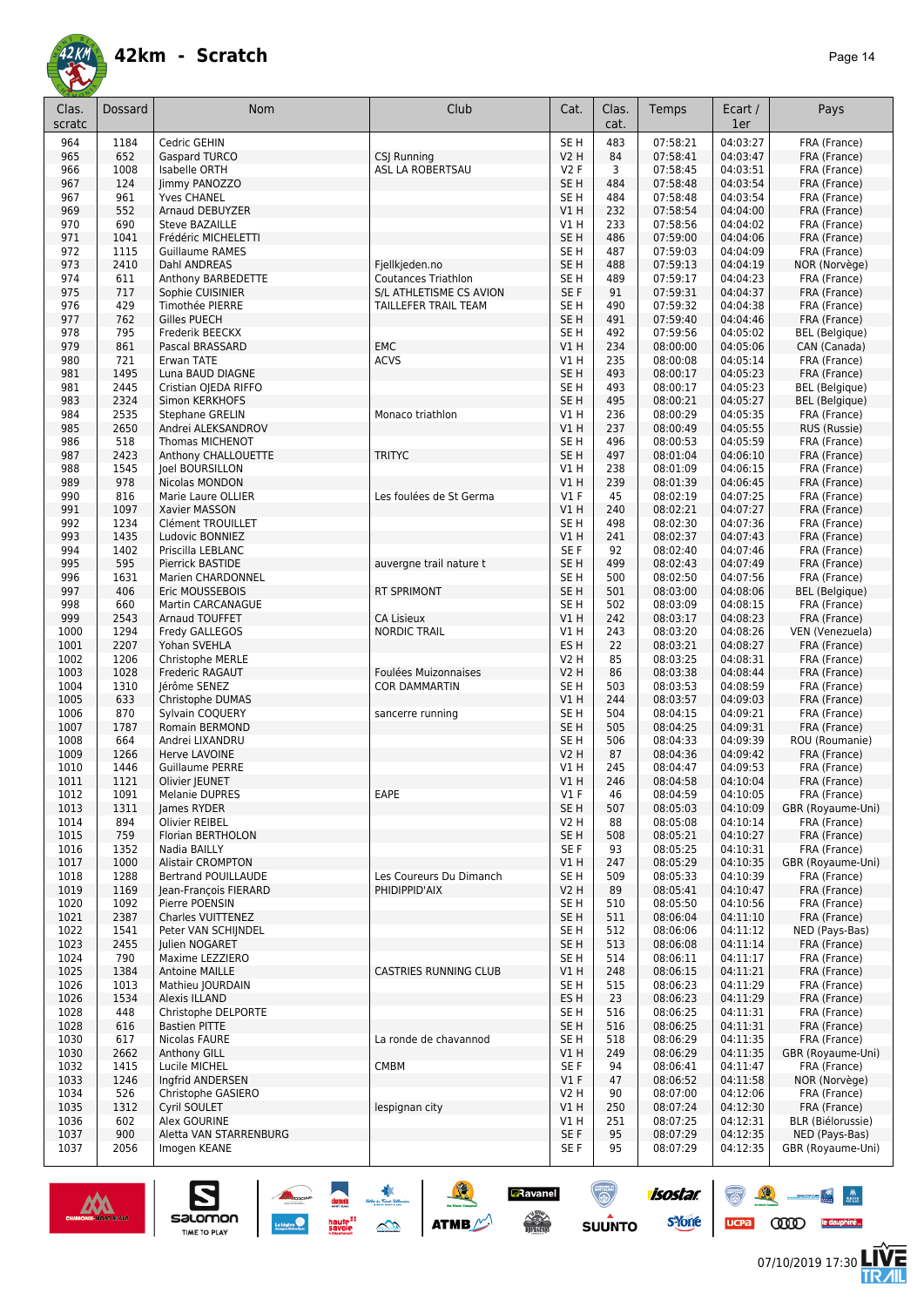# 42km - Scratch

| Clas. scratc | Dossard | Nom | Club | Cat. | Clas. cat. | Temps | Ecart / 1er | Pays |
|---|---|---|---|---|---|---|---|---|
| 964 | 1184 | Cedric GEHIN | | SE H | 483 | 07:58:21 | 04:03:27 | FRA (France) |
| 965 | 652 | Gaspard TURCO | CSJ Running | V2 H | 84 | 07:58:41 | 04:03:47 | FRA (France) |
| 966 | 1008 | Isabelle ORTH | ASL LA ROBERTSAU | V2 F | 3 | 07:58:45 | 04:03:51 | FRA (France) |
| 967 | 124 | Jimmy PANOZZO | | SE H | 484 | 07:58:48 | 04:03:54 | FRA (France) |
| 967 | 961 | Yves CHANEL | | SE H | 484 | 07:58:48 | 04:03:54 | FRA (France) |
| 969 | 552 | Arnaud DEBUYZER | | V1 H | 232 | 07:58:54 | 04:04:00 | FRA (France) |
| 970 | 690 | Steve BAZAILLE | | V1 H | 233 | 07:58:56 | 04:04:02 | FRA (France) |
| 971 | 1041 | Frédéric MICHELETTI | | SE H | 486 | 07:59:00 | 04:04:06 | FRA (France) |
| 972 | 1115 | Guillaume RAMES | | SE H | 487 | 07:59:03 | 04:04:09 | FRA (France) |
| 973 | 2410 | Dahl ANDREAS | Fjellkjeden.no | SE H | 488 | 07:59:13 | 04:04:19 | NOR (Norvège) |
| 974 | 611 | Anthony BARBEDETTE | Coutances Triathlon | SE H | 489 | 07:59:17 | 04:04:23 | FRA (France) |
| 975 | 717 | Sophie CUISINIER | S/L ATHLETISME CS AVION | SE F | 91 | 07:59:31 | 04:04:37 | FRA (France) |
| 976 | 429 | Timothée PIERRE | TAILLEFER TRAIL TEAM | SE H | 490 | 07:59:32 | 04:04:38 | FRA (France) |
| 977 | 762 | Gilles PUECH | | SE H | 491 | 07:59:40 | 04:04:46 | FRA (France) |
| 978 | 795 | Frederik BEECKX | | SE H | 492 | 07:59:56 | 04:05:02 | BEL (Belgique) |
| 979 | 861 | Pascal BRASSARD | EMC | V1 H | 234 | 08:00:00 | 04:05:06 | CAN (Canada) |
| 980 | 721 | Erwan TATE | ACVS | V1 H | 235 | 08:00:08 | 04:05:14 | FRA (France) |
| 981 | 1495 | Luna BAUD DIAGNE | | SE H | 493 | 08:00:17 | 04:05:23 | FRA (France) |
| 981 | 2445 | Cristian OJEDA RIFFO | | SE H | 493 | 08:00:17 | 04:05:23 | BEL (Belgique) |
| 983 | 2324 | Simon KERKHOFS | | SE H | 495 | 08:00:21 | 04:05:27 | BEL (Belgique) |
| 984 | 2535 | Stephane GRELIN | Monaco triathlon | V1 H | 236 | 08:00:29 | 04:05:35 | FRA (France) |
| 985 | 2650 | Andrei ALEKSANDROV | | V1 H | 237 | 08:00:49 | 04:05:55 | RUS (Russie) |
| 986 | 518 | Thomas MICHENOT | | SE H | 496 | 08:00:53 | 04:05:59 | FRA (France) |
| 987 | 2423 | Anthony CHALLOUETTE | TRITYC | SE H | 497 | 08:01:04 | 04:06:10 | FRA (France) |
| 988 | 1545 | Joel BOURSILLON | | V1 H | 238 | 08:01:09 | 04:06:15 | FRA (France) |
| 989 | 978 | Nicolas MONDON | | V1 H | 239 | 08:01:39 | 04:06:45 | FRA (France) |
| 990 | 816 | Marie Laure OLLIER | Les foulées de St Germa | V1 F | 45 | 08:02:19 | 04:07:25 | FRA (France) |
| 991 | 1097 | Xavier MASSON | | V1 H | 240 | 08:02:21 | 04:07:27 | FRA (France) |
| 992 | 1234 | Clément TROUILLET | | SE H | 498 | 08:02:30 | 04:07:36 | FRA (France) |
| 993 | 1435 | Ludovic BONNIEZ | | V1 H | 241 | 08:02:37 | 04:07:43 | FRA (France) |
| 994 | 1402 | Priscilla LEBLANC | | SE F | 92 | 08:02:40 | 04:07:46 | FRA (France) |
| 995 | 595 | Pierrick BASTIDE | auvergne trail nature t | SE H | 499 | 08:02:43 | 04:07:49 | FRA (France) |
| 996 | 1631 | Marien CHARDONNEL | | SE H | 500 | 08:02:50 | 04:07:56 | FRA (France) |
| 997 | 406 | Eric MOUSSEBOIS | RT SPRIMONT | SE H | 501 | 08:03:00 | 04:08:06 | BEL (Belgique) |
| 998 | 660 | Martin CARCANAGUE | | SE H | 502 | 08:03:09 | 04:08:15 | FRA (France) |
| 999 | 2543 | Arnaud TOUFFET | CA Lisieux | V1 H | 242 | 08:03:17 | 04:08:23 | FRA (France) |
| 1000 | 1294 | Fredy GALLEGOS | NORDIC TRAIL | V1 H | 243 | 08:03:20 | 04:08:26 | VEN (Venezuela) |
| 1001 | 2207 | Yohan SVEHLA | | ES H | 22 | 08:03:21 | 04:08:27 | FRA (France) |
| 1002 | 1206 | Christophe MERLE | | V2 H | 85 | 08:03:25 | 04:08:31 | FRA (France) |
| 1003 | 1028 | Frederic RAGAUT | Foulées Muizonnaises | V2 H | 86 | 08:03:38 | 04:08:44 | FRA (France) |
| 1004 | 1310 | Jérôme SENEZ | COR DAMMARTIN | SE H | 503 | 08:03:53 | 04:08:59 | FRA (France) |
| 1005 | 633 | Christophe DUMAS | | V1 H | 244 | 08:03:57 | 04:09:03 | FRA (France) |
| 1006 | 870 | Sylvain COQUERY | sancerre running | SE H | 504 | 08:04:15 | 04:09:21 | FRA (France) |
| 1007 | 1787 | Romain BERMOND | | SE H | 505 | 08:04:25 | 04:09:31 | FRA (France) |
| 1008 | 664 | Andrei LIXANDRU | | SE H | 506 | 08:04:33 | 04:09:39 | ROU (Roumanie) |
| 1009 | 1266 | Herve LAVOINE | | V2 H | 87 | 08:04:36 | 04:09:42 | FRA (France) |
| 1010 | 1446 | Guillaume PERRE | | V1 H | 245 | 08:04:47 | 04:09:53 | FRA (France) |
| 1011 | 1121 | Olivier JEUNET | | V1 H | 246 | 08:04:58 | 04:10:04 | FRA (France) |
| 1012 | 1091 | Melanie DUPRES | EAPE | V1 F | 46 | 08:04:59 | 04:10:05 | FRA (France) |
| 1013 | 1311 | James RYDER | | SE H | 507 | 08:05:03 | 04:10:09 | GBR (Royaume-Uni) |
| 1014 | 894 | Olivier REIBEL | | V2 H | 88 | 08:05:08 | 04:10:14 | FRA (France) |
| 1015 | 759 | Florian BERTHOLON | | SE H | 508 | 08:05:21 | 04:10:27 | FRA (France) |
| 1016 | 1352 | Nadia BAILLY | | SE F | 93 | 08:05:25 | 04:10:31 | FRA (France) |
| 1017 | 1000 | Alistair CROMPTON | | V1 H | 247 | 08:05:29 | 04:10:35 | GBR (Royaume-Uni) |
| 1018 | 1288 | Bertrand POUILLAUDE | Les Coureurs Du Dimanch | SE H | 509 | 08:05:33 | 04:10:39 | FRA (France) |
| 1019 | 1169 | Jean-François FIERARD | PHIDIPPID'AIX | V2 H | 89 | 08:05:41 | 04:10:47 | FRA (France) |
| 1020 | 1092 | Pierre POENSIN | | SE H | 510 | 08:05:50 | 04:10:56 | FRA (France) |
| 1021 | 2387 | Charles VUITTENEZ | | SE H | 511 | 08:06:04 | 04:11:10 | FRA (France) |
| 1022 | 1541 | Peter VAN SCHIJNDEL | | SE H | 512 | 08:06:06 | 04:11:12 | NED (Pays-Bas) |
| 1023 | 2455 | Julien NOGARET | | SE H | 513 | 08:06:08 | 04:11:14 | FRA (France) |
| 1024 | 790 | Maxime LEZZIERO | | SE H | 514 | 08:06:11 | 04:11:17 | FRA (France) |
| 1025 | 1384 | Antoine MAILLE | CASTRIES RUNNING CLUB | V1 H | 248 | 08:06:15 | 04:11:21 | FRA (France) |
| 1026 | 1013 | Mathieu JOURDAIN | | SE H | 515 | 08:06:23 | 04:11:29 | FRA (France) |
| 1026 | 1534 | Alexis ILLAND | | ES H | 23 | 08:06:23 | 04:11:29 | FRA (France) |
| 1028 | 448 | Christophe DELPORTE | | SE H | 516 | 08:06:25 | 04:11:31 | FRA (France) |
| 1028 | 616 | Bastien PITTE | | SE H | 516 | 08:06:25 | 04:11:31 | FRA (France) |
| 1030 | 617 | Nicolas FAURE | La ronde de chavannod | SE H | 518 | 08:06:29 | 04:11:35 | FRA (France) |
| 1030 | 2662 | Anthony GILL | | V1 H | 249 | 08:06:29 | 04:11:35 | GBR (Royaume-Uni) |
| 1032 | 1415 | Lucile MICHEL | CMBM | SE F | 94 | 08:06:41 | 04:11:47 | FRA (France) |
| 1033 | 1246 | Ingfrid ANDERSEN | | V1 F | 47 | 08:06:52 | 04:11:58 | NOR (Norvège) |
| 1034 | 526 | Christophe GASIERO | | V2 H | 90 | 08:07:00 | 04:12:06 | FRA (France) |
| 1035 | 1312 | Cyril SOULET | lespignan city | V1 H | 250 | 08:07:24 | 04:12:30 | FRA (France) |
| 1036 | 602 | Alex GOURINE | | V1 H | 251 | 08:07:25 | 04:12:31 | BLR (Biélorussie) |
| 1037 | 900 | Aletta VAN STARRENBURG | | SE F | 95 | 08:07:29 | 04:12:35 | NED (Pays-Bas) |
| 1037 | 2056 | Imogen KEANE | | SE F | 95 | 08:07:29 | 04:12:35 | GBR (Royaume-Uni) |

07/10/2019 17:30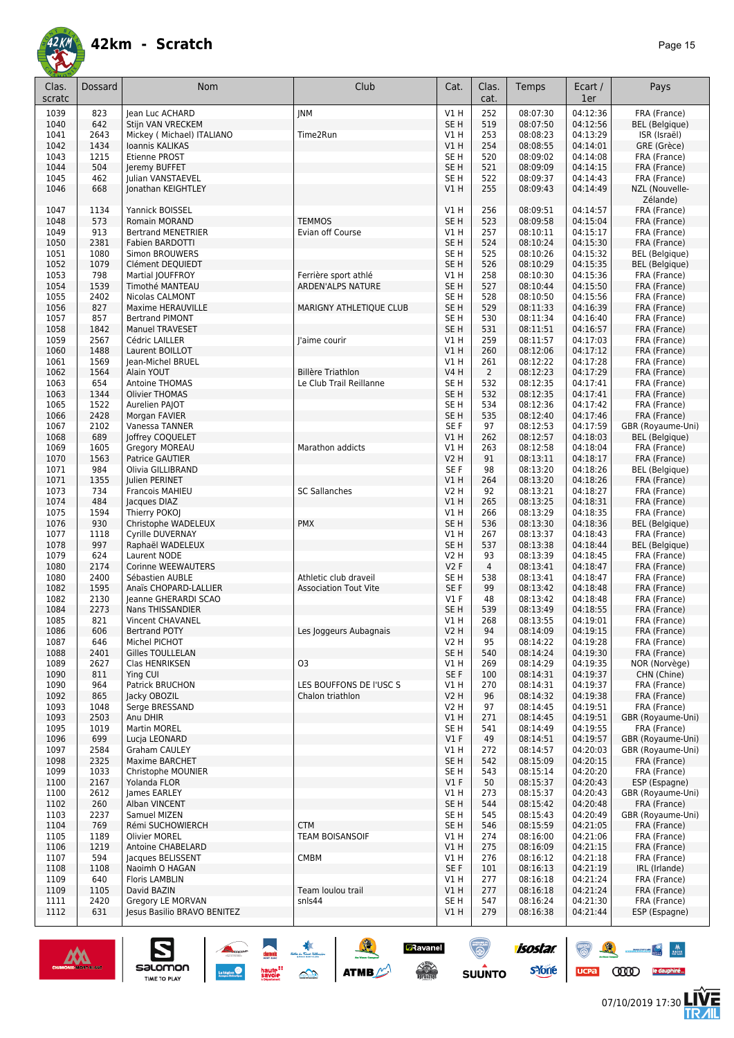# 42km - Scratch

| Clas. scratc | Dossard | Nom | Club | Cat. | Clas. cat. | Temps | Ecart / 1er | Pays |
|---|---|---|---|---|---|---|---|---|
| 1039 | 823 | Jean Luc ACHARD | JNM | V1 H | 252 | 08:07:30 | 04:12:36 | FRA (France) |
| 1040 | 642 | Stijn VAN VRECKEM | | SE H | 519 | 08:07:50 | 04:12:56 | BEL (Belgique) |
| 1041 | 2643 | Mickey ( Michael) ITALIANO | Time2Run | V1 H | 253 | 08:08:23 | 04:13:29 | ISR (Israël) |
| 1042 | 1434 | Ioannis KALIKAS | | V1 H | 254 | 08:08:55 | 04:14:01 | GRE (Grèce) |
| 1043 | 1215 | Etienne PROST | | SE H | 520 | 08:09:02 | 04:14:08 | FRA (France) |
| 1044 | 504 | Jeremy BUFFET | | SE H | 521 | 08:09:09 | 04:14:15 | FRA (France) |
| 1045 | 462 | Julian VANSTAEVEL | | SE H | 522 | 08:09:37 | 04:14:43 | FRA (France) |
| 1046 | 668 | Jonathan KEIGHTLEY | | V1 H | 255 | 08:09:43 | 04:14:49 | NZL (Nouvelle-Zélande) |
| 1047 | 1134 | Yannick BOISSEL | | V1 H | 256 | 08:09:51 | 04:14:57 | FRA (France) |
| 1048 | 573 | Romain MORAND | TEMMOS | SE H | 523 | 08:09:58 | 04:15:04 | FRA (France) |
| 1049 | 913 | Bertrand MENETRIER | Evian off Course | V1 H | 257 | 08:10:11 | 04:15:17 | FRA (France) |
| 1050 | 2381 | Fabien BARDOTTI | | SE H | 524 | 08:10:24 | 04:15:30 | FRA (France) |
| 1051 | 1080 | Simon BROUWERS | | SE H | 525 | 08:10:26 | 04:15:32 | BEL (Belgique) |
| 1052 | 1079 | Clément DEQUIEDT | | SE H | 526 | 08:10:29 | 04:15:35 | BEL (Belgique) |
| 1053 | 798 | Martial JOUFFROY | Ferrière sport athlé | V1 H | 258 | 08:10:30 | 04:15:36 | FRA (France) |
| 1054 | 1539 | Timothé MANTEAU | ARDEN'ALPS NATURE | SE H | 527 | 08:10:44 | 04:15:50 | FRA (France) |
| 1055 | 2402 | Nicolas CALMONT | | SE H | 528 | 08:10:50 | 04:15:56 | FRA (France) |
| 1056 | 827 | Maxime HERAUVILLE | MARIGNY ATHLETIQUE CLUB | SE H | 529 | 08:11:33 | 04:16:39 | FRA (France) |
| 1057 | 857 | Bertrand PIMONT | | SE H | 530 | 08:11:34 | 04:16:40 | FRA (France) |
| 1058 | 1842 | Manuel TRAVESET | | SE H | 531 | 08:11:51 | 04:16:57 | FRA (France) |
| 1059 | 2567 | Cédric LAILLER | J'aime courir | V1 H | 259 | 08:11:57 | 04:17:03 | FRA (France) |
| 1060 | 1488 | Laurent BOILLOT | | V1 H | 260 | 08:12:06 | 04:17:12 | FRA (France) |
| 1061 | 1569 | Jean-Michel BRUEL | | V1 H | 261 | 08:12:22 | 04:17:28 | FRA (France) |
| 1062 | 1564 | Alain YOUT | Billère Triathlon | V4 H | 2 | 08:12:23 | 04:17:29 | FRA (France) |
| 1063 | 654 | Antoine THOMAS | Le Club Trail Reillanne | SE H | 532 | 08:12:35 | 04:17:41 | FRA (France) |
| 1063 | 1344 | Olivier THOMAS | | SE H | 532 | 08:12:35 | 04:17:41 | FRA (France) |
| 1065 | 1522 | Aurelien PAJOT | | SE H | 534 | 08:12:36 | 04:17:42 | FRA (France) |
| 1066 | 2428 | Morgan FAVIER | | SE H | 535 | 08:12:40 | 04:17:46 | FRA (France) |
| 1067 | 2102 | Vanessa TANNER | | SE F | 97 | 08:12:53 | 04:17:59 | GBR (Royaume-Uni) |
| 1068 | 689 | Joffrey COQUELET | | V1 H | 262 | 08:12:57 | 04:18:03 | BEL (Belgique) |
| 1069 | 1605 | Gregory MOREAU | Marathon addicts | V1 H | 263 | 08:12:58 | 04:18:04 | FRA (France) |
| 1070 | 1563 | Patrice GAUTIER | | V2 H | 91 | 08:13:11 | 04:18:17 | FRA (France) |
| 1071 | 984 | Olivia GILLIBRAND | | SE F | 98 | 08:13:20 | 04:18:26 | BEL (Belgique) |
| 1071 | 1355 | Julien PERINET | | V1 H | 264 | 08:13:20 | 04:18:26 | FRA (France) |
| 1073 | 734 | Francois MAHIEU | SC Sallanches | V2 H | 92 | 08:13:21 | 04:18:27 | FRA (France) |
| 1074 | 484 | Jacques DIAZ | | V1 H | 265 | 08:13:25 | 04:18:31 | FRA (France) |
| 1075 | 1594 | Thierry POKOJ | | V1 H | 266 | 08:13:29 | 04:18:35 | FRA (France) |
| 1076 | 930 | Christophe WADELEUX | PMX | SE H | 536 | 08:13:30 | 04:18:36 | BEL (Belgique) |
| 1077 | 1118 | Cyrille DUVERNAY | | V1 H | 267 | 08:13:37 | 04:18:43 | FRA (France) |
| 1078 | 997 | Raphaël WADELEUX | | SE H | 537 | 08:13:38 | 04:18:44 | BEL (Belgique) |
| 1079 | 624 | Laurent NODE | | V2 H | 93 | 08:13:39 | 04:18:45 | FRA (France) |
| 1080 | 2174 | Corinne WEEWAUTERS | | V2 F | 4 | 08:13:41 | 04:18:47 | FRA (France) |
| 1080 | 2400 | Sébastien AUBLE | Athletic club draveil | SE H | 538 | 08:13:41 | 04:18:47 | FRA (France) |
| 1082 | 1595 | Anaïs CHOPARD-LALLIER | Association Tout Vite | SE F | 99 | 08:13:42 | 04:18:48 | FRA (France) |
| 1082 | 2130 | Jeanne GHERARDI SCAO | | V1 F | 48 | 08:13:42 | 04:18:48 | FRA (France) |
| 1084 | 2273 | Nans THISSANDIER | | SE H | 539 | 08:13:49 | 04:18:55 | FRA (France) |
| 1085 | 821 | Vincent CHAVANEL | | V1 H | 268 | 08:13:55 | 04:19:01 | FRA (France) |
| 1086 | 606 | Bertrand POTY | Les Joggeurs Aubagnais | V2 H | 94 | 08:14:09 | 04:19:15 | FRA (France) |
| 1087 | 646 | Michel PICHOT | | V2 H | 95 | 08:14:22 | 04:19:28 | FRA (France) |
| 1088 | 2401 | Gilles TOULLELAN | | SE H | 540 | 08:14:24 | 04:19:30 | FRA (France) |
| 1089 | 2627 | Clas HENRIKSEN | O3 | V1 H | 269 | 08:14:29 | 04:19:35 | NOR (Norvège) |
| 1090 | 811 | Ying CUI | | SE F | 100 | 08:14:31 | 04:19:37 | CHN (Chine) |
| 1090 | 964 | Patrick BRUCHON | LES BOUFFONS DE l'USC S | V1 H | 270 | 08:14:31 | 04:19:37 | FRA (France) |
| 1092 | 865 | Jacky OBOZIL | Chalon triathlon | V2 H | 96 | 08:14:32 | 04:19:38 | FRA (France) |
| 1093 | 1048 | Serge BRESSAND | | V2 H | 97 | 08:14:45 | 04:19:51 | FRA (France) |
| 1093 | 2503 | Anu DHIR | | V1 H | 271 | 08:14:45 | 04:19:51 | GBR (Royaume-Uni) |
| 1095 | 1019 | Martin MOREL | | SE H | 541 | 08:14:49 | 04:19:55 | FRA (France) |
| 1096 | 699 | Lucja LEONARD | | V1 F | 49 | 08:14:51 | 04:19:57 | GBR (Royaume-Uni) |
| 1097 | 2584 | Graham CAULEY | | V1 H | 272 | 08:14:57 | 04:20:03 | GBR (Royaume-Uni) |
| 1098 | 2325 | Maxime BARCHET | | SE H | 542 | 08:15:09 | 04:20:15 | FRA (France) |
| 1099 | 1033 | Christophe MOUNIER | | SE H | 543 | 08:15:14 | 04:20:20 | FRA (France) |
| 1100 | 2167 | Yolanda FLOR | | V1 F | 50 | 08:15:37 | 04:20:43 | ESP (Espagne) |
| 1100 | 2612 | James EARLEY | | V1 H | 273 | 08:15:37 | 04:20:43 | GBR (Royaume-Uni) |
| 1102 | 260 | Alban VINCENT | | SE H | 544 | 08:15:42 | 04:20:48 | FRA (France) |
| 1103 | 2237 | Samuel MIZEN | | SE H | 545 | 08:15:43 | 04:20:49 | GBR (Royaume-Uni) |
| 1104 | 769 | Rémi SUCHOWIERCH | CTM | SE H | 546 | 08:15:59 | 04:21:05 | FRA (France) |
| 1105 | 1189 | Olivier MOREL | TEAM BOISANSOIF | V1 H | 274 | 08:16:00 | 04:21:06 | FRA (France) |
| 1106 | 1219 | Antoine CHABELARD | | V1 H | 275 | 08:16:09 | 04:21:15 | FRA (France) |
| 1107 | 594 | Jacques BELISSENT | CMBM | V1 H | 276 | 08:16:12 | 04:21:18 | FRA (France) |
| 1108 | 1108 | Naoimh O HAGAN | | SE F | 101 | 08:16:13 | 04:21:19 | IRL (Irlande) |
| 1109 | 640 | Floris LAMBLIN | | V1 H | 277 | 08:16:18 | 04:21:24 | FRA (France) |
| 1109 | 1105 | David BAZIN | Team loulou trail | V1 H | 277 | 08:16:18 | 04:21:24 | FRA (France) |
| 1111 | 2420 | Gregory LE MORVAN | snls44 | SE H | 547 | 08:16:24 | 04:21:30 | FRA (France) |
| 1112 | 631 | Jesus Basilio BRAVO BENITEZ | | V1 H | 279 | 08:16:38 | 04:21:44 | ESP (Espagne) |

07/10/2019 17:30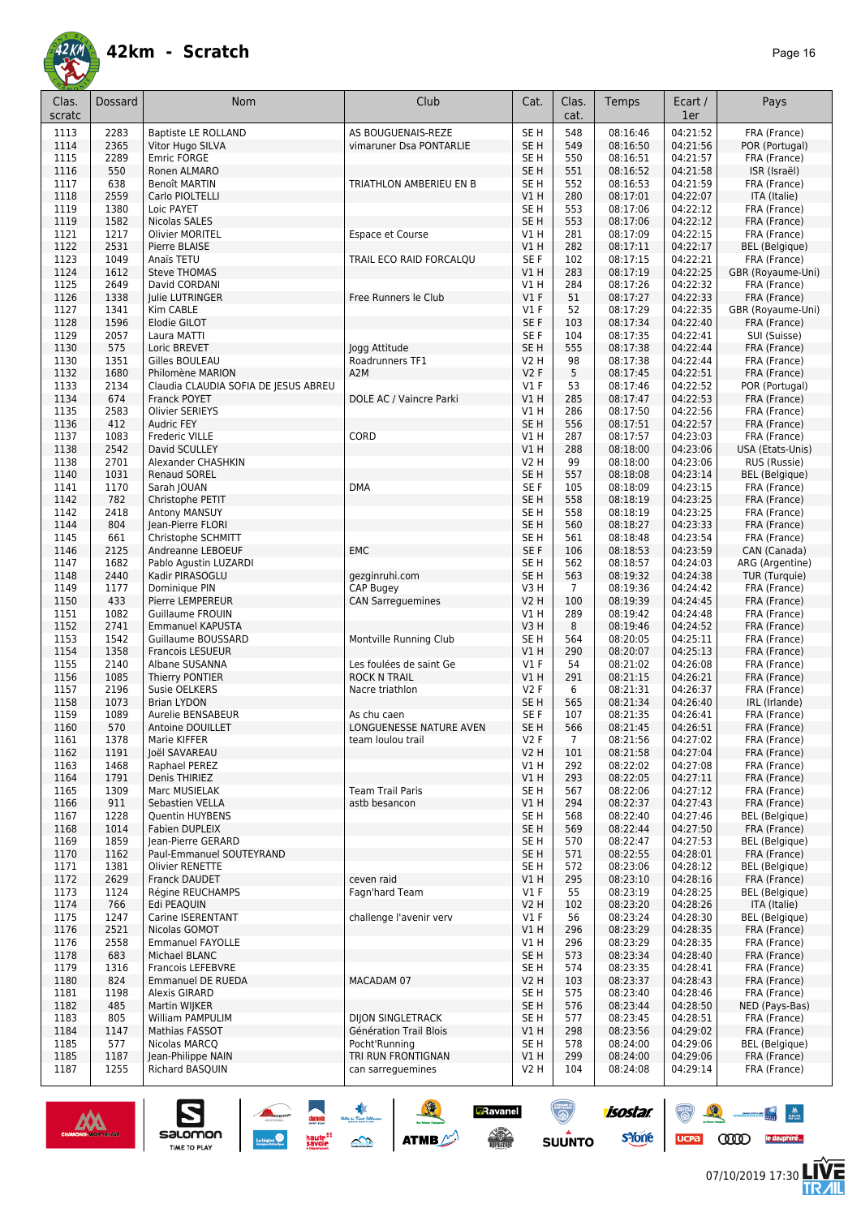# 42km - Scratch

| Clas. scratc | Dossard | Nom | Club | Cat. | Clas. cat. | Temps | Ecart / 1er | Pays |
|---|---|---|---|---|---|---|---|---|
| 1113 | 2283 | Baptiste LE ROLLAND | AS BOUGUENAIS-REZE | SE H | 548 | 08:16:46 | 04:21:52 | FRA (France) |
| 1114 | 2365 | Vitor Hugo SILVA | vimaruner Dsa PONTARLIE | SE H | 549 | 08:16:50 | 04:21:56 | POR (Portugal) |
| 1115 | 2289 | Emric FORGE | | SE H | 550 | 08:16:51 | 04:21:57 | FRA (France) |
| 1116 | 550 | Ronen ALMARO | | SE H | 551 | 08:16:52 | 04:21:58 | ISR (Israël) |
| 1117 | 638 | Benoît MARTIN | TRIATHLON AMBERIEU EN B | SE H | 552 | 08:16:53 | 04:21:59 | FRA (France) |
| 1118 | 2559 | Carlo PIOLTELLI | | V1 H | 280 | 08:17:01 | 04:22:07 | ITA (Italie) |
| 1119 | 1380 | Loic PAYET | | SE H | 553 | 08:17:06 | 04:22:12 | FRA (France) |
| 1119 | 1582 | Nicolas SALES | | SE H | 553 | 08:17:06 | 04:22:12 | FRA (France) |
| 1121 | 1217 | Olivier MORITEL | Espace et Course | V1 H | 281 | 08:17:09 | 04:22:15 | FRA (France) |
| 1122 | 2531 | Pierre BLAISE | | V1 H | 282 | 08:17:11 | 04:22:17 | BEL (Belgique) |
| 1123 | 1049 | Anaïs TETU | TRAIL ECO RAID FORCALQU | SE F | 102 | 08:17:15 | 04:22:21 | FRA (France) |
| 1124 | 1612 | Steve THOMAS | | V1 H | 283 | 08:17:19 | 04:22:25 | GBR (Royaume-Uni) |
| 1125 | 2649 | David CORDANI | | V1 H | 284 | 08:17:26 | 04:22:32 | FRA (France) |
| 1126 | 1338 | Julie LUTRINGER | Free Runners le Club | V1 F | 51 | 08:17:27 | 04:22:33 | FRA (France) |
| 1127 | 1341 | Kim CABLE | | V1 F | 52 | 08:17:29 | 04:22:35 | GBR (Royaume-Uni) |
| 1128 | 1596 | Elodie GILOT | | SE F | 103 | 08:17:34 | 04:22:40 | FRA (France) |
| 1129 | 2057 | Laura MATTI | | SE F | 104 | 08:17:35 | 04:22:41 | SUI (Suisse) |
| 1130 | 575 | Loric BREVET | Jogg Attitude | SE H | 555 | 08:17:38 | 04:22:44 | FRA (France) |
| 1130 | 1351 | Gilles BOULEAU | Roadrunners TF1 | V2 H | 98 | 08:17:38 | 04:22:44 | FRA (France) |
| 1132 | 1680 | Philomène MARION | A2M | V2 F | 5 | 08:17:45 | 04:22:51 | FRA (France) |
| 1133 | 2134 | Claudia CLAUDIA SOFIA DE JESUS ABREU | | V1 F | 53 | 08:17:46 | 04:22:52 | POR (Portugal) |
| 1134 | 674 | Franck POYET | DOLE AC / Vaincre Parki | V1 H | 285 | 08:17:47 | 04:22:53 | FRA (France) |
| 1135 | 2583 | Olivier SERIEYS | | V1 H | 286 | 08:17:50 | 04:22:56 | FRA (France) |
| 1136 | 412 | Audric FEY | | SE H | 556 | 08:17:51 | 04:22:57 | FRA (France) |
| 1137 | 1083 | Frederic VILLE | CORD | V1 H | 287 | 08:17:57 | 04:23:03 | FRA (France) |
| 1138 | 2542 | David SCULLEY | | V1 H | 288 | 08:18:00 | 04:23:06 | USA (Etats-Unis) |
| 1138 | 2701 | Alexander CHASHKIN | | V2 H | 99 | 08:18:00 | 04:23:06 | RUS (Russie) |
| 1140 | 1031 | Renaud SOREL | | SE H | 557 | 08:18:08 | 04:23:14 | BEL (Belgique) |
| 1141 | 1170 | Sarah JOUAN | DMA | SE F | 105 | 08:18:09 | 04:23:15 | FRA (France) |
| 1142 | 782 | Christophe PETIT | | SE H | 558 | 08:18:19 | 04:23:25 | FRA (France) |
| 1142 | 2418 | Antony MANSUY | | SE H | 558 | 08:18:19 | 04:23:25 | FRA (France) |
| 1144 | 804 | Jean-Pierre FLORI | | SE H | 560 | 08:18:27 | 04:23:33 | FRA (France) |
| 1145 | 661 | Christophe SCHMITT | | SE H | 561 | 08:18:48 | 04:23:54 | FRA (France) |
| 1146 | 2125 | Andreanne LEBOEUF | EMC | SE F | 106 | 08:18:53 | 04:23:59 | CAN (Canada) |
| 1147 | 1682 | Pablo Agustin LUZARDI | | SE H | 562 | 08:18:57 | 04:24:03 | ARG (Argentine) |
| 1148 | 2440 | Kadir PIRASOGLU | gezginruhi.com | SE H | 563 | 08:19:32 | 04:24:38 | TUR (Turquie) |
| 1149 | 1177 | Dominique PIN | CAP Bugey | V3 H | 7 | 08:19:36 | 04:24:42 | FRA (France) |
| 1150 | 433 | Pierre LEMPEREUR | CAN Sarreguemines | V2 H | 100 | 08:19:39 | 04:24:45 | FRA (France) |
| 1151 | 1082 | Guillaume FROUIN | | V1 H | 289 | 08:19:42 | 04:24:48 | FRA (France) |
| 1152 | 2741 | Emmanuel KAPUSTA | | V3 H | 8 | 08:19:46 | 04:24:52 | FRA (France) |
| 1153 | 1542 | Guillaume BOUSSARD | Montville Running Club | SE H | 564 | 08:20:05 | 04:25:11 | FRA (France) |
| 1154 | 1358 | Francois LESUEUR | | V1 H | 290 | 08:20:07 | 04:25:13 | FRA (France) |
| 1155 | 2140 | Albane SUSANNA | Les foulées de saint Ge | V1 F | 54 | 08:21:02 | 04:26:08 | FRA (France) |
| 1156 | 1085 | Thierry PONTIER | ROCK N TRAIL | V1 H | 291 | 08:21:15 | 04:26:21 | FRA (France) |
| 1157 | 2196 | Susie OELKERS | Nacre triathlon | V2 F | 6 | 08:21:31 | 04:26:37 | FRA (France) |
| 1158 | 1073 | Brian LYDON | | SE H | 565 | 08:21:34 | 04:26:40 | IRL (Irlande) |
| 1159 | 1089 | Aurelie BENSABEUR | As chu caen | SE F | 107 | 08:21:35 | 04:26:41 | FRA (France) |
| 1160 | 570 | Antoine DOUILLET | LONGUENESSE NATURE AVEN | SE H | 566 | 08:21:45 | 04:26:51 | FRA (France) |
| 1161 | 1378 | Marie KIFFER | team loulou trail | V2 F | 7 | 08:21:56 | 04:27:02 | FRA (France) |
| 1162 | 1191 | Joël SAVAREAU | | V2 H | 101 | 08:21:58 | 04:27:04 | FRA (France) |
| 1163 | 1468 | Raphael PEREZ | | V1 H | 292 | 08:22:02 | 04:27:08 | FRA (France) |
| 1164 | 1791 | Denis THIRIEZ | | V1 H | 293 | 08:22:05 | 04:27:11 | FRA (France) |
| 1165 | 1309 | Marc MUSIELAK | Team Trail Paris | SE H | 567 | 08:22:06 | 04:27:12 | FRA (France) |
| 1166 | 911 | Sebastien VELLA | astb besancon | V1 H | 294 | 08:22:37 | 04:27:43 | FRA (France) |
| 1167 | 1228 | Quentin HUYBENS | | SE H | 568 | 08:22:40 | 04:27:46 | BEL (Belgique) |
| 1168 | 1014 | Fabien DUPLEIX | | SE H | 569 | 08:22:44 | 04:27:50 | FRA (France) |
| 1169 | 1859 | Jean-Pierre GERARD | | SE H | 570 | 08:22:47 | 04:27:53 | BEL (Belgique) |
| 1170 | 1162 | Paul-Emmanuel SOUTEYRAND | | SE H | 571 | 08:22:55 | 04:28:01 | FRA (France) |
| 1171 | 1381 | Olivier RENETTE | | SE H | 572 | 08:23:06 | 04:28:12 | BEL (Belgique) |
| 1172 | 2629 | Franck DAUDET | ceven raid | V1 H | 295 | 08:23:10 | 04:28:16 | FRA (France) |
| 1173 | 1124 | Régine REUCHAMPS | Fagn'hard Team | V1 F | 55 | 08:23:19 | 04:28:25 | BEL (Belgique) |
| 1174 | 766 | Edi PEAQUIN | | V2 H | 102 | 08:23:20 | 04:28:26 | ITA (Italie) |
| 1175 | 1247 | Carine ISERENTANT | challenge l'avenir verv | V1 F | 56 | 08:23:24 | 04:28:30 | BEL (Belgique) |
| 1176 | 2521 | Nicolas GOMOT | | V1 H | 296 | 08:23:29 | 04:28:35 | FRA (France) |
| 1176 | 2558 | Emmanuel FAYOLLE | | V1 H | 296 | 08:23:29 | 04:28:35 | FRA (France) |
| 1178 | 683 | Michael BLANC | | SE H | 573 | 08:23:34 | 04:28:40 | FRA (France) |
| 1179 | 1316 | Francois LEFEBVRE | | SE H | 574 | 08:23:35 | 04:28:41 | FRA (France) |
| 1180 | 824 | Emmanuel DE RUEDA | MACADAM 07 | V2 H | 103 | 08:23:37 | 04:28:43 | FRA (France) |
| 1181 | 1198 | Alexis GIRARD | | SE H | 575 | 08:23:40 | 04:28:46 | FRA (France) |
| 1182 | 485 | Martin WIJKER | | SE H | 576 | 08:23:44 | 04:28:50 | NED (Pays-Bas) |
| 1183 | 805 | William PAMPULIM | DIJON SINGLETRACK | SE H | 577 | 08:23:45 | 04:28:51 | FRA (France) |
| 1184 | 1147 | Mathias FASSOT | Génération Trail Blois | V1 H | 298 | 08:23:56 | 04:29:02 | FRA (France) |
| 1185 | 577 | Nicolas MARCQ | Pocht'Running | SE H | 578 | 08:24:00 | 04:29:06 | BEL (Belgique) |
| 1185 | 1187 | Jean-Philippe NAIN | TRI RUN FRONTIGNAN | V1 H | 299 | 08:24:00 | 04:29:06 | FRA (France) |
| 1187 | 1255 | Richard BASQUIN | can sarreguemines | V2 H | 104 | 08:24:08 | 04:29:14 | FRA (France) |

07/10/2019 17:30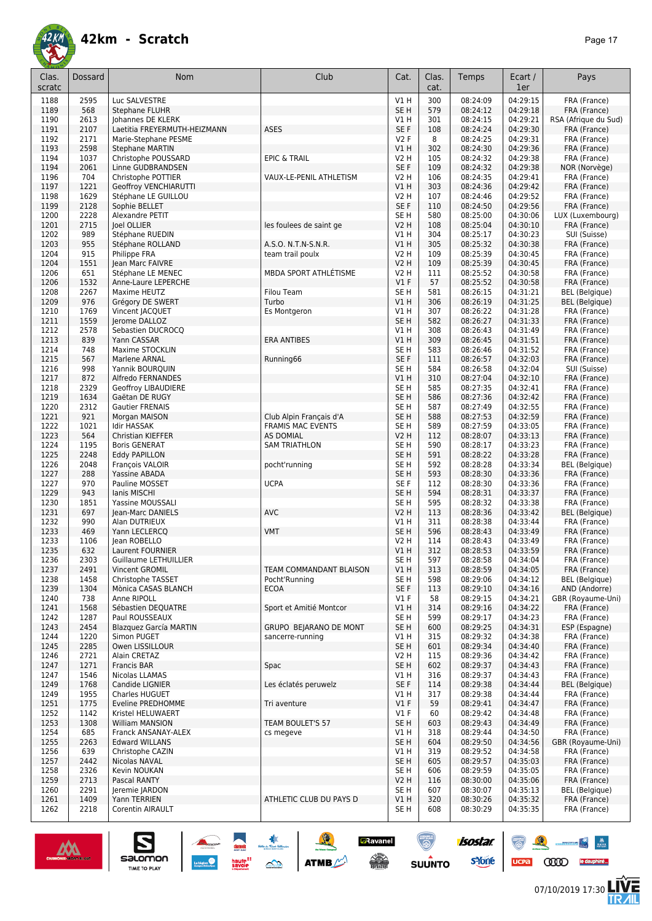# 42km - Scratch

| Clas. scratc | Dossard | Nom | Club | Cat. | Clas. cat. | Temps | Ecart / 1er | Pays |
|---|---|---|---|---|---|---|---|---|
| 1188 | 2595 | Luc SALVESTRE | | V1 H | 300 | 08:24:09 | 04:29:15 | FRA (France) |
| 1189 | 568 | Stephane FLUHR | | SE H | 579 | 08:24:12 | 04:29:18 | FRA (France) |
| 1190 | 2613 | Johannes DE KLERK | | V1 H | 301 | 08:24:15 | 04:29:21 | RSA (Afrique du Sud) |
| 1191 | 2107 | Laetitia FREYERMUTH-HEIZMANN | ASES | SE F | 108 | 08:24:24 | 04:29:30 | FRA (France) |
| 1192 | 2171 | Marie-Stephane PESME | | V2 F | 8 | 08:24:25 | 04:29:31 | FRA (France) |
| 1193 | 2598 | Stephane MARTIN | | V1 H | 302 | 08:24:30 | 04:29:36 | FRA (France) |
| 1194 | 1037 | Christophe POUSSARD | EPIC & TRAIL | V2 H | 105 | 08:24:32 | 04:29:38 | FRA (France) |
| 1194 | 2061 | Linne GUDBRANDSEN | | SE F | 109 | 08:24:32 | 04:29:38 | NOR (Norvège) |
| 1196 | 704 | Christophe POTTIER | VAUX-LE-PENIL ATHLETISM | V2 H | 106 | 08:24:35 | 04:29:41 | FRA (France) |
| 1197 | 1221 | Geoffroy VENCHIARUTTI | | V1 H | 303 | 08:24:36 | 04:29:42 | FRA (France) |
| 1198 | 1629 | Stéphane LE GUILLOU | | V2 H | 107 | 08:24:46 | 04:29:52 | FRA (France) |
| 1199 | 2128 | Sophie BELLET | | SE F | 110 | 08:24:50 | 04:29:56 | FRA (France) |
| 1200 | 2228 | Alexandre PETIT | | SE H | 580 | 08:25:00 | 04:30:06 | LUX (Luxembourg) |
| 1201 | 2715 | Joel OLLIER | les foulees de saint ge | V2 H | 108 | 08:25:04 | 04:30:10 | FRA (France) |
| 1202 | 989 | Stéphane RUEDIN | | V1 H | 304 | 08:25:17 | 04:30:23 | SUI (Suisse) |
| 1203 | 955 | Stéphane ROLLAND | A.S.O. N.T.N-S.N.R. | V1 H | 305 | 08:25:32 | 04:30:38 | FRA (France) |
| 1204 | 915 | Philippe FRA | team trail poulx | V2 H | 109 | 08:25:39 | 04:30:45 | FRA (France) |
| 1204 | 1551 | Jean Marc FAIVRE | | V2 H | 109 | 08:25:39 | 04:30:45 | FRA (France) |
| 1206 | 651 | Stéphane LE MENEC | MBDA SPORT ATHLÉTISME | V2 H | 111 | 08:25:52 | 04:30:58 | FRA (France) |
| 1206 | 1532 | Anne-Laure LEPERCHE | | V1 F | 57 | 08:25:52 | 04:30:58 | FRA (France) |
| 1208 | 2267 | Maxime HEUTZ | Filou Team | SE H | 581 | 08:26:15 | 04:31:21 | BEL (Belgique) |
| 1209 | 976 | Grégory DE SWERT | Turbo | V1 H | 306 | 08:26:19 | 04:31:25 | BEL (Belgique) |
| 1210 | 1769 | Vincent JACQUET | Es Montgeron | V1 H | 307 | 08:26:22 | 04:31:28 | FRA (France) |
| 1211 | 1559 | Jerome DALLOZ | | SE H | 582 | 08:26:27 | 04:31:33 | FRA (France) |
| 1212 | 2578 | Sebastien DUCROCQ | | V1 H | 308 | 08:26:43 | 04:31:49 | FRA (France) |
| 1213 | 839 | Yann CASSAR | ERA ANTIBES | V1 H | 309 | 08:26:45 | 04:31:51 | FRA (France) |
| 1214 | 748 | Maxime STOCKLIN | | SE H | 583 | 08:26:46 | 04:31:52 | FRA (France) |
| 1215 | 567 | Marlene ARNAL | Running66 | SE F | 111 | 08:26:57 | 04:32:03 | FRA (France) |
| 1216 | 998 | Yannik BOURQUIN | | SE H | 584 | 08:26:58 | 04:32:04 | SUI (Suisse) |
| 1217 | 872 | Alfredo FERNANDES | | V1 H | 310 | 08:27:04 | 04:32:10 | FRA (France) |
| 1218 | 2329 | Geoffroy LIBAUDIERE | | SE H | 585 | 08:27:35 | 04:32:41 | FRA (France) |
| 1219 | 1634 | Gaëtan DE RUGY | | SE H | 586 | 08:27:36 | 04:32:42 | FRA (France) |
| 1220 | 2312 | Gautier FRENAIS | | SE H | 587 | 08:27:49 | 04:32:55 | FRA (France) |
| 1221 | 921 | Morgan MAISON | Club Alpin Français d'A | SE H | 588 | 08:27:53 | 04:32:59 | FRA (France) |
| 1222 | 1021 | Idir HASSAK | FRAMIS MAC EVENTS | SE H | 589 | 08:27:59 | 04:33:05 | FRA (France) |
| 1223 | 564 | Christian KIEFFER | AS DOMIAL | V2 H | 112 | 08:28:07 | 04:33:13 | FRA (France) |
| 1224 | 1195 | Boris GENERAT | SAM TRIATHLON | SE H | 590 | 08:28:17 | 04:33:23 | FRA (France) |
| 1225 | 2248 | Eddy PAPILLON | | SE H | 591 | 08:28:22 | 04:33:28 | FRA (France) |
| 1226 | 2048 | François VALOIR | pocht'running | SE H | 592 | 08:28:28 | 04:33:34 | BEL (Belgique) |
| 1227 | 288 | Yassine ABADA | | SE H | 593 | 08:28:30 | 04:33:36 | FRA (France) |
| 1227 | 970 | Pauline MOSSET | UCPA | SE F | 112 | 08:28:30 | 04:33:36 | FRA (France) |
| 1229 | 943 | Ianis MISCHI | | SE H | 594 | 08:28:31 | 04:33:37 | FRA (France) |
| 1230 | 1851 | Yassine MOUSSALI | | SE H | 595 | 08:28:32 | 04:33:38 | FRA (France) |
| 1231 | 697 | Jean-Marc DANIELS | AVC | V2 H | 113 | 08:28:36 | 04:33:42 | BEL (Belgique) |
| 1232 | 990 | Alan DUTRIEUX | | V1 H | 311 | 08:28:38 | 04:33:44 | FRA (France) |
| 1233 | 469 | Yann LECLERCQ | VMT | SE H | 596 | 08:28:43 | 04:33:49 | FRA (France) |
| 1233 | 1106 | Jean ROBELLO | | V2 H | 114 | 08:28:43 | 04:33:49 | FRA (France) |
| 1235 | 632 | Laurent FOURNIER | | V1 H | 312 | 08:28:53 | 04:33:59 | FRA (France) |
| 1236 | 2303 | Guillaume LETHUILLIER | | SE H | 597 | 08:28:58 | 04:34:04 | FRA (France) |
| 1237 | 2491 | Vincent GROMIL | TEAM COMMANDANT BLAISON | V1 H | 313 | 08:28:59 | 04:34:05 | FRA (France) |
| 1238 | 1458 | Christophe TASSET | Pocht'Running | SE H | 598 | 08:29:06 | 04:34:12 | BEL (Belgique) |
| 1239 | 1304 | Mònica CASAS BLANCH | ECOA | SE F | 113 | 08:29:10 | 04:34:16 | AND (Andorre) |
| 1240 | 738 | Anne RIPOLL | | V1 F | 58 | 08:29:15 | 04:34:21 | GBR (Royaume-Uni) |
| 1241 | 1568 | Sébastien DEQUATRE | Sport et Amitié Montcor | V1 H | 314 | 08:29:16 | 04:34:22 | FRA (France) |
| 1242 | 1287 | Paul ROUSSEAUX | | SE H | 599 | 08:29:17 | 04:34:23 | FRA (France) |
| 1243 | 2454 | Blazquez García MARTIN | GRUPO BEJARANO DE MONT | SE H | 600 | 08:29:25 | 04:34:31 | ESP (Espagne) |
| 1244 | 1220 | Simon PUGET | sancerre-running | V1 H | 315 | 08:29:32 | 04:34:38 | FRA (France) |
| 1245 | 2285 | Owen LISSILLOUR | | SE H | 601 | 08:29:34 | 04:34:40 | FRA (France) |
| 1246 | 2721 | Alain CRETAZ | | V2 H | 115 | 08:29:36 | 04:34:42 | FRA (France) |
| 1247 | 1271 | Francis BAR | Spac | SE H | 602 | 08:29:37 | 04:34:43 | FRA (France) |
| 1247 | 1546 | Nicolas LLAMAS | | V1 H | 316 | 08:29:37 | 04:34:43 | FRA (France) |
| 1249 | 1768 | Candide LIGNIER | Les éclatés peruwelz | SE F | 114 | 08:29:38 | 04:34:44 | BEL (Belgique) |
| 1249 | 1955 | Charles HUGUET | | V1 H | 317 | 08:29:38 | 04:34:44 | FRA (France) |
| 1251 | 1775 | Eveline PREDHOMME | Tri aventure | V1 F | 59 | 08:29:41 | 04:34:47 | FRA (France) |
| 1252 | 1142 | Kristel HELUWAERT | | V1 F | 60 | 08:29:42 | 04:34:48 | FRA (France) |
| 1253 | 1308 | William MANSION | TEAM BOULET'S 57 | SE H | 603 | 08:29:43 | 04:34:49 | FRA (France) |
| 1254 | 685 | Franck ANSANAY-ALEX | cs megeve | V1 H | 318 | 08:29:44 | 04:34:50 | FRA (France) |
| 1255 | 2263 | Edward WILLANS | | SE H | 604 | 08:29:50 | 04:34:56 | GBR (Royaume-Uni) |
| 1256 | 639 | Christophe CAZIN | | V1 H | 319 | 08:29:52 | 04:34:58 | FRA (France) |
| 1257 | 2442 | Nicolas NAVAL | | SE H | 605 | 08:29:57 | 04:35:03 | FRA (France) |
| 1258 | 2326 | Kevin NOUKAN | | SE H | 606 | 08:29:59 | 04:35:05 | FRA (France) |
| 1259 | 2713 | Pascal RANTY | | V2 H | 116 | 08:30:00 | 04:35:06 | FRA (France) |
| 1260 | 2291 | Jeremie JARDON | | SE H | 607 | 08:30:07 | 04:35:13 | BEL (Belgique) |
| 1261 | 1409 | Yann TERRIEN | ATHLETIC CLUB DU PAYS D | V1 H | 320 | 08:30:26 | 04:35:32 | FRA (France) |
| 1262 | 2218 | Corentin AIRAULT | | SE H | 608 | 08:30:29 | 04:35:35 | FRA (France) |

07/10/2019 17:30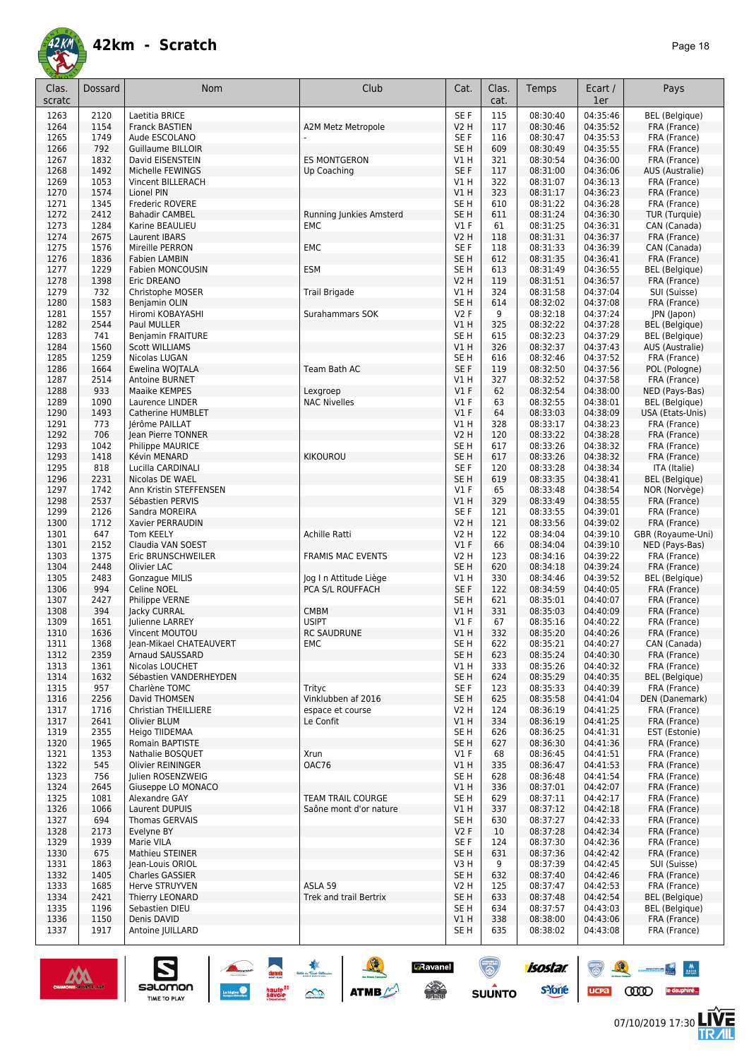# 42km - Scratch

| Clas. scratc | Dossard | Nom | Club | Cat. | Clas. cat. | Temps | Ecart / 1er | Pays |
|---|---|---|---|---|---|---|---|---|
| 1263 | 2120 | Laetitia BRICE | | SE F | 115 | 08:30:40 | 04:35:46 | BEL (Belgique) |
| 1264 | 1154 | Franck BASTIEN | A2M Metz Metropole | V2 H | 117 | 08:30:46 | 04:35:52 | FRA (France) |
| 1265 | 1749 | Aude ESCOLANO | - | SE F | 116 | 08:30:47 | 04:35:53 | FRA (France) |
| 1266 | 792 | Guillaume BILLOIR | | SE H | 609 | 08:30:49 | 04:35:55 | FRA (France) |
| 1267 | 1832 | David EISENSTEIN | ES MONTGERON | V1 H | 321 | 08:30:54 | 04:36:00 | FRA (France) |
| 1268 | 1492 | Michelle FEWINGS | Up Coaching | SE F | 117 | 08:31:00 | 04:36:06 | AUS (Australie) |
| 1269 | 1053 | Vincent BILLERACH | | V1 H | 322 | 08:31:07 | 04:36:13 | FRA (France) |
| 1270 | 1574 | Lionel PIN | | V1 H | 323 | 08:31:17 | 04:36:23 | FRA (France) |
| 1271 | 1345 | Frederic ROVERE | | SE H | 610 | 08:31:22 | 04:36:28 | FRA (France) |
| 1272 | 2412 | Bahadir CAMBEL | Running Junkies Amsterd | SE H | 611 | 08:31:24 | 04:36:30 | TUR (Turquie) |
| 1273 | 1284 | Karine BEAULIEU | EMC | V1 F | 61 | 08:31:25 | 04:36:31 | CAN (Canada) |
| 1274 | 2675 | Laurent IBARS | | V2 H | 118 | 08:31:31 | 04:36:37 | FRA (France) |
| 1275 | 1576 | Mireille PERRON | EMC | SE F | 118 | 08:31:33 | 04:36:39 | CAN (Canada) |
| 1276 | 1836 | Fabien LAMBIN | | SE H | 612 | 08:31:35 | 04:36:41 | FRA (France) |
| 1277 | 1229 | Fabien MONCOUSIN | ESM | SE H | 613 | 08:31:49 | 04:36:55 | BEL (Belgique) |
| 1278 | 1398 | Eric DREANO | | V2 H | 119 | 08:31:51 | 04:36:57 | FRA (France) |
| 1279 | 732 | Christophe MOSER | Trail Brigade | V1 H | 324 | 08:31:58 | 04:37:04 | SUI (Suisse) |
| 1280 | 1583 | Benjamin OLIN | | SE H | 614 | 08:32:02 | 04:37:08 | FRA (France) |
| 1281 | 1557 | Hiromi KOBAYASHI | Surahammars SOK | V2 F | 9 | 08:32:18 | 04:37:24 | JPN (Japon) |
| 1282 | 2544 | Paul MULLER | | V1 H | 325 | 08:32:22 | 04:37:28 | BEL (Belgique) |
| 1283 | 741 | Benjamin FRAITURE | | SE H | 615 | 08:32:23 | 04:37:29 | BEL (Belgique) |
| 1284 | 1560 | Scott WILLIAMS | | V1 H | 326 | 08:32:37 | 04:37:43 | AUS (Australie) |
| 1285 | 1259 | Nicolas LUGAN | | SE H | 616 | 08:32:46 | 04:37:52 | FRA (France) |
| 1286 | 1664 | Ewelina WOJTALA | Team Bath AC | SE F | 119 | 08:32:50 | 04:37:56 | POL (Pologne) |
| 1287 | 2514 | Antoine BURNET | | V1 H | 327 | 08:32:52 | 04:37:58 | FRA (France) |
| 1288 | 933 | Maaike KEMPES | Lexgroep | V1 F | 62 | 08:32:54 | 04:38:00 | NED (Pays-Bas) |
| 1289 | 1090 | Laurence LINDER | NAC Nivelles | V1 F | 63 | 08:32:55 | 04:38:01 | BEL (Belgique) |
| 1290 | 1493 | Catherine HUMBLET | | V1 F | 64 | 08:33:03 | 04:38:09 | USA (Etats-Unis) |
| 1291 | 773 | Jérôme PAILLAT | | V1 H | 328 | 08:33:17 | 04:38:23 | FRA (France) |
| 1292 | 706 | Jean Pierre TONNER | | V2 H | 120 | 08:33:22 | 04:38:28 | FRA (France) |
| 1293 | 1042 | Philippe MAURICE | | SE H | 617 | 08:33:26 | 04:38:32 | FRA (France) |
| 1293 | 1418 | Kévin MENARD | KIKOUROU | SE H | 617 | 08:33:26 | 04:38:32 | FRA (France) |
| 1295 | 818 | Lucilla CARDINALI | | SE F | 120 | 08:33:28 | 04:38:34 | ITA (Italie) |
| 1296 | 2231 | Nicolas DE WAEL | | SE H | 619 | 08:33:35 | 04:38:41 | BEL (Belgique) |
| 1297 | 1742 | Ann Kristin STEFFENSEN | | V1 F | 65 | 08:33:48 | 04:38:54 | NOR (Norvège) |
| 1298 | 2537 | Sébastien PERVIS | | V1 H | 329 | 08:33:49 | 04:38:55 | FRA (France) |
| 1299 | 2126 | Sandra MOREIRA | | SE F | 121 | 08:33:55 | 04:39:01 | FRA (France) |
| 1300 | 1712 | Xavier PERRAUDIN | | V2 H | 121 | 08:33:56 | 04:39:02 | FRA (France) |
| 1301 | 647 | Tom KEELY | Achille Ratti | V2 H | 122 | 08:34:04 | 04:39:10 | GBR (Royaume-Uni) |
| 1301 | 2152 | Claudia VAN SOEST | | V1 F | 66 | 08:34:04 | 04:39:10 | NED (Pays-Bas) |
| 1303 | 1375 | Eric BRUNSCHWEILER | FRAMIS MAC EVENTS | V2 H | 123 | 08:34:16 | 04:39:22 | FRA (France) |
| 1304 | 2448 | Olivier LAC | | SE H | 620 | 08:34:18 | 04:39:24 | FRA (France) |
| 1305 | 2483 | Gonzague MILIS | Jog I n Attitude Liège | V1 H | 330 | 08:34:46 | 04:39:52 | BEL (Belgique) |
| 1306 | 994 | Celine NOEL | PCA S/L ROUFFACH | SE F | 122 | 08:34:59 | 04:40:05 | FRA (France) |
| 1307 | 2427 | Philippe VERNE | | SE H | 621 | 08:35:01 | 04:40:07 | FRA (France) |
| 1308 | 394 | Jacky CURRAL | CMBM | V1 H | 331 | 08:35:03 | 04:40:09 | FRA (France) |
| 1309 | 1651 | Julienne LARREY | USIPT | V1 F | 67 | 08:35:16 | 04:40:22 | FRA (France) |
| 1310 | 1636 | Vincent MOUTOU | RC SAUDRUNE | V1 H | 332 | 08:35:20 | 04:40:26 | FRA (France) |
| 1311 | 1368 | Jean-Mikael CHATEAUVERT | EMC | SE H | 622 | 08:35:21 | 04:40:27 | CAN (Canada) |
| 1312 | 2359 | Arnaud SAUSSARD | | SE H | 623 | 08:35:24 | 04:40:30 | FRA (France) |
| 1313 | 1361 | Nicolas LOUCHET | | V1 H | 333 | 08:35:26 | 04:40:32 | FRA (France) |
| 1314 | 1632 | Sébastien VANDERHEYDEN | | SE H | 624 | 08:35:29 | 04:40:35 | BEL (Belgique) |
| 1315 | 957 | Charlène TOMC | Trityc | SE F | 123 | 08:35:33 | 04:40:39 | FRA (France) |
| 1316 | 2256 | David THOMSEN | Vinklubben af 2016 | SE H | 625 | 08:35:58 | 04:41:04 | DEN (Danemark) |
| 1317 | 1716 | Christian THEILLIERE | espace et course | V2 H | 124 | 08:36:19 | 04:41:25 | FRA (France) |
| 1317 | 2641 | Olivier BLUM | Le Confit | V1 H | 334 | 08:36:19 | 04:41:25 | FRA (France) |
| 1319 | 2355 | Heigo TIIDEMAA | | SE H | 626 | 08:36:25 | 04:41:31 | EST (Estonie) |
| 1320 | 1965 | Romain BAPTISTE | | SE H | 627 | 08:36:30 | 04:41:36 | FRA (France) |
| 1321 | 1353 | Nathalie BOSQUET | Xrun | V1 F | 68 | 08:36:45 | 04:41:51 | FRA (France) |
| 1322 | 545 | Olivier REININGER | OAC76 | V1 H | 335 | 08:36:47 | 04:41:53 | FRA (France) |
| 1323 | 756 | Julien ROSENZWEIG | | SE H | 628 | 08:36:48 | 04:41:54 | FRA (France) |
| 1324 | 2645 | Giuseppe LO MONACO | | V1 H | 336 | 08:37:01 | 04:42:07 | FRA (France) |
| 1325 | 1081 | Alexandre GAY | TEAM TRAIL COURGE | SE H | 629 | 08:37:11 | 04:42:17 | FRA (France) |
| 1326 | 1066 | Laurent DUPUIS | Saône mont d'or nature | V1 H | 337 | 08:37:12 | 04:42:18 | FRA (France) |
| 1327 | 694 | Thomas GERVAIS | | SE H | 630 | 08:37:27 | 04:42:33 | FRA (France) |
| 1328 | 2173 | Evelyne BY | | V2 F | 10 | 08:37:28 | 04:42:34 | FRA (France) |
| 1329 | 1939 | Marie VILA | | SE F | 124 | 08:37:30 | 04:42:36 | FRA (France) |
| 1330 | 675 | Mathieu STEINER | | SE H | 631 | 08:37:36 | 04:42:42 | FRA (France) |
| 1331 | 1863 | Jean-Louis ORIOL | | V3 H | 9 | 08:37:39 | 04:42:45 | SUI (Suisse) |
| 1332 | 1405 | Charles GASSIER | | SE H | 632 | 08:37:40 | 04:42:46 | FRA (France) |
| 1333 | 1685 | Herve STRUYVEN | ASLA 59 | V2 H | 125 | 08:37:47 | 04:42:53 | FRA (France) |
| 1334 | 2421 | Thierry LEONARD | Trek and trail Bertrix | SE H | 633 | 08:37:48 | 04:42:54 | BEL (Belgique) |
| 1335 | 1196 | Sebastien DIEU | | SE H | 634 | 08:37:57 | 04:43:03 | BEL (Belgique) |
| 1336 | 1150 | Denis DAVID | | V1 H | 338 | 08:38:00 | 04:43:06 | FRA (France) |
| 1337 | 1917 | Antoine JUILLARD | | SE H | 635 | 08:38:02 | 04:43:08 | FRA (France) |

07/10/2019 17:30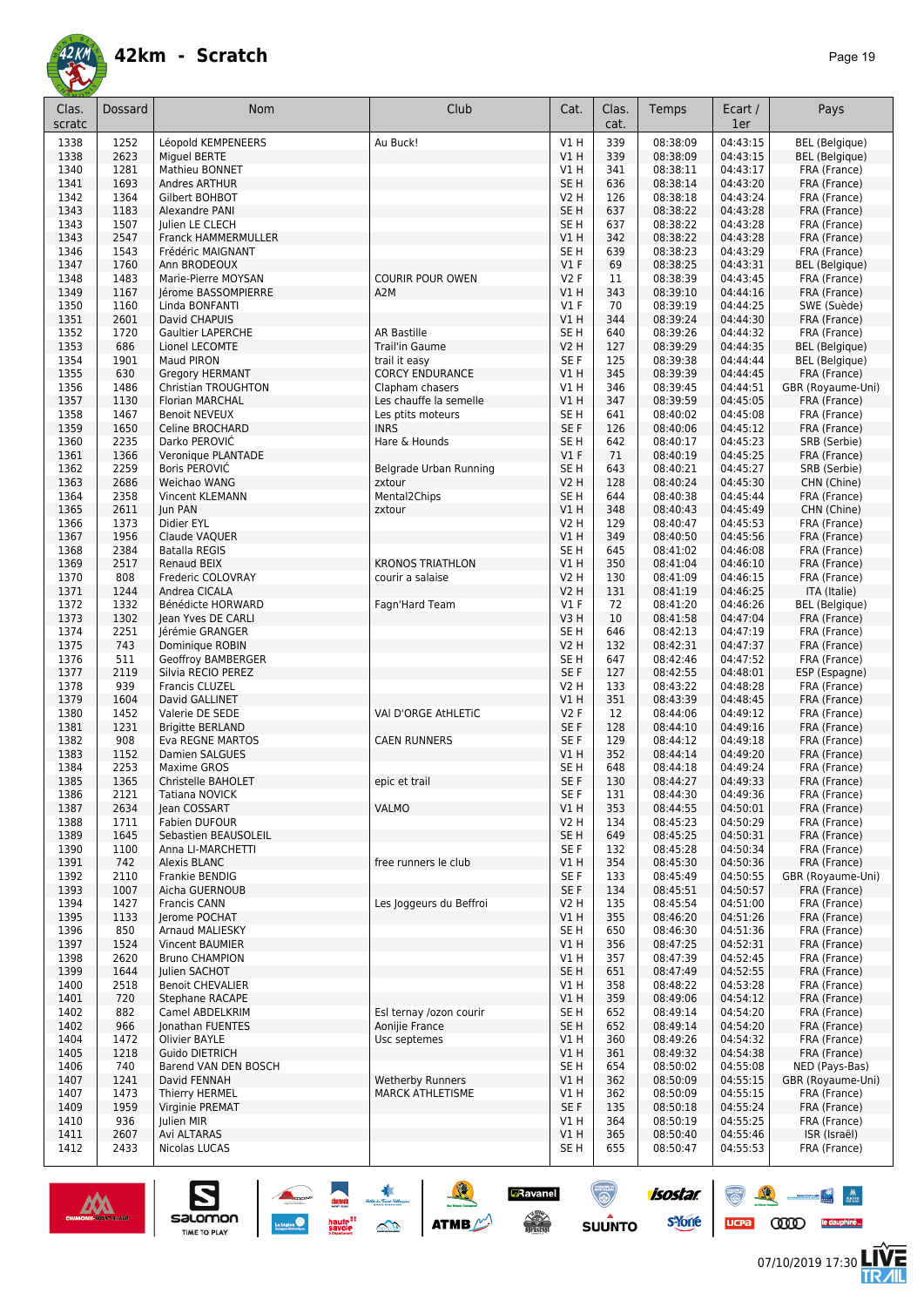# 42km - Scratch

| Clas. scratc | Dossard | Nom | Club | Cat. | Clas. cat. | Temps | Ecart / 1er | Pays |
|---|---|---|---|---|---|---|---|---|
| 1338 | 1252 | Léopold KEMPENEERS | Au Buck! | V1 H | 339 | 08:38:09 | 04:43:15 | BEL (Belgique) |
| 1338 | 2623 | Miguel BERTE | | V1 H | 339 | 08:38:09 | 04:43:15 | BEL (Belgique) |
| 1340 | 1281 | Mathieu BONNET | | V1 H | 341 | 08:38:11 | 04:43:17 | FRA (France) |
| 1341 | 1693 | Andres ARTHUR | | SE H | 636 | 08:38:14 | 04:43:20 | FRA (France) |
| 1342 | 1364 | Gilbert BOHBOT | | V2 H | 126 | 08:38:18 | 04:43:24 | FRA (France) |
| 1343 | 1183 | Alexandre PANI | | SE H | 637 | 08:38:22 | 04:43:28 | FRA (France) |
| 1343 | 1507 | Julien LE CLECH | | SE H | 637 | 08:38:22 | 04:43:28 | FRA (France) |
| 1343 | 2547 | Franck HAMMERMULLER | | V1 H | 342 | 08:38:22 | 04:43:28 | FRA (France) |
| 1346 | 1543 | Frédéric MAIGNANT | | SE H | 639 | 08:38:23 | 04:43:29 | FRA (France) |
| 1347 | 1760 | Ann BRODEOUX | | V1 F | 69 | 08:38:25 | 04:43:31 | BEL (Belgique) |
| 1348 | 1483 | Marie-Pierre MOYSAN | COURIR POUR OWEN | V2 F | 11 | 08:38:39 | 04:43:45 | FRA (France) |
| 1349 | 1167 | Jérome BASSOMPIERRE | A2M | V1 H | 343 | 08:39:10 | 04:44:16 | FRA (France) |
| 1350 | 1160 | Linda BONFANTI | | V1 F | 70 | 08:39:19 | 04:44:25 | SWE (Suède) |
| 1351 | 2601 | David CHAPUIS | | V1 H | 344 | 08:39:24 | 04:44:30 | FRA (France) |
| 1352 | 1720 | Gaultier LAPERCHE | AR Bastille | SE H | 640 | 08:39:26 | 04:44:32 | FRA (France) |
| 1353 | 686 | Lionel LECOMTE | Trail'in Gaume | V2 H | 127 | 08:39:29 | 04:44:35 | BEL (Belgique) |
| 1354 | 1901 | Maud PIRON | trail it easy | SE F | 125 | 08:39:38 | 04:44:44 | BEL (Belgique) |
| 1355 | 630 | Gregory HERMANT | CORCY ENDURANCE | V1 H | 345 | 08:39:39 | 04:44:45 | FRA (France) |
| 1356 | 1486 | Christian TROUGHTON | Clapham chasers | V1 H | 346 | 08:39:45 | 04:44:51 | GBR (Royaume-Uni) |
| 1357 | 1130 | Florian MARCHAL | Les chauffe la semelle | V1 H | 347 | 08:39:59 | 04:45:05 | FRA (France) |
| 1358 | 1467 | Benoit NEVEUX | Les ptits moteurs | SE H | 641 | 08:40:02 | 04:45:08 | FRA (France) |
| 1359 | 1650 | Celine BROCHARD | INRS | SE F | 126 | 08:40:06 | 04:45:12 | FRA (France) |
| 1360 | 2235 | Darko PEROVIĆ | Hare & Hounds | SE H | 642 | 08:40:17 | 04:45:23 | SRB (Serbie) |
| 1361 | 1366 | Veronique PLANTADE | | V1 F | 71 | 08:40:19 | 04:45:25 | FRA (France) |
| 1362 | 2259 | Boris PEROVIĆ | Belgrade Urban Running | SE H | 643 | 08:40:21 | 04:45:27 | SRB (Serbie) |
| 1363 | 2686 | Weichao WANG | zxtour | V2 H | 128 | 08:40:24 | 04:45:30 | CHN (Chine) |
| 1364 | 2358 | Vincent KLEMANN | Mental2Chips | SE H | 644 | 08:40:38 | 04:45:44 | FRA (France) |
| 1365 | 2611 | Jun PAN | zxtour | V1 H | 348 | 08:40:43 | 04:45:49 | CHN (Chine) |
| 1366 | 1373 | Didier EYL | | V2 H | 129 | 08:40:47 | 04:45:53 | FRA (France) |
| 1367 | 1956 | Claude VAQUER | | V1 H | 349 | 08:40:50 | 04:45:56 | FRA (France) |
| 1368 | 2384 | Batalla REGIS | | SE H | 645 | 08:41:02 | 04:46:08 | FRA (France) |
| 1369 | 2517 | Renaud BEIX | KRONOS TRIATHLON | V1 H | 350 | 08:41:04 | 04:46:10 | FRA (France) |
| 1370 | 808 | Frederic COLOVRAY | courir a salaise | V2 H | 130 | 08:41:09 | 04:46:15 | FRA (France) |
| 1371 | 1244 | Andrea CICALA | | V2 H | 131 | 08:41:19 | 04:46:25 | ITA (Italie) |
| 1372 | 1332 | Bénédicte HORWARD | Fagn'Hard Team | V1 F | 72 | 08:41:20 | 04:46:26 | BEL (Belgique) |
| 1373 | 1302 | Jean Yves DE CARLI | | V3 H | 10 | 08:41:58 | 04:47:04 | FRA (France) |
| 1374 | 2251 | Jérémie GRANGER | | SE H | 646 | 08:42:13 | 04:47:19 | FRA (France) |
| 1375 | 743 | Dominique ROBIN | | V2 H | 132 | 08:42:31 | 04:47:37 | FRA (France) |
| 1376 | 511 | Geoffroy BAMBERGER | | SE H | 647 | 08:42:46 | 04:47:52 | FRA (France) |
| 1377 | 2119 | Silvia RECIO PEREZ | | SE F | 127 | 08:42:55 | 04:48:01 | ESP (Espagne) |
| 1378 | 939 | Francis CLUZEL | | V2 H | 133 | 08:43:22 | 04:48:28 | FRA (France) |
| 1379 | 1604 | David GALLINET | | V1 H | 351 | 08:43:39 | 04:48:45 | FRA (France) |
| 1380 | 1452 | Valerie DE SEDE | VAl D'ORGE AtHLETiC | V2 F | 12 | 08:44:06 | 04:49:12 | FRA (France) |
| 1381 | 1231 | Brigitte BERLAND | | SE F | 128 | 08:44:10 | 04:49:16 | FRA (France) |
| 1382 | 908 | Eva REGNE MARTOS | CAEN RUNNERS | SE F | 129 | 08:44:12 | 04:49:18 | FRA (France) |
| 1383 | 1152 | Damien SALGUES | | V1 H | 352 | 08:44:14 | 04:49:20 | FRA (France) |
| 1384 | 2253 | Maxime GROS | | SE H | 648 | 08:44:18 | 04:49:24 | FRA (France) |
| 1385 | 1365 | Christelle BAHOLET | epic et trail | SE F | 130 | 08:44:27 | 04:49:33 | FRA (France) |
| 1386 | 2121 | Tatiana NOVICK | | SE F | 131 | 08:44:30 | 04:49:36 | FRA (France) |
| 1387 | 2634 | Jean COSSART | VALMO | V1 H | 353 | 08:44:55 | 04:50:01 | FRA (France) |
| 1388 | 1711 | Fabien DUFOUR | | V2 H | 134 | 08:45:23 | 04:50:29 | FRA (France) |
| 1389 | 1645 | Sebastien BEAUSOLEIL | | SE H | 649 | 08:45:25 | 04:50:31 | FRA (France) |
| 1390 | 1100 | Anna LI-MARCHETTI | | SE F | 132 | 08:45:28 | 04:50:34 | FRA (France) |
| 1391 | 742 | Alexis BLANC | free runners le club | V1 H | 354 | 08:45:30 | 04:50:36 | FRA (France) |
| 1392 | 2110 | Frankie BENDIG | | SE F | 133 | 08:45:49 | 04:50:55 | GBR (Royaume-Uni) |
| 1393 | 1007 | Aicha GUERNOUB | | SE F | 134 | 08:45:51 | 04:50:57 | FRA (France) |
| 1394 | 1427 | Francis CANN | Les Joggeurs du Beffroi | V2 H | 135 | 08:45:54 | 04:51:00 | FRA (France) |
| 1395 | 1133 | Jerome POCHAT | | V1 H | 355 | 08:46:20 | 04:51:26 | FRA (France) |
| 1396 | 850 | Arnaud MALIESKY | | SE H | 650 | 08:46:30 | 04:51:36 | FRA (France) |
| 1397 | 1524 | Vincent BAUMIER | | V1 H | 356 | 08:47:25 | 04:52:31 | FRA (France) |
| 1398 | 2620 | Bruno CHAMPION | | V1 H | 357 | 08:47:39 | 04:52:45 | FRA (France) |
| 1399 | 1644 | Julien SACHOT | | SE H | 651 | 08:47:49 | 04:52:55 | FRA (France) |
| 1400 | 2518 | Benoit CHEVALIER | | V1 H | 358 | 08:48:22 | 04:53:28 | FRA (France) |
| 1401 | 720 | Stephane RACAPE | | V1 H | 359 | 08:49:06 | 04:54:12 | FRA (France) |
| 1402 | 882 | Camel ABDELKRIM | Esl ternay /ozon courir | SE H | 652 | 08:49:14 | 04:54:20 | FRA (France) |
| 1402 | 966 | Jonathan FUENTES | Aonijie France | SE H | 652 | 08:49:14 | 04:54:20 | FRA (France) |
| 1404 | 1472 | Olivier BAYLE | Usc septemes | V1 H | 360 | 08:49:26 | 04:54:32 | FRA (France) |
| 1405 | 1218 | Guido DIETRICH | | V1 H | 361 | 08:49:32 | 04:54:38 | FRA (France) |
| 1406 | 740 | Barend VAN DEN BOSCH | | SE H | 654 | 08:50:02 | 04:55:08 | NED (Pays-Bas) |
| 1407 | 1241 | David FENNAH | Wetherby Runners | V1 H | 362 | 08:50:09 | 04:55:15 | GBR (Royaume-Uni) |
| 1407 | 1473 | Thierry HERMEL | MARCK ATHLETISME | V1 H | 362 | 08:50:09 | 04:55:15 | FRA (France) |
| 1409 | 1959 | Virginie PREMAT | | SE F | 135 | 08:50:18 | 04:55:24 | FRA (France) |
| 1410 | 936 | Julien MIR | | V1 H | 364 | 08:50:19 | 04:55:25 | FRA (France) |
| 1411 | 2607 | Avi ALTARAS | | V1 H | 365 | 08:50:40 | 04:55:46 | ISR (Israël) |
| 1412 | 2433 | Nicolas LUCAS | | SE H | 655 | 08:50:47 | 04:55:53 | FRA (France) |

07/10/2019 17:30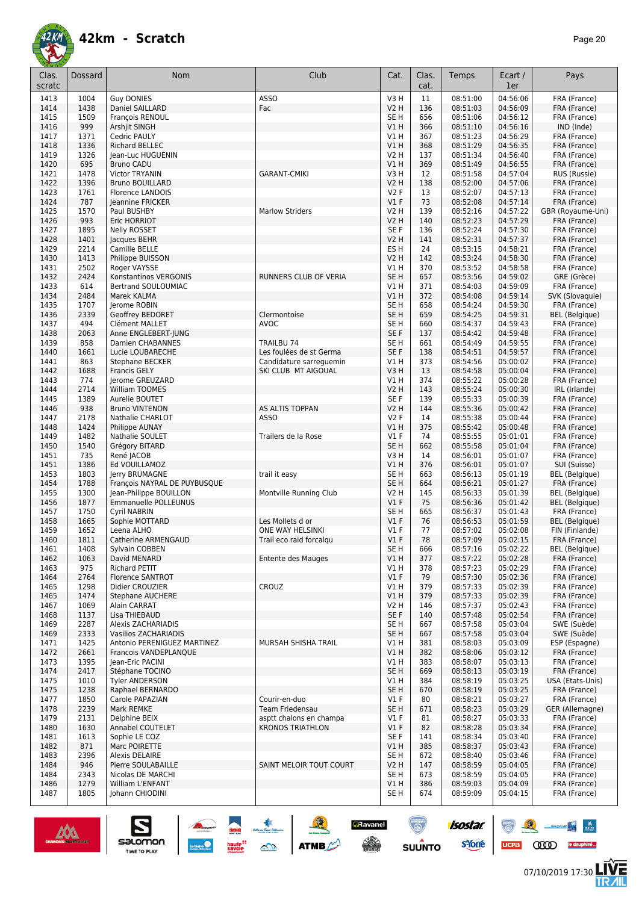# 42km - Scratch

| Clas. scratc | Dossard | Nom | Club | Cat. | Clas. cat. | Temps | Ecart / 1er | Pays |
|---|---|---|---|---|---|---|---|---|
| 1413 | 1004 | Guy DONIES | ASSO | V3 H | 11 | 08:51:00 | 04:56:06 | FRA (France) |
| 1414 | 1438 | Daniel SAILLARD | Fac | V2 H | 136 | 08:51:03 | 04:56:09 | FRA (France) |
| 1415 | 1509 | François RENOUL | | SE H | 656 | 08:51:06 | 04:56:12 | FRA (France) |
| 1416 | 999 | Arshjit SINGH | | V1 H | 366 | 08:51:10 | 04:56:16 | IND (Inde) |
| 1417 | 1371 | Cedric PAULY | | V1 H | 367 | 08:51:23 | 04:56:29 | FRA (France) |
| 1418 | 1336 | Richard BELLEC | | V1 H | 368 | 08:51:29 | 04:56:35 | FRA (France) |
| 1419 | 1326 | Jean-Luc HUGUENIN | | V2 H | 137 | 08:51:34 | 04:56:40 | FRA (France) |
| 1420 | 695 | Bruno CADU | | V1 H | 369 | 08:51:49 | 04:56:55 | FRA (France) |
| 1421 | 1478 | Victor TRYANIN | GARANT-CMIKI | V3 H | 12 | 08:51:58 | 04:57:04 | RUS (Russie) |
| 1422 | 1396 | Bruno BOUILLARD | | V2 H | 138 | 08:52:00 | 04:57:06 | FRA (France) |
| 1423 | 1761 | Florence LANDOIS | | V2 F | 13 | 08:52:07 | 04:57:13 | FRA (France) |
| 1424 | 787 | Jeannine FRICKER | | V1 F | 73 | 08:52:08 | 04:57:14 | FRA (France) |
| 1425 | 1570 | Paul BUSHBY | Marlow Striders | V2 H | 139 | 08:52:16 | 04:57:22 | GBR (Royaume-Uni) |
| 1426 | 993 | Eric HORRIOT | | V2 H | 140 | 08:52:23 | 04:57:29 | FRA (France) |
| 1427 | 1895 | Nelly ROSSET | | SE F | 136 | 08:52:24 | 04:57:30 | FRA (France) |
| 1428 | 1401 | Jacques BEHR | | V2 H | 141 | 08:52:31 | 04:57:37 | FRA (France) |
| 1429 | 2214 | Camille BELLE | | ES H | 24 | 08:53:15 | 04:58:21 | FRA (France) |
| 1430 | 1413 | Philippe BUISSON | | V2 H | 142 | 08:53:24 | 04:58:30 | FRA (France) |
| 1431 | 2502 | Roger VAYSSE | | V1 H | 370 | 08:53:52 | 04:58:58 | FRA (France) |
| 1432 | 2424 | Konstantinos VERGONIS | RUNNERS CLUB OF VERIA | SE H | 657 | 08:53:56 | 04:59:02 | GRE (Grèce) |
| 1433 | 614 | Bertrand SOULOUMIAC | | V1 H | 371 | 08:54:03 | 04:59:09 | FRA (France) |
| 1434 | 2484 | Marek KALMA | | V1 H | 372 | 08:54:08 | 04:59:14 | SVK (Slovaquie) |
| 1435 | 1707 | Jerome ROBIN | | SE H | 658 | 08:54:24 | 04:59:30 | FRA (France) |
| 1436 | 2339 | Geoffrey BEDORET | Clermontoise | SE H | 659 | 08:54:25 | 04:59:31 | BEL (Belgique) |
| 1437 | 494 | Clément MALLET | AVOC | SE H | 660 | 08:54:37 | 04:59:43 | FRA (France) |
| 1438 | 2063 | Anne ENGLEBERT-JUNG | | SE F | 137 | 08:54:42 | 04:59:48 | FRA (France) |
| 1439 | 858 | Damien CHABANNES | TRAILBU 74 | SE H | 661 | 08:54:49 | 04:59:55 | FRA (France) |
| 1440 | 1661 | Lucie LOUBARECHE | Les foulées de st Germa | SE F | 138 | 08:54:51 | 04:59:57 | FRA (France) |
| 1441 | 863 | Stephane BECKER | Candidature sarreguemin | V1 H | 373 | 08:54:56 | 05:00:02 | FRA (France) |
| 1442 | 1688 | Francis GELY | SKI CLUB MT AIGOUAL | V3 H | 13 | 08:54:58 | 05:00:04 | FRA (France) |
| 1443 | 774 | Jerome GREUZARD | | V1 H | 374 | 08:55:22 | 05:00:28 | FRA (France) |
| 1444 | 2714 | William TOOMES | | V2 H | 143 | 08:55:24 | 05:00:30 | IRL (Irlande) |
| 1445 | 1389 | Aurelie BOUTET | | SE F | 139 | 08:55:33 | 05:00:39 | FRA (France) |
| 1446 | 938 | Bruno VINTENON | AS ALTIS TOPPAN | V2 H | 144 | 08:55:36 | 05:00:42 | FRA (France) |
| 1447 | 2178 | Nathalie CHARLOT | ASSO | V2 F | 14 | 08:55:38 | 05:00:44 | FRA (France) |
| 1448 | 1424 | Philippe AUNAY | | V1 H | 375 | 08:55:42 | 05:00:48 | FRA (France) |
| 1449 | 1482 | Nathalie SOULET | Trailers de la Rose | V1 F | 74 | 08:55:55 | 05:01:01 | FRA (France) |
| 1450 | 1540 | Grégory BITARD | | SE H | 662 | 08:55:58 | 05:01:04 | FRA (France) |
| 1451 | 735 | René JACOB | | V3 H | 14 | 08:56:01 | 05:01:07 | FRA (France) |
| 1451 | 1386 | Ed VOUILLAMOZ | | V1 H | 376 | 08:56:01 | 05:01:07 | SUI (Suisse) |
| 1453 | 1803 | Jerry BRUMAGNE | trail it easy | SE H | 663 | 08:56:13 | 05:01:19 | BEL (Belgique) |
| 1454 | 1788 | François NAYRAL DE PUYBUSQUE | | SE H | 664 | 08:56:21 | 05:01:27 | FRA (France) |
| 1455 | 1300 | Jean-Philippe BOUILLON | Montville Running Club | V2 H | 145 | 08:56:33 | 05:01:39 | BEL (Belgique) |
| 1456 | 1877 | Emmanuelle POLLEUNUS | | V1 F | 75 | 08:56:36 | 05:01:42 | BEL (Belgique) |
| 1457 | 1750 | Cyril NABRIN | | SE H | 665 | 08:56:37 | 05:01:43 | FRA (France) |
| 1458 | 1665 | Sophie MOTTARD | Les Mollets d or | V1 F | 76 | 08:56:53 | 05:01:59 | BEL (Belgique) |
| 1459 | 1652 | Leena ALHO | ONE WAY HELSINKI | V1 F | 77 | 08:57:02 | 05:02:08 | FIN (Finlande) |
| 1460 | 1811 | Catherine ARMENGAUD | Trail eco raid forcalqu | V1 F | 78 | 08:57:09 | 05:02:15 | FRA (France) |
| 1461 | 1408 | Sylvain COBBEN | | SE H | 666 | 08:57:16 | 05:02:22 | BEL (Belgique) |
| 1462 | 1063 | David MENARD | Entente des Mauges | V1 H | 377 | 08:57:22 | 05:02:28 | FRA (France) |
| 1463 | 975 | Richard PETIT | | V1 H | 378 | 08:57:23 | 05:02:29 | FRA (France) |
| 1464 | 2764 | Florence SANTROT | | V1 F | 79 | 08:57:30 | 05:02:36 | FRA (France) |
| 1465 | 1298 | Didier CROUZIER | CROUZ | V1 H | 379 | 08:57:33 | 05:02:39 | FRA (France) |
| 1465 | 1474 | Stephane AUCHERE | | V1 H | 379 | 08:57:33 | 05:02:39 | FRA (France) |
| 1467 | 1069 | Alain CARRAT | | V2 H | 146 | 08:57:37 | 05:02:43 | FRA (France) |
| 1468 | 1137 | Lisa THIEBAUD | | SE F | 140 | 08:57:48 | 05:02:54 | FRA (France) |
| 1469 | 2287 | Alexis ZACHARIADIS | | SE H | 667 | 08:57:58 | 05:03:04 | SWE (Suède) |
| 1469 | 2333 | Vasilios ZACHARIADIS | | SE H | 667 | 08:57:58 | 05:03:04 | SWE (Suède) |
| 1471 | 1425 | Antonio PERENIGUEZ MARTINEZ | MURSAH SHISHA TRAIL | V1 H | 381 | 08:58:03 | 05:03:09 | ESP (Espagne) |
| 1472 | 2661 | Francois VANDEPLANQUE | | V1 H | 382 | 08:58:06 | 05:03:12 | FRA (France) |
| 1473 | 1395 | Jean-Eric PACINI | | V1 H | 383 | 08:58:07 | 05:03:13 | FRA (France) |
| 1474 | 2417 | Stéphane TOCINO | | SE H | 669 | 08:58:13 | 05:03:19 | FRA (France) |
| 1475 | 1010 | Tyler ANDERSON | | V1 H | 384 | 08:58:19 | 05:03:25 | USA (Etats-Unis) |
| 1475 | 1238 | Raphael BERNARDO | | SE H | 670 | 08:58:19 | 05:03:25 | FRA (France) |
| 1477 | 1850 | Carole PAPAZIAN | Courir-en-duo | V1 F | 80 | 08:58:21 | 05:03:27 | FRA (France) |
| 1478 | 2239 | Mark REMKE | Team Friedensau | SE H | 671 | 08:58:23 | 05:03:29 | GER (Allemagne) |
| 1479 | 2131 | Delphine BEIX | asptt chalons en champa | V1 F | 81 | 08:58:27 | 05:03:33 | FRA (France) |
| 1480 | 1630 | Annabel COUTELET | KRONOS TRIATHLON | V1 F | 82 | 08:58:28 | 05:03:34 | FRA (France) |
| 1481 | 1613 | Sophie LE COZ | | SE F | 141 | 08:58:34 | 05:03:40 | FRA (France) |
| 1482 | 871 | Marc POIRETTE | | V1 H | 385 | 08:58:37 | 05:03:43 | FRA (France) |
| 1483 | 2396 | Alexis DELAIRE | | SE H | 672 | 08:58:40 | 05:03:46 | FRA (France) |
| 1484 | 946 | Pierre SOULABAILLE | SAINT MELOIR TOUT COURT | V2 H | 147 | 08:58:59 | 05:04:05 | FRA (France) |
| 1484 | 2343 | Nicolas DE MARCHI | | SE H | 673 | 08:58:59 | 05:04:05 | FRA (France) |
| 1486 | 1279 | William L'ENFANT | | V1 H | 386 | 08:59:03 | 05:04:09 | FRA (France) |
| 1487 | 1805 | Johann CHIODINI | | SE H | 674 | 08:59:09 | 05:04:15 | FRA (France) |

07/10/2019 17:30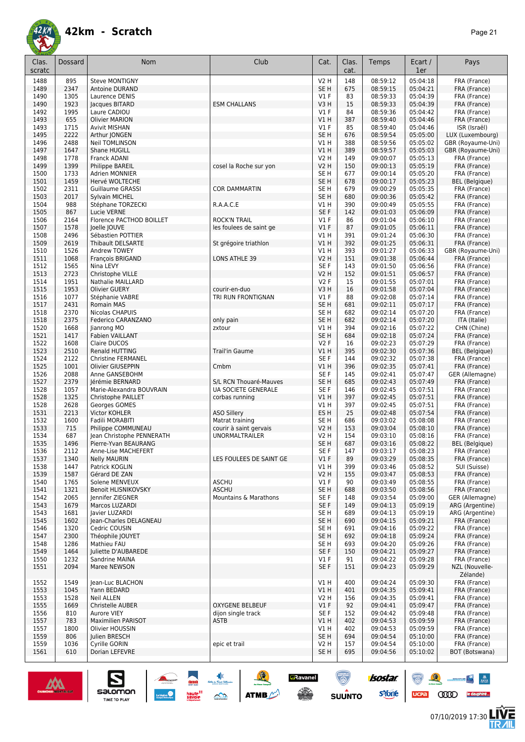# 42km - Scratch

| Clas. scratc | Dossard | Nom | Club | Cat. | Clas. cat. | Temps | Ecart / 1er | Pays |
|---|---|---|---|---|---|---|---|---|
| 1488 | 895 | Steve MONTIGNY | | V2 H | 148 | 08:59:12 | 05:04:18 | FRA (France) |
| 1489 | 2347 | Antoine DURAND | | SE H | 675 | 08:59:15 | 05:04:21 | FRA (France) |
| 1490 | 1305 | Laurence DENIS | | V1 F | 83 | 08:59:33 | 05:04:39 | FRA (France) |
| 1490 | 1923 | Jacques BITARD | ESM CHALLANS | V3 H | 15 | 08:59:33 | 05:04:39 | FRA (France) |
| 1492 | 1995 | Laure CADIOU | | V1 F | 84 | 08:59:36 | 05:04:42 | FRA (France) |
| 1493 | 655 | Olivier MARION | | V1 H | 387 | 08:59:40 | 05:04:46 | FRA (France) |
| 1493 | 1715 | Avivit MISHAN | | V1 F | 85 | 08:59:40 | 05:04:46 | ISR (Israël) |
| 1495 | 2222 | Arthur JONGEN | | SE H | 676 | 08:59:54 | 05:05:00 | LUX (Luxembourg) |
| 1496 | 2488 | Neil TOMLINSON | | V1 H | 388 | 08:59:56 | 05:05:02 | GBR (Royaume-Uni) |
| 1497 | 1647 | Shane HUGILL | | V1 H | 389 | 08:59:57 | 05:05:03 | GBR (Royaume-Uni) |
| 1498 | 1778 | Franck ADANI | | V2 H | 149 | 09:00:07 | 05:05:13 | FRA (France) |
| 1499 | 1399 | Philippe BAREIL | cosel la Roche sur yon | V2 H | 150 | 09:00:13 | 05:05:19 | FRA (France) |
| 1500 | 1733 | Adrien MONNIER | | SE H | 677 | 09:00:14 | 05:05:20 | FRA (France) |
| 1501 | 1459 | Hervé WOLTECHE | | SE H | 678 | 09:00:17 | 05:05:23 | BEL (Belgique) |
| 1502 | 2311 | Guillaume GRASSI | COR DAMMARTIN | SE H | 679 | 09:00:29 | 05:05:35 | FRA (France) |
| 1503 | 2017 | Sylvain MICHEL | | SE H | 680 | 09:00:36 | 05:05:42 | FRA (France) |
| 1504 | 988 | Stéphane TORZECKI | R.A.A.C.E | V1 H | 390 | 09:00:49 | 05:05:55 | FRA (France) |
| 1505 | 867 | Lucie VERNE | | SE F | 142 | 09:01:03 | 05:06:09 | FRA (France) |
| 1506 | 2164 | Florence PACTHOD BOILLET | ROCK'N TRAIL | V1 F | 86 | 09:01:04 | 05:06:10 | FRA (France) |
| 1507 | 1578 | Joelle JOUVE | les foulees de saint ge | V1 F | 87 | 09:01:05 | 05:06:11 | FRA (France) |
| 1508 | 2496 | Sébastien POTTIER | | V1 H | 391 | 09:01:24 | 05:06:30 | FRA (France) |
| 1509 | 2619 | Thibault DELSARTE | St grégoire triathlon | V1 H | 392 | 09:01:25 | 05:06:31 | FRA (France) |
| 1510 | 1526 | Andrew TOWEY | | V1 H | 393 | 09:01:27 | 05:06:33 | GBR (Royaume-Uni) |
| 1511 | 1068 | François BRIGAND | LONS ATHLE 39 | V2 H | 151 | 09:01:38 | 05:06:44 | FRA (France) |
| 1512 | 1565 | Nina LEVY | | SE F | 143 | 09:01:50 | 05:06:56 | FRA (France) |
| 1513 | 2723 | Christophe VILLE | | V2 H | 152 | 09:01:51 | 05:06:57 | FRA (France) |
| 1514 | 1951 | Nathalie MAILLARD | | V2 F | 15 | 09:01:55 | 05:07:01 | FRA (France) |
| 1515 | 1953 | Olivier GUERY | courir-en-duo | V3 H | 16 | 09:01:58 | 05:07:04 | FRA (France) |
| 1516 | 1077 | Stéphanie VABRE | TRI RUN FRONTIGNAN | V1 F | 88 | 09:02:08 | 05:07:14 | FRA (France) |
| 1517 | 2431 | Romain MAS | | SE H | 681 | 09:02:11 | 05:07:17 | FRA (France) |
| 1518 | 2370 | Nicolas CHAPUIS | | SE H | 682 | 09:02:14 | 05:07:20 | FRA (France) |
| 1518 | 2375 | Federico CARANZANO | only pain | SE H | 682 | 09:02:14 | 05:07:20 | ITA (Italie) |
| 1520 | 1668 | Jianrong MO | zxtour | V1 H | 394 | 09:02:16 | 05:07:22 | CHN (Chine) |
| 1521 | 1417 | Fabien VAILLANT | | SE H | 684 | 09:02:18 | 05:07:24 | FRA (France) |
| 1522 | 1608 | Claire DUCOS | | V2 F | 16 | 09:02:23 | 05:07:29 | FRA (France) |
| 1523 | 2510 | Renald HUTTING | Trail'in Gaume | V1 H | 395 | 09:02:30 | 05:07:36 | BEL (Belgique) |
| 1524 | 2122 | Christine FERMANEL | | SE F | 144 | 09:02:32 | 05:07:38 | FRA (France) |
| 1525 | 1001 | Olivier GIUSEPPIN | Cmbm | V1 H | 396 | 09:02:35 | 05:07:41 | FRA (France) |
| 1526 | 2088 | Anne GANSEBOHM | | SE F | 145 | 09:02:41 | 05:07:47 | GER (Allemagne) |
| 1527 | 2379 | Jérémie BERNARD | S/L RCN Thouaré-Mauves | SE H | 685 | 09:02:43 | 05:07:49 | FRA (France) |
| 1528 | 1057 | Marie-Alexandra BOUVRAIN | UA SOCIETE GENERALE | SE F | 146 | 09:02:45 | 05:07:51 | FRA (France) |
| 1528 | 1325 | Christophe PAILLET | corbas running | V1 H | 397 | 09:02:45 | 05:07:51 | FRA (France) |
| 1528 | 2628 | Georges GOMES | | V1 H | 397 | 09:02:45 | 05:07:51 | FRA (France) |
| 1531 | 2213 | Victor KOHLER | ASO Sillery | ES H | 25 | 09:02:48 | 05:07:54 | FRA (France) |
| 1532 | 1600 | Fadili MORABITI | Matrat training | SE H | 686 | 09:03:02 | 05:08:08 | FRA (France) |
| 1533 | 715 | Philippe COMMUNEAU | courir à saint gervais | V2 H | 153 | 09:03:04 | 05:08:10 | FRA (France) |
| 1534 | 687 | Jean Christophe PENNERATH | UNORMALTRAILER | V2 H | 154 | 09:03:10 | 05:08:16 | FRA (France) |
| 1535 | 1496 | Pierre-Yvan BEAURANG | | SE H | 687 | 09:03:16 | 05:08:22 | BEL (Belgique) |
| 1536 | 2112 | Anne-Lise MACHEFERT | | SE F | 147 | 09:03:17 | 05:08:23 | FRA (France) |
| 1537 | 1340 | Nelly MAURIN | LES FOULEES DE SAINT GE | V1 F | 89 | 09:03:29 | 05:08:35 | FRA (France) |
| 1538 | 1447 | Patrick KOGLIN | | V1 H | 399 | 09:03:46 | 05:08:52 | SUI (Suisse) |
| 1539 | 1587 | Gérard DE ZAN | | V2 H | 155 | 09:03:47 | 05:08:53 | FRA (France) |
| 1540 | 1765 | Solene MENVEUX | ASCHU | V1 F | 90 | 09:03:49 | 05:08:55 | FRA (France) |
| 1541 | 1321 | Benoit HLISNIKOVSKY | ASCHU | SE H | 688 | 09:03:50 | 05:08:56 | FRA (France) |
| 1542 | 2065 | Jennifer ZIEGNER | Mountains & Marathons | SE F | 148 | 09:03:54 | 05:09:00 | GER (Allemagne) |
| 1543 | 1679 | Marcos LUZARDI | | SE F | 149 | 09:04:13 | 05:09:19 | ARG (Argentine) |
| 1543 | 1681 | Javier LUZARDI | | SE H | 689 | 09:04:13 | 05:09:19 | ARG (Argentine) |
| 1545 | 1602 | Jean-Charles DELAGNEAU | | SE H | 690 | 09:04:15 | 05:09:21 | FRA (France) |
| 1546 | 1320 | Cedric COUSIN | | SE H | 691 | 09:04:16 | 05:09:22 | FRA (France) |
| 1547 | 2300 | Théophile JOUYET | | SE H | 692 | 09:04:18 | 05:09:24 | FRA (France) |
| 1548 | 1286 | Mathieu FAU | | SE H | 693 | 09:04:20 | 05:09:26 | FRA (France) |
| 1549 | 1464 | Juliette D'AUBAREDE | | SE F | 150 | 09:04:21 | 05:09:27 | FRA (France) |
| 1550 | 1232 | Sandrine MAINA | | V1 F | 91 | 09:04:22 | 05:09:28 | FRA (France) |
| 1551 | 2094 | Maree NEWSON | | SE F | 151 | 09:04:23 | 05:09:29 | NZL (Nouvelle-Zélande) |
| 1552 | 1549 | Jean-Luc BLACHON | | V1 H | 400 | 09:04:24 | 05:09:30 | FRA (France) |
| 1553 | 1045 | Yann BEDARD | | V1 H | 401 | 09:04:35 | 05:09:41 | FRA (France) |
| 1553 | 1528 | Neil ALLEN | | V2 H | 156 | 09:04:35 | 05:09:41 | FRA (France) |
| 1555 | 1669 | Christelle AUBER | OXYGENE BELBEUF | V1 F | 92 | 09:04:41 | 05:09:47 | FRA (France) |
| 1556 | 810 | Aurore VIEY | dijon single track | SE F | 152 | 09:04:42 | 05:09:48 | FRA (France) |
| 1557 | 783 | Maximilien PARISOT | ASTB | V1 H | 402 | 09:04:53 | 05:09:59 | FRA (France) |
| 1557 | 1800 | Olivier HOUSSIN | | V1 H | 402 | 09:04:53 | 05:09:59 | FRA (France) |
| 1559 | 806 | Julien BRESCH | | SE H | 694 | 09:04:54 | 05:10:00 | FRA (France) |
| 1559 | 1036 | Cyrille GORIN | epic et trail | V2 H | 157 | 09:04:54 | 05:10:00 | FRA (France) |
| 1561 | 610 | Dorian LEFEVRE | | SE H | 695 | 09:04:56 | 05:10:02 | BOT (Botswana) |

07/10/2019 17:30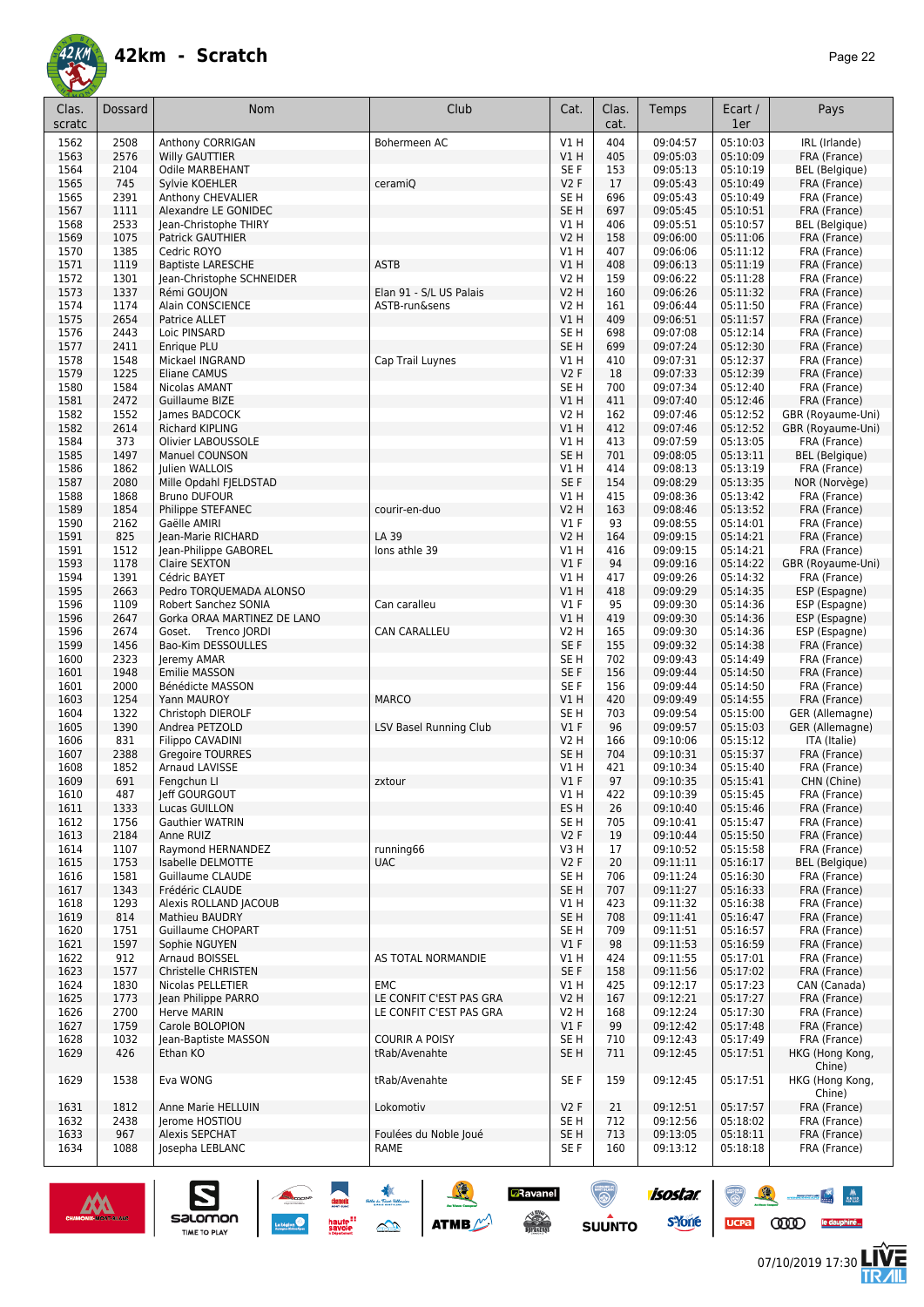# 42km - Scratch

| Clas. scratc | Dossard | Nom | Club | Cat. | Clas. cat. | Temps | Ecart / 1er | Pays |
|---|---|---|---|---|---|---|---|---|
| 1562 | 2508 | Anthony CORRIGAN | Bohermeen AC | V1 H | 404 | 09:04:57 | 05:10:03 | IRL (Irlande) |
| 1563 | 2576 | Willy GAUTTIER | | V1 H | 405 | 09:05:03 | 05:10:09 | FRA (France) |
| 1564 | 2104 | Odile MARBEHANT | | SE F | 153 | 09:05:13 | 05:10:19 | BEL (Belgique) |
| 1565 | 745 | Sylvie KOEHLER | ceramiQ | V2 F | 17 | 09:05:43 | 05:10:49 | FRA (France) |
| 1565 | 2391 | Anthony CHEVALIER | | SE H | 696 | 09:05:43 | 05:10:49 | FRA (France) |
| 1567 | 1111 | Alexandre LE GONIDEC | | SE H | 697 | 09:05:45 | 05:10:51 | FRA (France) |
| 1568 | 2533 | Jean-Christophe THIRY | | V1 H | 406 | 09:05:51 | 05:10:57 | BEL (Belgique) |
| 1569 | 1075 | Patrick GAUTHIER | | V2 H | 158 | 09:06:00 | 05:11:06 | FRA (France) |
| 1570 | 1385 | Cedric ROYO | | V1 H | 407 | 09:06:06 | 05:11:12 | FRA (France) |
| 1571 | 1119 | Baptiste LARESCHE | ASTB | V1 H | 408 | 09:06:13 | 05:11:19 | FRA (France) |
| 1572 | 1301 | Jean-Christophe SCHNEIDER | | V2 H | 159 | 09:06:22 | 05:11:28 | FRA (France) |
| 1573 | 1337 | Rémi GOUJON | Elan 91 - S/L US Palais | V2 H | 160 | 09:06:26 | 05:11:32 | FRA (France) |
| 1574 | 1174 | Alain CONSCIENCE | ASTB-run&sens | V2 H | 161 | 09:06:44 | 05:11:50 | FRA (France) |
| 1575 | 2654 | Patrice ALLET | | V1 H | 409 | 09:06:51 | 05:11:57 | FRA (France) |
| 1576 | 2443 | Loic PINSARD | | SE H | 698 | 09:07:08 | 05:12:14 | FRA (France) |
| 1577 | 2411 | Enrique PLU | | SE H | 699 | 09:07:24 | 05:12:30 | FRA (France) |
| 1578 | 1548 | Mickael INGRAND | Cap Trail Luynes | V1 H | 410 | 09:07:31 | 05:12:37 | FRA (France) |
| 1579 | 1225 | Eliane CAMUS | | V2 F | 18 | 09:07:33 | 05:12:39 | FRA (France) |
| 1580 | 1584 | Nicolas AMANT | | SE H | 700 | 09:07:34 | 05:12:40 | FRA (France) |
| 1581 | 2472 | Guillaume BIZE | | V1 H | 411 | 09:07:40 | 05:12:46 | FRA (France) |
| 1582 | 1552 | James BADCOCK | | V2 H | 162 | 09:07:46 | 05:12:52 | GBR (Royaume-Uni) |
| 1582 | 2614 | Richard KIPLING | | V1 H | 412 | 09:07:46 | 05:12:52 | GBR (Royaume-Uni) |
| 1584 | 373 | Olivier LABOUSSOLE | | V1 H | 413 | 09:07:59 | 05:13:05 | FRA (France) |
| 1585 | 1497 | Manuel COUNSON | | SE H | 701 | 09:08:05 | 05:13:11 | BEL (Belgique) |
| 1586 | 1862 | Julien WALLOIS | | V1 H | 414 | 09:08:13 | 05:13:19 | FRA (France) |
| 1587 | 2080 | Mille Opdahl FJELDSTAD | | SE F | 154 | 09:08:29 | 05:13:35 | NOR (Norvège) |
| 1588 | 1868 | Bruno DUFOUR | | V1 H | 415 | 09:08:36 | 05:13:42 | FRA (France) |
| 1589 | 1854 | Philippe STEFANEC | courir-en-duo | V2 H | 163 | 09:08:46 | 05:13:52 | FRA (France) |
| 1590 | 2162 | Gaëlle AMIRI | | V1 F | 93 | 09:08:55 | 05:14:01 | FRA (France) |
| 1591 | 825 | Jean-Marie RICHARD | LA 39 | V2 H | 164 | 09:09:15 | 05:14:21 | FRA (France) |
| 1591 | 1512 | Jean-Philippe GABOREL | lons athle 39 | V1 H | 416 | 09:09:15 | 05:14:21 | FRA (France) |
| 1593 | 1178 | Claire SEXTON | | V1 F | 94 | 09:09:16 | 05:14:22 | GBR (Royaume-Uni) |
| 1594 | 1391 | Cédric BAYET | | V1 H | 417 | 09:09:26 | 05:14:32 | FRA (France) |
| 1595 | 2663 | Pedro TORQUEMADA ALONSO | | V1 H | 418 | 09:09:29 | 05:14:35 | ESP (Espagne) |
| 1596 | 1109 | Robert Sanchez SONIA | Can caralleu | V1 F | 95 | 09:09:30 | 05:14:36 | ESP (Espagne) |
| 1596 | 2647 | Gorka ORAA MARTINEZ DE LANO | | V1 H | 419 | 09:09:30 | 05:14:36 | ESP (Espagne) |
| 1596 | 2674 | Goset. Trenco JORDI | CAN CARALLEU | V2 H | 165 | 09:09:30 | 05:14:36 | ESP (Espagne) |
| 1599 | 1456 | Bao-Kim DESSOULLES | | SE F | 155 | 09:09:32 | 05:14:38 | FRA (France) |
| 1600 | 2323 | Jeremy AMAR | | SE H | 702 | 09:09:43 | 05:14:49 | FRA (France) |
| 1601 | 1948 | Emilie MASSON | | SE F | 156 | 09:09:44 | 05:14:50 | FRA (France) |
| 1601 | 2000 | Bénédicte MASSON | | SE F | 156 | 09:09:44 | 05:14:50 | FRA (France) |
| 1603 | 1254 | Yann MAUROY | MARCO | V1 H | 420 | 09:09:49 | 05:14:55 | FRA (France) |
| 1604 | 1322 | Christoph DIEROLF | | SE H | 703 | 09:09:54 | 05:15:00 | GER (Allemagne) |
| 1605 | 1390 | Andrea PETZOLD | LSV Basel Running Club | V1 F | 96 | 09:09:57 | 05:15:03 | GER (Allemagne) |
| 1606 | 831 | Filippo CAVADINI | | V2 H | 166 | 09:10:06 | 05:15:12 | ITA (Italie) |
| 1607 | 2388 | Gregoire TOURRES | | SE H | 704 | 09:10:31 | 05:15:37 | FRA (France) |
| 1608 | 1852 | Arnaud LAVISSE | | V1 H | 421 | 09:10:34 | 05:15:40 | FRA (France) |
| 1609 | 691 | Fengchun LI | zxtour | V1 F | 97 | 09:10:35 | 05:15:41 | CHN (Chine) |
| 1610 | 487 | Jeff GOURGOUT | | V1 H | 422 | 09:10:39 | 05:15:45 | FRA (France) |
| 1611 | 1333 | Lucas GUILLON | | ES H | 26 | 09:10:40 | 05:15:46 | FRA (France) |
| 1612 | 1756 | Gauthier WATRIN | | SE H | 705 | 09:10:41 | 05:15:47 | FRA (France) |
| 1613 | 2184 | Anne RUIZ | | V2 F | 19 | 09:10:44 | 05:15:50 | FRA (France) |
| 1614 | 1107 | Raymond HERNANDEZ | running66 | V3 H | 17 | 09:10:52 | 05:15:58 | FRA (France) |
| 1615 | 1753 | Isabelle DELMOTTE | UAC | V2 F | 20 | 09:11:11 | 05:16:17 | BEL (Belgique) |
| 1616 | 1581 | Guillaume CLAUDE | | SE H | 706 | 09:11:24 | 05:16:30 | FRA (France) |
| 1617 | 1343 | Frédéric CLAUDE | | SE H | 707 | 09:11:27 | 05:16:33 | FRA (France) |
| 1618 | 1293 | Alexis ROLLAND JACOUB | | V1 H | 423 | 09:11:32 | 05:16:38 | FRA (France) |
| 1619 | 814 | Mathieu BAUDRY | | SE H | 708 | 09:11:41 | 05:16:47 | FRA (France) |
| 1620 | 1751 | Guillaume CHOPART | | SE H | 709 | 09:11:51 | 05:16:57 | FRA (France) |
| 1621 | 1597 | Sophie NGUYEN | | V1 F | 98 | 09:11:53 | 05:16:59 | FRA (France) |
| 1622 | 912 | Arnaud BOISSEL | AS TOTAL NORMANDIE | V1 H | 424 | 09:11:55 | 05:17:01 | FRA (France) |
| 1623 | 1577 | Christelle CHRISTEN | | SE F | 158 | 09:11:56 | 05:17:02 | FRA (France) |
| 1624 | 1830 | Nicolas PELLETIER | EMC | V1 H | 425 | 09:12:17 | 05:17:23 | CAN (Canada) |
| 1625 | 1773 | Jean Philippe PARRO | LE CONFIT C'EST PAS GRA | V2 H | 167 | 09:12:21 | 05:17:27 | FRA (France) |
| 1626 | 2700 | Herve MARIN | LE CONFIT C'EST PAS GRA | V2 H | 168 | 09:12:24 | 05:17:30 | FRA (France) |
| 1627 | 1759 | Carole BOLOPION | | V1 F | 99 | 09:12:42 | 05:17:48 | FRA (France) |
| 1628 | 1032 | Jean-Baptiste MASSON | COURIR A POISY | SE H | 710 | 09:12:43 | 05:17:49 | FRA (France) |
| 1629 | 426 | Ethan KO | tRab/Avenahte | SE H | 711 | 09:12:45 | 05:17:51 | HKG (Hong Kong, Chine) |
| 1629 | 1538 | Eva WONG | tRab/Avenahte | SE F | 159 | 09:12:45 | 05:17:51 | HKG (Hong Kong, Chine) |
| 1631 | 1812 | Anne Marie HELLUIN | Lokomotiv | V2 F | 21 | 09:12:51 | 05:17:57 | FRA (France) |
| 1632 | 2438 | Jerome HOSTIOU | | SE H | 712 | 09:12:56 | 05:18:02 | FRA (France) |
| 1633 | 967 | Alexis SEPCHAT | Foulées du Noble Joué | SE H | 713 | 09:13:05 | 05:18:11 | FRA (France) |
| 1634 | 1088 | Josepha LEBLANC | RAME | SE F | 160 | 09:13:12 | 05:18:18 | FRA (France) |

07/10/2019 17:30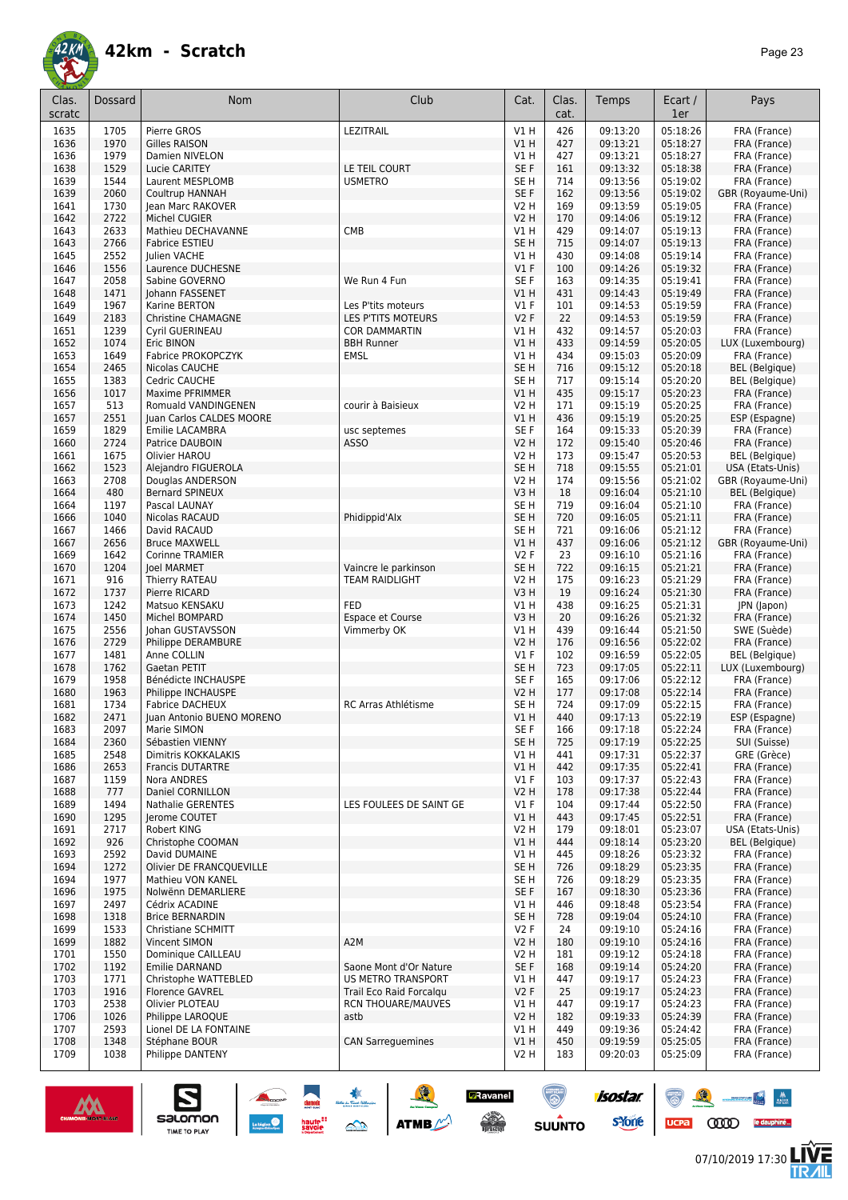# 42km - Scratch

| Clas. scratc | Dossard | Nom | Club | Cat. | Clas. cat. | Temps | Ecart / 1er | Pays |
|---|---|---|---|---|---|---|---|---|
| 1635 | 1705 | Pierre GROS | LEZITRAIL | V1 H | 426 | 09:13:20 | 05:18:26 | FRA (France) |
| 1636 | 1970 | Gilles RAISON | | V1 H | 427 | 09:13:21 | 05:18:27 | FRA (France) |
| 1636 | 1979 | Damien NIVELON | | V1 H | 427 | 09:13:21 | 05:18:27 | FRA (France) |
| 1638 | 1529 | Lucie CARITEY | LE TEIL COURT | SE F | 161 | 09:13:32 | 05:18:38 | FRA (France) |
| 1639 | 1544 | Laurent MESPLOMB | USMETRO | SE H | 714 | 09:13:56 | 05:19:02 | FRA (France) |
| 1639 | 2060 | Coultrup HANNAH | | SE F | 162 | 09:13:56 | 05:19:02 | GBR (Royaume-Uni) |
| 1641 | 1730 | Jean Marc RAKOVER | | V2 H | 169 | 09:13:59 | 05:19:05 | FRA (France) |
| 1642 | 2722 | Michel CUGIER | | V2 H | 170 | 09:14:06 | 05:19:12 | FRA (France) |
| 1643 | 2633 | Mathieu DECHAVANNE | CMB | V1 H | 429 | 09:14:07 | 05:19:13 | FRA (France) |
| 1643 | 2766 | Fabrice ESTIEU | | SE H | 715 | 09:14:07 | 05:19:13 | FRA (France) |
| 1645 | 2552 | Julien VACHE | | V1 H | 430 | 09:14:08 | 05:19:14 | FRA (France) |
| 1646 | 1556 | Laurence DUCHESNE | | V1 F | 100 | 09:14:26 | 05:19:32 | FRA (France) |
| 1647 | 2058 | Sabine GOVERNO | We Run 4 Fun | SE F | 163 | 09:14:35 | 05:19:41 | FRA (France) |
| 1648 | 1471 | Johann FASSENET | | V1 H | 431 | 09:14:43 | 05:19:49 | FRA (France) |
| 1649 | 1967 | Karine BERTON | Les P'tits moteurs | V1 F | 101 | 09:14:53 | 05:19:59 | FRA (France) |
| 1649 | 2183 | Christine CHAMAGNE | LES P'TITS MOTEURS | V2 F | 22 | 09:14:53 | 05:19:59 | FRA (France) |
| 1651 | 1239 | Cyril GUERINEAU | COR DAMMARTIN | V1 H | 432 | 09:14:57 | 05:20:03 | FRA (France) |
| 1652 | 1074 | Eric BINON | BBH Runner | V1 H | 433 | 09:14:59 | 05:20:05 | LUX (Luxembourg) |
| 1653 | 1649 | Fabrice PROKOPCZYK | EMSL | V1 H | 434 | 09:15:03 | 05:20:09 | FRA (France) |
| 1654 | 2465 | Nicolas CAUCHE | | SE H | 716 | 09:15:12 | 05:20:18 | BEL (Belgique) |
| 1655 | 1383 | Cedric CAUCHE | | SE H | 717 | 09:15:14 | 05:20:20 | BEL (Belgique) |
| 1656 | 1017 | Maxime PFRIMMER | | V1 H | 435 | 09:15:17 | 05:20:23 | FRA (France) |
| 1657 | 513 | Romuald VANDINGENEN | courir à Baisieux | V2 H | 171 | 09:15:19 | 05:20:25 | FRA (France) |
| 1657 | 2551 | Juan Carlos CALDES MOORE | | V1 H | 436 | 09:15:19 | 05:20:25 | ESP (Espagne) |
| 1659 | 1829 | Emilie LACAMBRA | usc septemes | SE F | 164 | 09:15:33 | 05:20:39 | FRA (France) |
| 1660 | 2724 | Patrice DAUBOIN | ASSO | V2 H | 172 | 09:15:40 | 05:20:46 | FRA (France) |
| 1661 | 1675 | Olivier HAROU | | V2 H | 173 | 09:15:47 | 05:20:53 | BEL (Belgique) |
| 1662 | 1523 | Alejandro FIGUEROLA | | SE H | 718 | 09:15:55 | 05:21:01 | USA (Etats-Unis) |
| 1663 | 2708 | Douglas ANDERSON | | V2 H | 174 | 09:15:56 | 05:21:02 | GBR (Royaume-Uni) |
| 1664 | 480 | Bernard SPINEUX | | V3 H | 18 | 09:16:04 | 05:21:10 | BEL (Belgique) |
| 1664 | 1197 | Pascal LAUNAY | | SE H | 719 | 09:16:04 | 05:21:10 | FRA (France) |
| 1666 | 1040 | Nicolas RACAUD | Phidippid'AIx | SE H | 720 | 09:16:05 | 05:21:11 | FRA (France) |
| 1667 | 1466 | David RACAUD | | SE H | 721 | 09:16:06 | 05:21:12 | FRA (France) |
| 1667 | 2656 | Bruce MAXWELL | | V1 H | 437 | 09:16:06 | 05:21:12 | GBR (Royaume-Uni) |
| 1669 | 1642 | Corinne TRAMIER | | V2 F | 23 | 09:16:10 | 05:21:16 | FRA (France) |
| 1670 | 1204 | Joel MARMET | Vaincre le parkinson | SE H | 722 | 09:16:15 | 05:21:21 | FRA (France) |
| 1671 | 916 | Thierry RATEAU | TEAM RAIDLIGHT | V2 H | 175 | 09:16:23 | 05:21:29 | FRA (France) |
| 1672 | 1737 | Pierre RICARD | | V3 H | 19 | 09:16:24 | 05:21:30 | FRA (France) |
| 1673 | 1242 | Matsuo KENSAKU | FED | V1 H | 438 | 09:16:25 | 05:21:31 | JPN (Japon) |
| 1674 | 1450 | Michel BOMPARD | Espace et Course | V3 H | 20 | 09:16:26 | 05:21:32 | FRA (France) |
| 1675 | 2556 | Johan GUSTAVSSON | Vimmerby OK | V1 H | 439 | 09:16:44 | 05:21:50 | SWE (Suède) |
| 1676 | 2729 | Philippe DERAMBURE | | V2 H | 176 | 09:16:56 | 05:22:02 | FRA (France) |
| 1677 | 1481 | Anne COLLIN | | V1 F | 102 | 09:16:59 | 05:22:05 | BEL (Belgique) |
| 1678 | 1762 | Gaetan PETIT | | SE H | 723 | 09:17:05 | 05:22:11 | LUX (Luxembourg) |
| 1679 | 1958 | Bénédicte INCHAUSPE | | SE F | 165 | 09:17:06 | 05:22:12 | FRA (France) |
| 1680 | 1963 | Philippe INCHAUSPE | | V2 H | 177 | 09:17:08 | 05:22:14 | FRA (France) |
| 1681 | 1734 | Fabrice DACHEUX | RC Arras Athlétisme | SE H | 724 | 09:17:09 | 05:22:15 | FRA (France) |
| 1682 | 2471 | Juan Antonio BUENO MORENO | | V1 H | 440 | 09:17:13 | 05:22:19 | ESP (Espagne) |
| 1683 | 2097 | Marie SIMON | | SE F | 166 | 09:17:18 | 05:22:24 | FRA (France) |
| 1684 | 2360 | Sébastien VIENNY | | SE H | 725 | 09:17:19 | 05:22:25 | SUI (Suisse) |
| 1685 | 2548 | Dimitris KOKKALAKIS | | V1 H | 441 | 09:17:31 | 05:22:37 | GRE (Grèce) |
| 1686 | 2653 | Francis DUTARTRE | | V1 H | 442 | 09:17:35 | 05:22:41 | FRA (France) |
| 1687 | 1159 | Nora ANDRES | | V1 F | 103 | 09:17:37 | 05:22:43 | FRA (France) |
| 1688 | 777 | Daniel CORNILLON | | V2 H | 178 | 09:17:38 | 05:22:44 | FRA (France) |
| 1689 | 1494 | Nathalie GERENTES | LES FOULEES DE SAINT GE | V1 F | 104 | 09:17:44 | 05:22:50 | FRA (France) |
| 1690 | 1295 | Jerome COUTET | | V1 H | 443 | 09:17:45 | 05:22:51 | FRA (France) |
| 1691 | 2717 | Robert KING | | V2 H | 179 | 09:18:01 | 05:23:07 | USA (Etats-Unis) |
| 1692 | 926 | Christophe COOMAN | | V1 H | 444 | 09:18:14 | 05:23:20 | BEL (Belgique) |
| 1693 | 2592 | David DUMAINE | | V1 H | 445 | 09:18:26 | 05:23:32 | FRA (France) |
| 1694 | 1272 | Olivier DE FRANCQUEVILLE | | SE H | 726 | 09:18:29 | 05:23:35 | FRA (France) |
| 1694 | 1977 | Mathieu VON KANEL | | SE H | 726 | 09:18:29 | 05:23:35 | FRA (France) |
| 1696 | 1975 | Nolwënn DEMARLIERE | | SE F | 167 | 09:18:30 | 05:23:36 | FRA (France) |
| 1697 | 2497 | Cédrix ACADINE | | V1 H | 446 | 09:18:48 | 05:23:54 | FRA (France) |
| 1698 | 1318 | Brice BERNARDIN | | SE H | 728 | 09:19:04 | 05:24:10 | FRA (France) |
| 1699 | 1533 | Christiane SCHMITT | | V2 F | 24 | 09:19:10 | 05:24:16 | FRA (France) |
| 1699 | 1882 | Vincent SIMON | A2M | V2 H | 180 | 09:19:10 | 05:24:16 | FRA (France) |
| 1701 | 1550 | Dominique CAILLEAU | | V2 H | 181 | 09:19:12 | 05:24:18 | FRA (France) |
| 1702 | 1192 | Emilie DARNAND | Saone Mont d'Or Nature | SE F | 168 | 09:19:14 | 05:24:20 | FRA (France) |
| 1703 | 1771 | Christophe WATTEBLED | US METRO TRANSPORT | V1 H | 447 | 09:19:17 | 05:24:23 | FRA (France) |
| 1703 | 1916 | Florence GAVREL | Trail Eco Raid Forcalqu | V2 F | 25 | 09:19:17 | 05:24:23 | FRA (France) |
| 1703 | 2538 | Olivier PLOTEAU | RCN THOUARE/MAUVES | V1 H | 447 | 09:19:17 | 05:24:23 | FRA (France) |
| 1706 | 1026 | Philippe LAROQUE | astb | V2 H | 182 | 09:19:33 | 05:24:39 | FRA (France) |
| 1707 | 2593 | Lionel DE LA FONTAINE | | V1 H | 449 | 09:19:36 | 05:24:42 | FRA (France) |
| 1708 | 1348 | Stéphane BOUR | CAN Sarreguemines | V1 H | 450 | 09:19:59 | 05:25:05 | FRA (France) |
| 1709 | 1038 | Philippe DANTENY | | V2 H | 183 | 09:20:03 | 05:25:09 | FRA (France) |

07/10/2019 17:30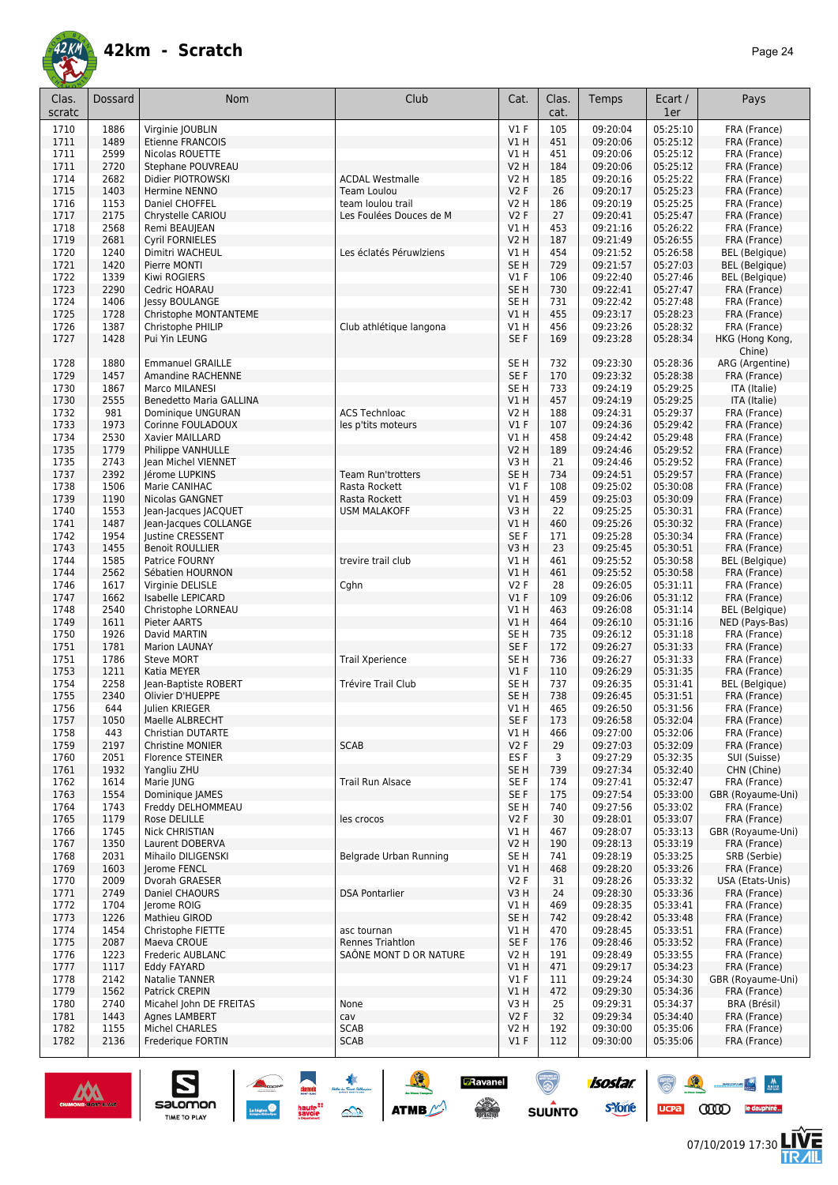# 42km - Scratch

| Clas. scratc | Dossard | Nom | Club | Cat. | Clas. cat. | Temps | Ecart / 1er | Pays |
|---|---|---|---|---|---|---|---|---|
| 1710 | 1886 | Virginie JOUBLIN | | V1 F | 105 | 09:20:04 | 05:25:10 | FRA (France) |
| 1711 | 1489 | Etienne FRANCOIS | | V1 H | 451 | 09:20:06 | 05:25:12 | FRA (France) |
| 1711 | 2599 | Nicolas ROUETTE | | V1 H | 451 | 09:20:06 | 05:25:12 | FRA (France) |
| 1711 | 2720 | Stephane POUVREAU | | V2 H | 184 | 09:20:06 | 05:25:12 | FRA (France) |
| 1714 | 2682 | Didier PIOTROWSKI | ACDAL Westmalle | V2 H | 185 | 09:20:16 | 05:25:22 | FRA (France) |
| 1715 | 1403 | Hermine NENNO | Team Loulou | V2 F | 26 | 09:20:17 | 05:25:23 | FRA (France) |
| 1716 | 1153 | Daniel CHOFFEL | team loulou trail | V2 H | 186 | 09:20:19 | 05:25:25 | FRA (France) |
| 1717 | 2175 | Chrystelle CARIOU | Les Foulées Douces de M | V2 F | 27 | 09:20:41 | 05:25:47 | FRA (France) |
| 1718 | 2568 | Remi BEAUJEAN | | V1 H | 453 | 09:21:16 | 05:26:22 | FRA (France) |
| 1719 | 2681 | Cyril FORNIELES | | V2 H | 187 | 09:21:49 | 05:26:55 | FRA (France) |
| 1720 | 1240 | Dimitri WACHEUL | Les éclatés Péruwlziens | V1 H | 454 | 09:21:52 | 05:26:58 | BEL (Belgique) |
| 1721 | 1420 | Pierre MONTI | | SE H | 729 | 09:21:57 | 05:27:03 | BEL (Belgique) |
| 1722 | 1339 | Kiwi ROGIERS | | V1 F | 106 | 09:22:40 | 05:27:46 | BEL (Belgique) |
| 1723 | 2290 | Cedric HOARAU | | SE H | 730 | 09:22:41 | 05:27:47 | FRA (France) |
| 1724 | 1406 | Jessy BOULANGE | | SE H | 731 | 09:22:42 | 05:27:48 | FRA (France) |
| 1725 | 1728 | Christophe MONTANTEME | | V1 H | 455 | 09:23:17 | 05:28:23 | FRA (France) |
| 1726 | 1387 | Christophe PHILIP | Club athlétique langona | V1 H | 456 | 09:23:26 | 05:28:32 | FRA (France) |
| 1727 | 1428 | Pui Yin LEUNG | | SE F | 169 | 09:23:28 | 05:28:34 | HKG (Hong Kong, Chine) |
| 1728 | 1880 | Emmanuel GRAILLE | | SE H | 732 | 09:23:30 | 05:28:36 | ARG (Argentine) |
| 1729 | 1457 | Amandine RACHENNE | | SE F | 170 | 09:23:32 | 05:28:38 | FRA (France) |
| 1730 | 1867 | Marco MILANESI | | SE H | 733 | 09:24:19 | 05:29:25 | ITA (Italie) |
| 1730 | 2555 | Benedetto Maria GALLINA | | V1 H | 457 | 09:24:19 | 05:29:25 | ITA (Italie) |
| 1732 | 981 | Dominique UNGURAN | ACS Technoac | V2 H | 188 | 09:24:31 | 05:29:37 | FRA (France) |
| 1733 | 1973 | Corinne FOULADOUX | les p'tits moteurs | V1 F | 107 | 09:24:36 | 05:29:42 | FRA (France) |
| 1734 | 2530 | Xavier MAILLARD | | V1 H | 458 | 09:24:42 | 05:29:48 | FRA (France) |
| 1735 | 1779 | Philippe VANHULLE | | V2 H | 189 | 09:24:46 | 05:29:52 | FRA (France) |
| 1735 | 2743 | Jean Michel VIENNET | | V3 H | 21 | 09:24:46 | 05:29:52 | FRA (France) |
| 1737 | 2392 | Jérome LUPKINS | Team Run'trotters | SE H | 734 | 09:24:51 | 05:29:57 | FRA (France) |
| 1738 | 1506 | Marie CANIHAC | Rasta Rockett | V1 F | 108 | 09:25:02 | 05:30:08 | FRA (France) |
| 1739 | 1190 | Nicolas GANGNET | Rasta Rockett | V1 H | 459 | 09:25:03 | 05:30:09 | FRA (France) |
| 1740 | 1553 | Jean-Jacques JACQUET | USM MALAKOFF | V3 H | 22 | 09:25:25 | 05:30:31 | FRA (France) |
| 1741 | 1487 | Jean-Jacques COLLANGE | | V1 H | 460 | 09:25:26 | 05:30:32 | FRA (France) |
| 1742 | 1954 | Justine CRESSENT | | SE F | 171 | 09:25:28 | 05:30:34 | FRA (France) |
| 1743 | 1455 | Benoit ROULLIER | | V3 H | 23 | 09:25:45 | 05:30:51 | FRA (France) |
| 1744 | 1585 | Patrice FOURNY | trevire trail club | V1 H | 461 | 09:25:52 | 05:30:58 | BEL (Belgique) |
| 1744 | 2562 | Sébatien HOURNON | | V1 H | 461 | 09:25:52 | 05:30:58 | FRA (France) |
| 1746 | 1617 | Virginie DELISLE | Cghn | V2 F | 28 | 09:26:05 | 05:31:11 | FRA (France) |
| 1747 | 1662 | Isabelle LEPICARD | | V1 F | 109 | 09:26:06 | 05:31:12 | FRA (France) |
| 1748 | 2540 | Christophe LORNEAU | | V1 H | 463 | 09:26:08 | 05:31:14 | BEL (Belgique) |
| 1749 | 1611 | Pieter AARTS | | V1 H | 464 | 09:26:10 | 05:31:16 | NED (Pays-Bas) |
| 1750 | 1926 | David MARTIN | | SE H | 735 | 09:26:12 | 05:31:18 | FRA (France) |
| 1751 | 1781 | Marion LAUNAY | | SE F | 172 | 09:26:27 | 05:31:33 | FRA (France) |
| 1751 | 1786 | Steve MORT | Trail Xperience | SE H | 736 | 09:26:27 | 05:31:33 | FRA (France) |
| 1753 | 1211 | Katia MEYER | | V1 F | 110 | 09:26:29 | 05:31:35 | FRA (France) |
| 1754 | 2258 | Jean-Baptiste ROBERT | Trévire Trail Club | SE H | 737 | 09:26:35 | 05:31:41 | BEL (Belgique) |
| 1755 | 2340 | Olivier D'HUEPPE | | SE H | 738 | 09:26:45 | 05:31:51 | FRA (France) |
| 1756 | 644 | Julien KRIEGER | | V1 H | 465 | 09:26:50 | 05:31:56 | FRA (France) |
| 1757 | 1050 | Maelle ALBRECHT | | SE F | 173 | 09:26:58 | 05:32:04 | FRA (France) |
| 1758 | 443 | Christian DUTARTE | | V1 H | 466 | 09:27:00 | 05:32:06 | FRA (France) |
| 1759 | 2197 | Christine MONIER | SCAB | V2 F | 29 | 09:27:03 | 05:32:09 | FRA (France) |
| 1760 | 2051 | Florence STEINER | | ES F | 3 | 09:27:29 | 05:32:35 | SUI (Suisse) |
| 1761 | 1932 | Yangliu ZHU | | SE H | 739 | 09:27:34 | 05:32:40 | CHN (Chine) |
| 1762 | 1614 | Marie JUNG | Trail Run Alsace | SE F | 174 | 09:27:41 | 05:32:47 | FRA (France) |
| 1763 | 1554 | Dominique JAMES | | SE F | 175 | 09:27:54 | 05:33:00 | GBR (Royaume-Uni) |
| 1764 | 1743 | Freddy DELHOMMEAU | | SE H | 740 | 09:27:56 | 05:33:02 | FRA (France) |
| 1765 | 1179 | Rose DELILLE | les crocos | V2 F | 30 | 09:28:01 | 05:33:07 | FRA (France) |
| 1766 | 1745 | Nick CHRISTIAN | | V1 H | 467 | 09:28:07 | 05:33:13 | GBR (Royaume-Uni) |
| 1767 | 1350 | Laurent DOBERVA | | V2 H | 190 | 09:28:13 | 05:33:19 | FRA (France) |
| 1768 | 2031 | Mihailo DILIGENSKI | Belgrade Urban Running | SE H | 741 | 09:28:19 | 05:33:25 | SRB (Serbie) |
| 1769 | 1603 | Jerome FENCL | | V1 H | 468 | 09:28:20 | 05:33:26 | FRA (France) |
| 1770 | 2009 | Dvorah GRAESER | | V2 F | 31 | 09:28:26 | 05:33:32 | USA (Etats-Unis) |
| 1771 | 2749 | Daniel CHAOURS | DSA Pontarlier | V3 H | 24 | 09:28:30 | 05:33:36 | FRA (France) |
| 1772 | 1704 | Jerome ROIG | | V1 H | 469 | 09:28:35 | 05:33:41 | FRA (France) |
| 1773 | 1226 | Mathieu GIROD | | SE H | 742 | 09:28:42 | 05:33:48 | FRA (France) |
| 1774 | 1454 | Christophe FIETTE | asc tournan | V1 H | 470 | 09:28:45 | 05:33:51 | FRA (France) |
| 1775 | 2087 | Maeva CROUE | Rennes Triahtlon | SE F | 176 | 09:28:46 | 05:33:52 | FRA (France) |
| 1776 | 1223 | Frederic AUBLANC | SAÔNE MONT D OR NATURE | V2 H | 191 | 09:28:49 | 05:33:55 | FRA (France) |
| 1777 | 1117 | Eddy FAYARD | | V1 H | 471 | 09:29:17 | 05:34:23 | FRA (France) |
| 1778 | 2142 | Natalie TANNER | | V1 F | 111 | 09:29:24 | 05:34:30 | GBR (Royaume-Uni) |
| 1779 | 1562 | Patrick CREPIN | | V1 H | 472 | 09:29:30 | 05:34:36 | FRA (France) |
| 1780 | 2740 | Micahel John DE FREITAS | None | V3 H | 25 | 09:29:31 | 05:34:37 | BRA (Brésil) |
| 1781 | 1443 | Agnes LAMBERT | cav | V2 F | 32 | 09:29:34 | 05:34:40 | FRA (France) |
| 1782 | 1155 | Michel CHARLES | SCAB | V2 H | 192 | 09:30:00 | 05:35:06 | FRA (France) |
| 1782 | 2136 | Frederique FORTIN | SCAB | V1 F | 112 | 09:30:00 | 05:35:06 | FRA (France) |

07/10/2019 17:30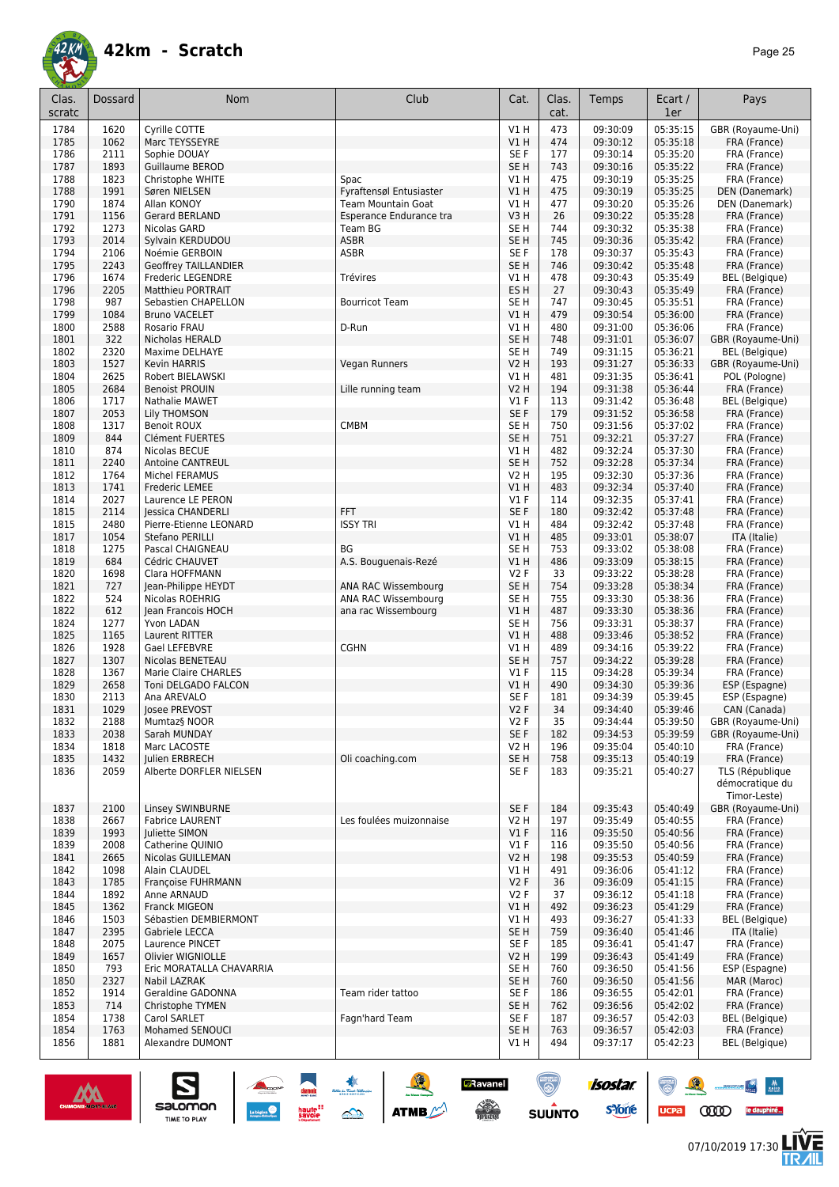# 42km - Scratch

| Clas. scratc | Dossard | Nom | Club | Cat. | Clas. cat. | Temps | Ecart / 1er | Pays |
|---|---|---|---|---|---|---|---|---|
| 1784 | 1620 | Cyrille COTTE | | V1 H | 473 | 09:30:09 | 05:35:15 | GBR (Royaume-Uni) |
| 1785 | 1062 | Marc TEYSSEYRE | | V1 H | 474 | 09:30:12 | 05:35:18 | FRA (France) |
| 1786 | 2111 | Sophie DOUAY | | SE F | 177 | 09:30:14 | 05:35:20 | FRA (France) |
| 1787 | 1893 | Guillaume BEROD | | SE H | 743 | 09:30:16 | 05:35:22 | FRA (France) |
| 1788 | 1823 | Christophe WHITE | Spac | V1 H | 475 | 09:30:19 | 05:35:25 | FRA (France) |
| 1788 | 1991 | Søren NIELSEN | Fyraftensøl Entusiaster | V1 H | 475 | 09:30:19 | 05:35:25 | DEN (Danemark) |
| 1790 | 1874 | Allan KONOY | Team Mountain Goat | V1 H | 477 | 09:30:20 | 05:35:26 | DEN (Danemark) |
| 1791 | 1156 | Gerard BERLAND | Esperance Endurance tra | V3 H | 26 | 09:30:22 | 05:35:28 | FRA (France) |
| 1792 | 1273 | Nicolas GARD | Team BG | SE H | 744 | 09:30:32 | 05:35:38 | FRA (France) |
| 1793 | 2014 | Sylvain KERDUDOU | ASBR | SE H | 745 | 09:30:36 | 05:35:42 | FRA (France) |
| 1794 | 2106 | Noémie GERBOIN | ASBR | SE F | 178 | 09:30:37 | 05:35:43 | FRA (France) |
| 1795 | 2243 | Geoffrey TAILLANDIER | | SE H | 746 | 09:30:42 | 05:35:48 | FRA (France) |
| 1796 | 1674 | Frederic LEGENDRE | Trévires | V1 H | 478 | 09:30:43 | 05:35:49 | BEL (Belgique) |
| 1796 | 2205 | Matthieu PORTRAIT | | ES H | 27 | 09:30:43 | 05:35:49 | FRA (France) |
| 1798 | 987 | Sebastien CHAPELLON | Bourricot Team | SE H | 747 | 09:30:45 | 05:35:51 | FRA (France) |
| 1799 | 1084 | Bruno VACELET | | V1 H | 479 | 09:30:54 | 05:36:00 | FRA (France) |
| 1800 | 2588 | Rosario FRAU | D-Run | V1 H | 480 | 09:31:00 | 05:36:06 | FRA (France) |
| 1801 | 322 | Nicholas HERALD | | SE H | 748 | 09:31:01 | 05:36:07 | GBR (Royaume-Uni) |
| 1802 | 2320 | Maxime DELHAYE | | SE H | 749 | 09:31:15 | 05:36:21 | BEL (Belgique) |
| 1803 | 1527 | Kevin HARRIS | Vegan Runners | V2 H | 193 | 09:31:27 | 05:36:33 | GBR (Royaume-Uni) |
| 1804 | 2625 | Robert BIELAWSKI | | V1 H | 481 | 09:31:35 | 05:36:41 | POL (Pologne) |
| 1805 | 2684 | Benoist PROUIN | Lille running team | V2 H | 194 | 09:31:38 | 05:36:44 | FRA (France) |
| 1806 | 1717 | Nathalie MAWET | | V1 F | 113 | 09:31:42 | 05:36:48 | BEL (Belgique) |
| 1807 | 2053 | Lily THOMSON | | SE F | 179 | 09:31:52 | 05:36:58 | FRA (France) |
| 1808 | 1317 | Benoit ROUX | CMBM | SE H | 750 | 09:31:56 | 05:37:02 | FRA (France) |
| 1809 | 844 | Clément FUERTES | | SE H | 751 | 09:32:21 | 05:37:27 | FRA (France) |
| 1810 | 874 | Nicolas BECUE | | V1 H | 482 | 09:32:24 | 05:37:30 | FRA (France) |
| 1811 | 2240 | Antoine CANTREUL | | SE H | 752 | 09:32:28 | 05:37:34 | FRA (France) |
| 1812 | 1764 | Michel FERAMUS | | V2 H | 195 | 09:32:30 | 05:37:36 | FRA (France) |
| 1813 | 1741 | Frederic LEMEE | | V1 H | 483 | 09:32:34 | 05:37:40 | FRA (France) |
| 1814 | 2027 | Laurence LE PERON | | V1 F | 114 | 09:32:35 | 05:37:41 | FRA (France) |
| 1815 | 2114 | Jessica CHANDERLI | FFT | SE F | 180 | 09:32:42 | 05:37:48 | FRA (France) |
| 1815 | 2480 | Pierre-Etienne LEONARD | ISSY TRI | V1 H | 484 | 09:32:42 | 05:37:48 | FRA (France) |
| 1817 | 1054 | Stefano PERILLI | | V1 H | 485 | 09:33:01 | 05:38:07 | ITA (Italie) |
| 1818 | 1275 | Pascal CHAIGNEAU | BG | SE H | 753 | 09:33:02 | 05:38:08 | FRA (France) |
| 1819 | 684 | Cédric CHAUVET | A.S. Bouguenais-Rezé | V1 H | 486 | 09:33:09 | 05:38:15 | FRA (France) |
| 1820 | 1698 | Clara HOFFMANN | | V2 F | 33 | 09:33:22 | 05:38:28 | FRA (France) |
| 1821 | 727 | Jean-Philippe HEYDT | ANA RAC Wissembourg | SE H | 754 | 09:33:28 | 05:38:34 | FRA (France) |
| 1822 | 524 | Nicolas ROEHRIG | ANA RAC Wissembourg | SE H | 755 | 09:33:30 | 05:38:36 | FRA (France) |
| 1822 | 612 | Jean Francois HOCH | ana rac Wissembourg | V1 H | 487 | 09:33:30 | 05:38:36 | FRA (France) |
| 1824 | 1277 | Yvon LADAN | | SE H | 756 | 09:33:31 | 05:38:37 | FRA (France) |
| 1825 | 1165 | Laurent RITTER | | V1 H | 488 | 09:33:46 | 05:38:52 | FRA (France) |
| 1826 | 1928 | Gael LEFEBVRE | CGHN | V1 H | 489 | 09:34:16 | 05:39:22 | FRA (France) |
| 1827 | 1307 | Nicolas BENETEAU | | SE H | 757 | 09:34:22 | 05:39:28 | FRA (France) |
| 1828 | 1367 | Marie Claire CHARLES | | V1 F | 115 | 09:34:28 | 05:39:34 | FRA (France) |
| 1829 | 2658 | Toni DELGADO FALCON | | V1 H | 490 | 09:34:30 | 05:39:36 | ESP (Espagne) |
| 1830 | 2113 | Ana AREVALO | | SE F | 181 | 09:34:39 | 05:39:45 | ESP (Espagne) |
| 1831 | 1029 | Josee PREVOST | | V2 F | 34 | 09:34:40 | 05:39:46 | CAN (Canada) |
| 1832 | 2188 | Mumtaz§ NOOR | | V2 F | 35 | 09:34:44 | 05:39:50 | GBR (Royaume-Uni) |
| 1833 | 2038 | Sarah MUNDAY | | SE F | 182 | 09:34:53 | 05:39:59 | GBR (Royaume-Uni) |
| 1834 | 1818 | Marc LACOSTE | | V2 H | 196 | 09:35:04 | 05:40:10 | FRA (France) |
| 1835 | 1432 | Julien ERBRECH | Oli coaching.com | SE H | 758 | 09:35:13 | 05:40:19 | FRA (France) |
| 1836 | 2059 | Alberte DORFLER NIELSEN | | SE F | 183 | 09:35:21 | 05:40:27 | TLS (République démocratique du Timor-Leste) |
| 1837 | 2100 | Linsey SWINBURNE | | SE F | 184 | 09:35:43 | 05:40:49 | GBR (Royaume-Uni) |
| 1838 | 2667 | Fabrice LAURENT | Les foulées muizonnaise | V2 H | 197 | 09:35:49 | 05:40:55 | FRA (France) |
| 1839 | 1993 | Juliette SIMON | | V1 F | 116 | 09:35:50 | 05:40:56 | FRA (France) |
| 1839 | 2008 | Catherine QUINIO | | V1 F | 116 | 09:35:50 | 05:40:56 | FRA (France) |
| 1841 | 2665 | Nicolas GUILLEMAN | | V2 H | 198 | 09:35:53 | 05:40:59 | FRA (France) |
| 1842 | 1098 | Alain CLAUDEL | | V1 H | 491 | 09:36:06 | 05:41:12 | FRA (France) |
| 1843 | 1785 | Françoise FUHRMANN | | V2 F | 36 | 09:36:09 | 05:41:15 | FRA (France) |
| 1844 | 1892 | Anne ARNAUD | | V2 F | 37 | 09:36:12 | 05:41:18 | FRA (France) |
| 1845 | 1362 | Franck MIGEON | | V1 H | 492 | 09:36:23 | 05:41:29 | FRA (France) |
| 1846 | 1503 | Sébastien DEMBIERMONT | | V1 H | 493 | 09:36:27 | 05:41:33 | BEL (Belgique) |
| 1847 | 2395 | Gabriele LECCA | | SE H | 759 | 09:36:40 | 05:41:46 | ITA (Italie) |
| 1848 | 2075 | Laurence PINCET | | SE F | 185 | 09:36:41 | 05:41:47 | FRA (France) |
| 1849 | 1657 | Olivier WIGNIOLLE | | V2 H | 199 | 09:36:43 | 05:41:49 | FRA (France) |
| 1850 | 793 | Eric MORATALLA CHAVARRIA | | SE H | 760 | 09:36:50 | 05:41:56 | ESP (Espagne) |
| 1850 | 2327 | Nabil LAZRAK | | SE H | 760 | 09:36:50 | 05:41:56 | MAR (Maroc) |
| 1852 | 1914 | Geraldine GADONNA | Team rider tattoo | SE F | 186 | 09:36:55 | 05:42:01 | FRA (France) |
| 1853 | 714 | Christophe TYMEN | | SE H | 762 | 09:36:56 | 05:42:02 | FRA (France) |
| 1854 | 1738 | Carol SARLET | Fagn'hard Team | SE F | 187 | 09:36:57 | 05:42:03 | BEL (Belgique) |
| 1854 | 1763 | Mohamed SENOUCI | | SE H | 763 | 09:36:57 | 05:42:03 | FRA (France) |
| 1856 | 1881 | Alexandre DUMONT | | V1 H | 494 | 09:37:17 | 05:42:23 | BEL (Belgique) |

07/10/2019 17:30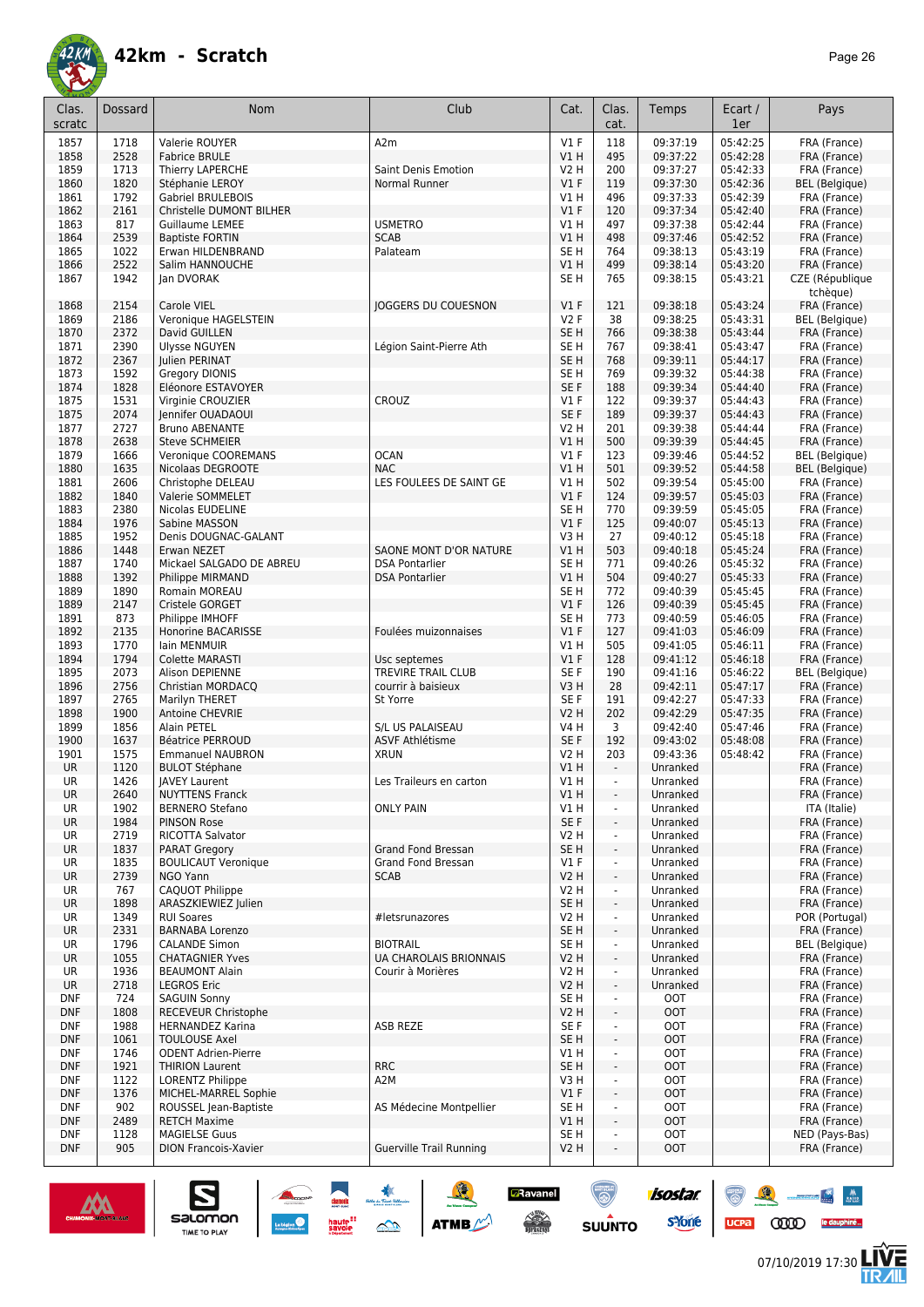# 42km - Scratch

| Clas. scratc | Dossard | Nom | Club | Cat. | Clas. cat. | Temps | Ecart / 1er | Pays |
|---|---|---|---|---|---|---|---|---|
| 1857 | 1718 | Valerie ROUYER | A2m | V1 F | 118 | 09:37:19 | 05:42:25 | FRA (France) |
| 1858 | 2528 | Fabrice BRULE | | V1 H | 495 | 09:37:22 | 05:42:28 | FRA (France) |
| 1859 | 1713 | Thierry LAPERCHE | Saint Denis Emotion | V2 H | 200 | 09:37:27 | 05:42:33 | FRA (France) |
| 1860 | 1820 | Stéphanie LEROY | Normal Runner | V1 F | 119 | 09:37:30 | 05:42:36 | BEL (Belgique) |
| 1861 | 1792 | Gabriel BRULEBOIS | | V1 H | 496 | 09:37:33 | 05:42:39 | FRA (France) |
| 1862 | 2161 | Christelle DUMONT BILHER | | V1 F | 120 | 09:37:34 | 05:42:40 | FRA (France) |
| 1863 | 817 | Guillaume LEMEE | USMETRO | V1 H | 497 | 09:37:38 | 05:42:44 | FRA (France) |
| 1864 | 2539 | Baptiste FORTIN | SCAB | V1 H | 498 | 09:37:46 | 05:42:52 | FRA (France) |
| 1865 | 1022 | Erwan HILDENBRAND | Palateam | SE H | 764 | 09:38:13 | 05:43:19 | FRA (France) |
| 1866 | 2522 | Salim HANNOUCHE | | V1 H | 499 | 09:38:14 | 05:43:20 | FRA (France) |
| 1867 | 1942 | Jan DVORAK | | SE H | 765 | 09:38:15 | 05:43:21 | CZE (République tchèque) |
| 1868 | 2154 | Carole VIEL | JOGGERS DU COUESNON | V1 F | 121 | 09:38:18 | 05:43:24 | FRA (France) |
| 1869 | 2186 | Veronique HAGELSTEIN | | V2 F | 38 | 09:38:25 | 05:43:31 | BEL (Belgique) |
| 1870 | 2372 | David GUILLEN | | SE H | 766 | 09:38:38 | 05:43:44 | FRA (France) |
| 1871 | 2390 | Ulysse NGUYEN | Légion Saint-Pierre Ath | SE H | 767 | 09:38:41 | 05:43:47 | FRA (France) |
| 1872 | 2367 | Julien PERINAT | | SE H | 768 | 09:39:11 | 05:44:17 | FRA (France) |
| 1873 | 1592 | Gregory DIONIS | | SE H | 769 | 09:39:32 | 05:44:38 | FRA (France) |
| 1874 | 1828 | Eléonore ESTAVOYER | | SE F | 188 | 09:39:34 | 05:44:40 | FRA (France) |
| 1875 | 1531 | Virginie CROUZIER | CROUZ | V1 F | 122 | 09:39:37 | 05:44:43 | FRA (France) |
| 1875 | 2074 | Jennifer OUADAOUI | | SE F | 189 | 09:39:37 | 05:44:43 | FRA (France) |
| 1877 | 2727 | Bruno ABENANTE | | V2 H | 201 | 09:39:38 | 05:44:44 | FRA (France) |
| 1878 | 2638 | Steve SCHMEIER | | V1 H | 500 | 09:39:39 | 05:44:45 | FRA (France) |
| 1879 | 1666 | Veronique COOREMANS | OCAN | V1 F | 123 | 09:39:46 | 05:44:52 | BEL (Belgique) |
| 1880 | 1635 | Nicolaas DEGROOTE | NAC | V1 H | 501 | 09:39:52 | 05:44:58 | BEL (Belgique) |
| 1881 | 2606 | Christophe DELEAU | LES FOULEES DE SAINT GE | V1 H | 502 | 09:39:54 | 05:45:00 | FRA (France) |
| 1882 | 1840 | Valerie SOMMELET | | V1 F | 124 | 09:39:57 | 05:45:03 | FRA (France) |
| 1883 | 2380 | Nicolas EUDELINE | | SE H | 770 | 09:39:59 | 05:45:05 | FRA (France) |
| 1884 | 1976 | Sabine MASSON | | V1 F | 125 | 09:40:07 | 05:45:13 | FRA (France) |
| 1885 | 1952 | Denis DOUGNAC-GALANT | | V3 H | 27 | 09:40:12 | 05:45:18 | FRA (France) |
| 1886 | 1448 | Erwan NEZET | SAONE MONT D'OR NATURE | V1 H | 503 | 09:40:18 | 05:45:24 | FRA (France) |
| 1887 | 1740 | Mickael SALGADO DE ABREU | DSA Pontarlier | SE H | 771 | 09:40:26 | 05:45:32 | FRA (France) |
| 1888 | 1392 | Philippe MIRMAND | DSA Pontarlier | V1 H | 504 | 09:40:27 | 05:45:33 | FRA (France) |
| 1889 | 1890 | Romain MOREAU | | SE H | 772 | 09:40:39 | 05:45:45 | FRA (France) |
| 1889 | 2147 | Cristele GORGET | | V1 F | 126 | 09:40:39 | 05:45:45 | FRA (France) |
| 1891 | 873 | Philippe IMHOFF | | SE H | 773 | 09:40:59 | 05:46:05 | FRA (France) |
| 1892 | 2135 | Honorine BACARISSE | Foulées muizonnaises | V1 F | 127 | 09:41:03 | 05:46:09 | FRA (France) |
| 1893 | 1770 | Iain MENMUIR | | V1 H | 505 | 09:41:05 | 05:46:11 | FRA (France) |
| 1894 | 1794 | Colette MARASTI | Usc septemes | V1 F | 128 | 09:41:12 | 05:46:18 | FRA (France) |
| 1895 | 2073 | Alison DEPIENNE | TREVIRE TRAIL CLUB | SE F | 190 | 09:41:16 | 05:46:22 | BEL (Belgique) |
| 1896 | 2756 | Christian MORDACQ | courrir à baisieux | V3 H | 28 | 09:42:11 | 05:47:17 | FRA (France) |
| 1897 | 2765 | Marilyn THERET | St Yorre | SE F | 191 | 09:42:27 | 05:47:33 | FRA (France) |
| 1898 | 1900 | Antoine CHEVRIE | | V2 H | 202 | 09:42:29 | 05:47:35 | FRA (France) |
| 1899 | 1856 | Alain PETEL | S/L US PALAISEAU | V4 H | 3 | 09:42:40 | 05:47:46 | FRA (France) |
| 1900 | 1637 | Béatrice PERROUD | ASVF Athlétisme | SE F | 192 | 09:43:02 | 05:48:08 | FRA (France) |
| 1901 | 1575 | Emmanuel NAUBRON | XRUN | V2 H | 203 | 09:43:36 | 05:48:42 | FRA (France) |
| UR | 1120 | BULOT Stéphane | | V1 H | - | Unranked | | FRA (France) |
| UR | 1426 | JAVEY Laurent | Les Traileurs en carton | V1 H | - | Unranked | | FRA (France) |
| UR | 2640 | NUYTTENS Franck | | V1 H | - | Unranked | | FRA (France) |
| UR | 1902 | BERNERO Stefano | ONLY PAIN | V1 H | - | Unranked | | ITA (Italie) |
| UR | 1984 | PINSON Rose | | SE F | - | Unranked | | FRA (France) |
| UR | 2719 | RICOTTA Salvator | | V2 H | - | Unranked | | FRA (France) |
| UR | 1837 | PARAT Gregory | Grand Fond Bressan | SE H | - | Unranked | | FRA (France) |
| UR | 1835 | BOULICAUT Veronique | Grand Fond Bressan | V1 F | - | Unranked | | FRA (France) |
| UR | 2739 | NGO Yann | SCAB | V2 H | - | Unranked | | FRA (France) |
| UR | 767 | CAQUOT Philippe | | V2 H | - | Unranked | | FRA (France) |
| UR | 1898 | ARASZKIEWIEZ Julien | | SE H | - | Unranked | | FRA (France) |
| UR | 1349 | RUI Soares | #letsrunazores | V2 H | - | Unranked | | POR (Portugal) |
| UR | 2331 | BARNABA Lorenzo | | SE H | - | Unranked | | FRA (France) |
| UR | 1796 | CALANDE Simon | BIOTRAIL | SE H | - | Unranked | | BEL (Belgique) |
| UR | 1055 | CHATAGNIER Yves | UA CHAROLAIS BRIONNAIS | V2 H | - | Unranked | | FRA (France) |
| UR | 1936 | BEAUMONT Alain | Courir à Morières | V2 H | - | Unranked | | FRA (France) |
| UR | 2718 | LEGROS Eric | | V2 H | - | Unranked | | FRA (France) |
| DNF | 724 | SAGUIN Sonny | | SE H | - | OOT | | FRA (France) |
| DNF | 1808 | RECEVEUR Christophe | | V2 H | - | OOT | | FRA (France) |
| DNF | 1988 | HERNANDEZ Karina | ASB REZE | SE F | - | OOT | | FRA (France) |
| DNF | 1061 | TOULOUSE Axel | | SE H | - | OOT | | FRA (France) |
| DNF | 1746 | ODENT Adrien-Pierre | | V1 H | - | OOT | | FRA (France) |
| DNF | 1921 | THIRION Laurent | RRC | SE H | - | OOT | | FRA (France) |
| DNF | 1122 | LORENTZ Philippe | A2M | V3 H | - | OOT | | FRA (France) |
| DNF | 1376 | MICHEL-MARREL Sophie | | V1 F | - | OOT | | FRA (France) |
| DNF | 902 | ROUSSEL Jean-Baptiste | AS Médecine Montpellier | SE H | - | OOT | | FRA (France) |
| DNF | 2489 | RETCH Maxime | | V1 H | - | OOT | | FRA (France) |
| DNF | 1128 | MAGIELSE Guus | | SE H | - | OOT | | NED (Pays-Bas) |
| DNF | 905 | DION Francois-Xavier | Guerville Trail Running | V2 H | - | OOT | | FRA (France) |

07/10/2019 17:30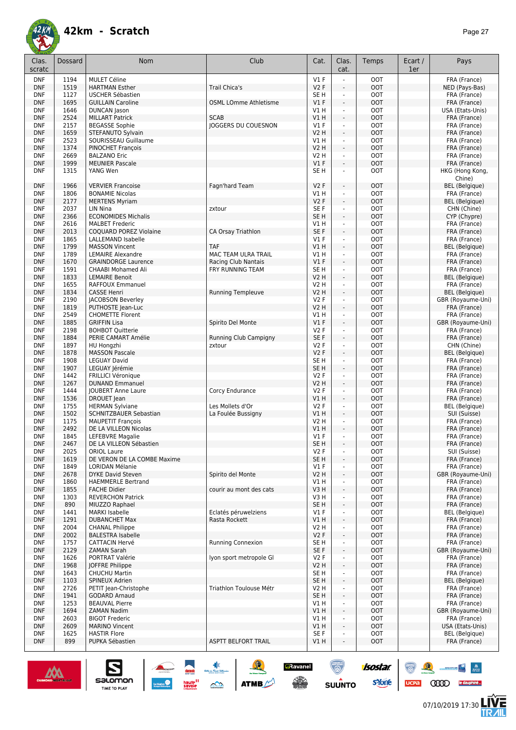# 42km - Scratch

| Clas. scratc | Dossard | Nom | Club | Cat. | Clas. cat. | Temps | Ecart / 1er | Pays |
|---|---|---|---|---|---|---|---|---|
| DNF | 1194 | MULET Céline | | V1 F | - | OOT | | FRA (France) |
| DNF | 1519 | HARTMAN Esther | Trail Chica's | V2 F | - | OOT | | NED (Pays-Bas) |
| DNF | 1127 | USCHER Sébastien | | SE H | - | OOT | | FRA (France) |
| DNF | 1695 | GUILLAIN Caroline | OSML LOmme Athletisme | V1 F | - | OOT | | FRA (France) |
| DNF | 1646 | DUNCAN Jason | | V1 H | - | OOT | | USA (Etats-Unis) |
| DNF | 2524 | MILLART Patrick | SCAB | V1 H | - | OOT | | FRA (France) |
| DNF | 2157 | BEGASSE Sophie | JOGGERS DU COUESNON | V1 F | - | OOT | | FRA (France) |
| DNF | 1659 | STEFANUTO Sylvain | | V2 H | - | OOT | | FRA (France) |
| DNF | 2523 | SOURISSEAU Guillaume | | V1 H | - | OOT | | FRA (France) |
| DNF | 1374 | PINOCHET François | | V2 H | - | OOT | | FRA (France) |
| DNF | 2669 | BALZANO Eric | | V2 H | - | OOT | | FRA (France) |
| DNF | 1999 | MEUNIER Pascale | | V1 F | - | OOT | | FRA (France) |
| DNF | 1315 | YANG Wen | | SE H | - | OOT | | HKG (Hong Kong, Chine) |
| DNF | 1966 | VERVIER Francoise | Fagn'hard Team | V2 F | - | OOT | | BEL (Belgique) |
| DNF | 1806 | BONAMIE Nicolas | | V1 H | - | OOT | | FRA (France) |
| DNF | 2177 | MERTENS Myriam | | V2 F | - | OOT | | BEL (Belgique) |
| DNF | 2037 | LIN Nina | zxtour | SE F | - | OOT | | CHN (Chine) |
| DNF | 2366 | ECONOMIDES Michalis | | SE H | - | OOT | | CYP (Chypre) |
| DNF | 2616 | MALBET Frederic | | V1 H | - | OOT | | FRA (France) |
| DNF | 2013 | COQUARD POREZ Violaine | CA Orsay Triathlon | SE F | - | OOT | | FRA (France) |
| DNF | 1865 | LALLEMAND Isabelle | | V1 F | - | OOT | | FRA (France) |
| DNF | 1799 | MASSON Vincent | TAF | V1 H | - | OOT | | BEL (Belgique) |
| DNF | 1789 | LEMAIRE Alexandre | MAC TEAM ULRA TRAIL | V1 H | - | OOT | | FRA (France) |
| DNF | 1670 | GRAINDORGE Laurence | Racing Club Nantais | V1 F | - | OOT | | FRA (France) |
| DNF | 1591 | CHAABI Mohamed Ali | FRY RUNNING TEAM | SE H | - | OOT | | FRA (France) |
| DNF | 1833 | LEMAIRE Benoit | | V2 H | - | OOT | | BEL (Belgique) |
| DNF | 1655 | RAFFOUX Emmanuel | | V2 H | - | OOT | | FRA (France) |
| DNF | 1834 | CASSE Henri | Running Templeuve | V2 H | - | OOT | | BEL (Belgique) |
| DNF | 2190 | JACOBSON Beverley | | V2 F | - | OOT | | GBR (Royaume-Uni) |
| DNF | 1819 | PUTHOSTE Jean-Luc | | V2 H | - | OOT | | FRA (France) |
| DNF | 2549 | CHOMETTE Florent | | V1 H | - | OOT | | FRA (France) |
| DNF | 1885 | GRIFFIN Lisa | Spirito Del Monte | V1 F | - | OOT | | GBR (Royaume-Uni) |
| DNF | 2198 | BOHBOT Quitterie | | V2 F | - | OOT | | FRA (France) |
| DNF | 1884 | PERIE CAMART Amélie | Running Club Campigny | SE F | - | OOT | | FRA (France) |
| DNF | 1897 | HU Hongzhi | zxtour | V2 F | - | OOT | | CHN (Chine) |
| DNF | 1878 | MASSON Pascale | | V2 F | - | OOT | | BEL (Belgique) |
| DNF | 1908 | LEGUAY David | | SE H | - | OOT | | FRA (France) |
| DNF | 1907 | LEGUAY Jérémie | | SE H | - | OOT | | FRA (France) |
| DNF | 1442 | FRILLICI Véronique | | V2 F | - | OOT | | FRA (France) |
| DNF | 1267 | DUNAND Emmanuel | | V2 H | - | OOT | | FRA (France) |
| DNF | 1444 | JOUBERT Anne Laure | Corcy Endurance | V2 F | - | OOT | | FRA (France) |
| DNF | 1536 | DROUET Jean | | V1 H | - | OOT | | FRA (France) |
| DNF | 1755 | HERMAN Sylviane | Les Mollets d'Or | V2 F | - | OOT | | BEL (Belgique) |
| DNF | 1502 | SCHNITZBAUER Sebastian | La Foulée Bussigny | V1 H | - | OOT | | SUI (Suisse) |
| DNF | 1175 | MAUPETIT François | | V2 H | - | OOT | | FRA (France) |
| DNF | 2492 | DE LA VILLEON Nicolas | | V1 H | - | OOT | | FRA (France) |
| DNF | 1845 | LEFEBVRE Magalie | | V1 F | - | OOT | | FRA (France) |
| DNF | 2467 | DE LA VILLEON Sébastien | | SE H | - | OOT | | FRA (France) |
| DNF | 2025 | ORIOL Laure | | V2 F | - | OOT | | SUI (Suisse) |
| DNF | 1619 | DE VERON DE LA COMBE Maxime | | SE H | - | OOT | | FRA (France) |
| DNF | 1849 | LORIDAN Mélanie | | V1 F | - | OOT | | FRA (France) |
| DNF | 2678 | DYKE David Steven | Spirito del Monte | V2 H | - | OOT | | GBR (Royaume-Uni) |
| DNF | 1860 | HAEMMERLE Bertrand | | V1 H | - | OOT | | FRA (France) |
| DNF | 1855 | FACHE Didier | courir au mont des cats | V3 H | - | OOT | | FRA (France) |
| DNF | 1303 | REVERCHON Patrick | | V3 H | - | OOT | | FRA (France) |
| DNF | 890 | MIUZZO Raphael | | SE H | - | OOT | | FRA (France) |
| DNF | 1441 | MARKI Isabelle | Eclatés péruwelziens | V1 F | - | OOT | | BEL (Belgique) |
| DNF | 1291 | DUBANCHET Max | Rasta Rockett | V1 H | - | OOT | | FRA (France) |
| DNF | 2004 | CHANAL Philippe | | V2 H | - | OOT | | FRA (France) |
| DNF | 2002 | BALESTRA Isabelle | | V2 F | - | OOT | | FRA (France) |
| DNF | 1757 | CATTACIN Hervé | Running Connexion | SE H | - | OOT | | FRA (France) |
| DNF | 2129 | ZAMAN Sarah | | SE F | - | OOT | | GBR (Royaume-Uni) |
| DNF | 1626 | PORTRAT Valérie | lyon sport metropole Gl | V2 F | - | OOT | | FRA (France) |
| DNF | 1968 | JOFFRE Philippe | | V2 H | - | OOT | | FRA (France) |
| DNF | 1643 | CHUCHU Martin | | SE H | - | OOT | | FRA (France) |
| DNF | 1103 | SPINEUX Adrien | | SE H | - | OOT | | BEL (Belgique) |
| DNF | 2726 | PETIT Jean-Christophe | Triathlon Toulouse Métr | V2 H | - | OOT | | FRA (France) |
| DNF | 1941 | GODARD Arnaud | | SE H | - | OOT | | FRA (France) |
| DNF | 1253 | BEAUVAL Pierre | | V1 H | - | OOT | | FRA (France) |
| DNF | 1694 | ZAMAN Nadim | | V1 H | - | OOT | | GBR (Royaume-Uni) |
| DNF | 2603 | BIGOT Frederic | | V1 H | - | OOT | | FRA (France) |
| DNF | 2609 | MARINO Vincent | | V1 H | - | OOT | | USA (Etats-Unis) |
| DNF | 1625 | HASTIR Flore | | SE F | - | OOT | | BEL (Belgique) |
| DNF | 899 | PUPKA Sébastien | ASPTT BELFORT TRAIL | V1 H | - | OOT | | FRA (France) |

07/10/2019 17:30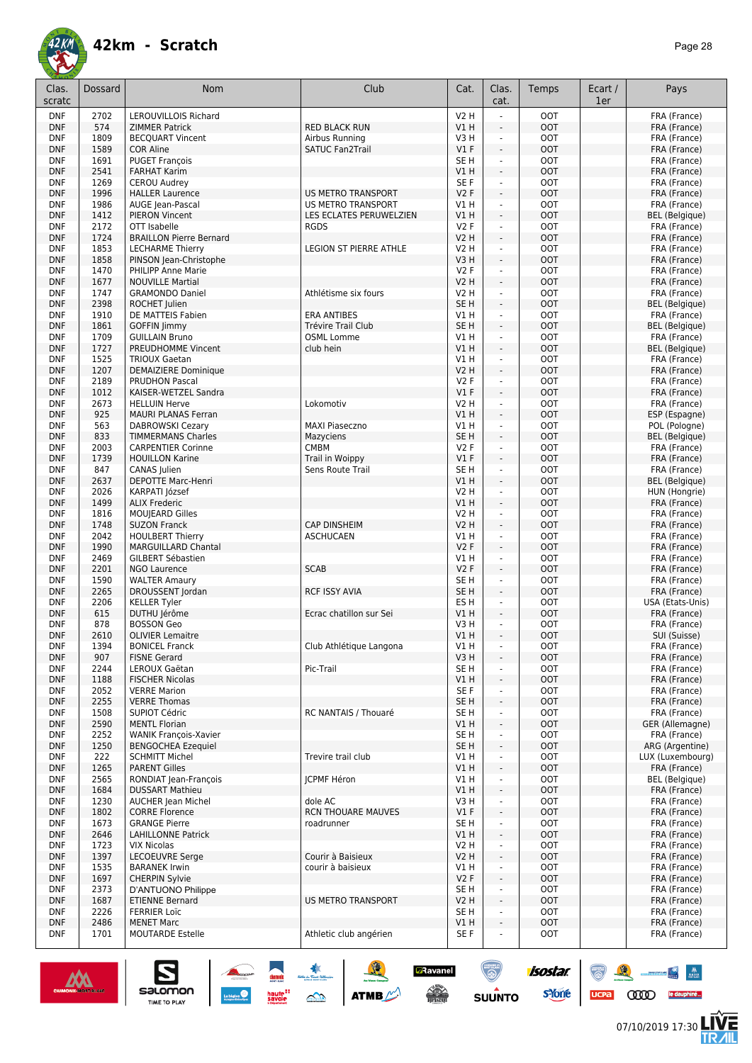# 42km - Scratch

| Clas. scratc | Dossard | Nom | Club | Cat. | Clas. cat. | Temps | Ecart / 1er | Pays |
|---|---|---|---|---|---|---|---|---|
| DNF | 2702 | LEROUVILLOIS Richard | | V2 H | - | OOT | | FRA (France) |
| DNF | 574 | ZIMMER Patrick | RED BLACK RUN | V1 H | - | OOT | | FRA (France) |
| DNF | 1809 | BECQUART Vincent | Airbus Running | V3 H | - | OOT | | FRA (France) |
| DNF | 1589 | COR Aline | SATUC Fan2Trail | V1 F | - | OOT | | FRA (France) |
| DNF | 1691 | PUGET François | | SE H | - | OOT | | FRA (France) |
| DNF | 2541 | FARHAT Karim | | V1 H | - | OOT | | FRA (France) |
| DNF | 1269 | CEROU Audrey | | SE F | - | OOT | | FRA (France) |
| DNF | 1996 | HALLER Laurence | US METRO TRANSPORT | V2 F | - | OOT | | FRA (France) |
| DNF | 1986 | AUGE Jean-Pascal | US METRO TRANSPORT | V1 H | - | OOT | | FRA (France) |
| DNF | 1412 | PIERON Vincent | LES ECLATES PERUWELZIEN | V1 H | - | OOT | | BEL (Belgique) |
| DNF | 2172 | OTT Isabelle | RGDS | V2 F | - | OOT | | FRA (France) |
| DNF | 1724 | BRAILLON Pierre Bernard | | V2 H | - | OOT | | FRA (France) |
| DNF | 1853 | LECHARME Thierry | LEGION ST PIERRE ATHLE | V2 H | - | OOT | | FRA (France) |
| DNF | 1858 | PINSON Jean-Christophe | | V3 H | - | OOT | | FRA (France) |
| DNF | 1470 | PHILIPP Anne Marie | | V2 F | - | OOT | | FRA (France) |
| DNF | 1677 | NOUVILLE Martial | | V2 H | - | OOT | | FRA (France) |
| DNF | 1747 | GRAMONDO Daniel | Athlétisme six fours | V2 H | - | OOT | | FRA (France) |
| DNF | 2398 | ROCHET Julien | | SE H | - | OOT | | BEL (Belgique) |
| DNF | 1910 | DE MATTEIS Fabien | ERA ANTIBES | V1 H | - | OOT | | FRA (France) |
| DNF | 1861 | GOFFIN Jimmy | Trévire Trail Club | SE H | - | OOT | | BEL (Belgique) |
| DNF | 1709 | GUILLAIN Bruno | OSML Lomme | V1 H | - | OOT | | FRA (France) |
| DNF | 1727 | PREUDHOMME Vincent | club hein | V1 H | - | OOT | | BEL (Belgique) |
| DNF | 1525 | TRIOUX Gaetan | | V1 H | - | OOT | | FRA (France) |
| DNF | 1207 | DEMAIZIERE Dominique | | V2 H | - | OOT | | FRA (France) |
| DNF | 2189 | PRUDHON Pascal | | V2 F | - | OOT | | FRA (France) |
| DNF | 1012 | KAISER-WETZEL Sandra | | V1 F | - | OOT | | FRA (France) |
| DNF | 2673 | HELLUIN Herve | Lokomotiv | V2 H | - | OOT | | FRA (France) |
| DNF | 925 | MAURI PLANAS Ferran | | V1 H | - | OOT | | ESP (Espagne) |
| DNF | 563 | DABROWSKI Cezary | MAXI Piaseczno | V1 H | - | OOT | | POL (Pologne) |
| DNF | 833 | TIMMERMANS Charles | Mazyciens | SE H | - | OOT | | BEL (Belgique) |
| DNF | 2003 | CARPENTIER Corinne | CMBM | V2 F | - | OOT | | FRA (France) |
| DNF | 1739 | HOUILLON Karine | Trail in Woippy | V1 F | - | OOT | | FRA (France) |
| DNF | 847 | CANAS Julien | Sens Route Trail | SE H | - | OOT | | FRA (France) |
| DNF | 2637 | DEPOTTE Marc-Henri | | V1 H | - | OOT | | BEL (Belgique) |
| DNF | 2026 | KARPATI József | | V2 H | - | OOT | | HUN (Hongrie) |
| DNF | 1499 | ALIX Frederic | | V1 H | - | OOT | | FRA (France) |
| DNF | 1816 | MOUJEARD Gilles | | V2 H | - | OOT | | FRA (France) |
| DNF | 1748 | SUZON Franck | CAP DINSHEIM | V2 H | - | OOT | | FRA (France) |
| DNF | 2042 | HOULBERT Thierry | ASCHUCAEN | V1 H | - | OOT | | FRA (France) |
| DNF | 1990 | MARGUILLARD Chantal | | V2 F | - | OOT | | FRA (France) |
| DNF | 2469 | GILBERT Sébastien | | V1 H | - | OOT | | FRA (France) |
| DNF | 2201 | NGO Laurence | SCAB | V2 F | - | OOT | | FRA (France) |
| DNF | 1590 | WALTER Amaury | | SE H | - | OOT | | FRA (France) |
| DNF | 2265 | DROUSSENT Jordan | RCF ISSY AVIA | SE H | - | OOT | | FRA (France) |
| DNF | 2206 | KELLER Tyler | | ES H | - | OOT | | USA (Etats-Unis) |
| DNF | 615 | DUTHU Jérôme | Ecrac chatillon sur Sei | V1 H | - | OOT | | FRA (France) |
| DNF | 878 | BOSSON Geo | | V3 H | - | OOT | | FRA (France) |
| DNF | 2610 | OLIVIER Lemaitre | | V1 H | - | OOT | | SUI (Suisse) |
| DNF | 1394 | BONICEL Franck | Club Athlétique Langona | V1 H | - | OOT | | FRA (France) |
| DNF | 907 | FISNE Gerard | | V3 H | - | OOT | | FRA (France) |
| DNF | 2244 | LEROUX Gaëtan | Pic-Trail | SE H | - | OOT | | FRA (France) |
| DNF | 1188 | FISCHER Nicolas | | V1 H | - | OOT | | FRA (France) |
| DNF | 2052 | VERRE Marion | | SE F | - | OOT | | FRA (France) |
| DNF | 2255 | VERRE Thomas | | SE H | - | OOT | | FRA (France) |
| DNF | 1508 | SUPIOT Cédric | RC NANTAIS / Thouaré | SE H | - | OOT | | FRA (France) |
| DNF | 2590 | MENTL Florian | | V1 H | - | OOT | | GER (Allemagne) |
| DNF | 2252 | WANIK François-Xavier | | SE H | - | OOT | | FRA (France) |
| DNF | 1250 | BENGOCHEA Ezequiel | | SE H | - | OOT | | ARG (Argentine) |
| DNF | 222 | SCHMITT Michel | Trevire trail club | V1 H | - | OOT | | LUX (Luxembourg) |
| DNF | 1265 | PARENT Gilles | | V1 H | - | OOT | | FRA (France) |
| DNF | 2565 | RONDIAT Jean-François | JCPMF Héron | V1 H | - | OOT | | BEL (Belgique) |
| DNF | 1684 | DUSSART Mathieu | | V1 H | - | OOT | | FRA (France) |
| DNF | 1230 | AUCHER Jean Michel | dole AC | V3 H | - | OOT | | FRA (France) |
| DNF | 1802 | CORRE Florence | RCN THOUARE MAUVES | V1 F | - | OOT | | FRA (France) |
| DNF | 1673 | GRANGE Pierre | roadrunner | SE H | - | OOT | | FRA (France) |
| DNF | 2646 | LAHILLONNE Patrick | | V1 H | - | OOT | | FRA (France) |
| DNF | 1723 | VIX Nicolas | | V2 H | - | OOT | | FRA (France) |
| DNF | 1397 | LECOEUVRE Serge | Courir à Baisieux | V2 H | - | OOT | | FRA (France) |
| DNF | 1535 | BARANEK Irwin | courir à baisieux | V1 H | - | OOT | | FRA (France) |
| DNF | 1697 | CHERPIN Sylvie | | V2 F | - | OOT | | FRA (France) |
| DNF | 2373 | D'ANTUONO Philippe | | SE H | - | OOT | | FRA (France) |
| DNF | 1687 | ETIENNE Bernard | US METRO TRANSPORT | V2 H | - | OOT | | FRA (France) |
| DNF | 2226 | FERRIER Loïc | | SE H | - | OOT | | FRA (France) |
| DNF | 2486 | MENET Marc | | V1 H | - | OOT | | FRA (France) |
| DNF | 1701 | MOUTARDE Estelle | Athletic club angérien | SE F | - | OOT | | FRA (France) |

07/10/2019 17:30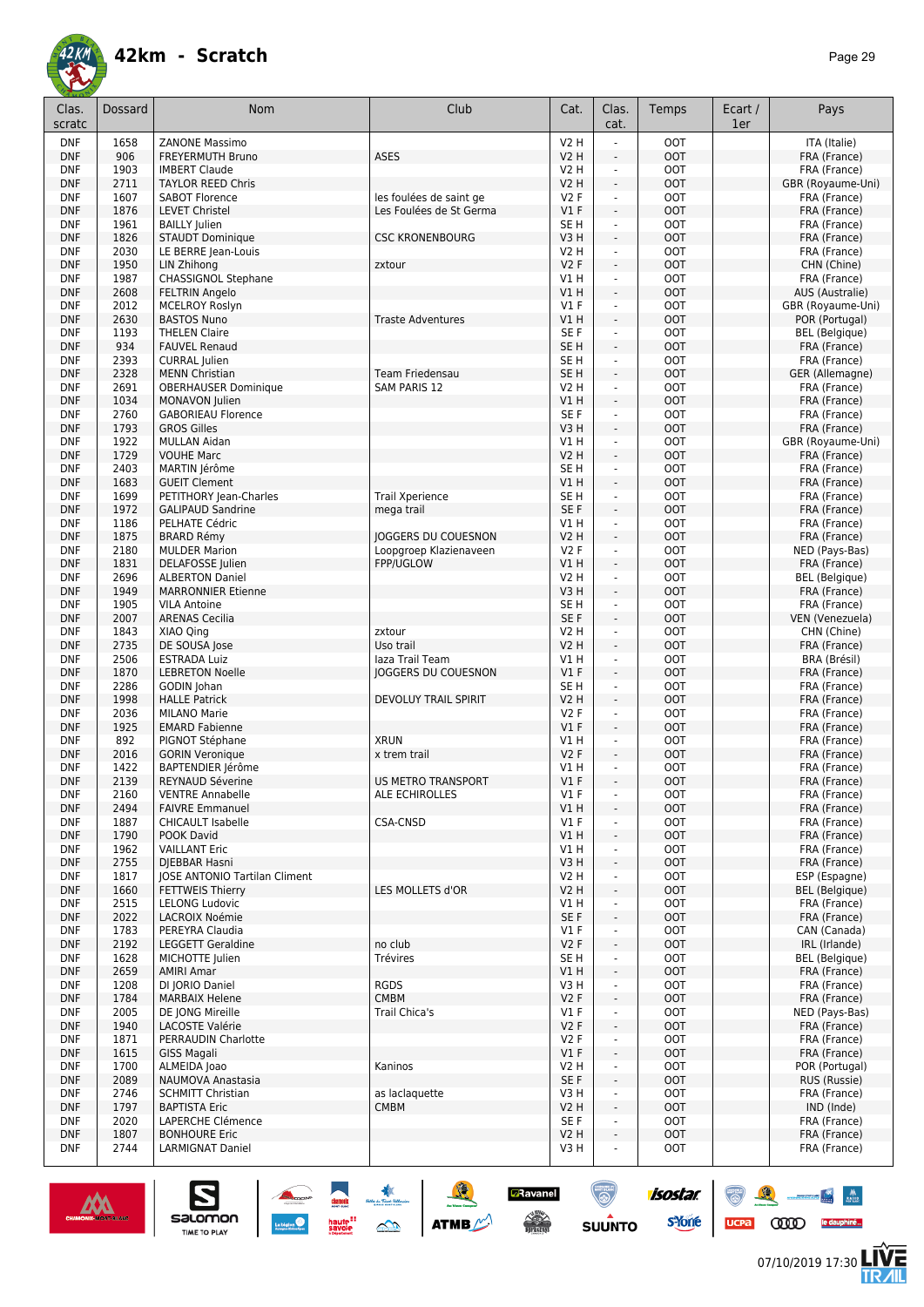# 42km - Scratch

| Clas. scratc | Dossard | Nom | Club | Cat. | Clas. cat. | Temps | Ecart / 1er | Pays |
|---|---|---|---|---|---|---|---|---|
| DNF | 1658 | ZANONE Massimo | | V2 H | - | OOT | | ITA (Italie) |
| DNF | 906 | FREYERMUTH Bruno | ASES | V2 H | - | OOT | | FRA (France) |
| DNF | 1903 | IMBERT Claude | | V2 H | - | OOT | | FRA (France) |
| DNF | 2711 | TAYLOR REED Chris | | V2 H | - | OOT | | GBR (Royaume-Uni) |
| DNF | 1607 | SABOT Florence | les foulées de saint ge | V2 F | - | OOT | | FRA (France) |
| DNF | 1876 | LEVET Christel | Les Foulées de St Germa | V1 F | - | OOT | | FRA (France) |
| DNF | 1961 | BAILLY Julien | | SE H | - | OOT | | FRA (France) |
| DNF | 1826 | STAUDT Dominique | CSC KRONENBOURG | V3 H | - | OOT | | FRA (France) |
| DNF | 2030 | LE BERRE Jean-Louis | | V2 H | - | OOT | | FRA (France) |
| DNF | 1950 | LIN Zhihong | zxtour | V2 F | - | OOT | | CHN (Chine) |
| DNF | 1987 | CHASSIGNOL Stephane | | V1 H | - | OOT | | FRA (France) |
| DNF | 2608 | FELTRIN Angelo | | V1 H | - | OOT | | AUS (Australie) |
| DNF | 2012 | MCELROY Roslyn | | V1 F | - | OOT | | GBR (Royaume-Uni) |
| DNF | 2630 | BASTOS Nuno | Traste Adventures | V1 H | - | OOT | | POR (Portugal) |
| DNF | 1193 | THELEN Claire | | SE F | - | OOT | | BEL (Belgique) |
| DNF | 934 | FAUVEL Renaud | | SE H | - | OOT | | FRA (France) |
| DNF | 2393 | CURRAL Julien | | SE H | - | OOT | | FRA (France) |
| DNF | 2328 | MENN Christian | Team Friedensau | SE H | - | OOT | | GER (Allemagne) |
| DNF | 2691 | OBERHAUSER Dominique | SAM PARIS 12 | V2 H | - | OOT | | FRA (France) |
| DNF | 1034 | MONAVON Julien | | V1 H | - | OOT | | FRA (France) |
| DNF | 2760 | GABORIEAU Florence | | SE F | - | OOT | | FRA (France) |
| DNF | 1793 | GROS Gilles | | V3 H | - | OOT | | FRA (France) |
| DNF | 1922 | MULLAN Aidan | | V1 H | - | OOT | | GBR (Royaume-Uni) |
| DNF | 1729 | VOUHE Marc | | V2 H | - | OOT | | FRA (France) |
| DNF | 2403 | MARTIN Jérôme | | SE H | - | OOT | | FRA (France) |
| DNF | 1683 | GUEIT Clement | | V1 H | - | OOT | | FRA (France) |
| DNF | 1699 | PETITHORY Jean-Charles | Trail Xperience | SE H | - | OOT | | FRA (France) |
| DNF | 1972 | GALIPAUD Sandrine | mega trail | SE F | - | OOT | | FRA (France) |
| DNF | 1186 | PELHATE Cédric | | V1 H | - | OOT | | FRA (France) |
| DNF | 1875 | BRARD Rémy | JOGGERS DU COUESNON | V2 H | - | OOT | | FRA (France) |
| DNF | 2180 | MULDER Marion | Loopgroep Klazienaveen | V2 F | - | OOT | | NED (Pays-Bas) |
| DNF | 1831 | DELAFOSSE Julien | FPP/UGLOW | V1 H | - | OOT | | FRA (France) |
| DNF | 2696 | ALBERTON Daniel | | V2 H | - | OOT | | BEL (Belgique) |
| DNF | 1949 | MARRONNIER Etienne | | V3 H | - | OOT | | FRA (France) |
| DNF | 1905 | VILA Antoine | | SE H | - | OOT | | FRA (France) |
| DNF | 2007 | ARENAS Cecilia | | SE F | - | OOT | | VEN (Venezuela) |
| DNF | 1843 | XIAO Qing | zxtour | V2 H | - | OOT | | CHN (Chine) |
| DNF | 2735 | DE SOUSA Jose | Uso trail | V2 H | - | OOT | | FRA (France) |
| DNF | 2506 | ESTRADA Luiz | Iaza Trail Team | V1 H | - | OOT | | BRA (Brésil) |
| DNF | 1870 | LEBRETON Noelle | JOGGERS DU COUESNON | V1 F | - | OOT | | FRA (France) |
| DNF | 2286 | GODIN Johan | | SE H | - | OOT | | FRA (France) |
| DNF | 1998 | HALLE Patrick | DEVOLUY TRAIL SPIRIT | V2 H | - | OOT | | FRA (France) |
| DNF | 2036 | MILANO Marie | | V2 F | - | OOT | | FRA (France) |
| DNF | 1925 | EMARD Fabienne | | V1 F | - | OOT | | FRA (France) |
| DNF | 892 | PIGNOT Stéphane | XRUN | V1 H | - | OOT | | FRA (France) |
| DNF | 2016 | GORIN Veronique | x trem trail | V2 F | - | OOT | | FRA (France) |
| DNF | 1422 | BAPTENDIER Jérôme | | V1 H | - | OOT | | FRA (France) |
| DNF | 2139 | REYNAUD Séverine | US METRO TRANSPORT | V1 F | - | OOT | | FRA (France) |
| DNF | 2160 | VENTRE Annabelle | ALE ECHIROLLES | V1 F | - | OOT | | FRA (France) |
| DNF | 2494 | FAIVRE Emmanuel | | V1 H | - | OOT | | FRA (France) |
| DNF | 1887 | CHICAULT Isabelle | CSA-CNSD | V1 F | - | OOT | | FRA (France) |
| DNF | 1790 | POOK David | | V1 H | - | OOT | | FRA (France) |
| DNF | 1962 | VAILLANT Eric | | V1 H | - | OOT | | FRA (France) |
| DNF | 2755 | DJEBBAR Hasni | | V3 H | - | OOT | | FRA (France) |
| DNF | 1817 | JOSE ANTONIO Tartilan Climent | | V2 H | - | OOT | | ESP (Espagne) |
| DNF | 1660 | FETTWEIS Thierry | LES MOLLETS d'OR | V2 H | - | OOT | | BEL (Belgique) |
| DNF | 2515 | LELONG Ludovic | | V1 H | - | OOT | | FRA (France) |
| DNF | 2022 | LACROIX Noémie | | SE F | - | OOT | | FRA (France) |
| DNF | 1783 | PEREYRA Claudia | | V1 F | - | OOT | | CAN (Canada) |
| DNF | 2192 | LEGGETT Geraldine | no club | V2 F | - | OOT | | IRL (Irlande) |
| DNF | 1628 | MICHOTTE Julien | Trévires | SE H | - | OOT | | BEL (Belgique) |
| DNF | 2659 | AMIRI Amar | | V1 H | - | OOT | | FRA (France) |
| DNF | 1208 | DI JORIO Daniel | RGDS | V3 H | - | OOT | | FRA (France) |
| DNF | 1784 | MARBAIX Helene | CMBM | V2 F | - | OOT | | FRA (France) |
| DNF | 2005 | DE JONG Mireille | Trail Chica's | V1 F | - | OOT | | NED (Pays-Bas) |
| DNF | 1940 | LACOSTE Valérie | | V2 F | - | OOT | | FRA (France) |
| DNF | 1871 | PERRAUDIN Charlotte | | V2 F | - | OOT | | FRA (France) |
| DNF | 1615 | GISS Magali | | V1 F | - | OOT | | FRA (France) |
| DNF | 1700 | ALMEIDA Joao | Kaninos | V2 H | - | OOT | | POR (Portugal) |
| DNF | 2089 | NAUMOVA Anastasia | | SE F | - | OOT | | RUS (Russie) |
| DNF | 2746 | SCHMITT Christian | as laclaquette | V3 H | - | OOT | | FRA (France) |
| DNF | 1797 | BAPTISTA Eric | CMBM | V2 H | - | OOT | | IND (Inde) |
| DNF | 2020 | LAPERCHE Clémence | | SE F | - | OOT | | FRA (France) |
| DNF | 1807 | BONHOURE Eric | | V2 H | - | OOT | | FRA (France) |
| DNF | 2744 | LARMIGNAT Daniel | | V3 H | - | OOT | | FRA (France) |

07/10/2019 17:30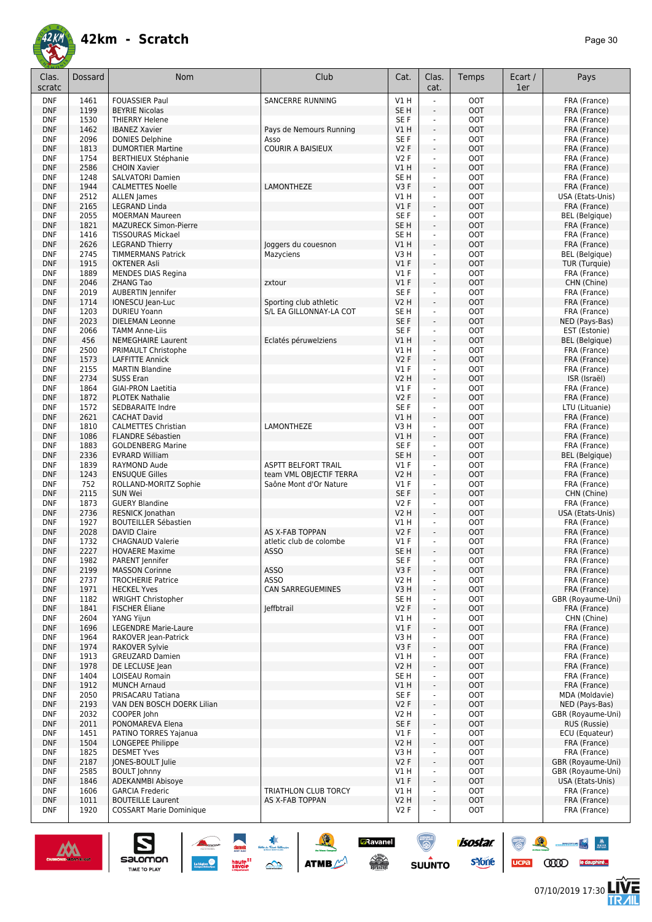# 42km - Scratch

| Clas. scratc | Dossard | Nom | Club | Cat. | Clas. cat. | Temps | Ecart / 1er | Pays |
|---|---|---|---|---|---|---|---|---|
| DNF | 1461 | FOUASSIER Paul | SANCERRE RUNNING | V1 H | - | OOT | | FRA (France) |
| DNF | 1199 | BEYRIE Nicolas | | SE H | - | OOT | | FRA (France) |
| DNF | 1530 | THIERRY Helene | | SE F | - | OOT | | FRA (France) |
| DNF | 1462 | IBANEZ Xavier | Pays de Nemours Running | V1 H | - | OOT | | FRA (France) |
| DNF | 2096 | DONIES Delphine | Asso | SE F | - | OOT | | FRA (France) |
| DNF | 1813 | DUMORTIER Martine | COURIR A BAISIEUX | V2 F | - | OOT | | FRA (France) |
| DNF | 1754 | BERTHIEUX Stéphanie | | V2 F | - | OOT | | FRA (France) |
| DNF | 2586 | CHOIN Xavier | | V1 H | - | OOT | | FRA (France) |
| DNF | 1248 | SALVATORI Damien | | SE H | - | OOT | | FRA (France) |
| DNF | 1944 | CALMETTES Noelle | LAMONTHEZE | V3 F | - | OOT | | FRA (France) |
| DNF | 2512 | ALLEN James | | V1 H | - | OOT | | USA (Etats-Unis) |
| DNF | 2165 | LEGRAND Linda | | V1 F | - | OOT | | FRA (France) |
| DNF | 2055 | MOERMAN Maureen | | SE F | - | OOT | | BEL (Belgique) |
| DNF | 1821 | MAZURECK Simon-Pierre | | SE H | - | OOT | | FRA (France) |
| DNF | 1416 | TISSOURAS Mickael | | SE H | - | OOT | | FRA (France) |
| DNF | 2626 | LEGRAND Thierry | Joggers du couesnon | V1 H | - | OOT | | FRA (France) |
| DNF | 2745 | TIMMERMANS Patrick | Mazyciens | V3 H | - | OOT | | BEL (Belgique) |
| DNF | 1915 | OKTENER Asli | | V1 F | - | OOT | | TUR (Turquie) |
| DNF | 1889 | MENDES DIAS Regina | | V1 F | - | OOT | | FRA (France) |
| DNF | 2046 | ZHANG Tao | zxtour | V1 F | - | OOT | | CHN (Chine) |
| DNF | 2019 | AUBERTIN Jennifer | | SE F | - | OOT | | FRA (France) |
| DNF | 1714 | IONESCU Jean-Luc | Sporting club athletic | V2 H | - | OOT | | FRA (France) |
| DNF | 1203 | DURIEU Yoann | S/L EA GILLONNAY-LA COT | SE H | - | OOT | | FRA (France) |
| DNF | 2023 | DIELEMAN Leonne | | SE F | - | OOT | | NED (Pays-Bas) |
| DNF | 2066 | TAMM Anne-Liis | | SE F | - | OOT | | EST (Estonie) |
| DNF | 456 | NEMEGHAIRE Laurent | Eclatés péruwelziens | V1 H | - | OOT | | BEL (Belgique) |
| DNF | 2500 | PRIMAULT Christophe | | V1 H | - | OOT | | FRA (France) |
| DNF | 1573 | LAFFITTE Annick | | V2 F | - | OOT | | FRA (France) |
| DNF | 2155 | MARTIN Blandine | | V1 F | - | OOT | | FRA (France) |
| DNF | 2734 | SUSS Eran | | V2 H | - | OOT | | ISR (Israël) |
| DNF | 1864 | GIAI-PRON Laetitia | | V1 F | - | OOT | | FRA (France) |
| DNF | 1872 | PLOTEK Nathalie | | V2 F | - | OOT | | FRA (France) |
| DNF | 1572 | SEDBARAITE Indre | | SE F | - | OOT | | LTU (Lituanie) |
| DNF | 2621 | CACHAT David | | V1 H | - | OOT | | FRA (France) |
| DNF | 1810 | CALMETTES Christian | LAMONTHEZE | V3 H | - | OOT | | FRA (France) |
| DNF | 1086 | FLANDRE Sébastien | | V1 H | - | OOT | | FRA (France) |
| DNF | 1883 | GOLDENBERG Marine | | SE F | - | OOT | | FRA (France) |
| DNF | 2336 | EVRARD William | | SE H | - | OOT | | BEL (Belgique) |
| DNF | 1839 | RAYMOND Aude | ASPTT BELFORT TRAIL | V1 F | - | OOT | | FRA (France) |
| DNF | 1243 | ENSUQUE Gilles | team VML OBJECTIF TERRA | V2 H | - | OOT | | FRA (France) |
| DNF | 752 | ROLLAND-MORITZ Sophie | Saône Mont d'Or Nature | V1 F | - | OOT | | FRA (France) |
| DNF | 2115 | SUN Wei | | SE F | - | OOT | | CHN (Chine) |
| DNF | 1873 | GUERY Blandine | | V2 F | - | OOT | | FRA (France) |
| DNF | 2736 | RESNICK Jonathan | | V2 H | - | OOT | | USA (Etats-Unis) |
| DNF | 1927 | BOUTEILLER Sébastien | | V1 H | - | OOT | | FRA (France) |
| DNF | 2028 | DAVID Claire | AS X-FAB TOPPAN | V2 F | - | OOT | | FRA (France) |
| DNF | 1732 | CHAGNAUD Valerie | atletic club de colombe | V1 F | - | OOT | | FRA (France) |
| DNF | 2227 | HOVAERE Maxime | ASSO | SE H | - | OOT | | FRA (France) |
| DNF | 1982 | PARENT Jennifer | | SE F | - | OOT | | FRA (France) |
| DNF | 2199 | MASSON Corinne | ASSO | V3 F | - | OOT | | FRA (France) |
| DNF | 2737 | TROCHERIE Patrice | ASSO | V2 H | - | OOT | | FRA (France) |
| DNF | 1971 | HECKEL Yves | CAN SARREGUEMINES | V3 H | - | OOT | | FRA (France) |
| DNF | 1182 | WRIGHT Christopher | | SE H | - | OOT | | GBR (Royaume-Uni) |
| DNF | 1841 | FISCHER Éliane | Jeffbtrail | V2 F | - | OOT | | FRA (France) |
| DNF | 2604 | YANG Yijun | | V1 H | - | OOT | | CHN (Chine) |
| DNF | 1696 | LEGENDRE Marie-Laure | | V1 F | - | OOT | | FRA (France) |
| DNF | 1964 | RAKOVER Jean-Patrick | | V3 H | - | OOT | | FRA (France) |
| DNF | 1974 | RAKOVER Sylvie | | V3 F | - | OOT | | FRA (France) |
| DNF | 1913 | GREUZARD Damien | | V1 H | - | OOT | | FRA (France) |
| DNF | 1978 | DE LECLUSE Jean | | V2 H | - | OOT | | FRA (France) |
| DNF | 1404 | LOISEAU Romain | | SE H | - | OOT | | FRA (France) |
| DNF | 1912 | MUNCH Arnaud | | V1 H | - | OOT | | FRA (France) |
| DNF | 2050 | PRISACARU Tatiana | | SE F | - | OOT | | MDA (Moldavie) |
| DNF | 2193 | VAN DEN BOSCH DOERK Lilian | | V2 F | - | OOT | | NED (Pays-Bas) |
| DNF | 2032 | COOPER John | | V2 H | - | OOT | | GBR (Royaume-Uni) |
| DNF | 2011 | PONOMAREVA Elena | | SE F | - | OOT | | RUS (Russie) |
| DNF | 1451 | PATINO TORRES Yajanua | | V1 F | - | OOT | | ECU (Equateur) |
| DNF | 1504 | LONGEPEE Philippe | | V2 H | - | OOT | | FRA (France) |
| DNF | 1825 | DESMET Yves | | V3 H | - | OOT | | FRA (France) |
| DNF | 2187 | JONES-BOULT Julie | | V2 F | - | OOT | | GBR (Royaume-Uni) |
| DNF | 2585 | BOULT Johnny | | V1 H | - | OOT | | GBR (Royaume-Uni) |
| DNF | 1846 | ADEKANMBI Abisoye | | V1 F | - | OOT | | USA (Etats-Unis) |
| DNF | 1606 | GARCIA Frederic | TRIATHLON CLUB TORCY | V1 H | - | OOT | | FRA (France) |
| DNF | 1011 | BOUTEILLE Laurent | AS X-FAB TOPPAN | V2 H | - | OOT | | FRA (France) |
| DNF | 1920 | COSSART Marie Dominique | | V2 F | - | OOT | | FRA (France) |

07/10/2019 17:30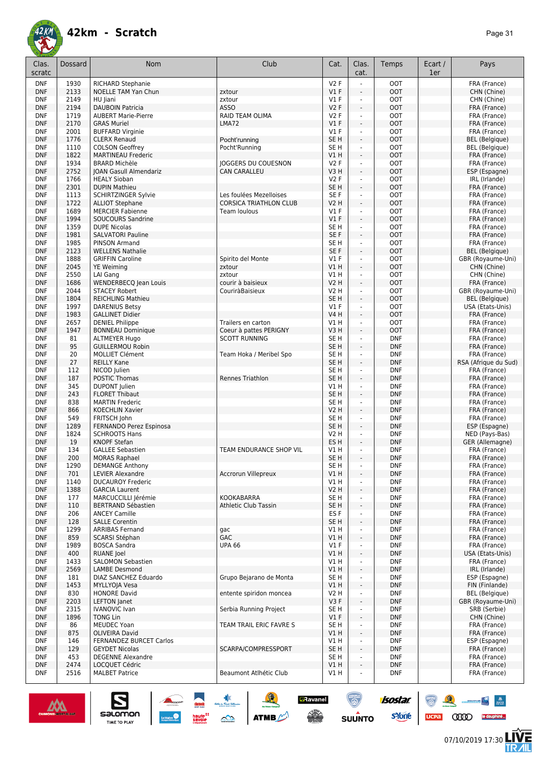# 42km - Scratch

| Clas. scratc | Dossard | Nom | Club | Cat. | Clas. cat. | Temps | Ecart / 1er | Pays |
|---|---|---|---|---|---|---|---|---|
| DNF | 1930 | RICHARD Stephanie | | V2 F | - | OOT | | FRA (France) |
| DNF | 2133 | NOELLE TAM Yan Chun | zxtour | V1 F | - | OOT | | CHN (Chine) |
| DNF | 2149 | HU Jiani | zxtour | V1 F | - | OOT | | CHN (Chine) |
| DNF | 2194 | DAUBOIN Patricia | ASSO | V2 F | - | OOT | | FRA (France) |
| DNF | 1719 | AUBERT Marie-Pierre | RAID TEAM OLIMA | V2 F | - | OOT | | FRA (France) |
| DNF | 2170 | GRAS Muriel | LMA72 | V1 F | - | OOT | | FRA (France) |
| DNF | 2001 | BUFFARD Virginie | | V1 F | - | OOT | | FRA (France) |
| DNF | 1776 | CLERX Renaud | Pocht'running | SE H | - | OOT | | BEL (Belgique) |
| DNF | 1110 | COLSON Geoffrey | Pocht'Running | SE H | - | OOT | | BEL (Belgique) |
| DNF | 1822 | MARTINEAU Frederic | | V1 H | - | OOT | | FRA (France) |
| DNF | 1934 | BRARD Michèle | JOGGERS DU COUESNON | V2 F | - | OOT | | FRA (France) |
| DNF | 2752 | JOAN Gasull Almendariz | CAN CARALLEU | V3 H | - | OOT | | ESP (Espagne) |
| DNF | 1766 | HEALY Sioban | | V2 F | - | OOT | | IRL (Irlande) |
| DNF | 2301 | DUPIN Mathieu | | SE H | - | OOT | | FRA (France) |
| DNF | 1113 | SCHIRTZINGER Sylvie | Les foulées Mezelloises | SE F | - | OOT | | FRA (France) |
| DNF | 1722 | ALLIOT Stephane | CORSICA TRIATHLON CLUB | V2 H | - | OOT | | FRA (France) |
| DNF | 1689 | MERCIER Fabienne | Team loulous | V1 F | - | OOT | | FRA (France) |
| DNF | 1994 | SOUCOURS Sandrine | | V1 F | - | OOT | | FRA (France) |
| DNF | 1359 | DUPE Nicolas | | SE H | - | OOT | | FRA (France) |
| DNF | 1981 | SALVATORI Pauline | | SE F | - | OOT | | FRA (France) |
| DNF | 1985 | PINSON Armand | | SE H | - | OOT | | FRA (France) |
| DNF | 2123 | WELLENS Nathalie | | SE F | - | OOT | | BEL (Belgique) |
| DNF | 1888 | GRIFFIN Caroline | Spirito del Monte | V1 F | - | OOT | | GBR (Royaume-Uni) |
| DNF | 2045 | YE Weiming | zxtour | V1 H | - | OOT | | CHN (Chine) |
| DNF | 2550 | LAI Gang | zxtour | V1 H | - | OOT | | CHN (Chine) |
| DNF | 1686 | WENDERBECQ Jean Louis | courir à baisieux | V2 H | - | OOT | | FRA (France) |
| DNF | 2044 | STACEY Robert | CouriràBaisieux | V2 H | - | OOT | | GBR (Royaume-Uni) |
| DNF | 1804 | REICHLING Mathieu | | SE H | - | OOT | | BEL (Belgique) |
| DNF | 1997 | DARENIUS Betsy | | V1 F | - | OOT | | USA (Etats-Unis) |
| DNF | 1983 | GALLINET Didier | | V4 H | - | OOT | | FRA (France) |
| DNF | 2657 | DENIEL Philippe | Trailers en carton | V1 H | - | OOT | | FRA (France) |
| DNF | 1947 | BONNEAU Dominique | Coeur à pattes PERIGNY | V3 H | - | OOT | | FRA (France) |
| DNF | 81 | ALTMEYER Hugo | SCOTT RUNNING | SE H | - | DNF | | FRA (France) |
| DNF | 95 | GUILLERMOU Robin | | SE H | - | DNF | | FRA (France) |
| DNF | 20 | MOLLIET Clément | Team Hoka / Meribel Spo | SE H | - | DNF | | FRA (France) |
| DNF | 27 | REILLY Kane | | SE H | - | DNF | | RSA (Afrique du Sud) |
| DNF | 112 | NICOD Julien | | SE H | - | DNF | | FRA (France) |
| DNF | 187 | POSTIC Thomas | Rennes Triathlon | SE H | - | DNF | | FRA (France) |
| DNF | 345 | DUPONT Julien | | V1 H | - | DNF | | FRA (France) |
| DNF | 243 | FLORET Thibaut | | SE H | - | DNF | | FRA (France) |
| DNF | 838 | MARTIN Frederic | | SE H | - | DNF | | FRA (France) |
| DNF | 866 | KOECHLIN Xavier | | V2 H | - | DNF | | FRA (France) |
| DNF | 549 | FRITSCH John | | SE H | - | DNF | | FRA (France) |
| DNF | 1289 | FERNANDO Perez Espinosa | | SE H | - | DNF | | ESP (Espagne) |
| DNF | 1824 | SCHROOTS Hans | | V2 H | - | DNF | | NED (Pays-Bas) |
| DNF | 19 | KNOPF Stefan | | ES H | - | DNF | | GER (Allemagne) |
| DNF | 134 | GALLEE Sebastien | TEAM ENDURANCE SHOP VIL | V1 H | - | DNF | | FRA (France) |
| DNF | 200 | MORAS Raphael | | SE H | - | DNF | | FRA (France) |
| DNF | 1290 | DEMANGE Anthony | | SE H | - | DNF | | FRA (France) |
| DNF | 701 | LEVIER Alexandre | Accrorun Villepreux | V1 H | - | DNF | | FRA (France) |
| DNF | 1140 | DUCAUROY Frederic | | V1 H | - | DNF | | FRA (France) |
| DNF | 1388 | GARCIA Laurent | | V2 H | - | DNF | | FRA (France) |
| DNF | 177 | MARCUCCILLI Jérémie | KOOKABARRA | SE H | - | DNF | | FRA (France) |
| DNF | 110 | BERTRAND Sébastien | Athletic Club Tassin | SE H | - | DNF | | FRA (France) |
| DNF | 206 | ANCEY Camille | | ES F | - | DNF | | FRA (France) |
| DNF | 128 | SALLE Corentin | | SE H | - | DNF | | FRA (France) |
| DNF | 1299 | ARRIBAS Fernand | gac | V1 H | - | DNF | | FRA (France) |
| DNF | 859 | SCARSI Stéphan | GAC | V1 H | - | DNF | | FRA (France) |
| DNF | 1989 | BOSCA Sandra | UPA 66 | V1 F | - | DNF | | FRA (France) |
| DNF | 400 | RUANE Joel | | V1 H | - | DNF | | USA (Etats-Unis) |
| DNF | 1433 | SALOMON Sebastien | | V1 H | - | DNF | | FRA (France) |
| DNF | 2569 | LAMBE Desmond | | V1 H | - | DNF | | IRL (Irlande) |
| DNF | 181 | DIAZ SANCHEZ Eduardo | Grupo Bejarano de Monta | SE H | - | DNF | | ESP (Espagne) |
| DNF | 1453 | MYLLYOJA Vesa | | V1 H | - | DNF | | FIN (Finlande) |
| DNF | 830 | HONORE David | entente spiridon moncea | V2 H | - | DNF | | BEL (Belgique) |
| DNF | 2203 | LEFTON Janet | | V3 F | - | DNF | | GBR (Royaume-Uni) |
| DNF | 2315 | IVANOVIC Ivan | Serbia Running Project | SE H | - | DNF | | SRB (Serbie) |
| DNF | 1896 | TONG Lin | | V1 F | - | DNF | | CHN (Chine) |
| DNF | 86 | MEUDEC Yoan | TEAM TRAIL ERIC FAVRE S | SE H | - | DNF | | FRA (France) |
| DNF | 875 | OLIVEIRA David | | V1 H | - | DNF | | FRA (France) |
| DNF | 146 | FERNANDEZ BURCET Carlos | | V1 H | - | DNF | | ESP (Espagne) |
| DNF | 129 | GEYDET Nicolas | SCARPA/COMPRESSPORT | SE H | - | DNF | | FRA (France) |
| DNF | 453 | DEGENNE Alexandre | | SE H | - | DNF | | FRA (France) |
| DNF | 2474 | LOCQUET Cédric | | V1 H | - | DNF | | FRA (France) |
| DNF | 2516 | MALBET Patrice | Beaumont Athlétic Club | V1 H | - | DNF | | FRA (France) |

07/10/2019 17:30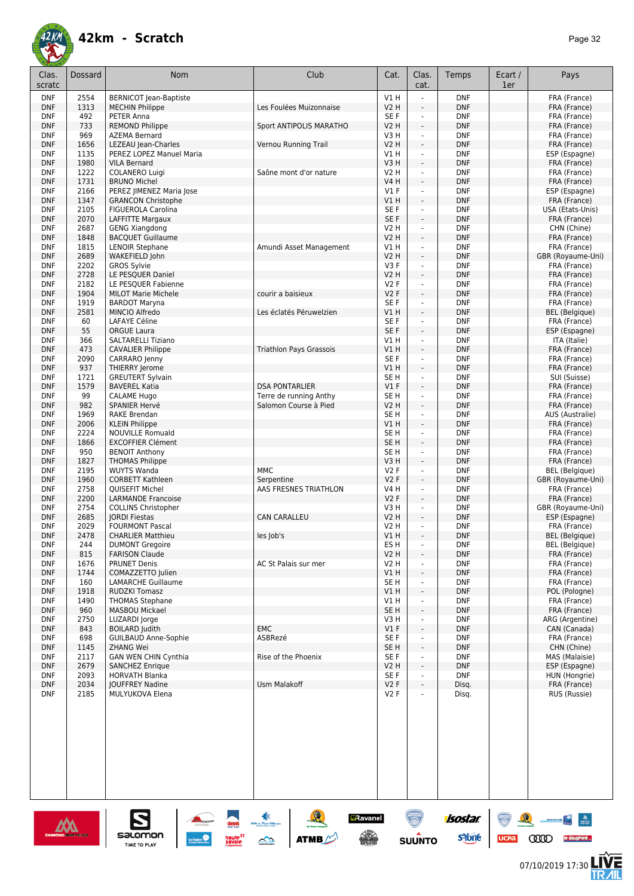# 42km - Scratch

| Clas. scratc | Dossard | Nom | Club | Cat. | Clas. cat. | Temps | Ecart / 1er | Pays |
|---|---|---|---|---|---|---|---|---|
| DNF | 2554 | BERNICOT Jean-Baptiste | | V1 H | - | DNF | | FRA (France) |
| DNF | 1313 | MECHIN Philippe | Les Foulées Muizonnaise | V2 H | - | DNF | | FRA (France) |
| DNF | 492 | PETER Anna | | SE F | - | DNF | | FRA (France) |
| DNF | 733 | REMOND Philippe | Sport ANTIPOLIS MARATHO | V2 H | - | DNF | | FRA (France) |
| DNF | 969 | AZEMA Bernard | | V3 H | - | DNF | | FRA (France) |
| DNF | 1656 | LEZEAU Jean-Charles | Vernou Running Trail | V2 H | - | DNF | | FRA (France) |
| DNF | 1135 | PEREZ LOPEZ Manuel Maria | | V1 H | - | DNF | | ESP (Espagne) |
| DNF | 1980 | VILA Bernard | | V3 H | - | DNF | | FRA (France) |
| DNF | 1222 | COLANERO Luigi | Saône mont d'or nature | V2 H | - | DNF | | FRA (France) |
| DNF | 1731 | BRUNO Michel | | V4 H | - | DNF | | FRA (France) |
| DNF | 2166 | PEREZ JIMENEZ Maria Jose | | V1 F | - | DNF | | ESP (Espagne) |
| DNF | 1347 | GRANCON Christophe | | V1 H | - | DNF | | FRA (France) |
| DNF | 2105 | FIGUEROLA Carolina | | SE F | - | DNF | | USA (Etats-Unis) |
| DNF | 2070 | LAFFITTE Margaux | | SE F | - | DNF | | FRA (France) |
| DNF | 2687 | GENG Xiangdong | | V2 H | - | DNF | | CHN (Chine) |
| DNF | 1848 | BACQUET Guillaume | | V2 H | - | DNF | | FRA (France) |
| DNF | 1815 | LENOIR Stephane | Amundi Asset Management | V1 H | - | DNF | | FRA (France) |
| DNF | 2689 | WAKEFIELD John | | V2 H | - | DNF | | GBR (Royaume-Uni) |
| DNF | 2202 | GROS Sylvie | | V3 F | - | DNF | | FRA (France) |
| DNF | 2728 | LE PESQUER Daniel | | V2 H | - | DNF | | FRA (France) |
| DNF | 2182 | LE PESQUER Fabienne | | V2 F | - | DNF | | FRA (France) |
| DNF | 1904 | MILOT Marie Michele | courir a baisieux | V2 F | - | DNF | | FRA (France) |
| DNF | 1919 | BARDOT Maryna | | SE F | - | DNF | | FRA (France) |
| DNF | 2581 | MINCIO Alfredo | Les éclatés Péruwelzien | V1 H | - | DNF | | BEL (Belgique) |
| DNF | 60 | LAFAYE Céline | | SE F | - | DNF | | FRA (France) |
| DNF | 55 | ORGUE Laura | | SE F | - | DNF | | ESP (Espagne) |
| DNF | 366 | SALTARELLI Tiziano | | V1 H | - | DNF | | ITA (Italie) |
| DNF | 473 | CAVALIER Philippe | Triathlon Pays Grassois | V1 H | - | DNF | | FRA (France) |
| DNF | 2090 | CARRARO Jenny | | SE F | - | DNF | | FRA (France) |
| DNF | 937 | THIERRY Jerome | | V1 H | - | DNF | | FRA (France) |
| DNF | 1721 | GREUTERT Sylvain | | SE H | - | DNF | | SUI (Suisse) |
| DNF | 1579 | BAVEREL Katia | DSA PONTARLIER | V1 F | - | DNF | | FRA (France) |
| DNF | 99 | CALAME Hugo | Terre de running Anthy | SE H | - | DNF | | FRA (France) |
| DNF | 982 | SPANIER Hervé | Salomon Course à Pied | V2 H | - | DNF | | FRA (France) |
| DNF | 1969 | RAKE Brendan | | SE H | - | DNF | | AUS (Australie) |
| DNF | 2006 | KLEIN Philippe | | V1 H | - | DNF | | FRA (France) |
| DNF | 2224 | NOUVILLE Romuald | | SE H | - | DNF | | FRA (France) |
| DNF | 1866 | EXCOFFIER Clément | | SE H | - | DNF | | FRA (France) |
| DNF | 950 | BENOIT Anthony | | SE H | - | DNF | | FRA (France) |
| DNF | 1827 | THOMAS Philippe | | V3 H | - | DNF | | FRA (France) |
| DNF | 2195 | WUYTS Wanda | MMC | V2 F | - | DNF | | BEL (Belgique) |
| DNF | 1960 | CORBETT Kathleen | Serpentine | V2 F | - | DNF | | GBR (Royaume-Uni) |
| DNF | 2758 | QUISEFIT Michel | AAS FRESNES TRIATHLON | V4 H | - | DNF | | FRA (France) |
| DNF | 2200 | LARMANDE Francoise | | V2 F | - | DNF | | FRA (France) |
| DNF | 2754 | COLLINS Christopher | | V3 H | - | DNF | | GBR (Royaume-Uni) |
| DNF | 2685 | JORDI Fiestas | CAN CARALLEU | V2 H | - | DNF | | ESP (Espagne) |
| DNF | 2029 | FOURMONT Pascal | | V2 H | - | DNF | | FRA (France) |
| DNF | 2478 | CHARLIER Matthieu | les Job's | V1 H | - | DNF | | BEL (Belgique) |
| DNF | 244 | DUMONT Gregoire | | ES H | - | DNF | | BEL (Belgique) |
| DNF | 815 | FARISON Claude | | V2 H | - | DNF | | FRA (France) |
| DNF | 1676 | PRUNET Denis | AC St Palais sur mer | V2 H | - | DNF | | FRA (France) |
| DNF | 1744 | COMAZZETTO Julien | | V1 H | - | DNF | | FRA (France) |
| DNF | 160 | LAMARCHE Guillaume | | SE H | - | DNF | | FRA (France) |
| DNF | 1918 | RUDZKI Tomasz | | V1 H | - | DNF | | POL (Pologne) |
| DNF | 1490 | THOMAS Stephane | | V1 H | - | DNF | | FRA (France) |
| DNF | 960 | MASBOU Mickael | | SE H | - | DNF | | FRA (France) |
| DNF | 2750 | LUZARDI Jorge | | V3 H | - | DNF | | ARG (Argentine) |
| DNF | 843 | BOILARD Judith | EMC | V1 F | - | DNF | | CAN (Canada) |
| DNF | 698 | GUILBAUD Anne-Sophie | ASBRezé | SE F | - | DNF | | FRA (France) |
| DNF | 1145 | ZHANG Wei | | SE H | - | DNF | | CHN (Chine) |
| DNF | 2117 | GAN WEN CHIN Cynthia | Rise of the Phoenix | SE F | - | DNF | | MAS (Malaisie) |
| DNF | 2679 | SANCHEZ Enrique | | V2 H | - | DNF | | ESP (Espagne) |
| DNF | 2093 | HORVATH Blanka | | SE F | - | DNF | | HUN (Hongrie) |
| DNF | 2034 | JOUFFREY Nadine | Usm Malakoff | V2 F | - | Disq. | | FRA (France) |
| DNF | 2185 | MULYUKOVA Elena | | V2 F | - | Disq. | | RUS (Russie) |

07/10/2019 17:30